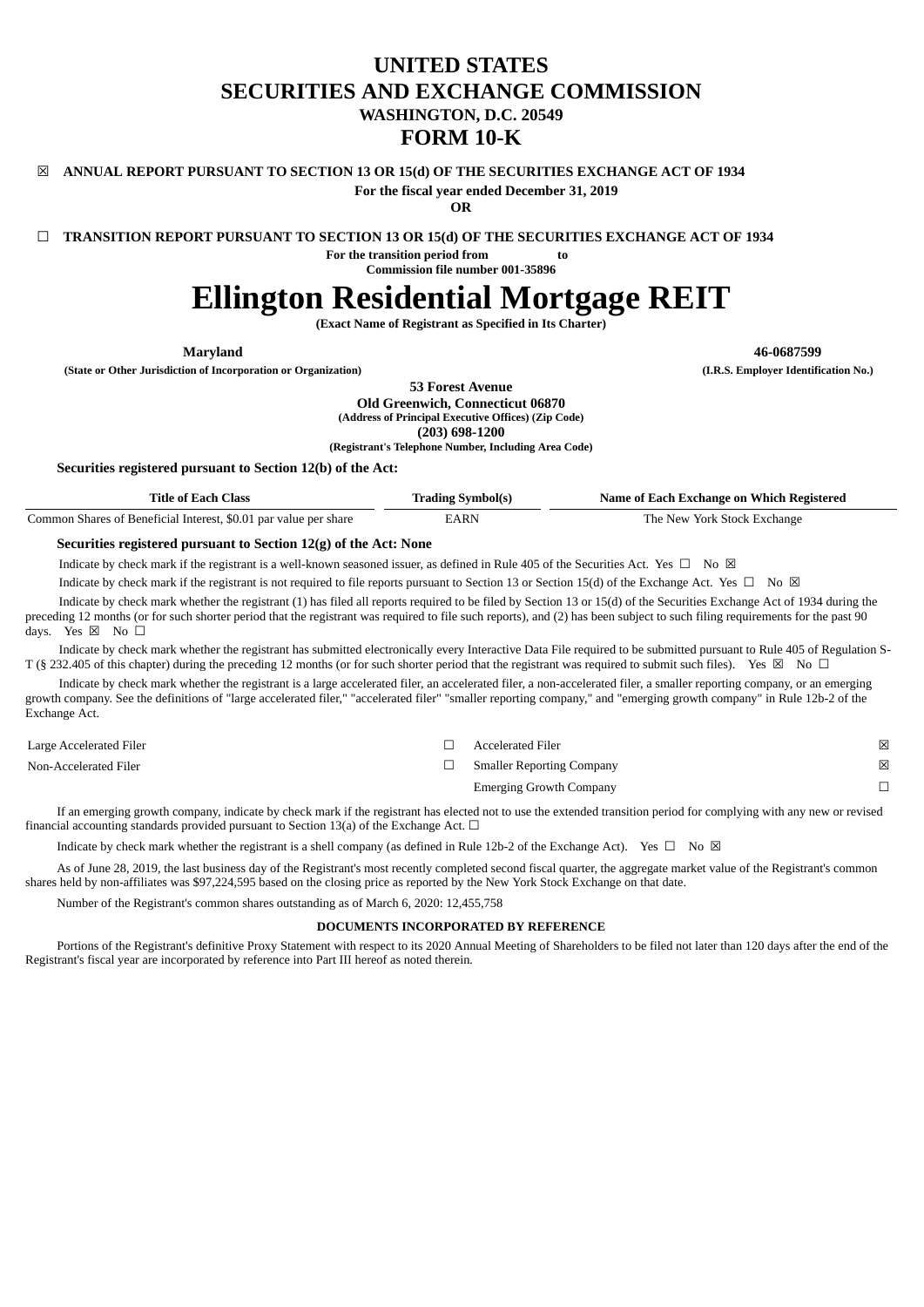# UNITED STATES
# SECURITIES AND EXCHANGE COMMISSION
### WASHINGTON, D.C. 20549
# FORM 10-K

☒ **ANNUAL REPORT PURSUANT TO SECTION 13 OR 15(d) OF THE SECURITIES EXCHANGE ACT OF 1934**

**For the fiscal year ended December 31, 2019**

**OR**

☐ **TRANSITION REPORT PURSUANT TO SECTION 13 OR 15(d) OF THE SECURITIES EXCHANGE ACT OF 1934**

**For the transition period from to**

**Commission file number 001-35896**

# Ellington Residential Mortgage REIT

**(Exact Name of Registrant as Specified in Its Charter)**

| **Maryland** | **46-0687599** |
|---|---|
| **(State or Other Jurisdiction of Incorporation or Organization)** | **(I.R.S. Employer Identification No.)** |

**53 Forest Avenue**
**Old Greenwich, Connecticut 06870**
**(Address of Principal Executive Offices) (Zip Code)**
**(203) 698-1200**
**(Registrant's Telephone Number, Including Area Code)**

**Securities registered pursuant to Section 12(b) of the Act:**

| Title of Each Class | Trading Symbol(s) | Name of Each Exchange on Which Registered |
|---|---|---|
| Common Shares of Beneficial Interest, $0.01 par value per share | EARN | The New York Stock Exchange |

**Securities registered pursuant to Section 12(g) of the Act: None**

Indicate by check mark if the registrant is a well-known seasoned issuer, as defined in Rule 405 of the Securities Act. Yes ☐ No ☒

Indicate by check mark if the registrant is not required to file reports pursuant to Section 13 or Section 15(d) of the Exchange Act. Yes ☐ No ☒

Indicate by check mark whether the registrant (1) has filed all reports required to be filed by Section 13 or 15(d) of the Securities Exchange Act of 1934 during the preceding 12 months (or for such shorter period that the registrant was required to file such reports), and (2) has been subject to such filing requirements for the past 90 days. Yes ☒ No ☐

Indicate by check mark whether the registrant has submitted electronically every Interactive Data File required to be submitted pursuant to Rule 405 of Regulation S-T (§ 232.405 of this chapter) during the preceding 12 months (or for such shorter period that the registrant was required to submit such files). Yes ☒ No ☐

Indicate by check mark whether the registrant is a large accelerated filer, an accelerated filer, a non-accelerated filer, a smaller reporting company, or an emerging growth company. See the definitions of "large accelerated filer," "accelerated filer" "smaller reporting company," and "emerging growth company" in Rule 12b-2 of the Exchange Act.

| | | | |
|---|---|---|---|
| Large Accelerated Filer | ☐ | Accelerated Filer | ☒ |
| Non-Accelerated Filer | ☐ | Smaller Reporting Company | ☒ |
| | | Emerging Growth Company | ☐ |

If an emerging growth company, indicate by check mark if the registrant has elected not to use the extended transition period for complying with any new or revised financial accounting standards provided pursuant to Section 13(a) of the Exchange Act. ☐

Indicate by check mark whether the registrant is a shell company (as defined in Rule 12b-2 of the Exchange Act). Yes ☐ No ☒

As of June 28, 2019, the last business day of the Registrant's most recently completed second fiscal quarter, the aggregate market value of the Registrant's common shares held by non-affiliates was $97,224,595 based on the closing price as reported by the New York Stock Exchange on that date.

Number of the Registrant's common shares outstanding as of March 6, 2020: 12,455,758

**DOCUMENTS INCORPORATED BY REFERENCE**

Portions of the Registrant's definitive Proxy Statement with respect to its 2020 Annual Meeting of Shareholders to be filed not later than 120 days after the end of the Registrant's fiscal year are incorporated by reference into Part III hereof as noted therein.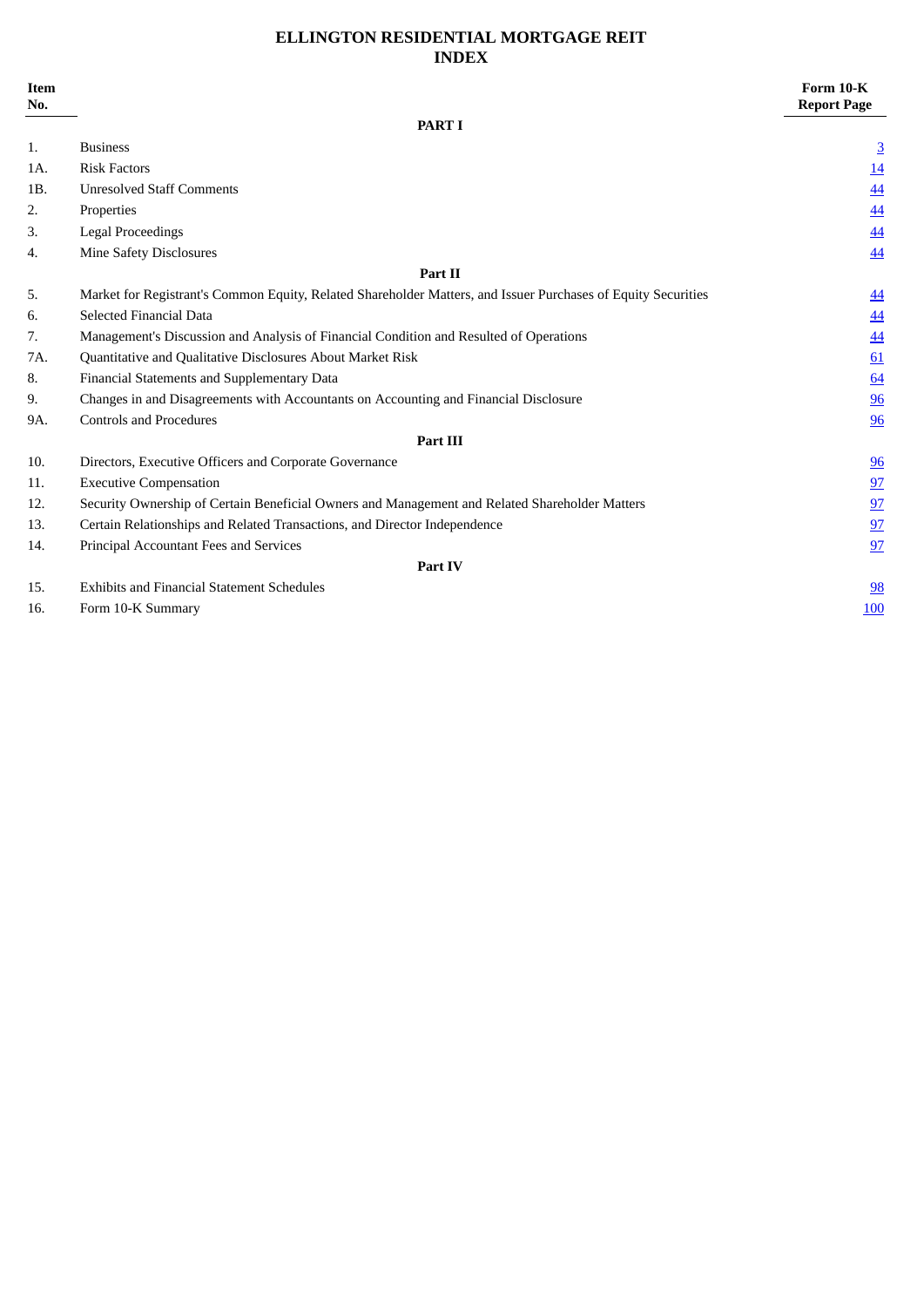# ELLINGTON RESIDENTIAL MORTGAGE REIT

## INDEX

| Item No. | | Form 10-K Report Page |
|---|---|---|
| | **PART I** | |
| 1. | Business | 3 |
| 1A. | Risk Factors | 14 |
| 1B. | Unresolved Staff Comments | 44 |
| 2. | Properties | 44 |
| 3. | Legal Proceedings | 44 |
| 4. | Mine Safety Disclosures | 44 |
| | **Part II** | |
| 5. | Market for Registrant's Common Equity, Related Shareholder Matters, and Issuer Purchases of Equity Securities | 44 |
| 6. | Selected Financial Data | 44 |
| 7. | Management's Discussion and Analysis of Financial Condition and Resulted of Operations | 44 |
| 7A. | Quantitative and Qualitative Disclosures About Market Risk | 61 |
| 8. | Financial Statements and Supplementary Data | 64 |
| 9. | Changes in and Disagreements with Accountants on Accounting and Financial Disclosure | 96 |
| 9A. | Controls and Procedures | 96 |
| | **Part III** | |
| 10. | Directors, Executive Officers and Corporate Governance | 96 |
| 11. | Executive Compensation | 97 |
| 12. | Security Ownership of Certain Beneficial Owners and Management and Related Shareholder Matters | 97 |
| 13. | Certain Relationships and Related Transactions, and Director Independence | 97 |
| 14. | Principal Accountant Fees and Services | 97 |
| | **Part IV** | |
| 15. | Exhibits and Financial Statement Schedules | 98 |
| 16. | Form 10-K Summary | 100 |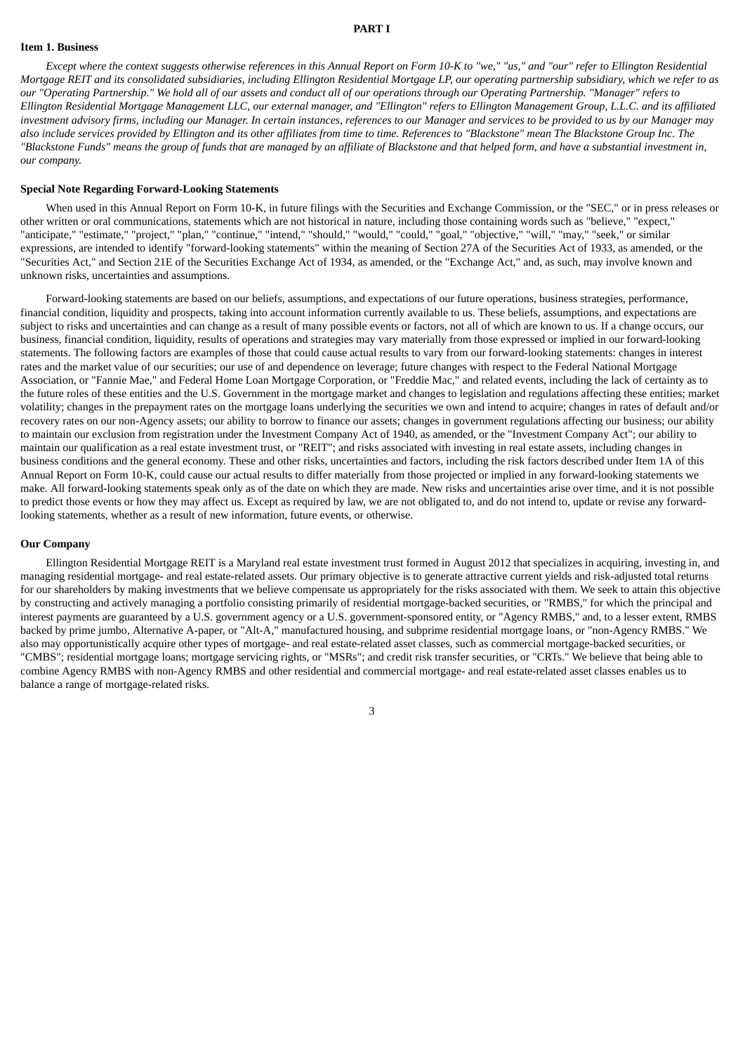# PART I

## Item 1. Business

*Except where the context suggests otherwise references in this Annual Report on Form 10-K to "we," "us," and "our" refer to Ellington Residential Mortgage REIT and its consolidated subsidiaries, including Ellington Residential Mortgage LP, our operating partnership subsidiary, which we refer to as our "Operating Partnership." We hold all of our assets and conduct all of our operations through our Operating Partnership. "Manager" refers to Ellington Residential Mortgage Management LLC, our external manager, and "Ellington" refers to Ellington Management Group, L.L.C. and its affiliated investment advisory firms, including our Manager. In certain instances, references to our Manager and services to be provided to us by our Manager may also include services provided by Ellington and its other affiliates from time to time. References to "Blackstone" mean The Blackstone Group Inc. The "Blackstone Funds" means the group of funds that are managed by an affiliate of Blackstone and that helped form, and have a substantial investment in, our company.*

### Special Note Regarding Forward-Looking Statements

When used in this Annual Report on Form 10-K, in future filings with the Securities and Exchange Commission, or the "SEC," or in press releases or other written or oral communications, statements which are not historical in nature, including those containing words such as "believe," "expect," "anticipate," "estimate," "project," "plan," "continue," "intend," "should," "would," "could," "goal," "objective," "will," "may," "seek," or similar expressions, are intended to identify "forward-looking statements" within the meaning of Section 27A of the Securities Act of 1933, as amended, or the "Securities Act," and Section 21E of the Securities Exchange Act of 1934, as amended, or the "Exchange Act," and, as such, may involve known and unknown risks, uncertainties and assumptions.

Forward-looking statements are based on our beliefs, assumptions, and expectations of our future operations, business strategies, performance, financial condition, liquidity and prospects, taking into account information currently available to us. These beliefs, assumptions, and expectations are subject to risks and uncertainties and can change as a result of many possible events or factors, not all of which are known to us. If a change occurs, our business, financial condition, liquidity, results of operations and strategies may vary materially from those expressed or implied in our forward-looking statements. The following factors are examples of those that could cause actual results to vary from our forward-looking statements: changes in interest rates and the market value of our securities; our use of and dependence on leverage; future changes with respect to the Federal National Mortgage Association, or "Fannie Mae," and Federal Home Loan Mortgage Corporation, or "Freddie Mac," and related events, including the lack of certainty as to the future roles of these entities and the U.S. Government in the mortgage market and changes to legislation and regulations affecting these entities; market volatility; changes in the prepayment rates on the mortgage loans underlying the securities we own and intend to acquire; changes in rates of default and/or recovery rates on our non-Agency assets; our ability to borrow to finance our assets; changes in government regulations affecting our business; our ability to maintain our exclusion from registration under the Investment Company Act of 1940, as amended, or the "Investment Company Act"; our ability to maintain our qualification as a real estate investment trust, or "REIT"; and risks associated with investing in real estate assets, including changes in business conditions and the general economy. These and other risks, uncertainties and factors, including the risk factors described under Item 1A of this Annual Report on Form 10-K, could cause our actual results to differ materially from those projected or implied in any forward-looking statements we make. All forward-looking statements speak only as of the date on which they are made. New risks and uncertainties arise over time, and it is not possible to predict those events or how they may affect us. Except as required by law, we are not obligated to, and do not intend to, update or revise any forward-looking statements, whether as a result of new information, future events, or otherwise.

### Our Company

Ellington Residential Mortgage REIT is a Maryland real estate investment trust formed in August 2012 that specializes in acquiring, investing in, and managing residential mortgage- and real estate-related assets. Our primary objective is to generate attractive current yields and risk-adjusted total returns for our shareholders by making investments that we believe compensate us appropriately for the risks associated with them. We seek to attain this objective by constructing and actively managing a portfolio consisting primarily of residential mortgage-backed securities, or "RMBS," for which the principal and interest payments are guaranteed by a U.S. government agency or a U.S. government-sponsored entity, or "Agency RMBS," and, to a lesser extent, RMBS backed by prime jumbo, Alternative A-paper, or "Alt-A," manufactured housing, and subprime residential mortgage loans, or "non-Agency RMBS." We also may opportunistically acquire other types of mortgage- and real estate-related asset classes, such as commercial mortgage-backed securities, or "CMBS"; residential mortgage loans; mortgage servicing rights, or "MSRs"; and credit risk transfer securities, or "CRTs." We believe that being able to combine Agency RMBS with non-Agency RMBS and other residential and commercial mortgage- and real estate-related asset classes enables us to balance a range of mortgage-related risks.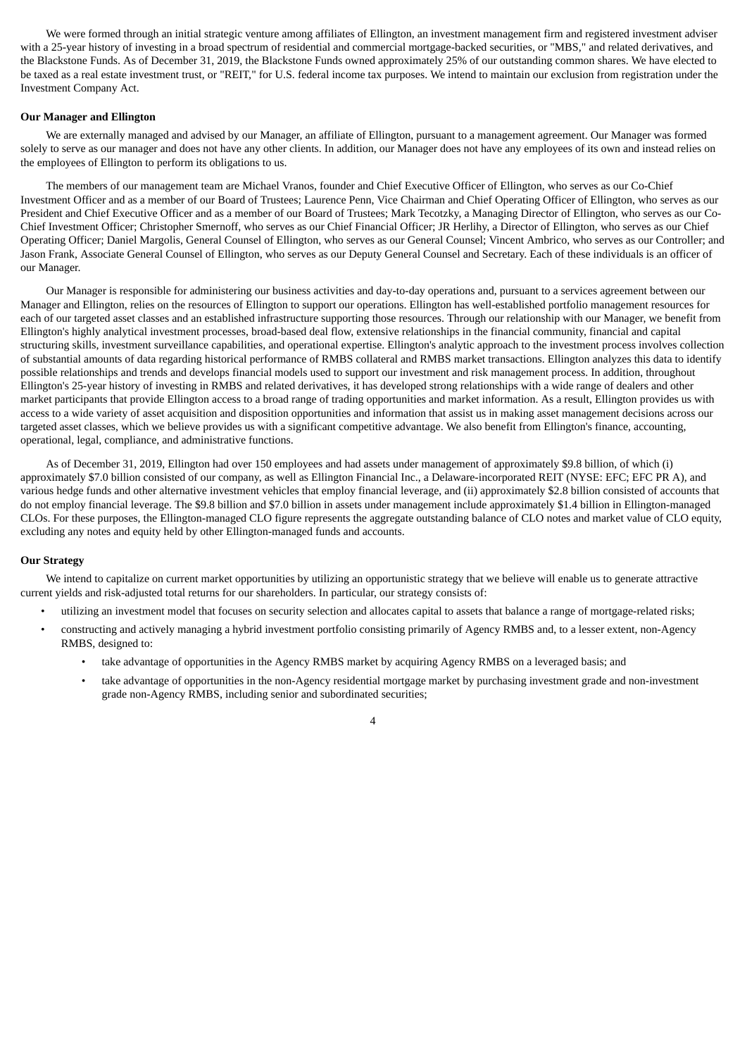We were formed through an initial strategic venture among affiliates of Ellington, an investment management firm and registered investment adviser with a 25-year history of investing in a broad spectrum of residential and commercial mortgage-backed securities, or "MBS," and related derivatives, and the Blackstone Funds. As of December 31, 2019, the Blackstone Funds owned approximately 25% of our outstanding common shares. We have elected to be taxed as a real estate investment trust, or "REIT," for U.S. federal income tax purposes. We intend to maintain our exclusion from registration under the Investment Company Act.

**Our Manager and Ellington**

We are externally managed and advised by our Manager, an affiliate of Ellington, pursuant to a management agreement. Our Manager was formed solely to serve as our manager and does not have any other clients. In addition, our Manager does not have any employees of its own and instead relies on the employees of Ellington to perform its obligations to us.

The members of our management team are Michael Vranos, founder and Chief Executive Officer of Ellington, who serves as our Co-Chief Investment Officer and as a member of our Board of Trustees; Laurence Penn, Vice Chairman and Chief Operating Officer of Ellington, who serves as our President and Chief Executive Officer and as a member of our Board of Trustees; Mark Tecotzky, a Managing Director of Ellington, who serves as our Co-Chief Investment Officer; Christopher Smernoff, who serves as our Chief Financial Officer; JR Herlihy, a Director of Ellington, who serves as our Chief Operating Officer; Daniel Margolis, General Counsel of Ellington, who serves as our General Counsel; Vincent Ambrico, who serves as our Controller; and Jason Frank, Associate General Counsel of Ellington, who serves as our Deputy General Counsel and Secretary. Each of these individuals is an officer of our Manager.

Our Manager is responsible for administering our business activities and day-to-day operations and, pursuant to a services agreement between our Manager and Ellington, relies on the resources of Ellington to support our operations. Ellington has well-established portfolio management resources for each of our targeted asset classes and an established infrastructure supporting those resources. Through our relationship with our Manager, we benefit from Ellington's highly analytical investment processes, broad-based deal flow, extensive relationships in the financial community, financial and capital structuring skills, investment surveillance capabilities, and operational expertise. Ellington's analytic approach to the investment process involves collection of substantial amounts of data regarding historical performance of RMBS collateral and RMBS market transactions. Ellington analyzes this data to identify possible relationships and trends and develops financial models used to support our investment and risk management process. In addition, throughout Ellington's 25-year history of investing in RMBS and related derivatives, it has developed strong relationships with a wide range of dealers and other market participants that provide Ellington access to a broad range of trading opportunities and market information. As a result, Ellington provides us with access to a wide variety of asset acquisition and disposition opportunities and information that assist us in making asset management decisions across our targeted asset classes, which we believe provides us with a significant competitive advantage. We also benefit from Ellington's finance, accounting, operational, legal, compliance, and administrative functions.

As of December 31, 2019, Ellington had over 150 employees and had assets under management of approximately $9.8 billion, of which (i) approximately $7.0 billion consisted of our company, as well as Ellington Financial Inc., a Delaware-incorporated REIT (NYSE: EFC; EFC PR A), and various hedge funds and other alternative investment vehicles that employ financial leverage, and (ii) approximately $2.8 billion consisted of accounts that do not employ financial leverage. The $9.8 billion and $7.0 billion in assets under management include approximately $1.4 billion in Ellington-managed CLOs. For these purposes, the Ellington-managed CLO figure represents the aggregate outstanding balance of CLO notes and market value of CLO equity, excluding any notes and equity held by other Ellington-managed funds and accounts.

**Our Strategy**

We intend to capitalize on current market opportunities by utilizing an opportunistic strategy that we believe will enable us to generate attractive current yields and risk-adjusted total returns for our shareholders. In particular, our strategy consists of:

- utilizing an investment model that focuses on security selection and allocates capital to assets that balance a range of mortgage-related risks;
- constructing and actively managing a hybrid investment portfolio consisting primarily of Agency RMBS and, to a lesser extent, non-Agency RMBS, designed to:
  - take advantage of opportunities in the Agency RMBS market by acquiring Agency RMBS on a leveraged basis; and
  - take advantage of opportunities in the non-Agency residential mortgage market by purchasing investment grade and non-investment grade non-Agency RMBS, including senior and subordinated securities;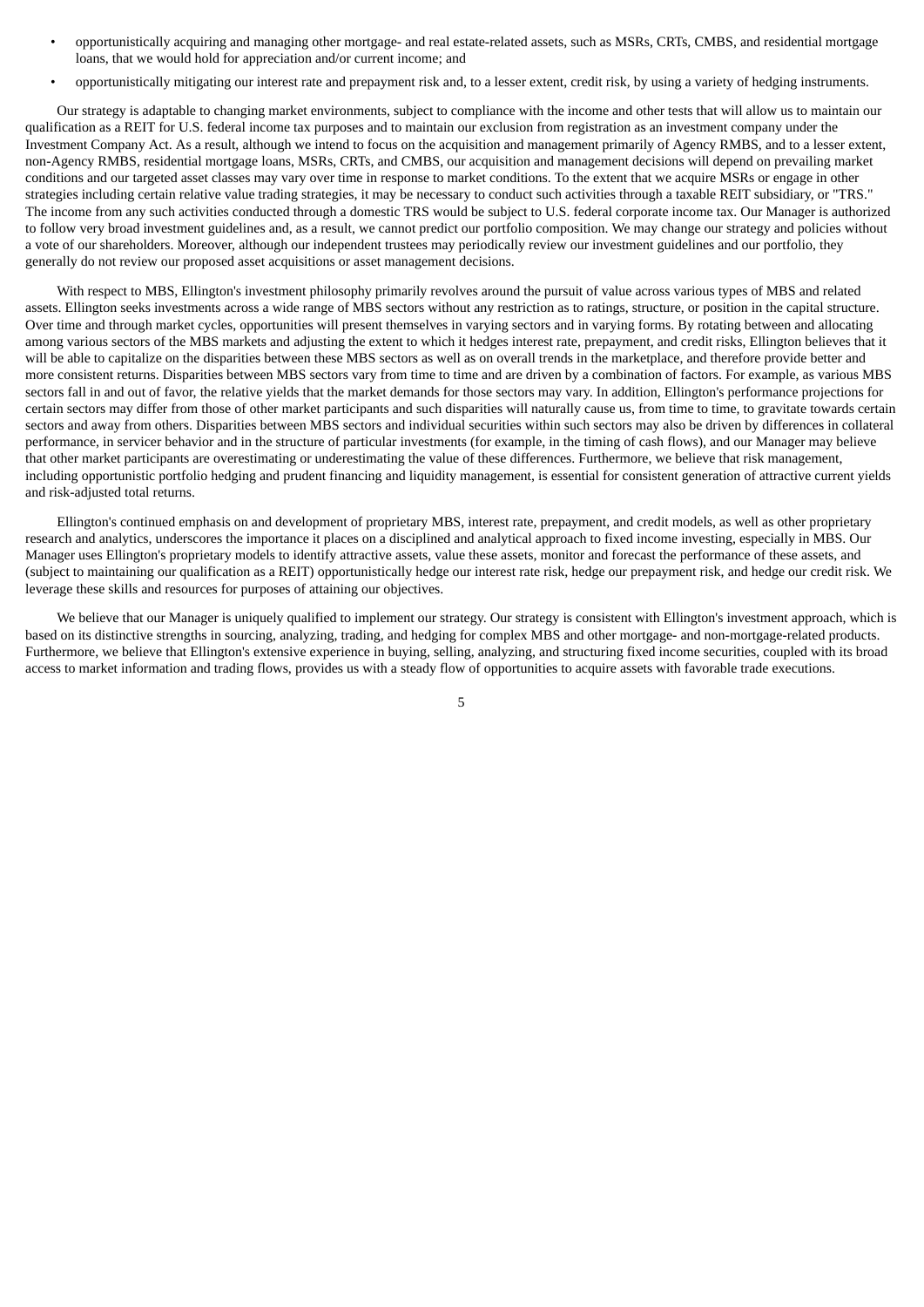- opportunistically acquiring and managing other mortgage- and real estate-related assets, such as MSRs, CRTs, CMBS, and residential mortgage loans, that we would hold for appreciation and/or current income; and
- opportunistically mitigating our interest rate and prepayment risk and, to a lesser extent, credit risk, by using a variety of hedging instruments.

Our strategy is adaptable to changing market environments, subject to compliance with the income and other tests that will allow us to maintain our qualification as a REIT for U.S. federal income tax purposes and to maintain our exclusion from registration as an investment company under the Investment Company Act. As a result, although we intend to focus on the acquisition and management primarily of Agency RMBS, and to a lesser extent, non-Agency RMBS, residential mortgage loans, MSRs, CRTs, and CMBS, our acquisition and management decisions will depend on prevailing market conditions and our targeted asset classes may vary over time in response to market conditions. To the extent that we acquire MSRs or engage in other strategies including certain relative value trading strategies, it may be necessary to conduct such activities through a taxable REIT subsidiary, or "TRS." The income from any such activities conducted through a domestic TRS would be subject to U.S. federal corporate income tax. Our Manager is authorized to follow very broad investment guidelines and, as a result, we cannot predict our portfolio composition. We may change our strategy and policies without a vote of our shareholders. Moreover, although our independent trustees may periodically review our investment guidelines and our portfolio, they generally do not review our proposed asset acquisitions or asset management decisions.

With respect to MBS, Ellington's investment philosophy primarily revolves around the pursuit of value across various types of MBS and related assets. Ellington seeks investments across a wide range of MBS sectors without any restriction as to ratings, structure, or position in the capital structure. Over time and through market cycles, opportunities will present themselves in varying sectors and in varying forms. By rotating between and allocating among various sectors of the MBS markets and adjusting the extent to which it hedges interest rate, prepayment, and credit risks, Ellington believes that it will be able to capitalize on the disparities between these MBS sectors as well as on overall trends in the marketplace, and therefore provide better and more consistent returns. Disparities between MBS sectors vary from time to time and are driven by a combination of factors. For example, as various MBS sectors fall in and out of favor, the relative yields that the market demands for those sectors may vary. In addition, Ellington's performance projections for certain sectors may differ from those of other market participants and such disparities will naturally cause us, from time to time, to gravitate towards certain sectors and away from others. Disparities between MBS sectors and individual securities within such sectors may also be driven by differences in collateral performance, in servicer behavior and in the structure of particular investments (for example, in the timing of cash flows), and our Manager may believe that other market participants are overestimating or underestimating the value of these differences. Furthermore, we believe that risk management, including opportunistic portfolio hedging and prudent financing and liquidity management, is essential for consistent generation of attractive current yields and risk-adjusted total returns.

Ellington's continued emphasis on and development of proprietary MBS, interest rate, prepayment, and credit models, as well as other proprietary research and analytics, underscores the importance it places on a disciplined and analytical approach to fixed income investing, especially in MBS. Our Manager uses Ellington's proprietary models to identify attractive assets, value these assets, monitor and forecast the performance of these assets, and (subject to maintaining our qualification as a REIT) opportunistically hedge our interest rate risk, hedge our prepayment risk, and hedge our credit risk. We leverage these skills and resources for purposes of attaining our objectives.

We believe that our Manager is uniquely qualified to implement our strategy. Our strategy is consistent with Ellington's investment approach, which is based on its distinctive strengths in sourcing, analyzing, trading, and hedging for complex MBS and other mortgage- and non-mortgage-related products. Furthermore, we believe that Ellington's extensive experience in buying, selling, analyzing, and structuring fixed income securities, coupled with its broad access to market information and trading flows, provides us with a steady flow of opportunities to acquire assets with favorable trade executions.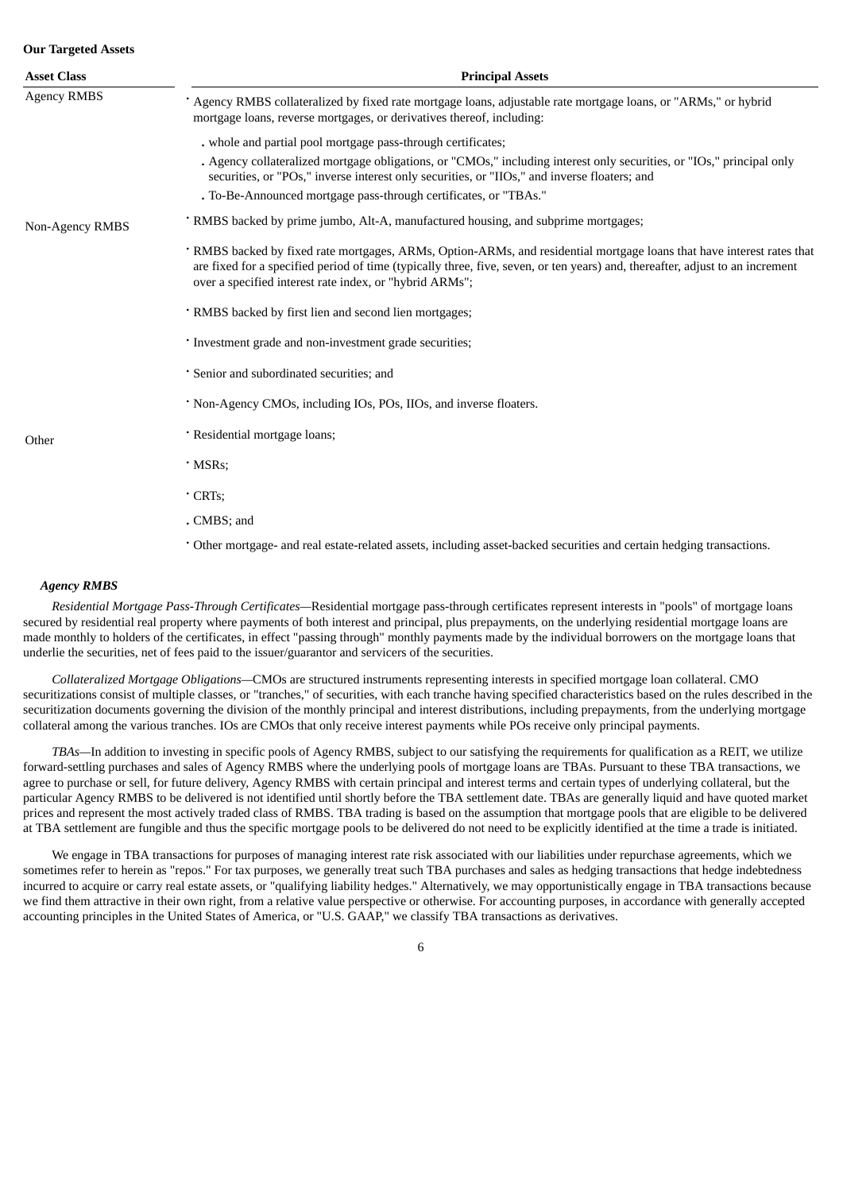**Our Targeted Assets**

| Asset Class | Principal Assets |
|---|---|
| Agency RMBS | • Agency RMBS collateralized by fixed rate mortgage loans, adjustable rate mortgage loans, or "ARMs," or hybrid mortgage loans, reverse mortgages, or derivatives thereof, including: <br> . whole and partial pool mortgage pass-through certificates; <br> . Agency collateralized mortgage obligations, or "CMOs," including interest only securities, or "IOs," principal only securities, or "POs," inverse interest only securities, or "IIOs," and inverse floaters; and <br> . To-Be-Announced mortgage pass-through certificates, or "TBAs." |
| Non-Agency RMBS | • RMBS backed by prime jumbo, Alt-A, manufactured housing, and subprime mortgages; <br> • RMBS backed by fixed rate mortgages, ARMs, Option-ARMs, and residential mortgage loans that have interest rates that are fixed for a specified period of time (typically three, five, seven, or ten years) and, thereafter, adjust to an increment over a specified interest rate index, or "hybrid ARMs"; <br> • RMBS backed by first lien and second lien mortgages; <br> • Investment grade and non-investment grade securities; <br> • Senior and subordinated securities; and <br> • Non-Agency CMOs, including IOs, POs, IIOs, and inverse floaters. |
| Other | • Residential mortgage loans; <br> • MSRs; <br> • CRTs; <br> . CMBS; and <br> • Other mortgage- and real estate-related assets, including asset-backed securities and certain hedging transactions. |

***Agency RMBS***

*Residential Mortgage Pass-Through Certificates*—Residential mortgage pass-through certificates represent interests in "pools" of mortgage loans secured by residential real property where payments of both interest and principal, plus prepayments, on the underlying residential mortgage loans are made monthly to holders of the certificates, in effect "passing through" monthly payments made by the individual borrowers on the mortgage loans that underlie the securities, net of fees paid to the issuer/guarantor and servicers of the securities.

*Collateralized Mortgage Obligations*—CMOs are structured instruments representing interests in specified mortgage loan collateral. CMO securitizations consist of multiple classes, or "tranches," of securities, with each tranche having specified characteristics based on the rules described in the securitization documents governing the division of the monthly principal and interest distributions, including prepayments, from the underlying mortgage collateral among the various tranches. IOs are CMOs that only receive interest payments while POs receive only principal payments.

*TBAs*—In addition to investing in specific pools of Agency RMBS, subject to our satisfying the requirements for qualification as a REIT, we utilize forward-settling purchases and sales of Agency RMBS where the underlying pools of mortgage loans are TBAs. Pursuant to these TBA transactions, we agree to purchase or sell, for future delivery, Agency RMBS with certain principal and interest terms and certain types of underlying collateral, but the particular Agency RMBS to be delivered is not identified until shortly before the TBA settlement date. TBAs are generally liquid and have quoted market prices and represent the most actively traded class of RMBS. TBA trading is based on the assumption that mortgage pools that are eligible to be delivered at TBA settlement are fungible and thus the specific mortgage pools to be delivered do not need to be explicitly identified at the time a trade is initiated.

We engage in TBA transactions for purposes of managing interest rate risk associated with our liabilities under repurchase agreements, which we sometimes refer to herein as "repos." For tax purposes, we generally treat such TBA purchases and sales as hedging transactions that hedge indebtedness incurred to acquire or carry real estate assets, or "qualifying liability hedges." Alternatively, we may opportunistically engage in TBA transactions because we find them attractive in their own right, from a relative value perspective or otherwise. For accounting purposes, in accordance with generally accepted accounting principles in the United States of America, or "U.S. GAAP," we classify TBA transactions as derivatives.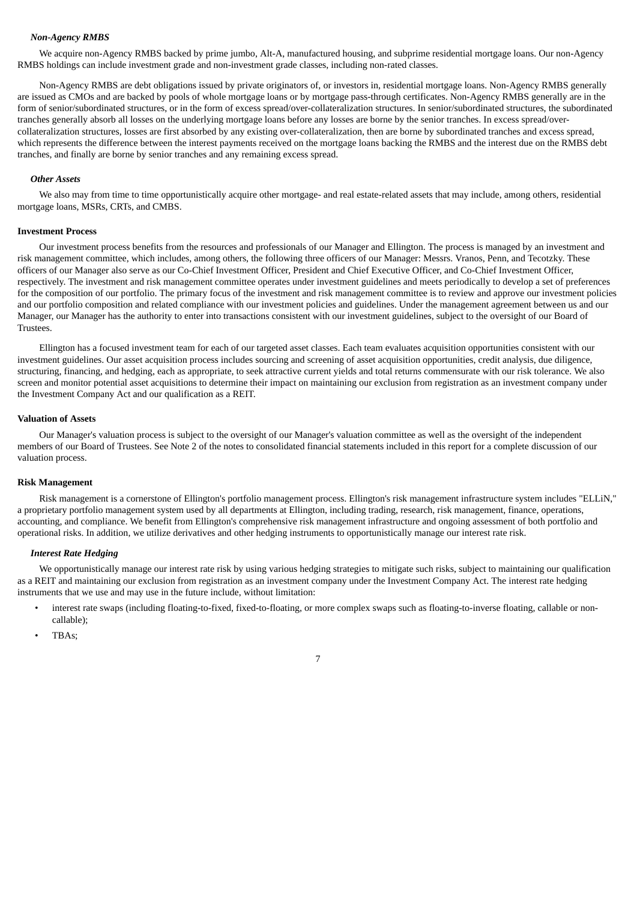### *Non-Agency RMBS*

We acquire non-Agency RMBS backed by prime jumbo, Alt-A, manufactured housing, and subprime residential mortgage loans. Our non-Agency RMBS holdings can include investment grade and non-investment grade classes, including non-rated classes.

Non-Agency RMBS are debt obligations issued by private originators of, or investors in, residential mortgage loans. Non-Agency RMBS generally are issued as CMOs and are backed by pools of whole mortgage loans or by mortgage pass-through certificates. Non-Agency RMBS generally are in the form of senior/subordinated structures, or in the form of excess spread/over-collateralization structures. In senior/subordinated structures, the subordinated tranches generally absorb all losses on the underlying mortgage loans before any losses are borne by the senior tranches. In excess spread/over-collateralization structures, losses are first absorbed by any existing over-collateralization, then are borne by subordinated tranches and excess spread, which represents the difference between the interest payments received on the mortgage loans backing the RMBS and the interest due on the RMBS debt tranches, and finally are borne by senior tranches and any remaining excess spread.

### *Other Assets*

We also may from time to time opportunistically acquire other mortgage- and real estate-related assets that may include, among others, residential mortgage loans, MSRs, CRTs, and CMBS.

## **Investment Process**

Our investment process benefits from the resources and professionals of our Manager and Ellington. The process is managed by an investment and risk management committee, which includes, among others, the following three officers of our Manager: Messrs. Vranos, Penn, and Tecotzky. These officers of our Manager also serve as our Co-Chief Investment Officer, President and Chief Executive Officer, and Co-Chief Investment Officer, respectively. The investment and risk management committee operates under investment guidelines and meets periodically to develop a set of preferences for the composition of our portfolio. The primary focus of the investment and risk management committee is to review and approve our investment policies and our portfolio composition and related compliance with our investment policies and guidelines. Under the management agreement between us and our Manager, our Manager has the authority to enter into transactions consistent with our investment guidelines, subject to the oversight of our Board of Trustees.

Ellington has a focused investment team for each of our targeted asset classes. Each team evaluates acquisition opportunities consistent with our investment guidelines. Our asset acquisition process includes sourcing and screening of asset acquisition opportunities, credit analysis, due diligence, structuring, financing, and hedging, each as appropriate, to seek attractive current yields and total returns commensurate with our risk tolerance. We also screen and monitor potential asset acquisitions to determine their impact on maintaining our exclusion from registration as an investment company under the Investment Company Act and our qualification as a REIT.

## **Valuation of Assets**

Our Manager's valuation process is subject to the oversight of our Manager's valuation committee as well as the oversight of the independent members of our Board of Trustees. See Note 2 of the notes to consolidated financial statements included in this report for a complete discussion of our valuation process.

## **Risk Management**

Risk management is a cornerstone of Ellington's portfolio management process. Ellington's risk management infrastructure system includes "ELLiN," a proprietary portfolio management system used by all departments at Ellington, including trading, research, risk management, finance, operations, accounting, and compliance. We benefit from Ellington's comprehensive risk management infrastructure and ongoing assessment of both portfolio and operational risks. In addition, we utilize derivatives and other hedging instruments to opportunistically manage our interest rate risk.

### *Interest Rate Hedging*

We opportunistically manage our interest rate risk by using various hedging strategies to mitigate such risks, subject to maintaining our qualification as a REIT and maintaining our exclusion from registration as an investment company under the Investment Company Act. The interest rate hedging instruments that we use and may use in the future include, without limitation:

- interest rate swaps (including floating-to-fixed, fixed-to-floating, or more complex swaps such as floating-to-inverse floating, callable or non-callable);
- TBAs;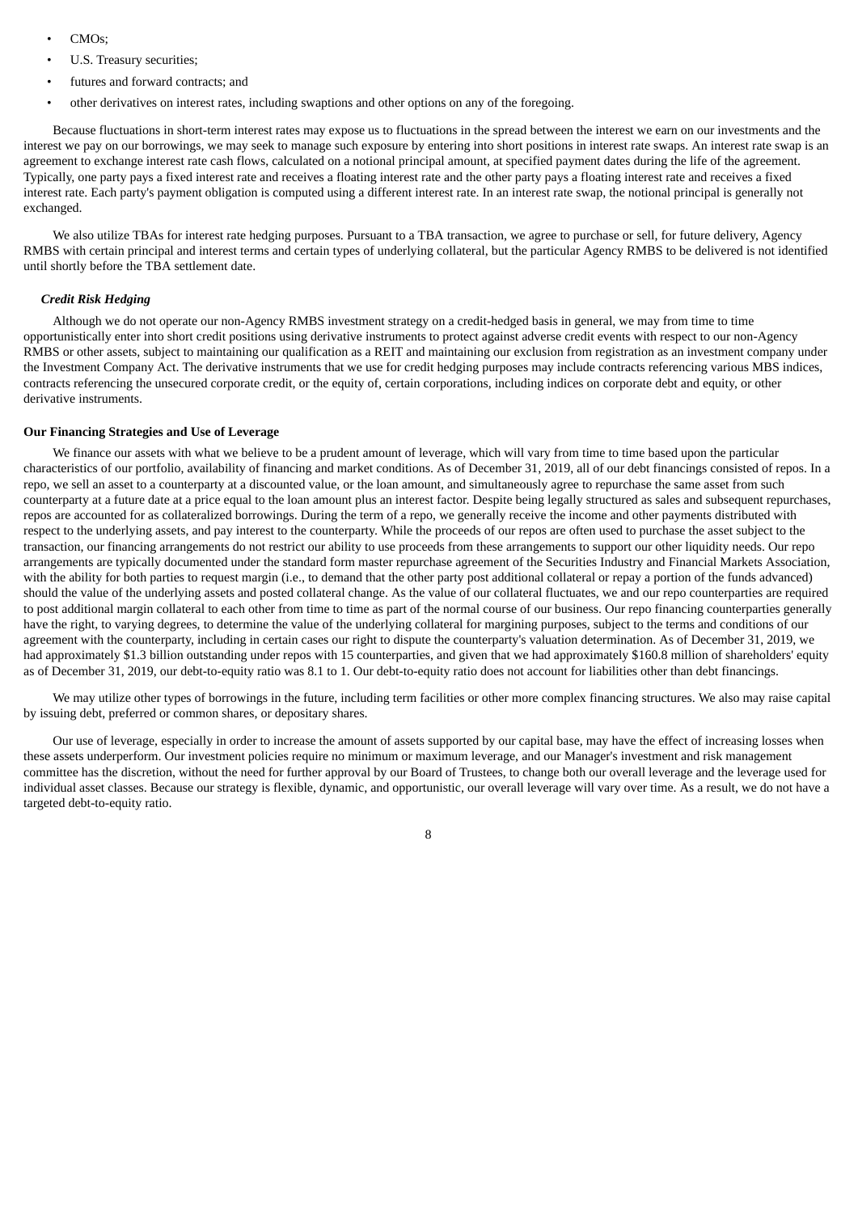- CMOs;
- U.S. Treasury securities;
- futures and forward contracts; and
- other derivatives on interest rates, including swaptions and other options on any of the foregoing.

Because fluctuations in short-term interest rates may expose us to fluctuations in the spread between the interest we earn on our investments and the interest we pay on our borrowings, we may seek to manage such exposure by entering into short positions in interest rate swaps. An interest rate swap is an agreement to exchange interest rate cash flows, calculated on a notional principal amount, at specified payment dates during the life of the agreement. Typically, one party pays a fixed interest rate and receives a floating interest rate and the other party pays a floating interest rate and receives a fixed interest rate. Each party's payment obligation is computed using a different interest rate. In an interest rate swap, the notional principal is generally not exchanged.

We also utilize TBAs for interest rate hedging purposes. Pursuant to a TBA transaction, we agree to purchase or sell, for future delivery, Agency RMBS with certain principal and interest terms and certain types of underlying collateral, but the particular Agency RMBS to be delivered is not identified until shortly before the TBA settlement date.

### *Credit Risk Hedging*

Although we do not operate our non-Agency RMBS investment strategy on a credit-hedged basis in general, we may from time to time opportunistically enter into short credit positions using derivative instruments to protect against adverse credit events with respect to our non-Agency RMBS or other assets, subject to maintaining our qualification as a REIT and maintaining our exclusion from registration as an investment company under the Investment Company Act. The derivative instruments that we use for credit hedging purposes may include contracts referencing various MBS indices, contracts referencing the unsecured corporate credit, or the equity of, certain corporations, including indices on corporate debt and equity, or other derivative instruments.

## Our Financing Strategies and Use of Leverage

We finance our assets with what we believe to be a prudent amount of leverage, which will vary from time to time based upon the particular characteristics of our portfolio, availability of financing and market conditions. As of December 31, 2019, all of our debt financings consisted of repos. In a repo, we sell an asset to a counterparty at a discounted value, or the loan amount, and simultaneously agree to repurchase the same asset from such counterparty at a future date at a price equal to the loan amount plus an interest factor. Despite being legally structured as sales and subsequent repurchases, repos are accounted for as collateralized borrowings. During the term of a repo, we generally receive the income and other payments distributed with respect to the underlying assets, and pay interest to the counterparty. While the proceeds of our repos are often used to purchase the asset subject to the transaction, our financing arrangements do not restrict our ability to use proceeds from these arrangements to support our other liquidity needs. Our repo arrangements are typically documented under the standard form master repurchase agreement of the Securities Industry and Financial Markets Association, with the ability for both parties to request margin (i.e., to demand that the other party post additional collateral or repay a portion of the funds advanced) should the value of the underlying assets and posted collateral change. As the value of our collateral fluctuates, we and our repo counterparties are required to post additional margin collateral to each other from time to time as part of the normal course of our business. Our repo financing counterparties generally have the right, to varying degrees, to determine the value of the underlying collateral for margining purposes, subject to the terms and conditions of our agreement with the counterparty, including in certain cases our right to dispute the counterparty's valuation determination. As of December 31, 2019, we had approximately $1.3 billion outstanding under repos with 15 counterparties, and given that we had approximately $160.8 million of shareholders' equity as of December 31, 2019, our debt-to-equity ratio was 8.1 to 1. Our debt-to-equity ratio does not account for liabilities other than debt financings.

We may utilize other types of borrowings in the future, including term facilities or other more complex financing structures. We also may raise capital by issuing debt, preferred or common shares, or depositary shares.

Our use of leverage, especially in order to increase the amount of assets supported by our capital base, may have the effect of increasing losses when these assets underperform. Our investment policies require no minimum or maximum leverage, and our Manager's investment and risk management committee has the discretion, without the need for further approval by our Board of Trustees, to change both our overall leverage and the leverage used for individual asset classes. Because our strategy is flexible, dynamic, and opportunistic, our overall leverage will vary over time. As a result, we do not have a targeted debt-to-equity ratio.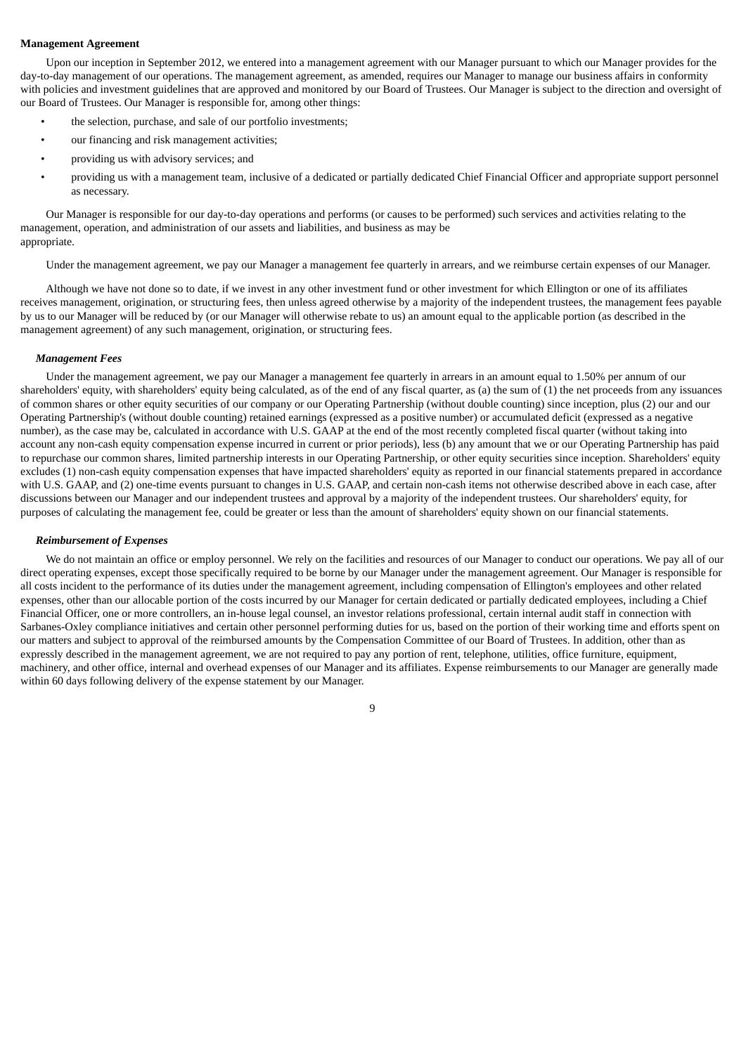**Management Agreement**

Upon our inception in September 2012, we entered into a management agreement with our Manager pursuant to which our Manager provides for the day-to-day management of our operations. The management agreement, as amended, requires our Manager to manage our business affairs in conformity with policies and investment guidelines that are approved and monitored by our Board of Trustees. Our Manager is subject to the direction and oversight of our Board of Trustees. Our Manager is responsible for, among other things:

- the selection, purchase, and sale of our portfolio investments;
- our financing and risk management activities;
- providing us with advisory services; and
- providing us with a management team, inclusive of a dedicated or partially dedicated Chief Financial Officer and appropriate support personnel as necessary.

Our Manager is responsible for our day-to-day operations and performs (or causes to be performed) such services and activities relating to the management, operation, and administration of our assets and liabilities, and business as may be appropriate.

Under the management agreement, we pay our Manager a management fee quarterly in arrears, and we reimburse certain expenses of our Manager.

Although we have not done so to date, if we invest in any other investment fund or other investment for which Ellington or one of its affiliates receives management, origination, or structuring fees, then unless agreed otherwise by a majority of the independent trustees, the management fees payable by us to our Manager will be reduced by (or our Manager will otherwise rebate to us) an amount equal to the applicable portion (as described in the management agreement) of any such management, origination, or structuring fees.

***Management Fees***

Under the management agreement, we pay our Manager a management fee quarterly in arrears in an amount equal to 1.50% per annum of our shareholders' equity, with shareholders' equity being calculated, as of the end of any fiscal quarter, as (a) the sum of (1) the net proceeds from any issuances of common shares or other equity securities of our company or our Operating Partnership (without double counting) since inception, plus (2) our and our Operating Partnership's (without double counting) retained earnings (expressed as a positive number) or accumulated deficit (expressed as a negative number), as the case may be, calculated in accordance with U.S. GAAP at the end of the most recently completed fiscal quarter (without taking into account any non-cash equity compensation expense incurred in current or prior periods), less (b) any amount that we or our Operating Partnership has paid to repurchase our common shares, limited partnership interests in our Operating Partnership, or other equity securities since inception. Shareholders' equity excludes (1) non-cash equity compensation expenses that have impacted shareholders' equity as reported in our financial statements prepared in accordance with U.S. GAAP, and (2) one-time events pursuant to changes in U.S. GAAP, and certain non-cash items not otherwise described above in each case, after discussions between our Manager and our independent trustees and approval by a majority of the independent trustees. Our shareholders' equity, for purposes of calculating the management fee, could be greater or less than the amount of shareholders' equity shown on our financial statements.

***Reimbursement of Expenses***

We do not maintain an office or employ personnel. We rely on the facilities and resources of our Manager to conduct our operations. We pay all of our direct operating expenses, except those specifically required to be borne by our Manager under the management agreement. Our Manager is responsible for all costs incident to the performance of its duties under the management agreement, including compensation of Ellington's employees and other related expenses, other than our allocable portion of the costs incurred by our Manager for certain dedicated or partially dedicated employees, including a Chief Financial Officer, one or more controllers, an in-house legal counsel, an investor relations professional, certain internal audit staff in connection with Sarbanes-Oxley compliance initiatives and certain other personnel performing duties for us, based on the portion of their working time and efforts spent on our matters and subject to approval of the reimbursed amounts by the Compensation Committee of our Board of Trustees. In addition, other than as expressly described in the management agreement, we are not required to pay any portion of rent, telephone, utilities, office furniture, equipment, machinery, and other office, internal and overhead expenses of our Manager and its affiliates. Expense reimbursements to our Manager are generally made within 60 days following delivery of the expense statement by our Manager.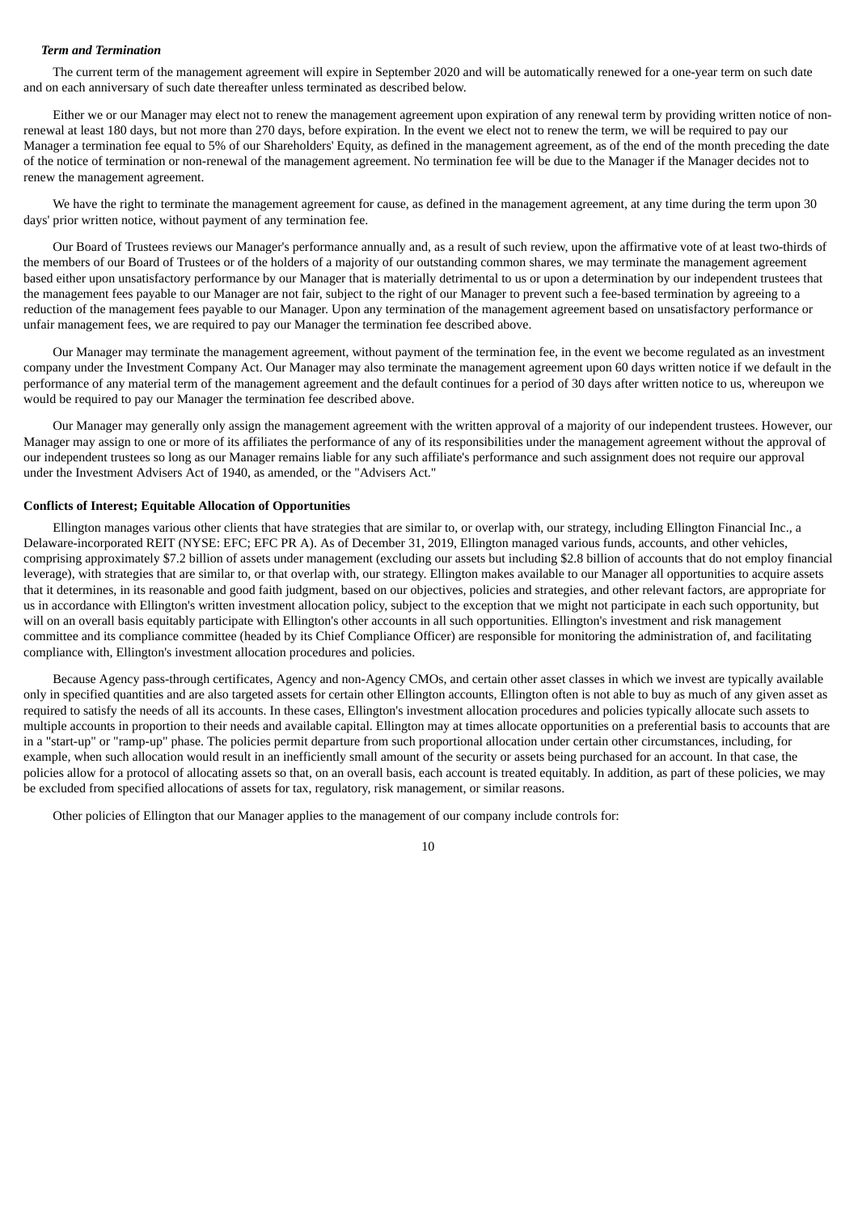***Term and Termination***

The current term of the management agreement will expire in September 2020 and will be automatically renewed for a one-year term on such date and on each anniversary of such date thereafter unless terminated as described below.

Either we or our Manager may elect not to renew the management agreement upon expiration of any renewal term by providing written notice of non-renewal at least 180 days, but not more than 270 days, before expiration. In the event we elect not to renew the term, we will be required to pay our Manager a termination fee equal to 5% of our Shareholders' Equity, as defined in the management agreement, as of the end of the month preceding the date of the notice of termination or non-renewal of the management agreement. No termination fee will be due to the Manager if the Manager decides not to renew the management agreement.

We have the right to terminate the management agreement for cause, as defined in the management agreement, at any time during the term upon 30 days' prior written notice, without payment of any termination fee.

Our Board of Trustees reviews our Manager's performance annually and, as a result of such review, upon the affirmative vote of at least two-thirds of the members of our Board of Trustees or of the holders of a majority of our outstanding common shares, we may terminate the management agreement based either upon unsatisfactory performance by our Manager that is materially detrimental to us or upon a determination by our independent trustees that the management fees payable to our Manager are not fair, subject to the right of our Manager to prevent such a fee-based termination by agreeing to a reduction of the management fees payable to our Manager. Upon any termination of the management agreement based on unsatisfactory performance or unfair management fees, we are required to pay our Manager the termination fee described above.

Our Manager may terminate the management agreement, without payment of the termination fee, in the event we become regulated as an investment company under the Investment Company Act. Our Manager may also terminate the management agreement upon 60 days written notice if we default in the performance of any material term of the management agreement and the default continues for a period of 30 days after written notice to us, whereupon we would be required to pay our Manager the termination fee described above.

Our Manager may generally only assign the management agreement with the written approval of a majority of our independent trustees. However, our Manager may assign to one or more of its affiliates the performance of any of its responsibilities under the management agreement without the approval of our independent trustees so long as our Manager remains liable for any such affiliate's performance and such assignment does not require our approval under the Investment Advisers Act of 1940, as amended, or the "Advisers Act."

**Conflicts of Interest; Equitable Allocation of Opportunities**

Ellington manages various other clients that have strategies that are similar to, or overlap with, our strategy, including Ellington Financial Inc., a Delaware-incorporated REIT (NYSE: EFC; EFC PR A). As of December 31, 2019, Ellington managed various funds, accounts, and other vehicles, comprising approximately $7.2 billion of assets under management (excluding our assets but including $2.8 billion of accounts that do not employ financial leverage), with strategies that are similar to, or that overlap with, our strategy. Ellington makes available to our Manager all opportunities to acquire assets that it determines, in its reasonable and good faith judgment, based on our objectives, policies and strategies, and other relevant factors, are appropriate for us in accordance with Ellington's written investment allocation policy, subject to the exception that we might not participate in each such opportunity, but will on an overall basis equitably participate with Ellington's other accounts in all such opportunities. Ellington's investment and risk management committee and its compliance committee (headed by its Chief Compliance Officer) are responsible for monitoring the administration of, and facilitating compliance with, Ellington's investment allocation procedures and policies.

Because Agency pass-through certificates, Agency and non-Agency CMOs, and certain other asset classes in which we invest are typically available only in specified quantities and are also targeted assets for certain other Ellington accounts, Ellington often is not able to buy as much of any given asset as required to satisfy the needs of all its accounts. In these cases, Ellington's investment allocation procedures and policies typically allocate such assets to multiple accounts in proportion to their needs and available capital. Ellington may at times allocate opportunities on a preferential basis to accounts that are in a "start-up" or "ramp-up" phase. The policies permit departure from such proportional allocation under certain other circumstances, including, for example, when such allocation would result in an inefficiently small amount of the security or assets being purchased for an account. In that case, the policies allow for a protocol of allocating assets so that, on an overall basis, each account is treated equitably. In addition, as part of these policies, we may be excluded from specified allocations of assets for tax, regulatory, risk management, or similar reasons.

Other policies of Ellington that our Manager applies to the management of our company include controls for: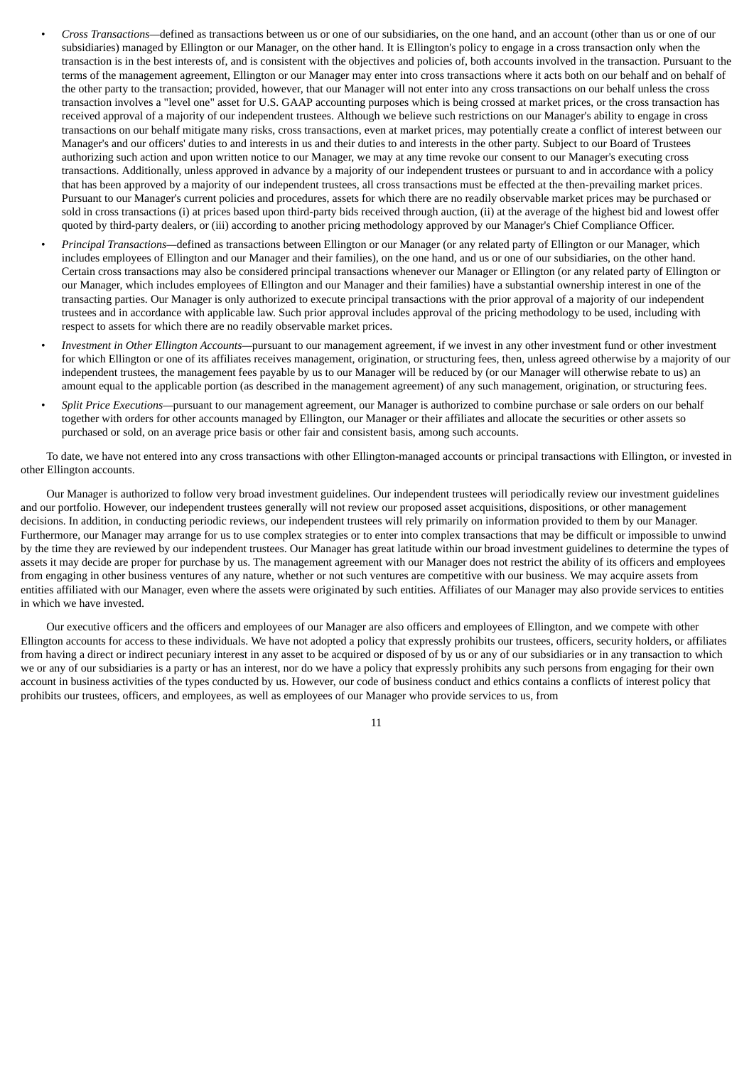- *Cross Transactions*—defined as transactions between us or one of our subsidiaries, on the one hand, and an account (other than us or one of our subsidiaries) managed by Ellington or our Manager, on the other hand. It is Ellington's policy to engage in a cross transaction only when the transaction is in the best interests of, and is consistent with the objectives and policies of, both accounts involved in the transaction. Pursuant to the terms of the management agreement, Ellington or our Manager may enter into cross transactions where it acts both on our behalf and on behalf of the other party to the transaction; provided, however, that our Manager will not enter into any cross transactions on our behalf unless the cross transaction involves a "level one" asset for U.S. GAAP accounting purposes which is being crossed at market prices, or the cross transaction has received approval of a majority of our independent trustees. Although we believe such restrictions on our Manager's ability to engage in cross transactions on our behalf mitigate many risks, cross transactions, even at market prices, may potentially create a conflict of interest between our Manager's and our officers' duties to and interests in us and their duties to and interests in the other party. Subject to our Board of Trustees authorizing such action and upon written notice to our Manager, we may at any time revoke our consent to our Manager's executing cross transactions. Additionally, unless approved in advance by a majority of our independent trustees or pursuant to and in accordance with a policy that has been approved by a majority of our independent trustees, all cross transactions must be effected at the then-prevailing market prices. Pursuant to our Manager's current policies and procedures, assets for which there are no readily observable market prices may be purchased or sold in cross transactions (i) at prices based upon third-party bids received through auction, (ii) at the average of the highest bid and lowest offer quoted by third-party dealers, or (iii) according to another pricing methodology approved by our Manager's Chief Compliance Officer.
- *Principal Transactions*—defined as transactions between Ellington or our Manager (or any related party of Ellington or our Manager, which includes employees of Ellington and our Manager and their families), on the one hand, and us or one of our subsidiaries, on the other hand. Certain cross transactions may also be considered principal transactions whenever our Manager or Ellington (or any related party of Ellington or our Manager, which includes employees of Ellington and our Manager and their families) have a substantial ownership interest in one of the transacting parties. Our Manager is only authorized to execute principal transactions with the prior approval of a majority of our independent trustees and in accordance with applicable law. Such prior approval includes approval of the pricing methodology to be used, including with respect to assets for which there are no readily observable market prices.
- *Investment in Other Ellington Accounts*—pursuant to our management agreement, if we invest in any other investment fund or other investment for which Ellington or one of its affiliates receives management, origination, or structuring fees, then, unless agreed otherwise by a majority of our independent trustees, the management fees payable by us to our Manager will be reduced by (or our Manager will otherwise rebate to us) an amount equal to the applicable portion (as described in the management agreement) of any such management, origination, or structuring fees.
- *Split Price Executions*—pursuant to our management agreement, our Manager is authorized to combine purchase or sale orders on our behalf together with orders for other accounts managed by Ellington, our Manager or their affiliates and allocate the securities or other assets so purchased or sold, on an average price basis or other fair and consistent basis, among such accounts.

To date, we have not entered into any cross transactions with other Ellington-managed accounts or principal transactions with Ellington, or invested in other Ellington accounts.

Our Manager is authorized to follow very broad investment guidelines. Our independent trustees will periodically review our investment guidelines and our portfolio. However, our independent trustees generally will not review our proposed asset acquisitions, dispositions, or other management decisions. In addition, in conducting periodic reviews, our independent trustees will rely primarily on information provided to them by our Manager. Furthermore, our Manager may arrange for us to use complex strategies or to enter into complex transactions that may be difficult or impossible to unwind by the time they are reviewed by our independent trustees. Our Manager has great latitude within our broad investment guidelines to determine the types of assets it may decide are proper for purchase by us. The management agreement with our Manager does not restrict the ability of its officers and employees from engaging in other business ventures of any nature, whether or not such ventures are competitive with our business. We may acquire assets from entities affiliated with our Manager, even where the assets were originated by such entities. Affiliates of our Manager may also provide services to entities in which we have invested.

Our executive officers and the officers and employees of our Manager are also officers and employees of Ellington, and we compete with other Ellington accounts for access to these individuals. We have not adopted a policy that expressly prohibits our trustees, officers, security holders, or affiliates from having a direct or indirect pecuniary interest in any asset to be acquired or disposed of by us or any of our subsidiaries or in any transaction to which we or any of our subsidiaries is a party or has an interest, nor do we have a policy that expressly prohibits any such persons from engaging for their own account in business activities of the types conducted by us. However, our code of business conduct and ethics contains a conflicts of interest policy that prohibits our trustees, officers, and employees, as well as employees of our Manager who provide services to us, from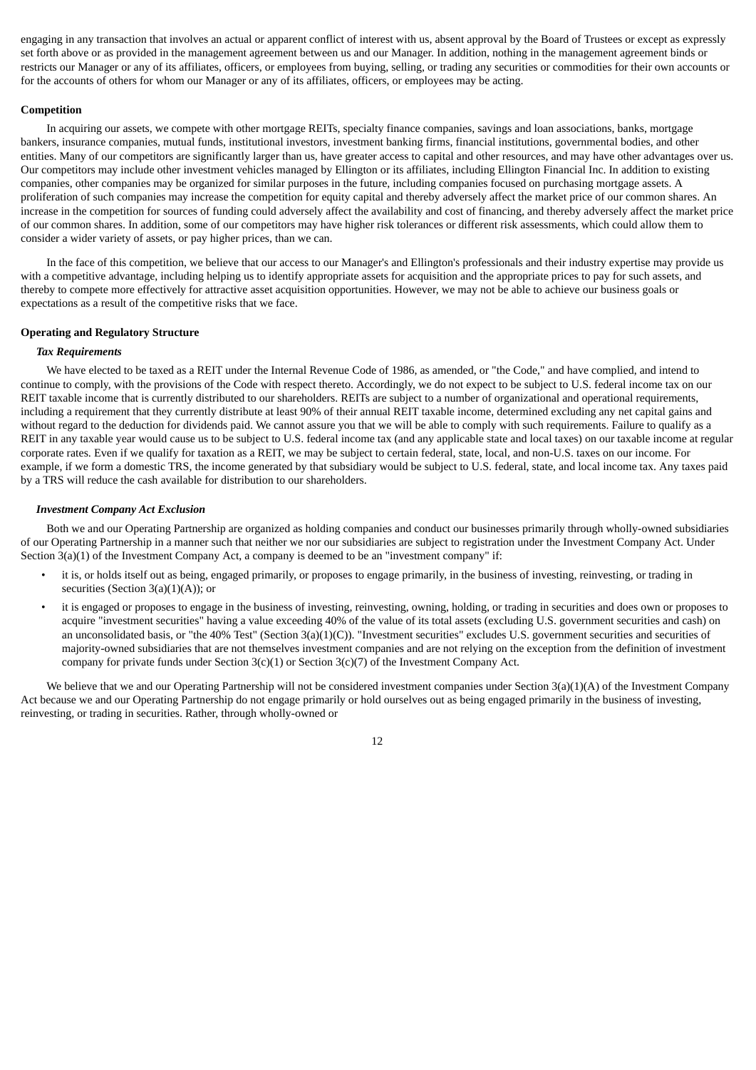engaging in any transaction that involves an actual or apparent conflict of interest with us, absent approval by the Board of Trustees or except as expressly set forth above or as provided in the management agreement between us and our Manager. In addition, nothing in the management agreement binds or restricts our Manager or any of its affiliates, officers, or employees from buying, selling, or trading any securities or commodities for their own accounts or for the accounts of others for whom our Manager or any of its affiliates, officers, or employees may be acting.

**Competition**

In acquiring our assets, we compete with other mortgage REITs, specialty finance companies, savings and loan associations, banks, mortgage bankers, insurance companies, mutual funds, institutional investors, investment banking firms, financial institutions, governmental bodies, and other entities. Many of our competitors are significantly larger than us, have greater access to capital and other resources, and may have other advantages over us. Our competitors may include other investment vehicles managed by Ellington or its affiliates, including Ellington Financial Inc. In addition to existing companies, other companies may be organized for similar purposes in the future, including companies focused on purchasing mortgage assets. A proliferation of such companies may increase the competition for equity capital and thereby adversely affect the market price of our common shares. An increase in the competition for sources of funding could adversely affect the availability and cost of financing, and thereby adversely affect the market price of our common shares. In addition, some of our competitors may have higher risk tolerances or different risk assessments, which could allow them to consider a wider variety of assets, or pay higher prices, than we can.

In the face of this competition, we believe that our access to our Manager's and Ellington's professionals and their industry expertise may provide us with a competitive advantage, including helping us to identify appropriate assets for acquisition and the appropriate prices to pay for such assets, and thereby to compete more effectively for attractive asset acquisition opportunities. However, we may not be able to achieve our business goals or expectations as a result of the competitive risks that we face.

**Operating and Regulatory Structure**

***Tax Requirements***

We have elected to be taxed as a REIT under the Internal Revenue Code of 1986, as amended, or "the Code," and have complied, and intend to continue to comply, with the provisions of the Code with respect thereto. Accordingly, we do not expect to be subject to U.S. federal income tax on our REIT taxable income that is currently distributed to our shareholders. REITs are subject to a number of organizational and operational requirements, including a requirement that they currently distribute at least 90% of their annual REIT taxable income, determined excluding any net capital gains and without regard to the deduction for dividends paid. We cannot assure you that we will be able to comply with such requirements. Failure to qualify as a REIT in any taxable year would cause us to be subject to U.S. federal income tax (and any applicable state and local taxes) on our taxable income at regular corporate rates. Even if we qualify for taxation as a REIT, we may be subject to certain federal, state, local, and non-U.S. taxes on our income. For example, if we form a domestic TRS, the income generated by that subsidiary would be subject to U.S. federal, state, and local income tax. Any taxes paid by a TRS will reduce the cash available for distribution to our shareholders.

***Investment Company Act Exclusion***

Both we and our Operating Partnership are organized as holding companies and conduct our businesses primarily through wholly-owned subsidiaries of our Operating Partnership in a manner such that neither we nor our subsidiaries are subject to registration under the Investment Company Act. Under Section 3(a)(1) of the Investment Company Act, a company is deemed to be an "investment company" if:

- it is, or holds itself out as being, engaged primarily, or proposes to engage primarily, in the business of investing, reinvesting, or trading in securities (Section 3(a)(1)(A)); or
- it is engaged or proposes to engage in the business of investing, reinvesting, owning, holding, or trading in securities and does own or proposes to acquire "investment securities" having a value exceeding 40% of the value of its total assets (excluding U.S. government securities and cash) on an unconsolidated basis, or "the 40% Test" (Section 3(a)(1)(C)). "Investment securities" excludes U.S. government securities and securities of majority-owned subsidiaries that are not themselves investment companies and are not relying on the exception from the definition of investment company for private funds under Section 3(c)(1) or Section 3(c)(7) of the Investment Company Act.

We believe that we and our Operating Partnership will not be considered investment companies under Section 3(a)(1)(A) of the Investment Company Act because we and our Operating Partnership do not engage primarily or hold ourselves out as being engaged primarily in the business of investing, reinvesting, or trading in securities. Rather, through wholly-owned or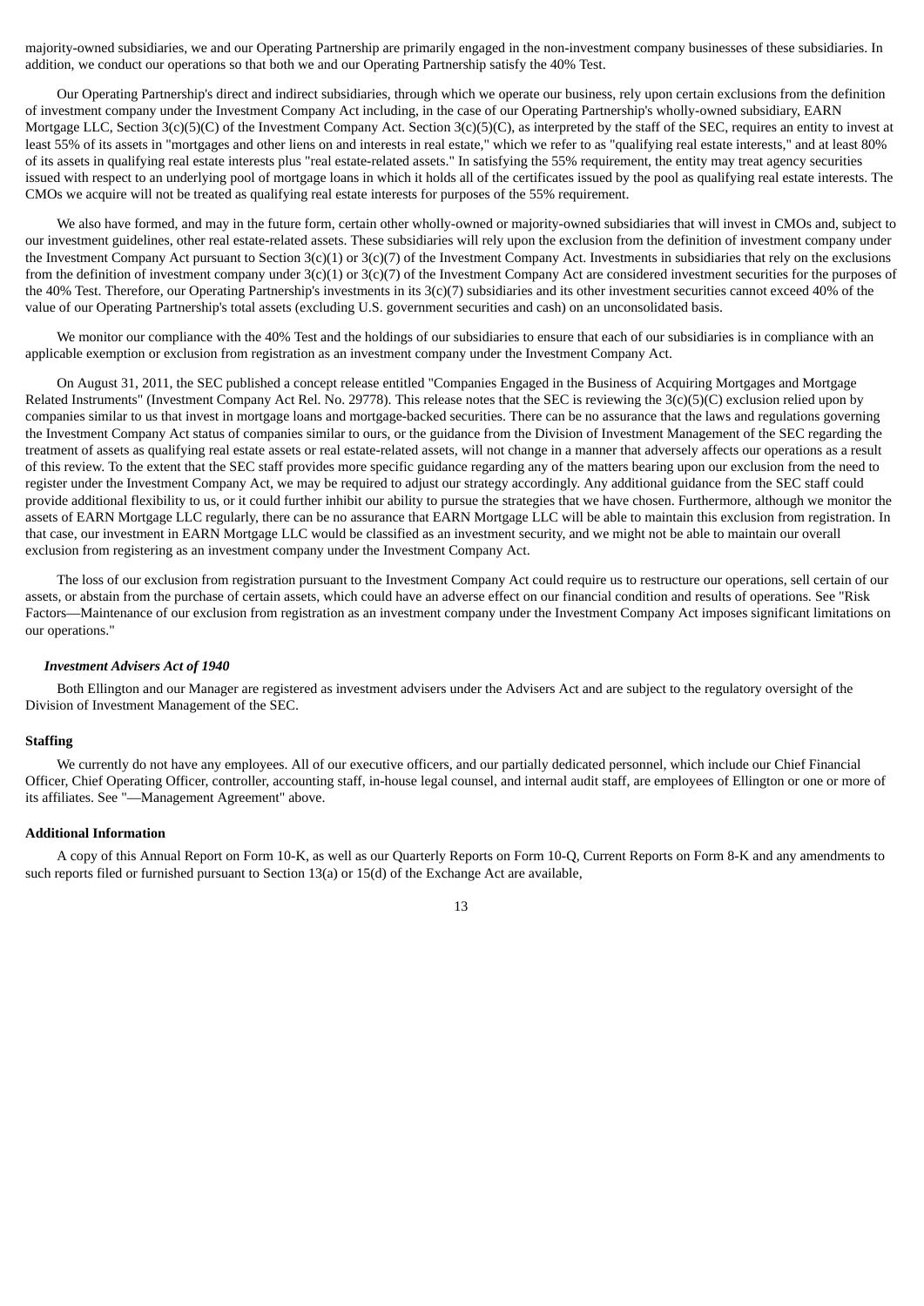majority-owned subsidiaries, we and our Operating Partnership are primarily engaged in the non-investment company businesses of these subsidiaries. In addition, we conduct our operations so that both we and our Operating Partnership satisfy the 40% Test.

Our Operating Partnership's direct and indirect subsidiaries, through which we operate our business, rely upon certain exclusions from the definition of investment company under the Investment Company Act including, in the case of our Operating Partnership's wholly-owned subsidiary, EARN Mortgage LLC, Section 3(c)(5)(C) of the Investment Company Act. Section 3(c)(5)(C), as interpreted by the staff of the SEC, requires an entity to invest at least 55% of its assets in "mortgages and other liens on and interests in real estate," which we refer to as "qualifying real estate interests," and at least 80% of its assets in qualifying real estate interests plus "real estate-related assets." In satisfying the 55% requirement, the entity may treat agency securities issued with respect to an underlying pool of mortgage loans in which it holds all of the certificates issued by the pool as qualifying real estate interests. The CMOs we acquire will not be treated as qualifying real estate interests for purposes of the 55% requirement.

We also have formed, and may in the future form, certain other wholly-owned or majority-owned subsidiaries that will invest in CMOs and, subject to our investment guidelines, other real estate-related assets. These subsidiaries will rely upon the exclusion from the definition of investment company under the Investment Company Act pursuant to Section 3(c)(1) or 3(c)(7) of the Investment Company Act. Investments in subsidiaries that rely on the exclusions from the definition of investment company under 3(c)(1) or 3(c)(7) of the Investment Company Act are considered investment securities for the purposes of the 40% Test. Therefore, our Operating Partnership's investments in its 3(c)(7) subsidiaries and its other investment securities cannot exceed 40% of the value of our Operating Partnership's total assets (excluding U.S. government securities and cash) on an unconsolidated basis.

We monitor our compliance with the 40% Test and the holdings of our subsidiaries to ensure that each of our subsidiaries is in compliance with an applicable exemption or exclusion from registration as an investment company under the Investment Company Act.

On August 31, 2011, the SEC published a concept release entitled "Companies Engaged in the Business of Acquiring Mortgages and Mortgage Related Instruments" (Investment Company Act Rel. No. 29778). This release notes that the SEC is reviewing the 3(c)(5)(C) exclusion relied upon by companies similar to us that invest in mortgage loans and mortgage-backed securities. There can be no assurance that the laws and regulations governing the Investment Company Act status of companies similar to ours, or the guidance from the Division of Investment Management of the SEC regarding the treatment of assets as qualifying real estate assets or real estate-related assets, will not change in a manner that adversely affects our operations as a result of this review. To the extent that the SEC staff provides more specific guidance regarding any of the matters bearing upon our exclusion from the need to register under the Investment Company Act, we may be required to adjust our strategy accordingly. Any additional guidance from the SEC staff could provide additional flexibility to us, or it could further inhibit our ability to pursue the strategies that we have chosen. Furthermore, although we monitor the assets of EARN Mortgage LLC regularly, there can be no assurance that EARN Mortgage LLC will be able to maintain this exclusion from registration. In that case, our investment in EARN Mortgage LLC would be classified as an investment security, and we might not be able to maintain our overall exclusion from registering as an investment company under the Investment Company Act.

The loss of our exclusion from registration pursuant to the Investment Company Act could require us to restructure our operations, sell certain of our assets, or abstain from the purchase of certain assets, which could have an adverse effect on our financial condition and results of operations. See "Risk Factors—Maintenance of our exclusion from registration as an investment company under the Investment Company Act imposes significant limitations on our operations."

***Investment Advisers Act of 1940***

Both Ellington and our Manager are registered as investment advisers under the Advisers Act and are subject to the regulatory oversight of the Division of Investment Management of the SEC.

**Staffing**

We currently do not have any employees. All of our executive officers, and our partially dedicated personnel, which include our Chief Financial Officer, Chief Operating Officer, controller, accounting staff, in-house legal counsel, and internal audit staff, are employees of Ellington or one or more of its affiliates. See "—Management Agreement" above.

**Additional Information**

A copy of this Annual Report on Form 10-K, as well as our Quarterly Reports on Form 10-Q, Current Reports on Form 8-K and any amendments to such reports filed or furnished pursuant to Section 13(a) or 15(d) of the Exchange Act are available,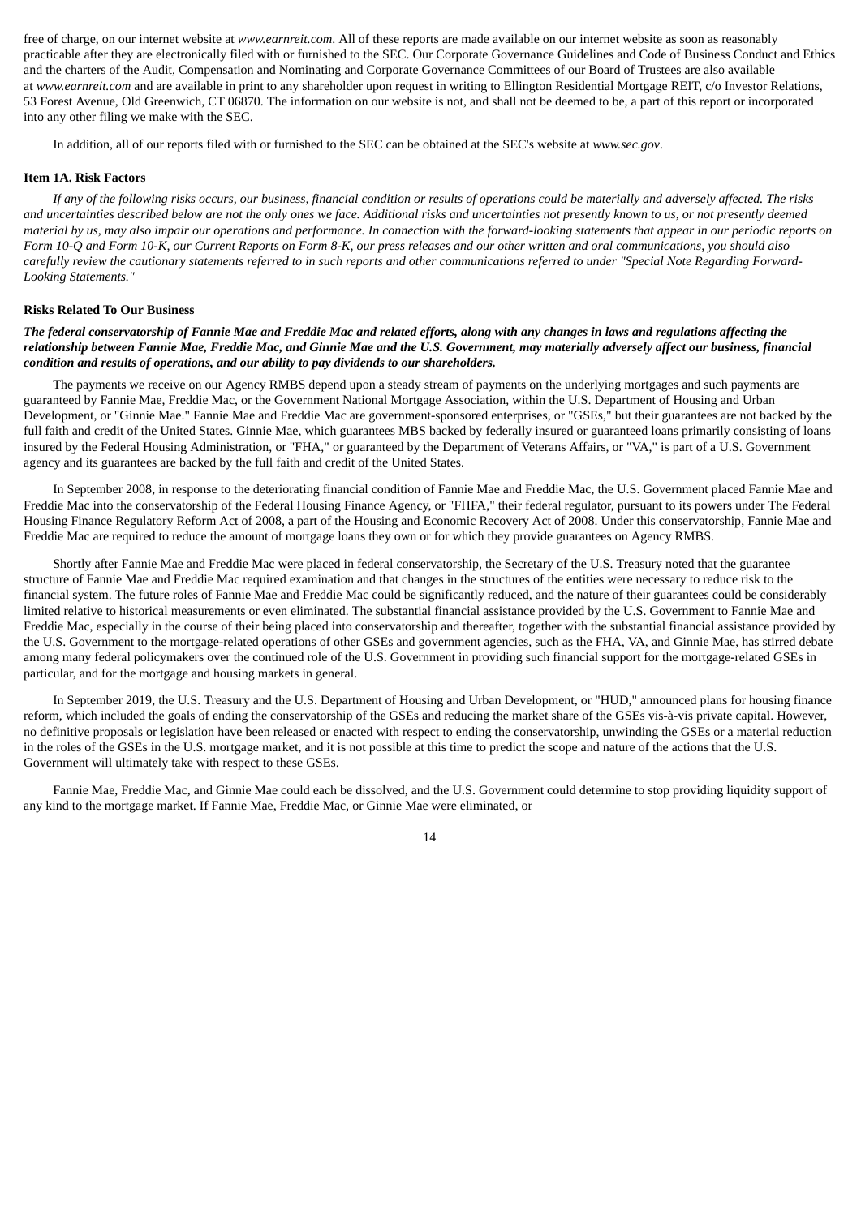free of charge, on our internet website at *www.earnreit.com*. All of these reports are made available on our internet website as soon as reasonably practicable after they are electronically filed with or furnished to the SEC. Our Corporate Governance Guidelines and Code of Business Conduct and Ethics and the charters of the Audit, Compensation and Nominating and Corporate Governance Committees of our Board of Trustees are also available at *www.earnreit.com* and are available in print to any shareholder upon request in writing to Ellington Residential Mortgage REIT, c/o Investor Relations, 53 Forest Avenue, Old Greenwich, CT 06870. The information on our website is not, and shall not be deemed to be, a part of this report or incorporated into any other filing we make with the SEC.

In addition, all of our reports filed with or furnished to the SEC can be obtained at the SEC's website at *www.sec.gov*.

## Item 1A. Risk Factors

*If any of the following risks occurs, our business, financial condition or results of operations could be materially and adversely affected. The risks and uncertainties described below are not the only ones we face. Additional risks and uncertainties not presently known to us, or not presently deemed material by us, may also impair our operations and performance. In connection with the forward-looking statements that appear in our periodic reports on Form 10-Q and Form 10-K, our Current Reports on Form 8-K, our press releases and our other written and oral communications, you should also carefully review the cautionary statements referred to in such reports and other communications referred to under "Special Note Regarding Forward-Looking Statements."*

### Risks Related To Our Business

***The federal conservatorship of Fannie Mae and Freddie Mac and related efforts, along with any changes in laws and regulations affecting the relationship between Fannie Mae, Freddie Mac, and Ginnie Mae and the U.S. Government, may materially adversely affect our business, financial condition and results of operations, and our ability to pay dividends to our shareholders.***

The payments we receive on our Agency RMBS depend upon a steady stream of payments on the underlying mortgages and such payments are guaranteed by Fannie Mae, Freddie Mac, or the Government National Mortgage Association, within the U.S. Department of Housing and Urban Development, or "Ginnie Mae." Fannie Mae and Freddie Mac are government-sponsored enterprises, or "GSEs," but their guarantees are not backed by the full faith and credit of the United States. Ginnie Mae, which guarantees MBS backed by federally insured or guaranteed loans primarily consisting of loans insured by the Federal Housing Administration, or "FHA," or guaranteed by the Department of Veterans Affairs, or "VA," is part of a U.S. Government agency and its guarantees are backed by the full faith and credit of the United States.

In September 2008, in response to the deteriorating financial condition of Fannie Mae and Freddie Mac, the U.S. Government placed Fannie Mae and Freddie Mac into the conservatorship of the Federal Housing Finance Agency, or "FHFA," their federal regulator, pursuant to its powers under The Federal Housing Finance Regulatory Reform Act of 2008, a part of the Housing and Economic Recovery Act of 2008. Under this conservatorship, Fannie Mae and Freddie Mac are required to reduce the amount of mortgage loans they own or for which they provide guarantees on Agency RMBS.

Shortly after Fannie Mae and Freddie Mac were placed in federal conservatorship, the Secretary of the U.S. Treasury noted that the guarantee structure of Fannie Mae and Freddie Mac required examination and that changes in the structures of the entities were necessary to reduce risk to the financial system. The future roles of Fannie Mae and Freddie Mac could be significantly reduced, and the nature of their guarantees could be considerably limited relative to historical measurements or even eliminated. The substantial financial assistance provided by the U.S. Government to Fannie Mae and Freddie Mac, especially in the course of their being placed into conservatorship and thereafter, together with the substantial financial assistance provided by the U.S. Government to the mortgage-related operations of other GSEs and government agencies, such as the FHA, VA, and Ginnie Mae, has stirred debate among many federal policymakers over the continued role of the U.S. Government in providing such financial support for the mortgage-related GSEs in particular, and for the mortgage and housing markets in general.

In September 2019, the U.S. Treasury and the U.S. Department of Housing and Urban Development, or "HUD," announced plans for housing finance reform, which included the goals of ending the conservatorship of the GSEs and reducing the market share of the GSEs vis-à-vis private capital. However, no definitive proposals or legislation have been released or enacted with respect to ending the conservatorship, unwinding the GSEs or a material reduction in the roles of the GSEs in the U.S. mortgage market, and it is not possible at this time to predict the scope and nature of the actions that the U.S. Government will ultimately take with respect to these GSEs.

Fannie Mae, Freddie Mac, and Ginnie Mae could each be dissolved, and the U.S. Government could determine to stop providing liquidity support of any kind to the mortgage market. If Fannie Mae, Freddie Mac, or Ginnie Mae were eliminated, or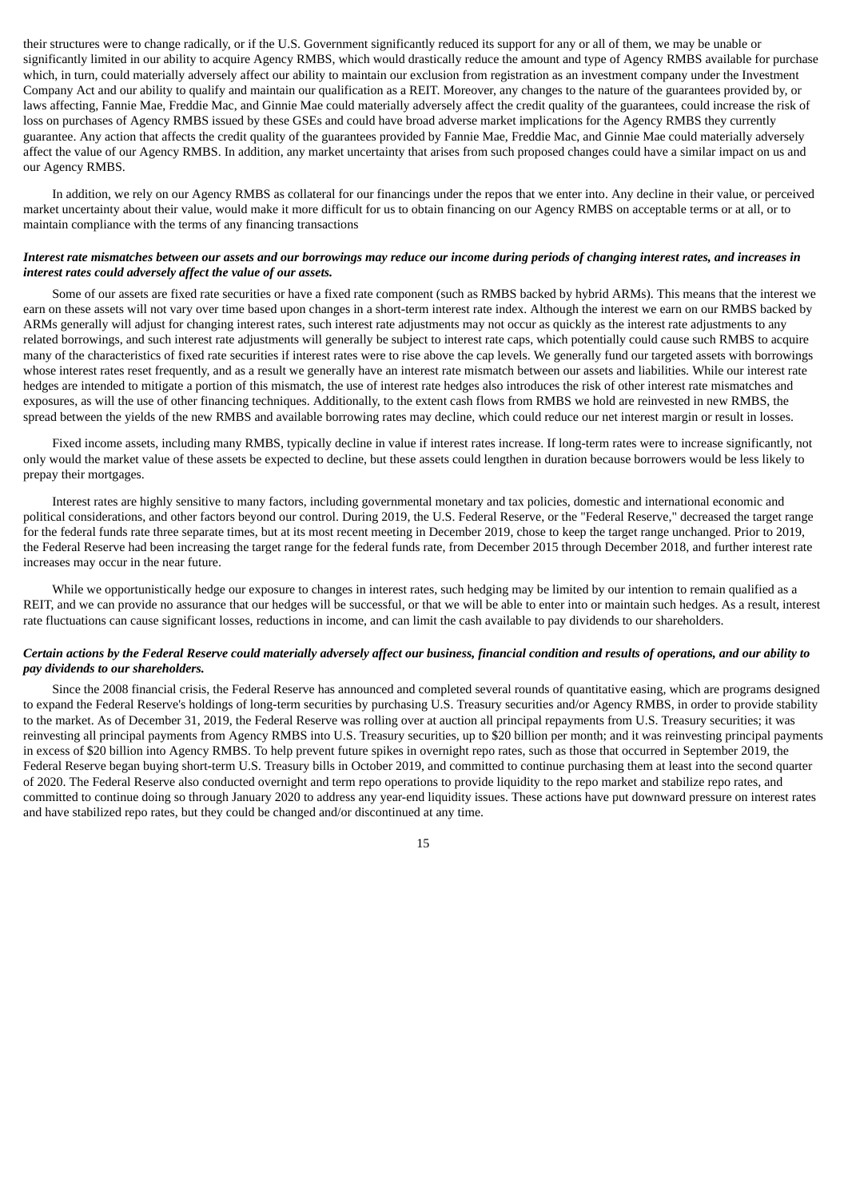their structures were to change radically, or if the U.S. Government significantly reduced its support for any or all of them, we may be unable or significantly limited in our ability to acquire Agency RMBS, which would drastically reduce the amount and type of Agency RMBS available for purchase which, in turn, could materially adversely affect our ability to maintain our exclusion from registration as an investment company under the Investment Company Act and our ability to qualify and maintain our qualification as a REIT. Moreover, any changes to the nature of the guarantees provided by, or laws affecting, Fannie Mae, Freddie Mac, and Ginnie Mae could materially adversely affect the credit quality of the guarantees, could increase the risk of loss on purchases of Agency RMBS issued by these GSEs and could have broad adverse market implications for the Agency RMBS they currently guarantee. Any action that affects the credit quality of the guarantees provided by Fannie Mae, Freddie Mac, and Ginnie Mae could materially adversely affect the value of our Agency RMBS. In addition, any market uncertainty that arises from such proposed changes could have a similar impact on us and our Agency RMBS.

In addition, we rely on our Agency RMBS as collateral for our financings under the repos that we enter into. Any decline in their value, or perceived market uncertainty about their value, would make it more difficult for us to obtain financing on our Agency RMBS on acceptable terms or at all, or to maintain compliance with the terms of any financing transactions

***Interest rate mismatches between our assets and our borrowings may reduce our income during periods of changing interest rates, and increases in interest rates could adversely affect the value of our assets.***

Some of our assets are fixed rate securities or have a fixed rate component (such as RMBS backed by hybrid ARMs). This means that the interest we earn on these assets will not vary over time based upon changes in a short-term interest rate index. Although the interest we earn on our RMBS backed by ARMs generally will adjust for changing interest rates, such interest rate adjustments may not occur as quickly as the interest rate adjustments to any related borrowings, and such interest rate adjustments will generally be subject to interest rate caps, which potentially could cause such RMBS to acquire many of the characteristics of fixed rate securities if interest rates were to rise above the cap levels. We generally fund our targeted assets with borrowings whose interest rates reset frequently, and as a result we generally have an interest rate mismatch between our assets and liabilities. While our interest rate hedges are intended to mitigate a portion of this mismatch, the use of interest rate hedges also introduces the risk of other interest rate mismatches and exposures, as will the use of other financing techniques. Additionally, to the extent cash flows from RMBS we hold are reinvested in new RMBS, the spread between the yields of the new RMBS and available borrowing rates may decline, which could reduce our net interest margin or result in losses.

Fixed income assets, including many RMBS, typically decline in value if interest rates increase. If long-term rates were to increase significantly, not only would the market value of these assets be expected to decline, but these assets could lengthen in duration because borrowers would be less likely to prepay their mortgages.

Interest rates are highly sensitive to many factors, including governmental monetary and tax policies, domestic and international economic and political considerations, and other factors beyond our control. During 2019, the U.S. Federal Reserve, or the "Federal Reserve," decreased the target range for the federal funds rate three separate times, but at its most recent meeting in December 2019, chose to keep the target range unchanged. Prior to 2019, the Federal Reserve had been increasing the target range for the federal funds rate, from December 2015 through December 2018, and further interest rate increases may occur in the near future.

While we opportunistically hedge our exposure to changes in interest rates, such hedging may be limited by our intention to remain qualified as a REIT, and we can provide no assurance that our hedges will be successful, or that we will be able to enter into or maintain such hedges. As a result, interest rate fluctuations can cause significant losses, reductions in income, and can limit the cash available to pay dividends to our shareholders.

***Certain actions by the Federal Reserve could materially adversely affect our business, financial condition and results of operations, and our ability to pay dividends to our shareholders.***

Since the 2008 financial crisis, the Federal Reserve has announced and completed several rounds of quantitative easing, which are programs designed to expand the Federal Reserve's holdings of long-term securities by purchasing U.S. Treasury securities and/or Agency RMBS, in order to provide stability to the market. As of December 31, 2019, the Federal Reserve was rolling over at auction all principal repayments from U.S. Treasury securities; it was reinvesting all principal payments from Agency RMBS into U.S. Treasury securities, up to $20 billion per month; and it was reinvesting principal payments in excess of $20 billion into Agency RMBS. To help prevent future spikes in overnight repo rates, such as those that occurred in September 2019, the Federal Reserve began buying short-term U.S. Treasury bills in October 2019, and committed to continue purchasing them at least into the second quarter of 2020. The Federal Reserve also conducted overnight and term repo operations to provide liquidity to the repo market and stabilize repo rates, and committed to continue doing so through January 2020 to address any year-end liquidity issues. These actions have put downward pressure on interest rates and have stabilized repo rates, but they could be changed and/or discontinued at any time.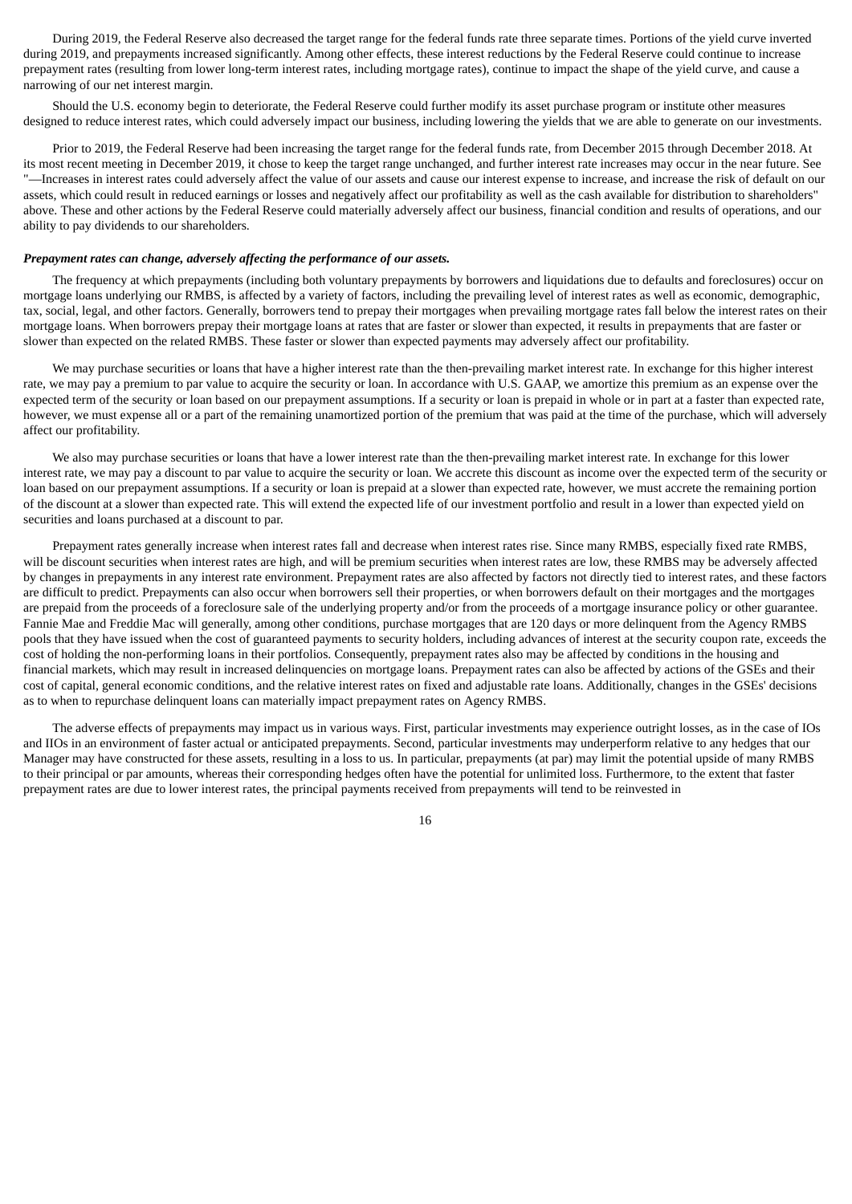During 2019, the Federal Reserve also decreased the target range for the federal funds rate three separate times. Portions of the yield curve inverted during 2019, and prepayments increased significantly. Among other effects, these interest reductions by the Federal Reserve could continue to increase prepayment rates (resulting from lower long-term interest rates, including mortgage rates), continue to impact the shape of the yield curve, and cause a narrowing of our net interest margin.

Should the U.S. economy begin to deteriorate, the Federal Reserve could further modify its asset purchase program or institute other measures designed to reduce interest rates, which could adversely impact our business, including lowering the yields that we are able to generate on our investments.

Prior to 2019, the Federal Reserve had been increasing the target range for the federal funds rate, from December 2015 through December 2018. At its most recent meeting in December 2019, it chose to keep the target range unchanged, and further interest rate increases may occur in the near future. See "—Increases in interest rates could adversely affect the value of our assets and cause our interest expense to increase, and increase the risk of default on our assets, which could result in reduced earnings or losses and negatively affect our profitability as well as the cash available for distribution to shareholders" above. These and other actions by the Federal Reserve could materially adversely affect our business, financial condition and results of operations, and our ability to pay dividends to our shareholders.

***Prepayment rates can change, adversely affecting the performance of our assets.***

The frequency at which prepayments (including both voluntary prepayments by borrowers and liquidations due to defaults and foreclosures) occur on mortgage loans underlying our RMBS, is affected by a variety of factors, including the prevailing level of interest rates as well as economic, demographic, tax, social, legal, and other factors. Generally, borrowers tend to prepay their mortgages when prevailing mortgage rates fall below the interest rates on their mortgage loans. When borrowers prepay their mortgage loans at rates that are faster or slower than expected, it results in prepayments that are faster or slower than expected on the related RMBS. These faster or slower than expected payments may adversely affect our profitability.

We may purchase securities or loans that have a higher interest rate than the then-prevailing market interest rate. In exchange for this higher interest rate, we may pay a premium to par value to acquire the security or loan. In accordance with U.S. GAAP, we amortize this premium as an expense over the expected term of the security or loan based on our prepayment assumptions. If a security or loan is prepaid in whole or in part at a faster than expected rate, however, we must expense all or a part of the remaining unamortized portion of the premium that was paid at the time of the purchase, which will adversely affect our profitability.

We also may purchase securities or loans that have a lower interest rate than the then-prevailing market interest rate. In exchange for this lower interest rate, we may pay a discount to par value to acquire the security or loan. We accrete this discount as income over the expected term of the security or loan based on our prepayment assumptions. If a security or loan is prepaid at a slower than expected rate, however, we must accrete the remaining portion of the discount at a slower than expected rate. This will extend the expected life of our investment portfolio and result in a lower than expected yield on securities and loans purchased at a discount to par.

Prepayment rates generally increase when interest rates fall and decrease when interest rates rise. Since many RMBS, especially fixed rate RMBS, will be discount securities when interest rates are high, and will be premium securities when interest rates are low, these RMBS may be adversely affected by changes in prepayments in any interest rate environment. Prepayment rates are also affected by factors not directly tied to interest rates, and these factors are difficult to predict. Prepayments can also occur when borrowers sell their properties, or when borrowers default on their mortgages and the mortgages are prepaid from the proceeds of a foreclosure sale of the underlying property and/or from the proceeds of a mortgage insurance policy or other guarantee. Fannie Mae and Freddie Mac will generally, among other conditions, purchase mortgages that are 120 days or more delinquent from the Agency RMBS pools that they have issued when the cost of guaranteed payments to security holders, including advances of interest at the security coupon rate, exceeds the cost of holding the non-performing loans in their portfolios. Consequently, prepayment rates also may be affected by conditions in the housing and financial markets, which may result in increased delinquencies on mortgage loans. Prepayment rates can also be affected by actions of the GSEs and their cost of capital, general economic conditions, and the relative interest rates on fixed and adjustable rate loans. Additionally, changes in the GSEs' decisions as to when to repurchase delinquent loans can materially impact prepayment rates on Agency RMBS.

The adverse effects of prepayments may impact us in various ways. First, particular investments may experience outright losses, as in the case of IOs and IIOs in an environment of faster actual or anticipated prepayments. Second, particular investments may underperform relative to any hedges that our Manager may have constructed for these assets, resulting in a loss to us. In particular, prepayments (at par) may limit the potential upside of many RMBS to their principal or par amounts, whereas their corresponding hedges often have the potential for unlimited loss. Furthermore, to the extent that faster prepayment rates are due to lower interest rates, the principal payments received from prepayments will tend to be reinvested in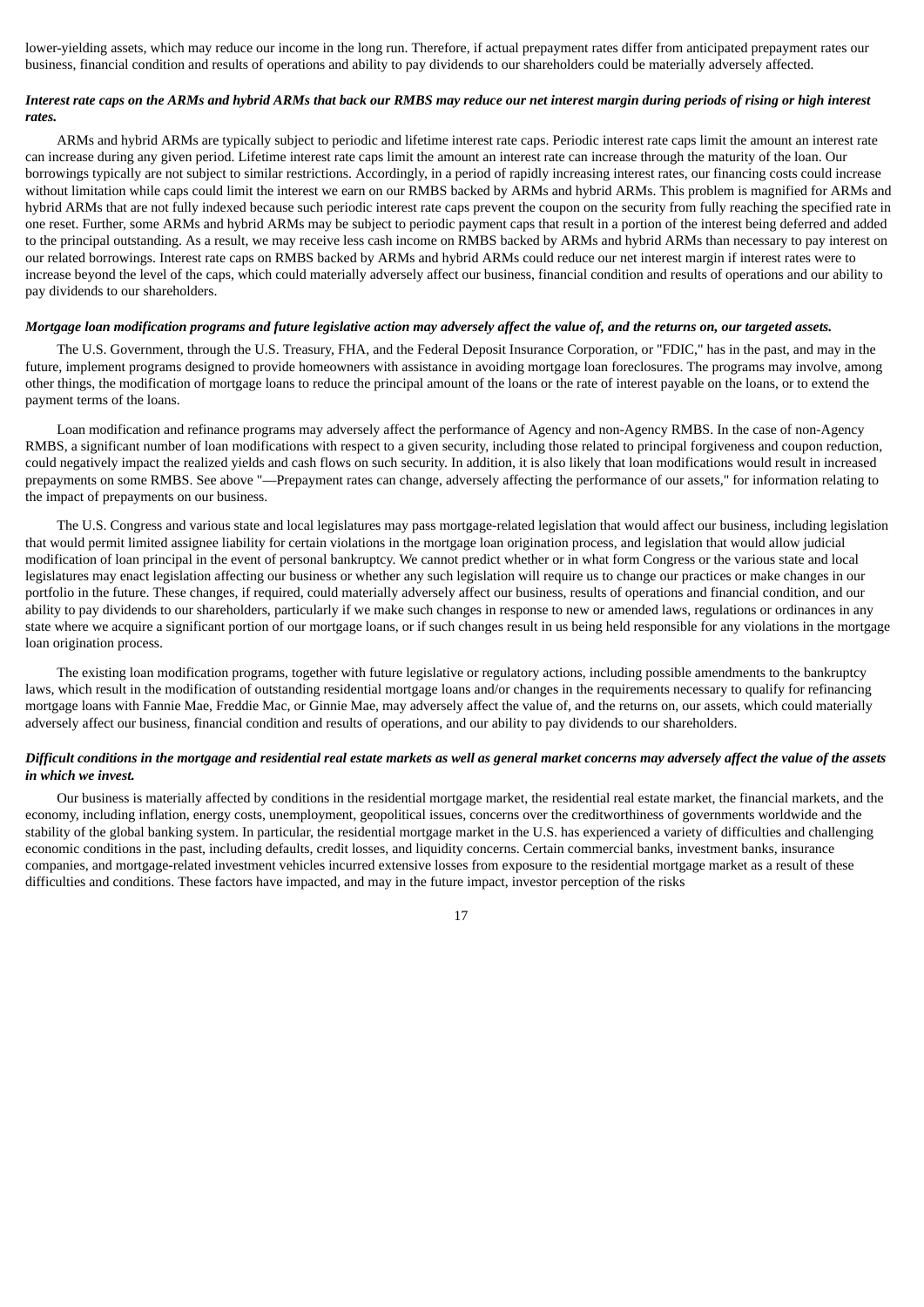lower-yielding assets, which may reduce our income in the long run. Therefore, if actual prepayment rates differ from anticipated prepayment rates our business, financial condition and results of operations and ability to pay dividends to our shareholders could be materially adversely affected.

***Interest rate caps on the ARMs and hybrid ARMs that back our RMBS may reduce our net interest margin during periods of rising or high interest rates.***

ARMs and hybrid ARMs are typically subject to periodic and lifetime interest rate caps. Periodic interest rate caps limit the amount an interest rate can increase during any given period. Lifetime interest rate caps limit the amount an interest rate can increase through the maturity of the loan. Our borrowings typically are not subject to similar restrictions. Accordingly, in a period of rapidly increasing interest rates, our financing costs could increase without limitation while caps could limit the interest we earn on our RMBS backed by ARMs and hybrid ARMs. This problem is magnified for ARMs and hybrid ARMs that are not fully indexed because such periodic interest rate caps prevent the coupon on the security from fully reaching the specified rate in one reset. Further, some ARMs and hybrid ARMs may be subject to periodic payment caps that result in a portion of the interest being deferred and added to the principal outstanding. As a result, we may receive less cash income on RMBS backed by ARMs and hybrid ARMs than necessary to pay interest on our related borrowings. Interest rate caps on RMBS backed by ARMs and hybrid ARMs could reduce our net interest margin if interest rates were to increase beyond the level of the caps, which could materially adversely affect our business, financial condition and results of operations and our ability to pay dividends to our shareholders.

***Mortgage loan modification programs and future legislative action may adversely affect the value of, and the returns on, our targeted assets.***

The U.S. Government, through the U.S. Treasury, FHA, and the Federal Deposit Insurance Corporation, or "FDIC," has in the past, and may in the future, implement programs designed to provide homeowners with assistance in avoiding mortgage loan foreclosures. The programs may involve, among other things, the modification of mortgage loans to reduce the principal amount of the loans or the rate of interest payable on the loans, or to extend the payment terms of the loans.

Loan modification and refinance programs may adversely affect the performance of Agency and non-Agency RMBS. In the case of non-Agency RMBS, a significant number of loan modifications with respect to a given security, including those related to principal forgiveness and coupon reduction, could negatively impact the realized yields and cash flows on such security. In addition, it is also likely that loan modifications would result in increased prepayments on some RMBS. See above "—Prepayment rates can change, adversely affecting the performance of our assets," for information relating to the impact of prepayments on our business.

The U.S. Congress and various state and local legislatures may pass mortgage-related legislation that would affect our business, including legislation that would permit limited assignee liability for certain violations in the mortgage loan origination process, and legislation that would allow judicial modification of loan principal in the event of personal bankruptcy. We cannot predict whether or in what form Congress or the various state and local legislatures may enact legislation affecting our business or whether any such legislation will require us to change our practices or make changes in our portfolio in the future. These changes, if required, could materially adversely affect our business, results of operations and financial condition, and our ability to pay dividends to our shareholders, particularly if we make such changes in response to new or amended laws, regulations or ordinances in any state where we acquire a significant portion of our mortgage loans, or if such changes result in us being held responsible for any violations in the mortgage loan origination process.

The existing loan modification programs, together with future legislative or regulatory actions, including possible amendments to the bankruptcy laws, which result in the modification of outstanding residential mortgage loans and/or changes in the requirements necessary to qualify for refinancing mortgage loans with Fannie Mae, Freddie Mac, or Ginnie Mae, may adversely affect the value of, and the returns on, our assets, which could materially adversely affect our business, financial condition and results of operations, and our ability to pay dividends to our shareholders.

***Difficult conditions in the mortgage and residential real estate markets as well as general market concerns may adversely affect the value of the assets in which we invest.***

Our business is materially affected by conditions in the residential mortgage market, the residential real estate market, the financial markets, and the economy, including inflation, energy costs, unemployment, geopolitical issues, concerns over the creditworthiness of governments worldwide and the stability of the global banking system. In particular, the residential mortgage market in the U.S. has experienced a variety of difficulties and challenging economic conditions in the past, including defaults, credit losses, and liquidity concerns. Certain commercial banks, investment banks, insurance companies, and mortgage-related investment vehicles incurred extensive losses from exposure to the residential mortgage market as a result of these difficulties and conditions. These factors have impacted, and may in the future impact, investor perception of the risks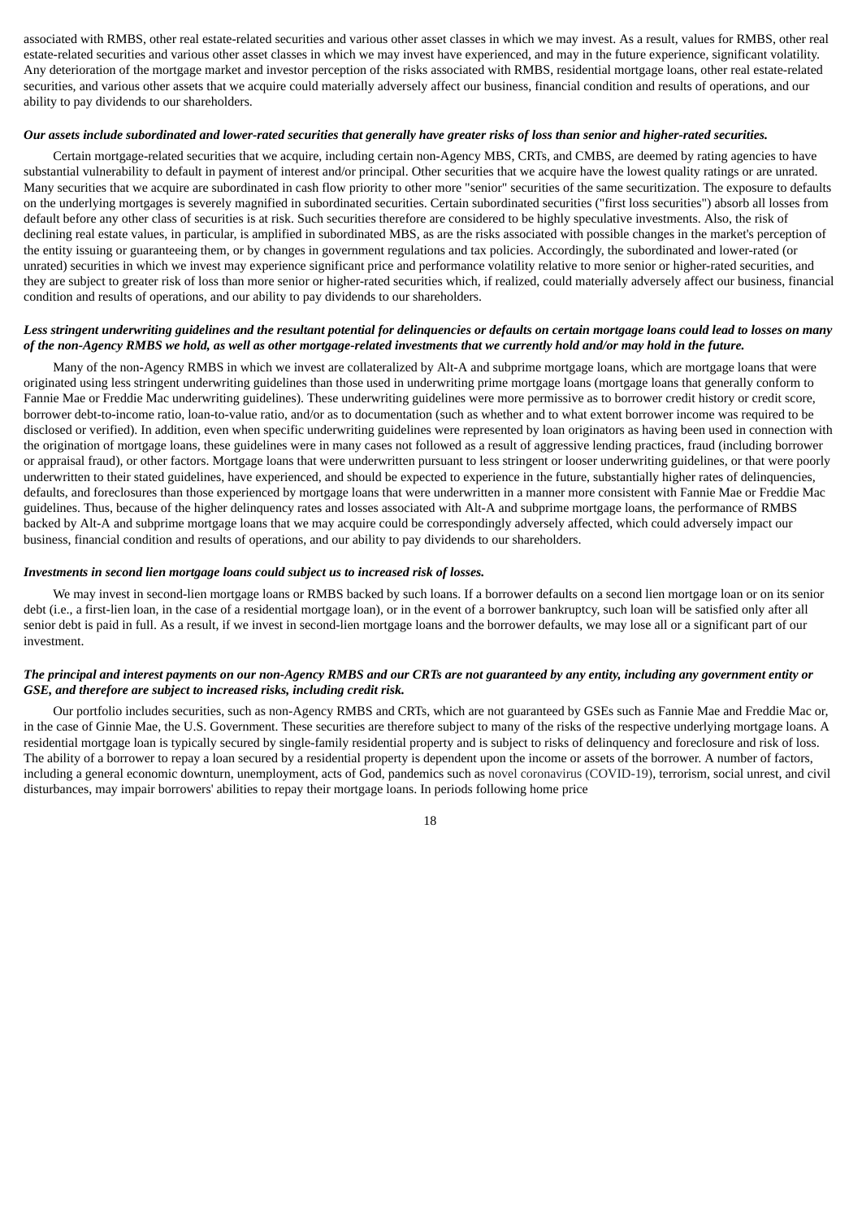associated with RMBS, other real estate-related securities and various other asset classes in which we may invest. As a result, values for RMBS, other real estate-related securities and various other asset classes in which we may invest have experienced, and may in the future experience, significant volatility. Any deterioration of the mortgage market and investor perception of the risks associated with RMBS, residential mortgage loans, other real estate-related securities, and various other assets that we acquire could materially adversely affect our business, financial condition and results of operations, and our ability to pay dividends to our shareholders.

***Our assets include subordinated and lower-rated securities that generally have greater risks of loss than senior and higher-rated securities.***

Certain mortgage-related securities that we acquire, including certain non-Agency MBS, CRTs, and CMBS, are deemed by rating agencies to have substantial vulnerability to default in payment of interest and/or principal. Other securities that we acquire have the lowest quality ratings or are unrated. Many securities that we acquire are subordinated in cash flow priority to other more "senior" securities of the same securitization. The exposure to defaults on the underlying mortgages is severely magnified in subordinated securities. Certain subordinated securities ("first loss securities") absorb all losses from default before any other class of securities is at risk. Such securities therefore are considered to be highly speculative investments. Also, the risk of declining real estate values, in particular, is amplified in subordinated MBS, as are the risks associated with possible changes in the market's perception of the entity issuing or guaranteeing them, or by changes in government regulations and tax policies. Accordingly, the subordinated and lower-rated (or unrated) securities in which we invest may experience significant price and performance volatility relative to more senior or higher-rated securities, and they are subject to greater risk of loss than more senior or higher-rated securities which, if realized, could materially adversely affect our business, financial condition and results of operations, and our ability to pay dividends to our shareholders.

***Less stringent underwriting guidelines and the resultant potential for delinquencies or defaults on certain mortgage loans could lead to losses on many of the non-Agency RMBS we hold, as well as other mortgage-related investments that we currently hold and/or may hold in the future.***

Many of the non-Agency RMBS in which we invest are collateralized by Alt-A and subprime mortgage loans, which are mortgage loans that were originated using less stringent underwriting guidelines than those used in underwriting prime mortgage loans (mortgage loans that generally conform to Fannie Mae or Freddie Mac underwriting guidelines). These underwriting guidelines were more permissive as to borrower credit history or credit score, borrower debt-to-income ratio, loan-to-value ratio, and/or as to documentation (such as whether and to what extent borrower income was required to be disclosed or verified). In addition, even when specific underwriting guidelines were represented by loan originators as having been used in connection with the origination of mortgage loans, these guidelines were in many cases not followed as a result of aggressive lending practices, fraud (including borrower or appraisal fraud), or other factors. Mortgage loans that were underwritten pursuant to less stringent or looser underwriting guidelines, or that were poorly underwritten to their stated guidelines, have experienced, and should be expected to experience in the future, substantially higher rates of delinquencies, defaults, and foreclosures than those experienced by mortgage loans that were underwritten in a manner more consistent with Fannie Mae or Freddie Mac guidelines. Thus, because of the higher delinquency rates and losses associated with Alt-A and subprime mortgage loans, the performance of RMBS backed by Alt-A and subprime mortgage loans that we may acquire could be correspondingly adversely affected, which could adversely impact our business, financial condition and results of operations, and our ability to pay dividends to our shareholders.

***Investments in second lien mortgage loans could subject us to increased risk of losses.***

We may invest in second-lien mortgage loans or RMBS backed by such loans. If a borrower defaults on a second lien mortgage loan or on its senior debt (i.e., a first-lien loan, in the case of a residential mortgage loan), or in the event of a borrower bankruptcy, such loan will be satisfied only after all senior debt is paid in full. As a result, if we invest in second-lien mortgage loans and the borrower defaults, we may lose all or a significant part of our investment.

***The principal and interest payments on our non-Agency RMBS and our CRTs are not guaranteed by any entity, including any government entity or GSE, and therefore are subject to increased risks, including credit risk.***

Our portfolio includes securities, such as non-Agency RMBS and CRTs, which are not guaranteed by GSEs such as Fannie Mae and Freddie Mac or, in the case of Ginnie Mae, the U.S. Government. These securities are therefore subject to many of the risks of the respective underlying mortgage loans. A residential mortgage loan is typically secured by single-family residential property and is subject to risks of delinquency and foreclosure and risk of loss. The ability of a borrower to repay a loan secured by a residential property is dependent upon the income or assets of the borrower. A number of factors, including a general economic downturn, unemployment, acts of God, pandemics such as novel coronavirus (COVID-19), terrorism, social unrest, and civil disturbances, may impair borrowers' abilities to repay their mortgage loans. In periods following home price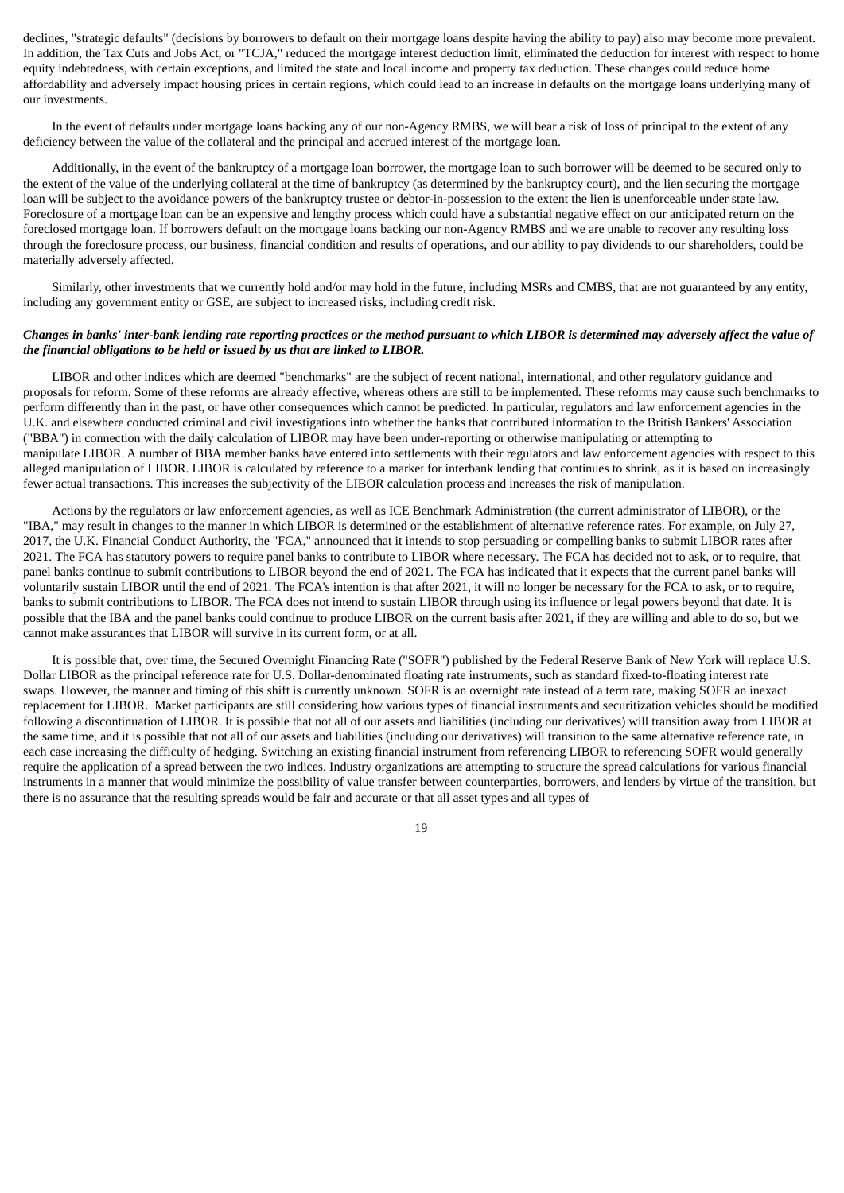declines, "strategic defaults" (decisions by borrowers to default on their mortgage loans despite having the ability to pay) also may become more prevalent. In addition, the Tax Cuts and Jobs Act, or "TCJA," reduced the mortgage interest deduction limit, eliminated the deduction for interest with respect to home equity indebtedness, with certain exceptions, and limited the state and local income and property tax deduction. These changes could reduce home affordability and adversely impact housing prices in certain regions, which could lead to an increase in defaults on the mortgage loans underlying many of our investments.

In the event of defaults under mortgage loans backing any of our non-Agency RMBS, we will bear a risk of loss of principal to the extent of any deficiency between the value of the collateral and the principal and accrued interest of the mortgage loan.

Additionally, in the event of the bankruptcy of a mortgage loan borrower, the mortgage loan to such borrower will be deemed to be secured only to the extent of the value of the underlying collateral at the time of bankruptcy (as determined by the bankruptcy court), and the lien securing the mortgage loan will be subject to the avoidance powers of the bankruptcy trustee or debtor-in-possession to the extent the lien is unenforceable under state law. Foreclosure of a mortgage loan can be an expensive and lengthy process which could have a substantial negative effect on our anticipated return on the foreclosed mortgage loan. If borrowers default on the mortgage loans backing our non-Agency RMBS and we are unable to recover any resulting loss through the foreclosure process, our business, financial condition and results of operations, and our ability to pay dividends to our shareholders, could be materially adversely affected.

Similarly, other investments that we currently hold and/or may hold in the future, including MSRs and CMBS, that are not guaranteed by any entity, including any government entity or GSE, are subject to increased risks, including credit risk.

***Changes in banks' inter-bank lending rate reporting practices or the method pursuant to which LIBOR is determined may adversely affect the value of the financial obligations to be held or issued by us that are linked to LIBOR.***

LIBOR and other indices which are deemed "benchmarks" are the subject of recent national, international, and other regulatory guidance and proposals for reform. Some of these reforms are already effective, whereas others are still to be implemented. These reforms may cause such benchmarks to perform differently than in the past, or have other consequences which cannot be predicted. In particular, regulators and law enforcement agencies in the U.K. and elsewhere conducted criminal and civil investigations into whether the banks that contributed information to the British Bankers' Association ("BBA") in connection with the daily calculation of LIBOR may have been under-reporting or otherwise manipulating or attempting to manipulate LIBOR. A number of BBA member banks have entered into settlements with their regulators and law enforcement agencies with respect to this alleged manipulation of LIBOR. LIBOR is calculated by reference to a market for interbank lending that continues to shrink, as it is based on increasingly fewer actual transactions. This increases the subjectivity of the LIBOR calculation process and increases the risk of manipulation.

Actions by the regulators or law enforcement agencies, as well as ICE Benchmark Administration (the current administrator of LIBOR), or the "IBA," may result in changes to the manner in which LIBOR is determined or the establishment of alternative reference rates. For example, on July 27, 2017, the U.K. Financial Conduct Authority, the "FCA," announced that it intends to stop persuading or compelling banks to submit LIBOR rates after 2021. The FCA has statutory powers to require panel banks to contribute to LIBOR where necessary. The FCA has decided not to ask, or to require, that panel banks continue to submit contributions to LIBOR beyond the end of 2021. The FCA has indicated that it expects that the current panel banks will voluntarily sustain LIBOR until the end of 2021. The FCA's intention is that after 2021, it will no longer be necessary for the FCA to ask, or to require, banks to submit contributions to LIBOR. The FCA does not intend to sustain LIBOR through using its influence or legal powers beyond that date. It is possible that the IBA and the panel banks could continue to produce LIBOR on the current basis after 2021, if they are willing and able to do so, but we cannot make assurances that LIBOR will survive in its current form, or at all.

It is possible that, over time, the Secured Overnight Financing Rate ("SOFR") published by the Federal Reserve Bank of New York will replace U.S. Dollar LIBOR as the principal reference rate for U.S. Dollar-denominated floating rate instruments, such as standard fixed-to-floating interest rate swaps. However, the manner and timing of this shift is currently unknown. SOFR is an overnight rate instead of a term rate, making SOFR an inexact replacement for LIBOR. Market participants are still considering how various types of financial instruments and securitization vehicles should be modified following a discontinuation of LIBOR. It is possible that not all of our assets and liabilities (including our derivatives) will transition away from LIBOR at the same time, and it is possible that not all of our assets and liabilities (including our derivatives) will transition to the same alternative reference rate, in each case increasing the difficulty of hedging. Switching an existing financial instrument from referencing LIBOR to referencing SOFR would generally require the application of a spread between the two indices. Industry organizations are attempting to structure the spread calculations for various financial instruments in a manner that would minimize the possibility of value transfer between counterparties, borrowers, and lenders by virtue of the transition, but there is no assurance that the resulting spreads would be fair and accurate or that all asset types and all types of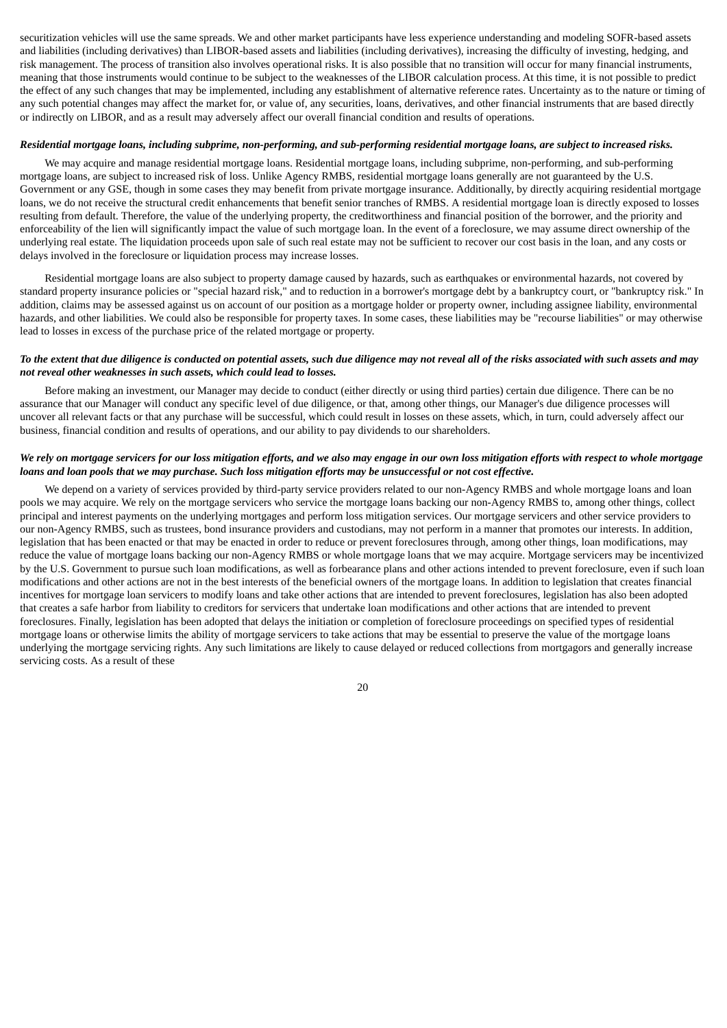securitization vehicles will use the same spreads. We and other market participants have less experience understanding and modeling SOFR-based assets and liabilities (including derivatives) than LIBOR-based assets and liabilities (including derivatives), increasing the difficulty of investing, hedging, and risk management. The process of transition also involves operational risks. It is also possible that no transition will occur for many financial instruments, meaning that those instruments would continue to be subject to the weaknesses of the LIBOR calculation process. At this time, it is not possible to predict the effect of any such changes that may be implemented, including any establishment of alternative reference rates. Uncertainty as to the nature or timing of any such potential changes may affect the market for, or value of, any securities, loans, derivatives, and other financial instruments that are based directly or indirectly on LIBOR, and as a result may adversely affect our overall financial condition and results of operations.

***Residential mortgage loans, including subprime, non-performing, and sub-performing residential mortgage loans, are subject to increased risks.***

We may acquire and manage residential mortgage loans. Residential mortgage loans, including subprime, non-performing, and sub-performing mortgage loans, are subject to increased risk of loss. Unlike Agency RMBS, residential mortgage loans generally are not guaranteed by the U.S. Government or any GSE, though in some cases they may benefit from private mortgage insurance. Additionally, by directly acquiring residential mortgage loans, we do not receive the structural credit enhancements that benefit senior tranches of RMBS. A residential mortgage loan is directly exposed to losses resulting from default. Therefore, the value of the underlying property, the creditworthiness and financial position of the borrower, and the priority and enforceability of the lien will significantly impact the value of such mortgage loan. In the event of a foreclosure, we may assume direct ownership of the underlying real estate. The liquidation proceeds upon sale of such real estate may not be sufficient to recover our cost basis in the loan, and any costs or delays involved in the foreclosure or liquidation process may increase losses.

Residential mortgage loans are also subject to property damage caused by hazards, such as earthquakes or environmental hazards, not covered by standard property insurance policies or "special hazard risk," and to reduction in a borrower's mortgage debt by a bankruptcy court, or "bankruptcy risk." In addition, claims may be assessed against us on account of our position as a mortgage holder or property owner, including assignee liability, environmental hazards, and other liabilities. We could also be responsible for property taxes. In some cases, these liabilities may be "recourse liabilities" or may otherwise lead to losses in excess of the purchase price of the related mortgage or property.

***To the extent that due diligence is conducted on potential assets, such due diligence may not reveal all of the risks associated with such assets and may not reveal other weaknesses in such assets, which could lead to losses.***

Before making an investment, our Manager may decide to conduct (either directly or using third parties) certain due diligence. There can be no assurance that our Manager will conduct any specific level of due diligence, or that, among other things, our Manager's due diligence processes will uncover all relevant facts or that any purchase will be successful, which could result in losses on these assets, which, in turn, could adversely affect our business, financial condition and results of operations, and our ability to pay dividends to our shareholders.

***We rely on mortgage servicers for our loss mitigation efforts, and we also may engage in our own loss mitigation efforts with respect to whole mortgage loans and loan pools that we may purchase. Such loss mitigation efforts may be unsuccessful or not cost effective.***

We depend on a variety of services provided by third-party service providers related to our non-Agency RMBS and whole mortgage loans and loan pools we may acquire. We rely on the mortgage servicers who service the mortgage loans backing our non-Agency RMBS to, among other things, collect principal and interest payments on the underlying mortgages and perform loss mitigation services. Our mortgage servicers and other service providers to our non-Agency RMBS, such as trustees, bond insurance providers and custodians, may not perform in a manner that promotes our interests. In addition, legislation that has been enacted or that may be enacted in order to reduce or prevent foreclosures through, among other things, loan modifications, may reduce the value of mortgage loans backing our non-Agency RMBS or whole mortgage loans that we may acquire. Mortgage servicers may be incentivized by the U.S. Government to pursue such loan modifications, as well as forbearance plans and other actions intended to prevent foreclosure, even if such loan modifications and other actions are not in the best interests of the beneficial owners of the mortgage loans. In addition to legislation that creates financial incentives for mortgage loan servicers to modify loans and take other actions that are intended to prevent foreclosures, legislation has also been adopted that creates a safe harbor from liability to creditors for servicers that undertake loan modifications and other actions that are intended to prevent foreclosures. Finally, legislation has been adopted that delays the initiation or completion of foreclosure proceedings on specified types of residential mortgage loans or otherwise limits the ability of mortgage servicers to take actions that may be essential to preserve the value of the mortgage loans underlying the mortgage servicing rights. Any such limitations are likely to cause delayed or reduced collections from mortgagors and generally increase servicing costs. As a result of these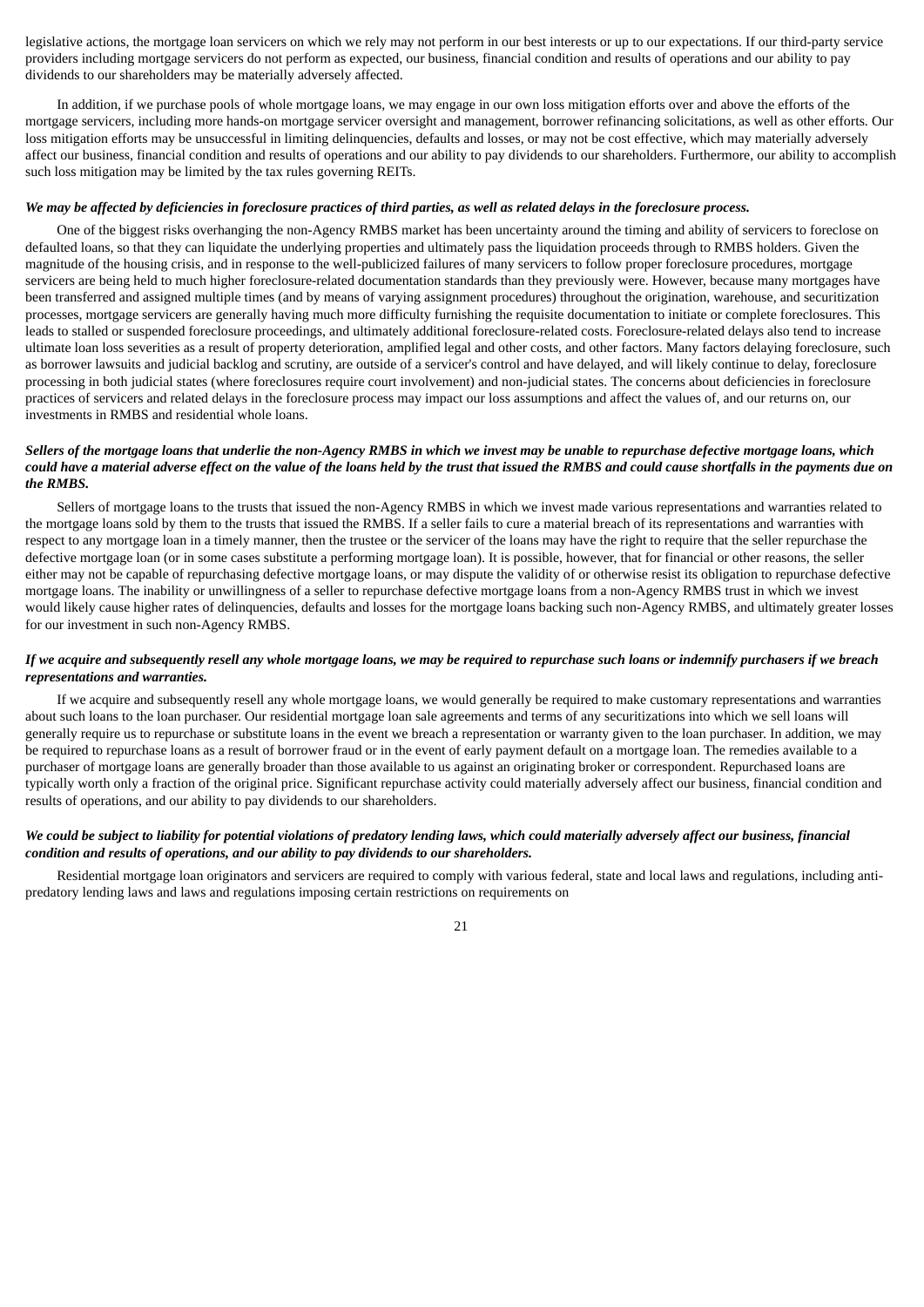legislative actions, the mortgage loan servicers on which we rely may not perform in our best interests or up to our expectations. If our third-party service providers including mortgage servicers do not perform as expected, our business, financial condition and results of operations and our ability to pay dividends to our shareholders may be materially adversely affected.

In addition, if we purchase pools of whole mortgage loans, we may engage in our own loss mitigation efforts over and above the efforts of the mortgage servicers, including more hands-on mortgage servicer oversight and management, borrower refinancing solicitations, as well as other efforts. Our loss mitigation efforts may be unsuccessful in limiting delinquencies, defaults and losses, or may not be cost effective, which may materially adversely affect our business, financial condition and results of operations and our ability to pay dividends to our shareholders. Furthermore, our ability to accomplish such loss mitigation may be limited by the tax rules governing REITs.

***We may be affected by deficiencies in foreclosure practices of third parties, as well as related delays in the foreclosure process.***

One of the biggest risks overhanging the non-Agency RMBS market has been uncertainty around the timing and ability of servicers to foreclose on defaulted loans, so that they can liquidate the underlying properties and ultimately pass the liquidation proceeds through to RMBS holders. Given the magnitude of the housing crisis, and in response to the well-publicized failures of many servicers to follow proper foreclosure procedures, mortgage servicers are being held to much higher foreclosure-related documentation standards than they previously were. However, because many mortgages have been transferred and assigned multiple times (and by means of varying assignment procedures) throughout the origination, warehouse, and securitization processes, mortgage servicers are generally having much more difficulty furnishing the requisite documentation to initiate or complete foreclosures. This leads to stalled or suspended foreclosure proceedings, and ultimately additional foreclosure-related costs. Foreclosure-related delays also tend to increase ultimate loan loss severities as a result of property deterioration, amplified legal and other costs, and other factors. Many factors delaying foreclosure, such as borrower lawsuits and judicial backlog and scrutiny, are outside of a servicer's control and have delayed, and will likely continue to delay, foreclosure processing in both judicial states (where foreclosures require court involvement) and non-judicial states. The concerns about deficiencies in foreclosure practices of servicers and related delays in the foreclosure process may impact our loss assumptions and affect the values of, and our returns on, our investments in RMBS and residential whole loans.

***Sellers of the mortgage loans that underlie the non-Agency RMBS in which we invest may be unable to repurchase defective mortgage loans, which could have a material adverse effect on the value of the loans held by the trust that issued the RMBS and could cause shortfalls in the payments due on the RMBS.***

Sellers of mortgage loans to the trusts that issued the non-Agency RMBS in which we invest made various representations and warranties related to the mortgage loans sold by them to the trusts that issued the RMBS. If a seller fails to cure a material breach of its representations and warranties with respect to any mortgage loan in a timely manner, then the trustee or the servicer of the loans may have the right to require that the seller repurchase the defective mortgage loan (or in some cases substitute a performing mortgage loan). It is possible, however, that for financial or other reasons, the seller either may not be capable of repurchasing defective mortgage loans, or may dispute the validity of or otherwise resist its obligation to repurchase defective mortgage loans. The inability or unwillingness of a seller to repurchase defective mortgage loans from a non-Agency RMBS trust in which we invest would likely cause higher rates of delinquencies, defaults and losses for the mortgage loans backing such non-Agency RMBS, and ultimately greater losses for our investment in such non-Agency RMBS.

***If we acquire and subsequently resell any whole mortgage loans, we may be required to repurchase such loans or indemnify purchasers if we breach representations and warranties.***

If we acquire and subsequently resell any whole mortgage loans, we would generally be required to make customary representations and warranties about such loans to the loan purchaser. Our residential mortgage loan sale agreements and terms of any securitizations into which we sell loans will generally require us to repurchase or substitute loans in the event we breach a representation or warranty given to the loan purchaser. In addition, we may be required to repurchase loans as a result of borrower fraud or in the event of early payment default on a mortgage loan. The remedies available to a purchaser of mortgage loans are generally broader than those available to us against an originating broker or correspondent. Repurchased loans are typically worth only a fraction of the original price. Significant repurchase activity could materially adversely affect our business, financial condition and results of operations, and our ability to pay dividends to our shareholders.

***We could be subject to liability for potential violations of predatory lending laws, which could materially adversely affect our business, financial condition and results of operations, and our ability to pay dividends to our shareholders.***

Residential mortgage loan originators and servicers are required to comply with various federal, state and local laws and regulations, including anti-predatory lending laws and laws and regulations imposing certain restrictions on requirements on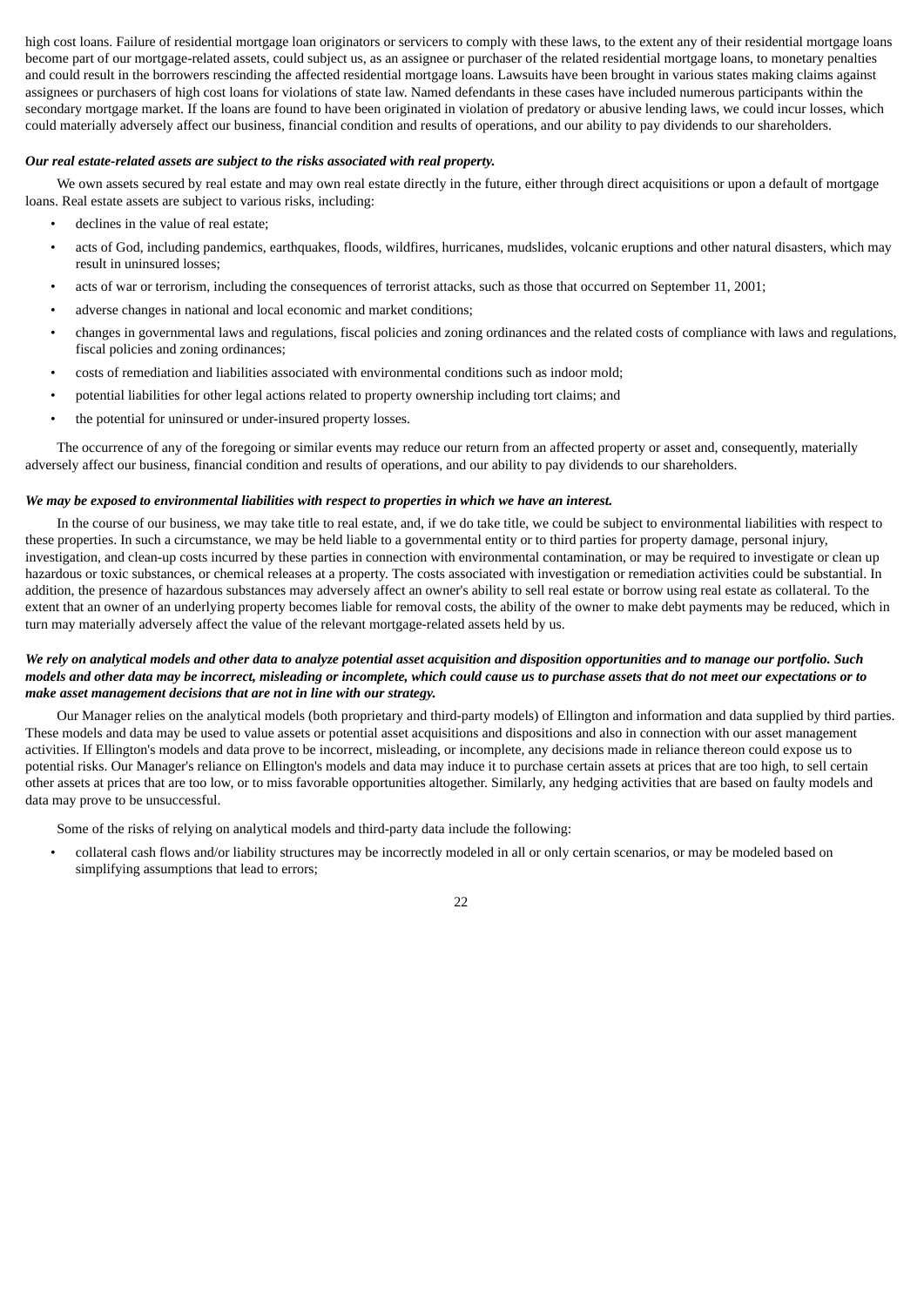high cost loans. Failure of residential mortgage loan originators or servicers to comply with these laws, to the extent any of their residential mortgage loans become part of our mortgage-related assets, could subject us, as an assignee or purchaser of the related residential mortgage loans, to monetary penalties and could result in the borrowers rescinding the affected residential mortgage loans. Lawsuits have been brought in various states making claims against assignees or purchasers of high cost loans for violations of state law. Named defendants in these cases have included numerous participants within the secondary mortgage market. If the loans are found to have been originated in violation of predatory or abusive lending laws, we could incur losses, which could materially adversely affect our business, financial condition and results of operations, and our ability to pay dividends to our shareholders.

***Our real estate-related assets are subject to the risks associated with real property.***

We own assets secured by real estate and may own real estate directly in the future, either through direct acquisitions or upon a default of mortgage loans. Real estate assets are subject to various risks, including:

- declines in the value of real estate;
- acts of God, including pandemics, earthquakes, floods, wildfires, hurricanes, mudslides, volcanic eruptions and other natural disasters, which may result in uninsured losses;
- acts of war or terrorism, including the consequences of terrorist attacks, such as those that occurred on September 11, 2001;
- adverse changes in national and local economic and market conditions;
- changes in governmental laws and regulations, fiscal policies and zoning ordinances and the related costs of compliance with laws and regulations, fiscal policies and zoning ordinances;
- costs of remediation and liabilities associated with environmental conditions such as indoor mold;
- potential liabilities for other legal actions related to property ownership including tort claims; and
- the potential for uninsured or under-insured property losses.

The occurrence of any of the foregoing or similar events may reduce our return from an affected property or asset and, consequently, materially adversely affect our business, financial condition and results of operations, and our ability to pay dividends to our shareholders.

***We may be exposed to environmental liabilities with respect to properties in which we have an interest.***

In the course of our business, we may take title to real estate, and, if we do take title, we could be subject to environmental liabilities with respect to these properties. In such a circumstance, we may be held liable to a governmental entity or to third parties for property damage, personal injury, investigation, and clean-up costs incurred by these parties in connection with environmental contamination, or may be required to investigate or clean up hazardous or toxic substances, or chemical releases at a property. The costs associated with investigation or remediation activities could be substantial. In addition, the presence of hazardous substances may adversely affect an owner's ability to sell real estate or borrow using real estate as collateral. To the extent that an owner of an underlying property becomes liable for removal costs, the ability of the owner to make debt payments may be reduced, which in turn may materially adversely affect the value of the relevant mortgage-related assets held by us.

***We rely on analytical models and other data to analyze potential asset acquisition and disposition opportunities and to manage our portfolio. Such models and other data may be incorrect, misleading or incomplete, which could cause us to purchase assets that do not meet our expectations or to make asset management decisions that are not in line with our strategy.***

Our Manager relies on the analytical models (both proprietary and third-party models) of Ellington and information and data supplied by third parties. These models and data may be used to value assets or potential asset acquisitions and dispositions and also in connection with our asset management activities. If Ellington's models and data prove to be incorrect, misleading, or incomplete, any decisions made in reliance thereon could expose us to potential risks. Our Manager's reliance on Ellington's models and data may induce it to purchase certain assets at prices that are too high, to sell certain other assets at prices that are too low, or to miss favorable opportunities altogether. Similarly, any hedging activities that are based on faulty models and data may prove to be unsuccessful.

Some of the risks of relying on analytical models and third-party data include the following:

- collateral cash flows and/or liability structures may be incorrectly modeled in all or only certain scenarios, or may be modeled based on simplifying assumptions that lead to errors;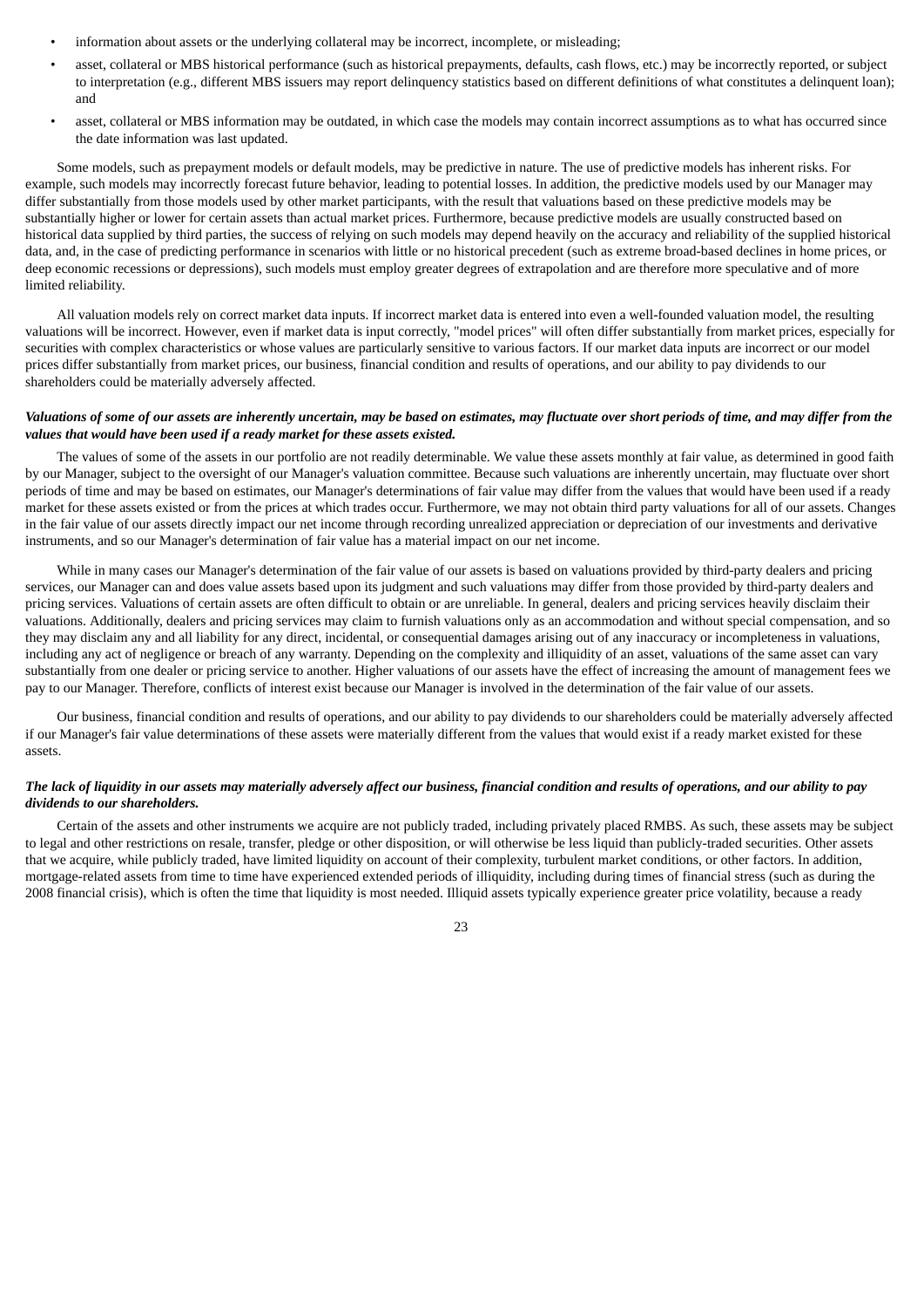- information about assets or the underlying collateral may be incorrect, incomplete, or misleading;
- asset, collateral or MBS historical performance (such as historical prepayments, defaults, cash flows, etc.) may be incorrectly reported, or subject to interpretation (e.g., different MBS issuers may report delinquency statistics based on different definitions of what constitutes a delinquent loan); and
- asset, collateral or MBS information may be outdated, in which case the models may contain incorrect assumptions as to what has occurred since the date information was last updated.

Some models, such as prepayment models or default models, may be predictive in nature. The use of predictive models has inherent risks. For example, such models may incorrectly forecast future behavior, leading to potential losses. In addition, the predictive models used by our Manager may differ substantially from those models used by other market participants, with the result that valuations based on these predictive models may be substantially higher or lower for certain assets than actual market prices. Furthermore, because predictive models are usually constructed based on historical data supplied by third parties, the success of relying on such models may depend heavily on the accuracy and reliability of the supplied historical data, and, in the case of predicting performance in scenarios with little or no historical precedent (such as extreme broad-based declines in home prices, or deep economic recessions or depressions), such models must employ greater degrees of extrapolation and are therefore more speculative and of more limited reliability.

All valuation models rely on correct market data inputs. If incorrect market data is entered into even a well-founded valuation model, the resulting valuations will be incorrect. However, even if market data is input correctly, "model prices" will often differ substantially from market prices, especially for securities with complex characteristics or whose values are particularly sensitive to various factors. If our market data inputs are incorrect or our model prices differ substantially from market prices, our business, financial condition and results of operations, and our ability to pay dividends to our shareholders could be materially adversely affected.

***Valuations of some of our assets are inherently uncertain, may be based on estimates, may fluctuate over short periods of time, and may differ from the values that would have been used if a ready market for these assets existed.***

The values of some of the assets in our portfolio are not readily determinable. We value these assets monthly at fair value, as determined in good faith by our Manager, subject to the oversight of our Manager's valuation committee. Because such valuations are inherently uncertain, may fluctuate over short periods of time and may be based on estimates, our Manager's determinations of fair value may differ from the values that would have been used if a ready market for these assets existed or from the prices at which trades occur. Furthermore, we may not obtain third party valuations for all of our assets. Changes in the fair value of our assets directly impact our net income through recording unrealized appreciation or depreciation of our investments and derivative instruments, and so our Manager's determination of fair value has a material impact on our net income.

While in many cases our Manager's determination of the fair value of our assets is based on valuations provided by third-party dealers and pricing services, our Manager can and does value assets based upon its judgment and such valuations may differ from those provided by third-party dealers and pricing services. Valuations of certain assets are often difficult to obtain or are unreliable. In general, dealers and pricing services heavily disclaim their valuations. Additionally, dealers and pricing services may claim to furnish valuations only as an accommodation and without special compensation, and so they may disclaim any and all liability for any direct, incidental, or consequential damages arising out of any inaccuracy or incompleteness in valuations, including any act of negligence or breach of any warranty. Depending on the complexity and illiquidity of an asset, valuations of the same asset can vary substantially from one dealer or pricing service to another. Higher valuations of our assets have the effect of increasing the amount of management fees we pay to our Manager. Therefore, conflicts of interest exist because our Manager is involved in the determination of the fair value of our assets.

Our business, financial condition and results of operations, and our ability to pay dividends to our shareholders could be materially adversely affected if our Manager's fair value determinations of these assets were materially different from the values that would exist if a ready market existed for these assets.

***The lack of liquidity in our assets may materially adversely affect our business, financial condition and results of operations, and our ability to pay dividends to our shareholders.***

Certain of the assets and other instruments we acquire are not publicly traded, including privately placed RMBS. As such, these assets may be subject to legal and other restrictions on resale, transfer, pledge or other disposition, or will otherwise be less liquid than publicly-traded securities. Other assets that we acquire, while publicly traded, have limited liquidity on account of their complexity, turbulent market conditions, or other factors. In addition, mortgage-related assets from time to time have experienced extended periods of illiquidity, including during times of financial stress (such as during the 2008 financial crisis), which is often the time that liquidity is most needed. Illiquid assets typically experience greater price volatility, because a ready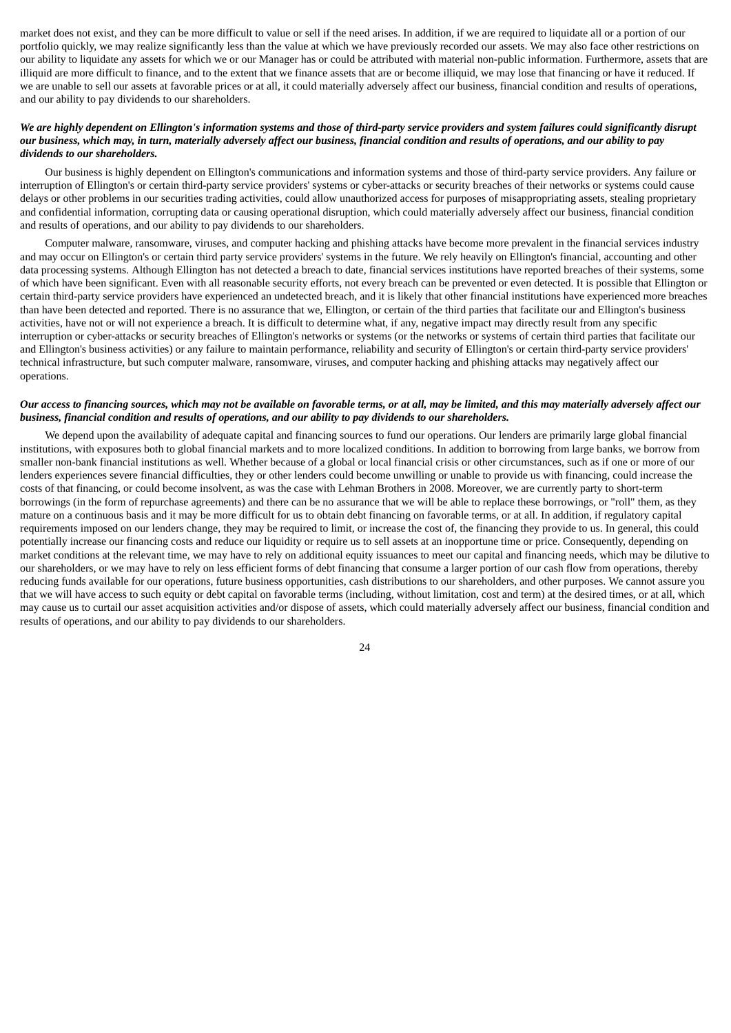market does not exist, and they can be more difficult to value or sell if the need arises. In addition, if we are required to liquidate all or a portion of our portfolio quickly, we may realize significantly less than the value at which we have previously recorded our assets. We may also face other restrictions on our ability to liquidate any assets for which we or our Manager has or could be attributed with material non-public information. Furthermore, assets that are illiquid are more difficult to finance, and to the extent that we finance assets that are or become illiquid, we may lose that financing or have it reduced. If we are unable to sell our assets at favorable prices or at all, it could materially adversely affect our business, financial condition and results of operations, and our ability to pay dividends to our shareholders.

***We are highly dependent on Ellington's information systems and those of third-party service providers and system failures could significantly disrupt our business, which may, in turn, materially adversely affect our business, financial condition and results of operations, and our ability to pay dividends to our shareholders.***

Our business is highly dependent on Ellington's communications and information systems and those of third-party service providers. Any failure or interruption of Ellington's or certain third-party service providers' systems or cyber-attacks or security breaches of their networks or systems could cause delays or other problems in our securities trading activities, could allow unauthorized access for purposes of misappropriating assets, stealing proprietary and confidential information, corrupting data or causing operational disruption, which could materially adversely affect our business, financial condition and results of operations, and our ability to pay dividends to our shareholders.

Computer malware, ransomware, viruses, and computer hacking and phishing attacks have become more prevalent in the financial services industry and may occur on Ellington's or certain third party service providers' systems in the future. We rely heavily on Ellington's financial, accounting and other data processing systems. Although Ellington has not detected a breach to date, financial services institutions have reported breaches of their systems, some of which have been significant. Even with all reasonable security efforts, not every breach can be prevented or even detected. It is possible that Ellington or certain third-party service providers have experienced an undetected breach, and it is likely that other financial institutions have experienced more breaches than have been detected and reported. There is no assurance that we, Ellington, or certain of the third parties that facilitate our and Ellington's business activities, have not or will not experience a breach. It is difficult to determine what, if any, negative impact may directly result from any specific interruption or cyber-attacks or security breaches of Ellington's networks or systems (or the networks or systems of certain third parties that facilitate our and Ellington's business activities) or any failure to maintain performance, reliability and security of Ellington's or certain third-party service providers' technical infrastructure, but such computer malware, ransomware, viruses, and computer hacking and phishing attacks may negatively affect our operations.

***Our access to financing sources, which may not be available on favorable terms, or at all, may be limited, and this may materially adversely affect our business, financial condition and results of operations, and our ability to pay dividends to our shareholders.***

We depend upon the availability of adequate capital and financing sources to fund our operations. Our lenders are primarily large global financial institutions, with exposures both to global financial markets and to more localized conditions. In addition to borrowing from large banks, we borrow from smaller non-bank financial institutions as well. Whether because of a global or local financial crisis or other circumstances, such as if one or more of our lenders experiences severe financial difficulties, they or other lenders could become unwilling or unable to provide us with financing, could increase the costs of that financing, or could become insolvent, as was the case with Lehman Brothers in 2008. Moreover, we are currently party to short-term borrowings (in the form of repurchase agreements) and there can be no assurance that we will be able to replace these borrowings, or "roll" them, as they mature on a continuous basis and it may be more difficult for us to obtain debt financing on favorable terms, or at all. In addition, if regulatory capital requirements imposed on our lenders change, they may be required to limit, or increase the cost of, the financing they provide to us. In general, this could potentially increase our financing costs and reduce our liquidity or require us to sell assets at an inopportune time or price. Consequently, depending on market conditions at the relevant time, we may have to rely on additional equity issuances to meet our capital and financing needs, which may be dilutive to our shareholders, or we may have to rely on less efficient forms of debt financing that consume a larger portion of our cash flow from operations, thereby reducing funds available for our operations, future business opportunities, cash distributions to our shareholders, and other purposes. We cannot assure you that we will have access to such equity or debt capital on favorable terms (including, without limitation, cost and term) at the desired times, or at all, which may cause us to curtail our asset acquisition activities and/or dispose of assets, which could materially adversely affect our business, financial condition and results of operations, and our ability to pay dividends to our shareholders.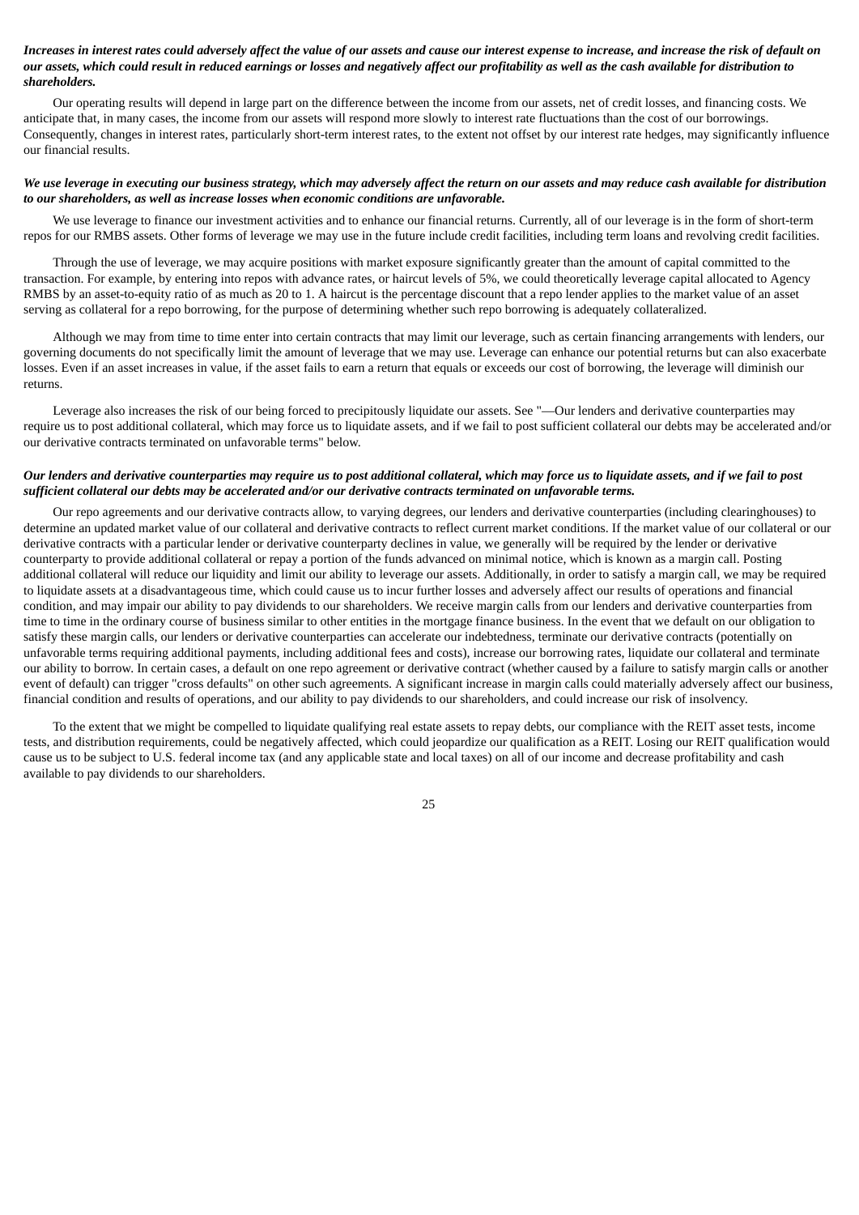***Increases in interest rates could adversely affect the value of our assets and cause our interest expense to increase, and increase the risk of default on our assets, which could result in reduced earnings or losses and negatively affect our profitability as well as the cash available for distribution to shareholders.***

Our operating results will depend in large part on the difference between the income from our assets, net of credit losses, and financing costs. We anticipate that, in many cases, the income from our assets will respond more slowly to interest rate fluctuations than the cost of our borrowings. Consequently, changes in interest rates, particularly short-term interest rates, to the extent not offset by our interest rate hedges, may significantly influence our financial results.

***We use leverage in executing our business strategy, which may adversely affect the return on our assets and may reduce cash available for distribution to our shareholders, as well as increase losses when economic conditions are unfavorable.***

We use leverage to finance our investment activities and to enhance our financial returns. Currently, all of our leverage is in the form of short-term repos for our RMBS assets. Other forms of leverage we may use in the future include credit facilities, including term loans and revolving credit facilities.

Through the use of leverage, we may acquire positions with market exposure significantly greater than the amount of capital committed to the transaction. For example, by entering into repos with advance rates, or haircut levels of 5%, we could theoretically leverage capital allocated to Agency RMBS by an asset-to-equity ratio of as much as 20 to 1. A haircut is the percentage discount that a repo lender applies to the market value of an asset serving as collateral for a repo borrowing, for the purpose of determining whether such repo borrowing is adequately collateralized.

Although we may from time to time enter into certain contracts that may limit our leverage, such as certain financing arrangements with lenders, our governing documents do not specifically limit the amount of leverage that we may use. Leverage can enhance our potential returns but can also exacerbate losses. Even if an asset increases in value, if the asset fails to earn a return that equals or exceeds our cost of borrowing, the leverage will diminish our returns.

Leverage also increases the risk of our being forced to precipitously liquidate our assets. See "—Our lenders and derivative counterparties may require us to post additional collateral, which may force us to liquidate assets, and if we fail to post sufficient collateral our debts may be accelerated and/or our derivative contracts terminated on unfavorable terms" below.

***Our lenders and derivative counterparties may require us to post additional collateral, which may force us to liquidate assets, and if we fail to post sufficient collateral our debts may be accelerated and/or our derivative contracts terminated on unfavorable terms.***

Our repo agreements and our derivative contracts allow, to varying degrees, our lenders and derivative counterparties (including clearinghouses) to determine an updated market value of our collateral and derivative contracts to reflect current market conditions. If the market value of our collateral or our derivative contracts with a particular lender or derivative counterparty declines in value, we generally will be required by the lender or derivative counterparty to provide additional collateral or repay a portion of the funds advanced on minimal notice, which is known as a margin call. Posting additional collateral will reduce our liquidity and limit our ability to leverage our assets. Additionally, in order to satisfy a margin call, we may be required to liquidate assets at a disadvantageous time, which could cause us to incur further losses and adversely affect our results of operations and financial condition, and may impair our ability to pay dividends to our shareholders. We receive margin calls from our lenders and derivative counterparties from time to time in the ordinary course of business similar to other entities in the mortgage finance business. In the event that we default on our obligation to satisfy these margin calls, our lenders or derivative counterparties can accelerate our indebtedness, terminate our derivative contracts (potentially on unfavorable terms requiring additional payments, including additional fees and costs), increase our borrowing rates, liquidate our collateral and terminate our ability to borrow. In certain cases, a default on one repo agreement or derivative contract (whether caused by a failure to satisfy margin calls or another event of default) can trigger "cross defaults" on other such agreements. A significant increase in margin calls could materially adversely affect our business, financial condition and results of operations, and our ability to pay dividends to our shareholders, and could increase our risk of insolvency.

To the extent that we might be compelled to liquidate qualifying real estate assets to repay debts, our compliance with the REIT asset tests, income tests, and distribution requirements, could be negatively affected, which could jeopardize our qualification as a REIT. Losing our REIT qualification would cause us to be subject to U.S. federal income tax (and any applicable state and local taxes) on all of our income and decrease profitability and cash available to pay dividends to our shareholders.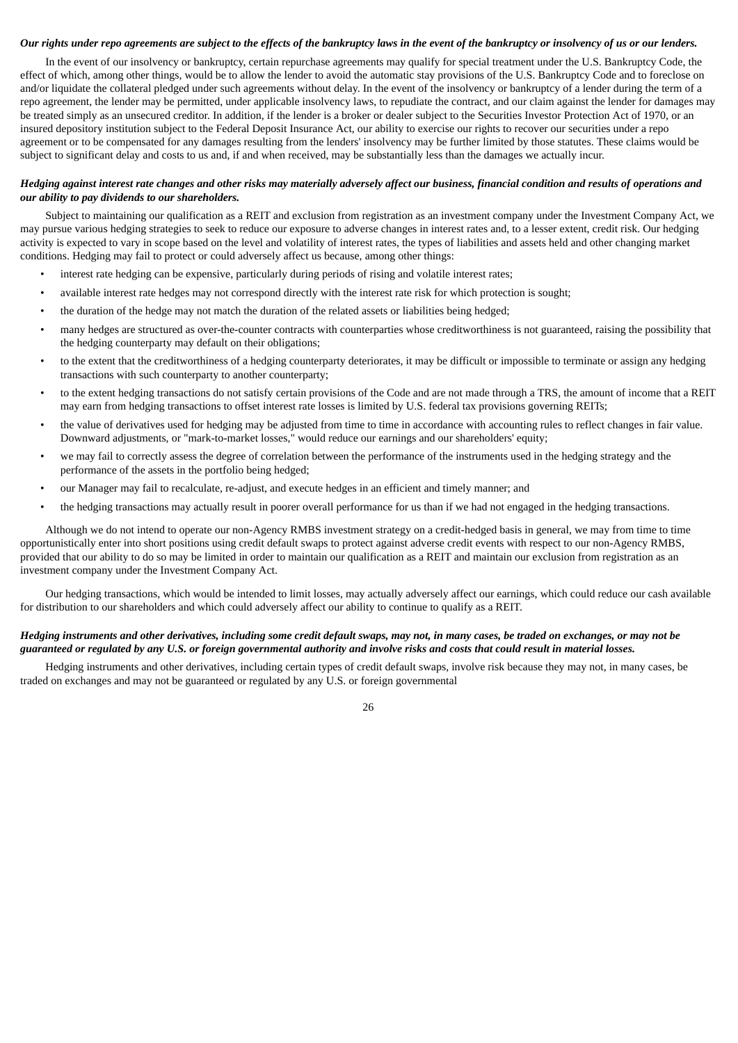***Our rights under repo agreements are subject to the effects of the bankruptcy laws in the event of the bankruptcy or insolvency of us or our lenders.***

In the event of our insolvency or bankruptcy, certain repurchase agreements may qualify for special treatment under the U.S. Bankruptcy Code, the effect of which, among other things, would be to allow the lender to avoid the automatic stay provisions of the U.S. Bankruptcy Code and to foreclose on and/or liquidate the collateral pledged under such agreements without delay. In the event of the insolvency or bankruptcy of a lender during the term of a repo agreement, the lender may be permitted, under applicable insolvency laws, to repudiate the contract, and our claim against the lender for damages may be treated simply as an unsecured creditor. In addition, if the lender is a broker or dealer subject to the Securities Investor Protection Act of 1970, or an insured depository institution subject to the Federal Deposit Insurance Act, our ability to exercise our rights to recover our securities under a repo agreement or to be compensated for any damages resulting from the lenders' insolvency may be further limited by those statutes. These claims would be subject to significant delay and costs to us and, if and when received, may be substantially less than the damages we actually incur.

***Hedging against interest rate changes and other risks may materially adversely affect our business, financial condition and results of operations and our ability to pay dividends to our shareholders.***

Subject to maintaining our qualification as a REIT and exclusion from registration as an investment company under the Investment Company Act, we may pursue various hedging strategies to seek to reduce our exposure to adverse changes in interest rates and, to a lesser extent, credit risk. Our hedging activity is expected to vary in scope based on the level and volatility of interest rates, the types of liabilities and assets held and other changing market conditions. Hedging may fail to protect or could adversely affect us because, among other things:

- interest rate hedging can be expensive, particularly during periods of rising and volatile interest rates;
- available interest rate hedges may not correspond directly with the interest rate risk for which protection is sought;
- the duration of the hedge may not match the duration of the related assets or liabilities being hedged;
- many hedges are structured as over-the-counter contracts with counterparties whose creditworthiness is not guaranteed, raising the possibility that the hedging counterparty may default on their obligations;
- to the extent that the creditworthiness of a hedging counterparty deteriorates, it may be difficult or impossible to terminate or assign any hedging transactions with such counterparty to another counterparty;
- to the extent hedging transactions do not satisfy certain provisions of the Code and are not made through a TRS, the amount of income that a REIT may earn from hedging transactions to offset interest rate losses is limited by U.S. federal tax provisions governing REITs;
- the value of derivatives used for hedging may be adjusted from time to time in accordance with accounting rules to reflect changes in fair value. Downward adjustments, or "mark-to-market losses," would reduce our earnings and our shareholders' equity;
- we may fail to correctly assess the degree of correlation between the performance of the instruments used in the hedging strategy and the performance of the assets in the portfolio being hedged;
- our Manager may fail to recalculate, re-adjust, and execute hedges in an efficient and timely manner; and
- the hedging transactions may actually result in poorer overall performance for us than if we had not engaged in the hedging transactions.

Although we do not intend to operate our non-Agency RMBS investment strategy on a credit-hedged basis in general, we may from time to time opportunistically enter into short positions using credit default swaps to protect against adverse credit events with respect to our non-Agency RMBS, provided that our ability to do so may be limited in order to maintain our qualification as a REIT and maintain our exclusion from registration as an investment company under the Investment Company Act.

Our hedging transactions, which would be intended to limit losses, may actually adversely affect our earnings, which could reduce our cash available for distribution to our shareholders and which could adversely affect our ability to continue to qualify as a REIT.

***Hedging instruments and other derivatives, including some credit default swaps, may not, in many cases, be traded on exchanges, or may not be guaranteed or regulated by any U.S. or foreign governmental authority and involve risks and costs that could result in material losses.***

Hedging instruments and other derivatives, including certain types of credit default swaps, involve risk because they may not, in many cases, be traded on exchanges and may not be guaranteed or regulated by any U.S. or foreign governmental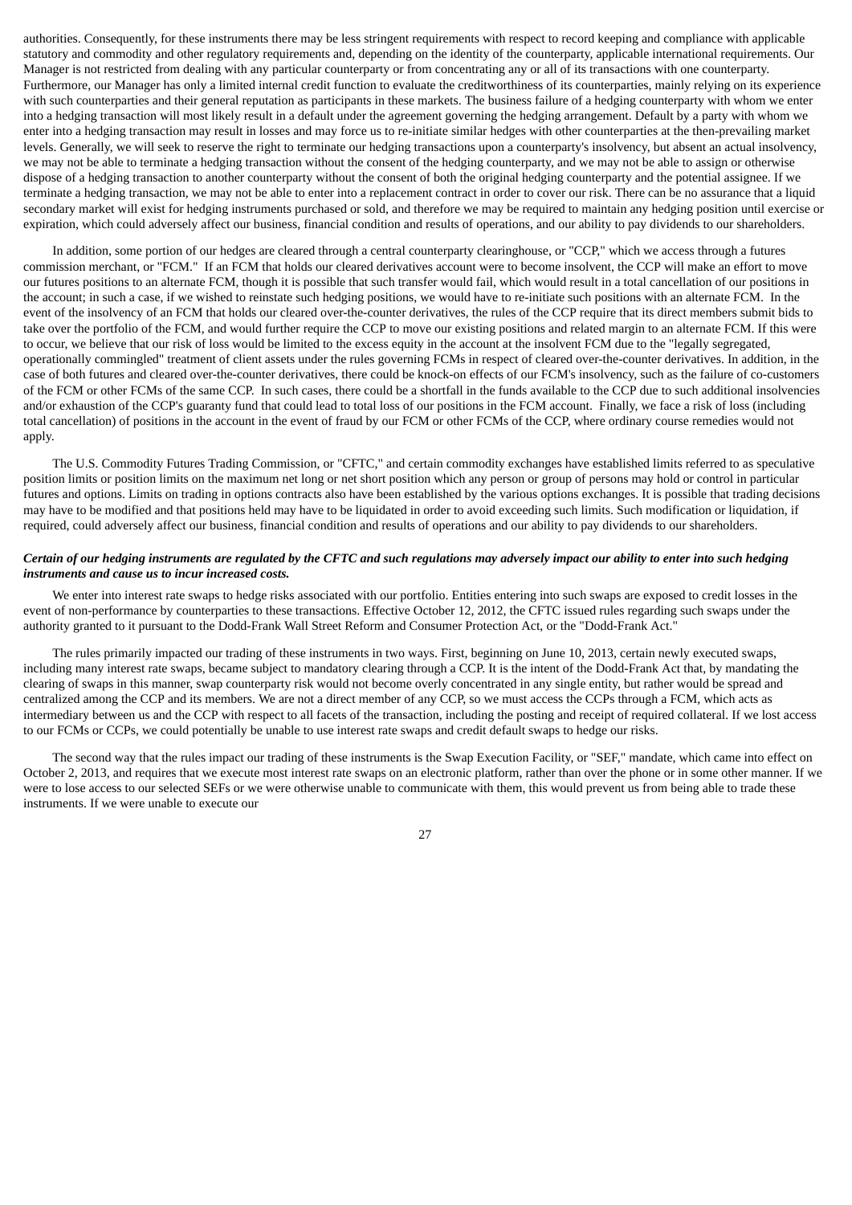authorities. Consequently, for these instruments there may be less stringent requirements with respect to record keeping and compliance with applicable statutory and commodity and other regulatory requirements and, depending on the identity of the counterparty, applicable international requirements. Our Manager is not restricted from dealing with any particular counterparty or from concentrating any or all of its transactions with one counterparty. Furthermore, our Manager has only a limited internal credit function to evaluate the creditworthiness of its counterparties, mainly relying on its experience with such counterparties and their general reputation as participants in these markets. The business failure of a hedging counterparty with whom we enter into a hedging transaction will most likely result in a default under the agreement governing the hedging arrangement. Default by a party with whom we enter into a hedging transaction may result in losses and may force us to re-initiate similar hedges with other counterparties at the then-prevailing market levels. Generally, we will seek to reserve the right to terminate our hedging transactions upon a counterparty's insolvency, but absent an actual insolvency, we may not be able to terminate a hedging transaction without the consent of the hedging counterparty, and we may not be able to assign or otherwise dispose of a hedging transaction to another counterparty without the consent of both the original hedging counterparty and the potential assignee. If we terminate a hedging transaction, we may not be able to enter into a replacement contract in order to cover our risk. There can be no assurance that a liquid secondary market will exist for hedging instruments purchased or sold, and therefore we may be required to maintain any hedging position until exercise or expiration, which could adversely affect our business, financial condition and results of operations, and our ability to pay dividends to our shareholders.

In addition, some portion of our hedges are cleared through a central counterparty clearinghouse, or "CCP," which we access through a futures commission merchant, or "FCM." If an FCM that holds our cleared derivatives account were to become insolvent, the CCP will make an effort to move our futures positions to an alternate FCM, though it is possible that such transfer would fail, which would result in a total cancellation of our positions in the account; in such a case, if we wished to reinstate such hedging positions, we would have to re-initiate such positions with an alternate FCM. In the event of the insolvency of an FCM that holds our cleared over-the-counter derivatives, the rules of the CCP require that its direct members submit bids to take over the portfolio of the FCM, and would further require the CCP to move our existing positions and related margin to an alternate FCM. If this were to occur, we believe that our risk of loss would be limited to the excess equity in the account at the insolvent FCM due to the "legally segregated, operationally commingled" treatment of client assets under the rules governing FCMs in respect of cleared over-the-counter derivatives. In addition, in the case of both futures and cleared over-the-counter derivatives, there could be knock-on effects of our FCM's insolvency, such as the failure of co-customers of the FCM or other FCMs of the same CCP. In such cases, there could be a shortfall in the funds available to the CCP due to such additional insolvencies and/or exhaustion of the CCP's guaranty fund that could lead to total loss of our positions in the FCM account. Finally, we face a risk of loss (including total cancellation) of positions in the account in the event of fraud by our FCM or other FCMs of the CCP, where ordinary course remedies would not apply.

The U.S. Commodity Futures Trading Commission, or "CFTC," and certain commodity exchanges have established limits referred to as speculative position limits or position limits on the maximum net long or net short position which any person or group of persons may hold or control in particular futures and options. Limits on trading in options contracts also have been established by the various options exchanges. It is possible that trading decisions may have to be modified and that positions held may have to be liquidated in order to avoid exceeding such limits. Such modification or liquidation, if required, could adversely affect our business, financial condition and results of operations and our ability to pay dividends to our shareholders.

***Certain of our hedging instruments are regulated by the CFTC and such regulations may adversely impact our ability to enter into such hedging instruments and cause us to incur increased costs.***

We enter into interest rate swaps to hedge risks associated with our portfolio. Entities entering into such swaps are exposed to credit losses in the event of non-performance by counterparties to these transactions. Effective October 12, 2012, the CFTC issued rules regarding such swaps under the authority granted to it pursuant to the Dodd-Frank Wall Street Reform and Consumer Protection Act, or the "Dodd-Frank Act."

The rules primarily impacted our trading of these instruments in two ways. First, beginning on June 10, 2013, certain newly executed swaps, including many interest rate swaps, became subject to mandatory clearing through a CCP. It is the intent of the Dodd-Frank Act that, by mandating the clearing of swaps in this manner, swap counterparty risk would not become overly concentrated in any single entity, but rather would be spread and centralized among the CCP and its members. We are not a direct member of any CCP, so we must access the CCPs through a FCM, which acts as intermediary between us and the CCP with respect to all facets of the transaction, including the posting and receipt of required collateral. If we lost access to our FCMs or CCPs, we could potentially be unable to use interest rate swaps and credit default swaps to hedge our risks.

The second way that the rules impact our trading of these instruments is the Swap Execution Facility, or "SEF," mandate, which came into effect on October 2, 2013, and requires that we execute most interest rate swaps on an electronic platform, rather than over the phone or in some other manner. If we were to lose access to our selected SEFs or we were otherwise unable to communicate with them, this would prevent us from being able to trade these instruments. If we were unable to execute our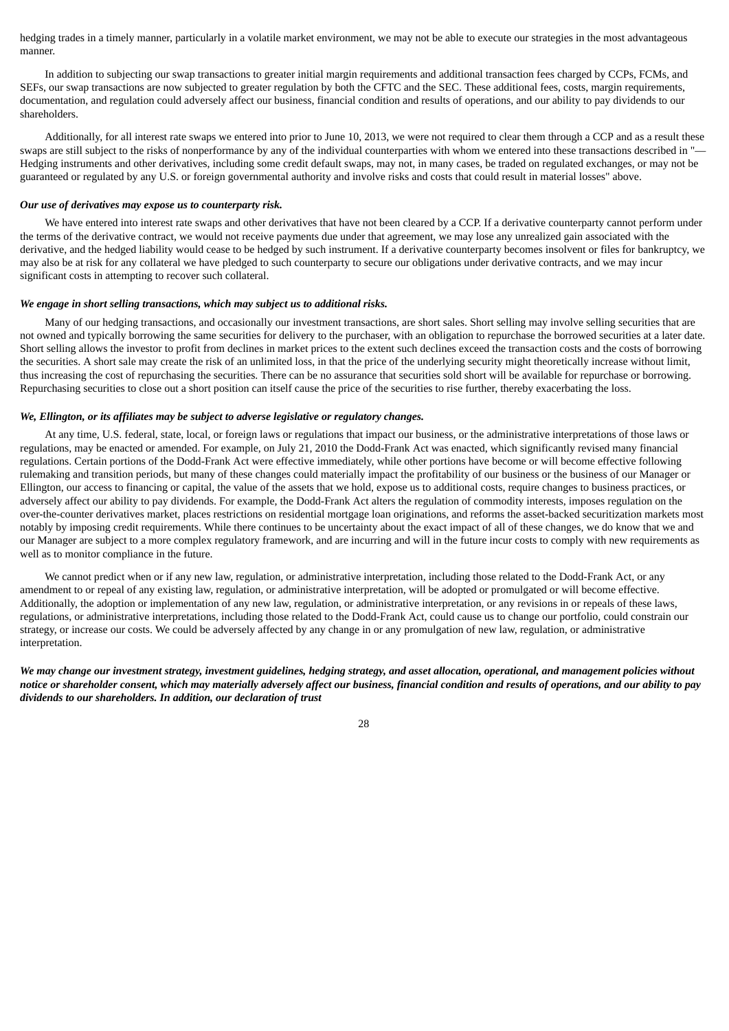hedging trades in a timely manner, particularly in a volatile market environment, we may not be able to execute our strategies in the most advantageous manner.

In addition to subjecting our swap transactions to greater initial margin requirements and additional transaction fees charged by CCPs, FCMs, and SEFs, our swap transactions are now subjected to greater regulation by both the CFTC and the SEC. These additional fees, costs, margin requirements, documentation, and regulation could adversely affect our business, financial condition and results of operations, and our ability to pay dividends to our shareholders.

Additionally, for all interest rate swaps we entered into prior to June 10, 2013, we were not required to clear them through a CCP and as a result these swaps are still subject to the risks of nonperformance by any of the individual counterparties with whom we entered into these transactions described in "—Hedging instruments and other derivatives, including some credit default swaps, may not, in many cases, be traded on regulated exchanges, or may not be guaranteed or regulated by any U.S. or foreign governmental authority and involve risks and costs that could result in material losses" above.

***Our use of derivatives may expose us to counterparty risk.***

We have entered into interest rate swaps and other derivatives that have not been cleared by a CCP. If a derivative counterparty cannot perform under the terms of the derivative contract, we would not receive payments due under that agreement, we may lose any unrealized gain associated with the derivative, and the hedged liability would cease to be hedged by such instrument. If a derivative counterparty becomes insolvent or files for bankruptcy, we may also be at risk for any collateral we have pledged to such counterparty to secure our obligations under derivative contracts, and we may incur significant costs in attempting to recover such collateral.

***We engage in short selling transactions, which may subject us to additional risks.***

Many of our hedging transactions, and occasionally our investment transactions, are short sales. Short selling may involve selling securities that are not owned and typically borrowing the same securities for delivery to the purchaser, with an obligation to repurchase the borrowed securities at a later date. Short selling allows the investor to profit from declines in market prices to the extent such declines exceed the transaction costs and the costs of borrowing the securities. A short sale may create the risk of an unlimited loss, in that the price of the underlying security might theoretically increase without limit, thus increasing the cost of repurchasing the securities. There can be no assurance that securities sold short will be available for repurchase or borrowing. Repurchasing securities to close out a short position can itself cause the price of the securities to rise further, thereby exacerbating the loss.

***We, Ellington, or its affiliates may be subject to adverse legislative or regulatory changes.***

At any time, U.S. federal, state, local, or foreign laws or regulations that impact our business, or the administrative interpretations of those laws or regulations, may be enacted or amended. For example, on July 21, 2010 the Dodd-Frank Act was enacted, which significantly revised many financial regulations. Certain portions of the Dodd-Frank Act were effective immediately, while other portions have become or will become effective following rulemaking and transition periods, but many of these changes could materially impact the profitability of our business or the business of our Manager or Ellington, our access to financing or capital, the value of the assets that we hold, expose us to additional costs, require changes to business practices, or adversely affect our ability to pay dividends. For example, the Dodd-Frank Act alters the regulation of commodity interests, imposes regulation on the over-the-counter derivatives market, places restrictions on residential mortgage loan originations, and reforms the asset-backed securitization markets most notably by imposing credit requirements. While there continues to be uncertainty about the exact impact of all of these changes, we do know that we and our Manager are subject to a more complex regulatory framework, and are incurring and will in the future incur costs to comply with new requirements as well as to monitor compliance in the future.

We cannot predict when or if any new law, regulation, or administrative interpretation, including those related to the Dodd-Frank Act, or any amendment to or repeal of any existing law, regulation, or administrative interpretation, will be adopted or promulgated or will become effective. Additionally, the adoption or implementation of any new law, regulation, or administrative interpretation, or any revisions in or repeals of these laws, regulations, or administrative interpretations, including those related to the Dodd-Frank Act, could cause us to change our portfolio, could constrain our strategy, or increase our costs. We could be adversely affected by any change in or any promulgation of new law, regulation, or administrative interpretation.

***We may change our investment strategy, investment guidelines, hedging strategy, and asset allocation, operational, and management policies without notice or shareholder consent, which may materially adversely affect our business, financial condition and results of operations, and our ability to pay dividends to our shareholders. In addition, our declaration of trust***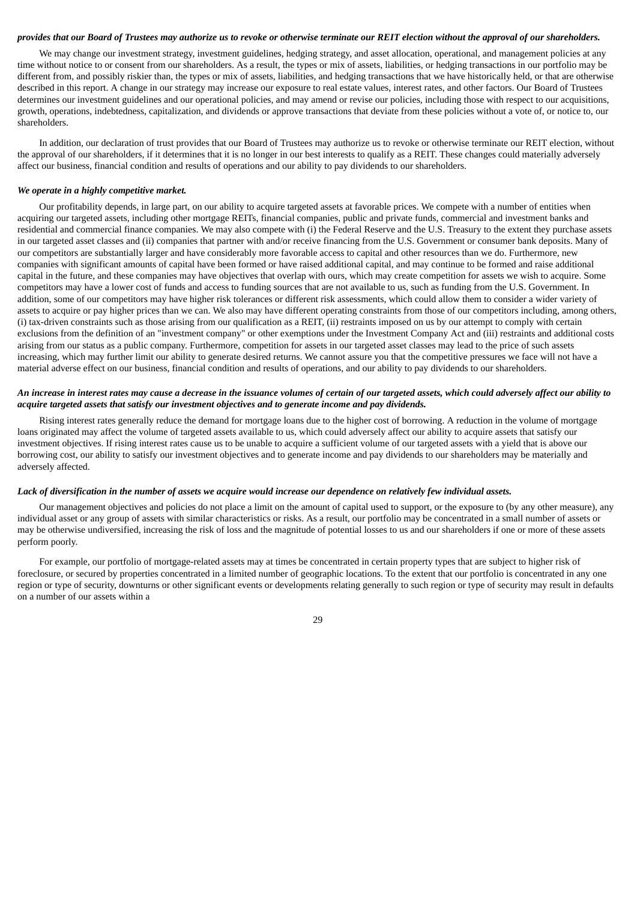***provides that our Board of Trustees may authorize us to revoke or otherwise terminate our REIT election without the approval of our shareholders.***

We may change our investment strategy, investment guidelines, hedging strategy, and asset allocation, operational, and management policies at any time without notice to or consent from our shareholders. As a result, the types or mix of assets, liabilities, or hedging transactions in our portfolio may be different from, and possibly riskier than, the types or mix of assets, liabilities, and hedging transactions that we have historically held, or that are otherwise described in this report. A change in our strategy may increase our exposure to real estate values, interest rates, and other factors. Our Board of Trustees determines our investment guidelines and our operational policies, and may amend or revise our policies, including those with respect to our acquisitions, growth, operations, indebtedness, capitalization, and dividends or approve transactions that deviate from these policies without a vote of, or notice to, our shareholders.

In addition, our declaration of trust provides that our Board of Trustees may authorize us to revoke or otherwise terminate our REIT election, without the approval of our shareholders, if it determines that it is no longer in our best interests to qualify as a REIT. These changes could materially adversely affect our business, financial condition and results of operations and our ability to pay dividends to our shareholders.

***We operate in a highly competitive market.***

Our profitability depends, in large part, on our ability to acquire targeted assets at favorable prices. We compete with a number of entities when acquiring our targeted assets, including other mortgage REITs, financial companies, public and private funds, commercial and investment banks and residential and commercial finance companies. We may also compete with (i) the Federal Reserve and the U.S. Treasury to the extent they purchase assets in our targeted asset classes and (ii) companies that partner with and/or receive financing from the U.S. Government or consumer bank deposits. Many of our competitors are substantially larger and have considerably more favorable access to capital and other resources than we do. Furthermore, new companies with significant amounts of capital have been formed or have raised additional capital, and may continue to be formed and raise additional capital in the future, and these companies may have objectives that overlap with ours, which may create competition for assets we wish to acquire. Some competitors may have a lower cost of funds and access to funding sources that are not available to us, such as funding from the U.S. Government. In addition, some of our competitors may have higher risk tolerances or different risk assessments, which could allow them to consider a wider variety of assets to acquire or pay higher prices than we can. We also may have different operating constraints from those of our competitors including, among others, (i) tax-driven constraints such as those arising from our qualification as a REIT, (ii) restraints imposed on us by our attempt to comply with certain exclusions from the definition of an "investment company" or other exemptions under the Investment Company Act and (iii) restraints and additional costs arising from our status as a public company. Furthermore, competition for assets in our targeted asset classes may lead to the price of such assets increasing, which may further limit our ability to generate desired returns. We cannot assure you that the competitive pressures we face will not have a material adverse effect on our business, financial condition and results of operations, and our ability to pay dividends to our shareholders.

***An increase in interest rates may cause a decrease in the issuance volumes of certain of our targeted assets, which could adversely affect our ability to acquire targeted assets that satisfy our investment objectives and to generate income and pay dividends.***

Rising interest rates generally reduce the demand for mortgage loans due to the higher cost of borrowing. A reduction in the volume of mortgage loans originated may affect the volume of targeted assets available to us, which could adversely affect our ability to acquire assets that satisfy our investment objectives. If rising interest rates cause us to be unable to acquire a sufficient volume of our targeted assets with a yield that is above our borrowing cost, our ability to satisfy our investment objectives and to generate income and pay dividends to our shareholders may be materially and adversely affected.

***Lack of diversification in the number of assets we acquire would increase our dependence on relatively few individual assets.***

Our management objectives and policies do not place a limit on the amount of capital used to support, or the exposure to (by any other measure), any individual asset or any group of assets with similar characteristics or risks. As a result, our portfolio may be concentrated in a small number of assets or may be otherwise undiversified, increasing the risk of loss and the magnitude of potential losses to us and our shareholders if one or more of these assets perform poorly.

For example, our portfolio of mortgage-related assets may at times be concentrated in certain property types that are subject to higher risk of foreclosure, or secured by properties concentrated in a limited number of geographic locations. To the extent that our portfolio is concentrated in any one region or type of security, downturns or other significant events or developments relating generally to such region or type of security may result in defaults on a number of our assets within a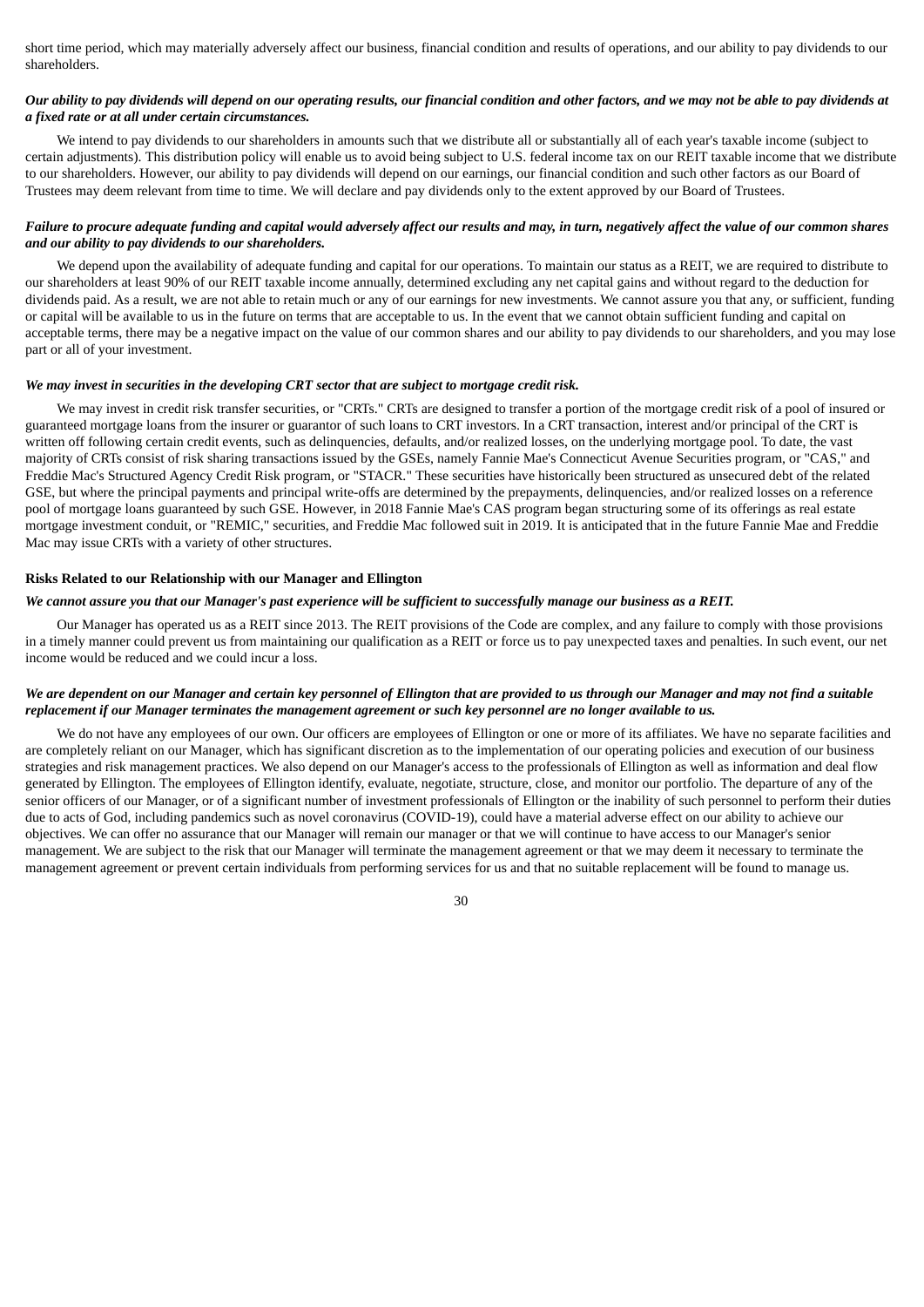short time period, which may materially adversely affect our business, financial condition and results of operations, and our ability to pay dividends to our shareholders.

***Our ability to pay dividends will depend on our operating results, our financial condition and other factors, and we may not be able to pay dividends at a fixed rate or at all under certain circumstances.***

We intend to pay dividends to our shareholders in amounts such that we distribute all or substantially all of each year's taxable income (subject to certain adjustments). This distribution policy will enable us to avoid being subject to U.S. federal income tax on our REIT taxable income that we distribute to our shareholders. However, our ability to pay dividends will depend on our earnings, our financial condition and such other factors as our Board of Trustees may deem relevant from time to time. We will declare and pay dividends only to the extent approved by our Board of Trustees.

***Failure to procure adequate funding and capital would adversely affect our results and may, in turn, negatively affect the value of our common shares and our ability to pay dividends to our shareholders.***

We depend upon the availability of adequate funding and capital for our operations. To maintain our status as a REIT, we are required to distribute to our shareholders at least 90% of our REIT taxable income annually, determined excluding any net capital gains and without regard to the deduction for dividends paid. As a result, we are not able to retain much or any of our earnings for new investments. We cannot assure you that any, or sufficient, funding or capital will be available to us in the future on terms that are acceptable to us. In the event that we cannot obtain sufficient funding and capital on acceptable terms, there may be a negative impact on the value of our common shares and our ability to pay dividends to our shareholders, and you may lose part or all of your investment.

***We may invest in securities in the developing CRT sector that are subject to mortgage credit risk.***

We may invest in credit risk transfer securities, or "CRTs." CRTs are designed to transfer a portion of the mortgage credit risk of a pool of insured or guaranteed mortgage loans from the insurer or guarantor of such loans to CRT investors. In a CRT transaction, interest and/or principal of the CRT is written off following certain credit events, such as delinquencies, defaults, and/or realized losses, on the underlying mortgage pool. To date, the vast majority of CRTs consist of risk sharing transactions issued by the GSEs, namely Fannie Mae's Connecticut Avenue Securities program, or "CAS," and Freddie Mac's Structured Agency Credit Risk program, or "STACR." These securities have historically been structured as unsecured debt of the related GSE, but where the principal payments and principal write-offs are determined by the prepayments, delinquencies, and/or realized losses on a reference pool of mortgage loans guaranteed by such GSE. However, in 2018 Fannie Mae's CAS program began structuring some of its offerings as real estate mortgage investment conduit, or "REMIC," securities, and Freddie Mac followed suit in 2019. It is anticipated that in the future Fannie Mae and Freddie Mac may issue CRTs with a variety of other structures.

**Risks Related to our Relationship with our Manager and Ellington**

***We cannot assure you that our Manager's past experience will be sufficient to successfully manage our business as a REIT.***

Our Manager has operated us as a REIT since 2013. The REIT provisions of the Code are complex, and any failure to comply with those provisions in a timely manner could prevent us from maintaining our qualification as a REIT or force us to pay unexpected taxes and penalties. In such event, our net income would be reduced and we could incur a loss.

***We are dependent on our Manager and certain key personnel of Ellington that are provided to us through our Manager and may not find a suitable replacement if our Manager terminates the management agreement or such key personnel are no longer available to us.***

We do not have any employees of our own. Our officers are employees of Ellington or one or more of its affiliates. We have no separate facilities and are completely reliant on our Manager, which has significant discretion as to the implementation of our operating policies and execution of our business strategies and risk management practices. We also depend on our Manager's access to the professionals of Ellington as well as information and deal flow generated by Ellington. The employees of Ellington identify, evaluate, negotiate, structure, close, and monitor our portfolio. The departure of any of the senior officers of our Manager, or of a significant number of investment professionals of Ellington or the inability of such personnel to perform their duties due to acts of God, including pandemics such as novel coronavirus (COVID-19), could have a material adverse effect on our ability to achieve our objectives. We can offer no assurance that our Manager will remain our manager or that we will continue to have access to our Manager's senior management. We are subject to the risk that our Manager will terminate the management agreement or that we may deem it necessary to terminate the management agreement or prevent certain individuals from performing services for us and that no suitable replacement will be found to manage us.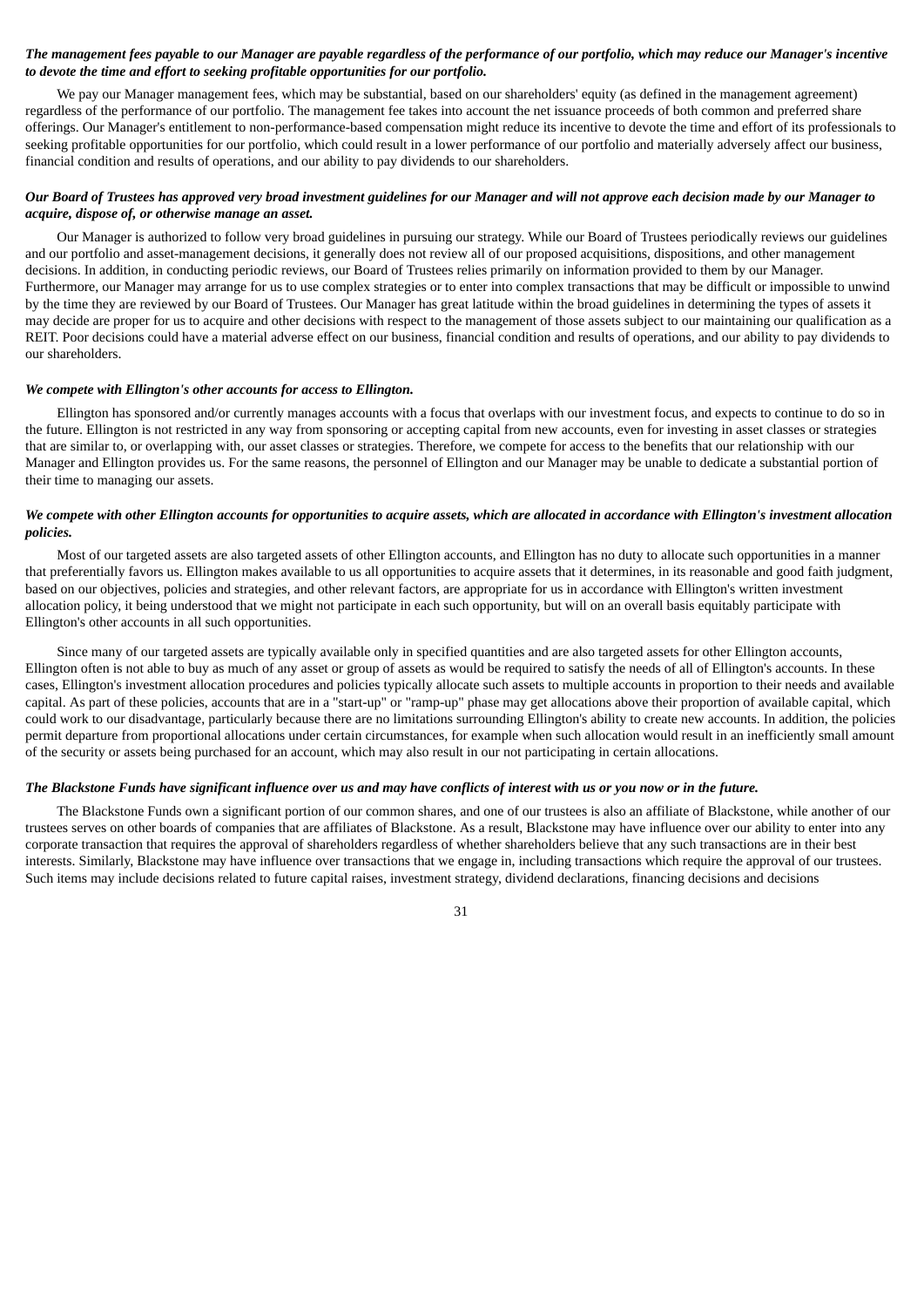***The management fees payable to our Manager are payable regardless of the performance of our portfolio, which may reduce our Manager's incentive to devote the time and effort to seeking profitable opportunities for our portfolio.***

We pay our Manager management fees, which may be substantial, based on our shareholders' equity (as defined in the management agreement) regardless of the performance of our portfolio. The management fee takes into account the net issuance proceeds of both common and preferred share offerings. Our Manager's entitlement to non-performance-based compensation might reduce its incentive to devote the time and effort of its professionals to seeking profitable opportunities for our portfolio, which could result in a lower performance of our portfolio and materially adversely affect our business, financial condition and results of operations, and our ability to pay dividends to our shareholders.

***Our Board of Trustees has approved very broad investment guidelines for our Manager and will not approve each decision made by our Manager to acquire, dispose of, or otherwise manage an asset.***

Our Manager is authorized to follow very broad guidelines in pursuing our strategy. While our Board of Trustees periodically reviews our guidelines and our portfolio and asset-management decisions, it generally does not review all of our proposed acquisitions, dispositions, and other management decisions. In addition, in conducting periodic reviews, our Board of Trustees relies primarily on information provided to them by our Manager. Furthermore, our Manager may arrange for us to use complex strategies or to enter into complex transactions that may be difficult or impossible to unwind by the time they are reviewed by our Board of Trustees. Our Manager has great latitude within the broad guidelines in determining the types of assets it may decide are proper for us to acquire and other decisions with respect to the management of those assets subject to our maintaining our qualification as a REIT. Poor decisions could have a material adverse effect on our business, financial condition and results of operations, and our ability to pay dividends to our shareholders.

***We compete with Ellington's other accounts for access to Ellington.***

Ellington has sponsored and/or currently manages accounts with a focus that overlaps with our investment focus, and expects to continue to do so in the future. Ellington is not restricted in any way from sponsoring or accepting capital from new accounts, even for investing in asset classes or strategies that are similar to, or overlapping with, our asset classes or strategies. Therefore, we compete for access to the benefits that our relationship with our Manager and Ellington provides us. For the same reasons, the personnel of Ellington and our Manager may be unable to dedicate a substantial portion of their time to managing our assets.

***We compete with other Ellington accounts for opportunities to acquire assets, which are allocated in accordance with Ellington's investment allocation policies.***

Most of our targeted assets are also targeted assets of other Ellington accounts, and Ellington has no duty to allocate such opportunities in a manner that preferentially favors us. Ellington makes available to us all opportunities to acquire assets that it determines, in its reasonable and good faith judgment, based on our objectives, policies and strategies, and other relevant factors, are appropriate for us in accordance with Ellington's written investment allocation policy, it being understood that we might not participate in each such opportunity, but will on an overall basis equitably participate with Ellington's other accounts in all such opportunities.

Since many of our targeted assets are typically available only in specified quantities and are also targeted assets for other Ellington accounts, Ellington often is not able to buy as much of any asset or group of assets as would be required to satisfy the needs of all of Ellington's accounts. In these cases, Ellington's investment allocation procedures and policies typically allocate such assets to multiple accounts in proportion to their needs and available capital. As part of these policies, accounts that are in a "start-up" or "ramp-up" phase may get allocations above their proportion of available capital, which could work to our disadvantage, particularly because there are no limitations surrounding Ellington's ability to create new accounts. In addition, the policies permit departure from proportional allocations under certain circumstances, for example when such allocation would result in an inefficiently small amount of the security or assets being purchased for an account, which may also result in our not participating in certain allocations.

***The Blackstone Funds have significant influence over us and may have conflicts of interest with us or you now or in the future.***

The Blackstone Funds own a significant portion of our common shares, and one of our trustees is also an affiliate of Blackstone, while another of our trustees serves on other boards of companies that are affiliates of Blackstone. As a result, Blackstone may have influence over our ability to enter into any corporate transaction that requires the approval of shareholders regardless of whether shareholders believe that any such transactions are in their best interests. Similarly, Blackstone may have influence over transactions that we engage in, including transactions which require the approval of our trustees. Such items may include decisions related to future capital raises, investment strategy, dividend declarations, financing decisions and decisions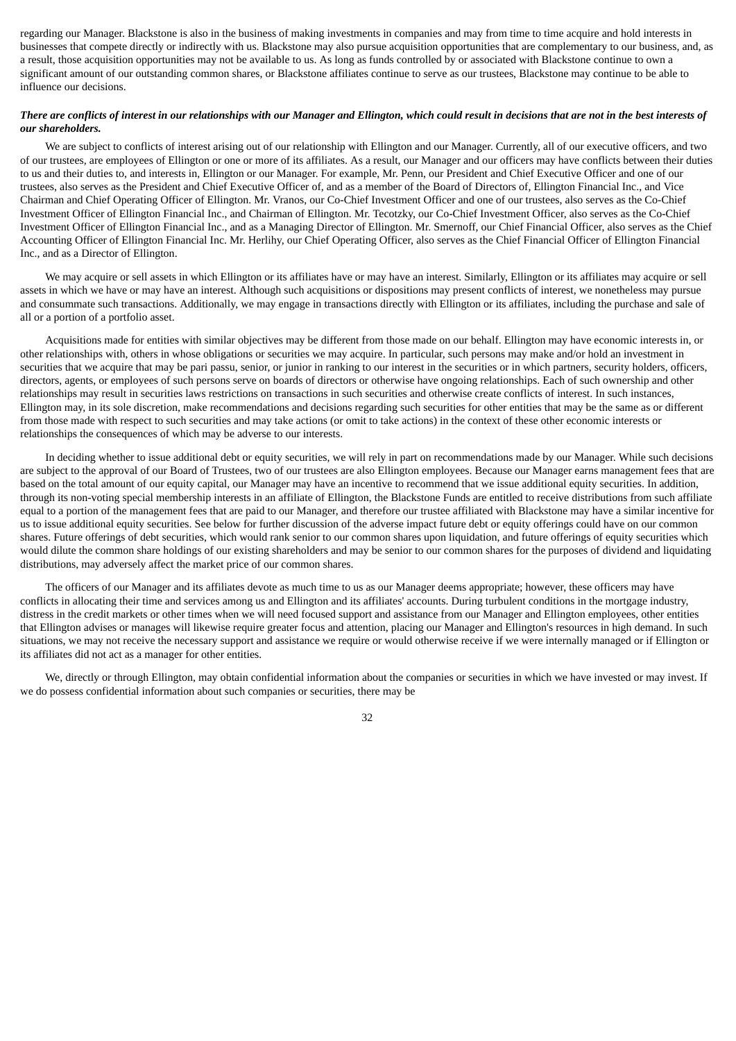regarding our Manager. Blackstone is also in the business of making investments in companies and may from time to time acquire and hold interests in businesses that compete directly or indirectly with us. Blackstone may also pursue acquisition opportunities that are complementary to our business, and, as a result, those acquisition opportunities may not be available to us. As long as funds controlled by or associated with Blackstone continue to own a significant amount of our outstanding common shares, or Blackstone affiliates continue to serve as our trustees, Blackstone may continue to be able to influence our decisions.

***There are conflicts of interest in our relationships with our Manager and Ellington, which could result in decisions that are not in the best interests of our shareholders.***

We are subject to conflicts of interest arising out of our relationship with Ellington and our Manager. Currently, all of our executive officers, and two of our trustees, are employees of Ellington or one or more of its affiliates. As a result, our Manager and our officers may have conflicts between their duties to us and their duties to, and interests in, Ellington or our Manager. For example, Mr. Penn, our President and Chief Executive Officer and one of our trustees, also serves as the President and Chief Executive Officer of, and as a member of the Board of Directors of, Ellington Financial Inc., and Vice Chairman and Chief Operating Officer of Ellington. Mr. Vranos, our Co-Chief Investment Officer and one of our trustees, also serves as the Co-Chief Investment Officer of Ellington Financial Inc., and Chairman of Ellington. Mr. Tecotzky, our Co-Chief Investment Officer, also serves as the Co-Chief Investment Officer of Ellington Financial Inc., and as a Managing Director of Ellington. Mr. Smernoff, our Chief Financial Officer, also serves as the Chief Accounting Officer of Ellington Financial Inc. Mr. Herlihy, our Chief Operating Officer, also serves as the Chief Financial Officer of Ellington Financial Inc., and as a Director of Ellington.

We may acquire or sell assets in which Ellington or its affiliates have or may have an interest. Similarly, Ellington or its affiliates may acquire or sell assets in which we have or may have an interest. Although such acquisitions or dispositions may present conflicts of interest, we nonetheless may pursue and consummate such transactions. Additionally, we may engage in transactions directly with Ellington or its affiliates, including the purchase and sale of all or a portion of a portfolio asset.

Acquisitions made for entities with similar objectives may be different from those made on our behalf. Ellington may have economic interests in, or other relationships with, others in whose obligations or securities we may acquire. In particular, such persons may make and/or hold an investment in securities that we acquire that may be pari passu, senior, or junior in ranking to our interest in the securities or in which partners, security holders, officers, directors, agents, or employees of such persons serve on boards of directors or otherwise have ongoing relationships. Each of such ownership and other relationships may result in securities laws restrictions on transactions in such securities and otherwise create conflicts of interest. In such instances, Ellington may, in its sole discretion, make recommendations and decisions regarding such securities for other entities that may be the same as or different from those made with respect to such securities and may take actions (or omit to take actions) in the context of these other economic interests or relationships the consequences of which may be adverse to our interests.

In deciding whether to issue additional debt or equity securities, we will rely in part on recommendations made by our Manager. While such decisions are subject to the approval of our Board of Trustees, two of our trustees are also Ellington employees. Because our Manager earns management fees that are based on the total amount of our equity capital, our Manager may have an incentive to recommend that we issue additional equity securities. In addition, through its non-voting special membership interests in an affiliate of Ellington, the Blackstone Funds are entitled to receive distributions from such affiliate equal to a portion of the management fees that are paid to our Manager, and therefore our trustee affiliated with Blackstone may have a similar incentive for us to issue additional equity securities. See below for further discussion of the adverse impact future debt or equity offerings could have on our common shares. Future offerings of debt securities, which would rank senior to our common shares upon liquidation, and future offerings of equity securities which would dilute the common share holdings of our existing shareholders and may be senior to our common shares for the purposes of dividend and liquidating distributions, may adversely affect the market price of our common shares.

The officers of our Manager and its affiliates devote as much time to us as our Manager deems appropriate; however, these officers may have conflicts in allocating their time and services among us and Ellington and its affiliates' accounts. During turbulent conditions in the mortgage industry, distress in the credit markets or other times when we will need focused support and assistance from our Manager and Ellington employees, other entities that Ellington advises or manages will likewise require greater focus and attention, placing our Manager and Ellington's resources in high demand. In such situations, we may not receive the necessary support and assistance we require or would otherwise receive if we were internally managed or if Ellington or its affiliates did not act as a manager for other entities.

We, directly or through Ellington, may obtain confidential information about the companies or securities in which we have invested or may invest. If we do possess confidential information about such companies or securities, there may be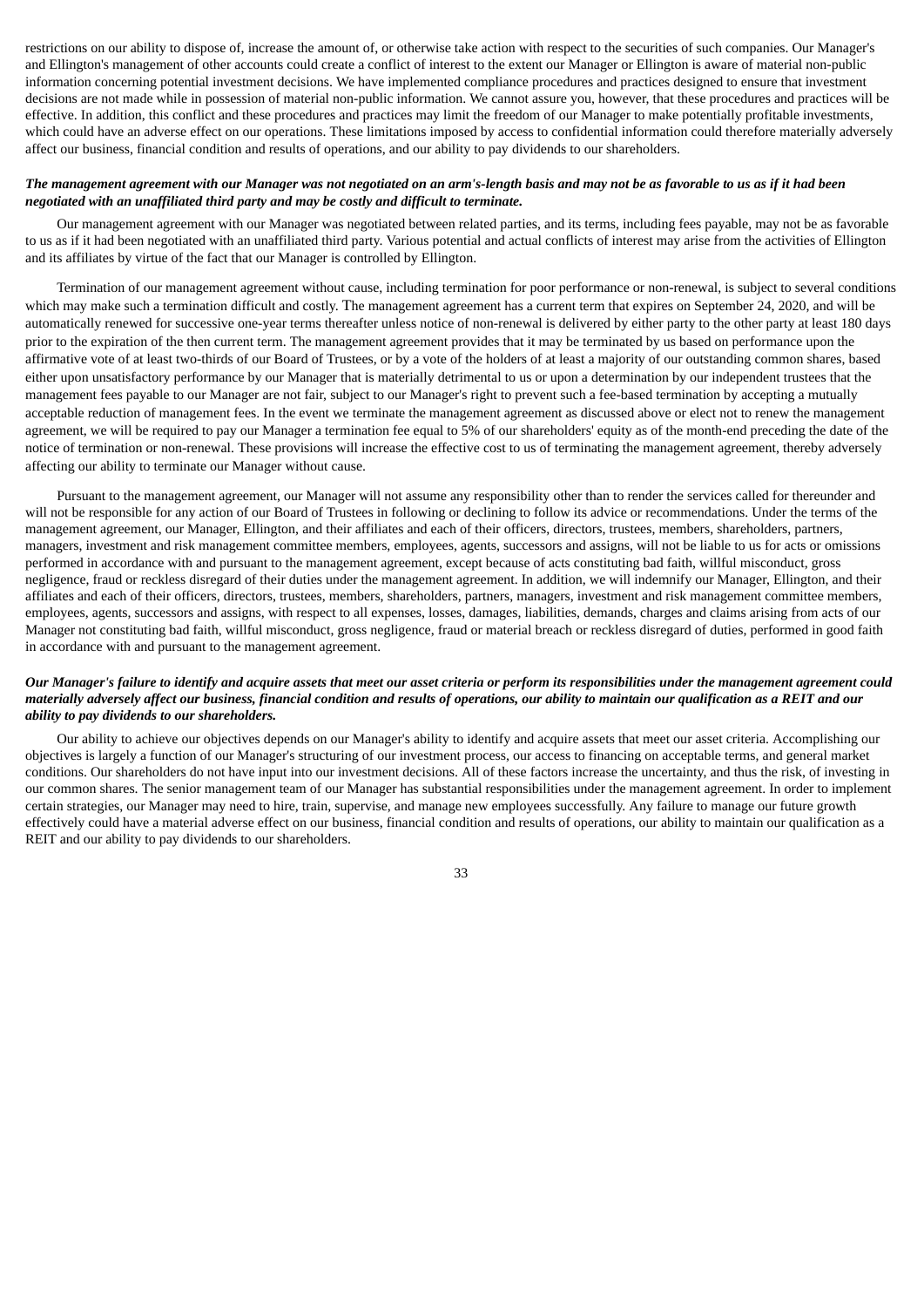restrictions on our ability to dispose of, increase the amount of, or otherwise take action with respect to the securities of such companies. Our Manager's and Ellington's management of other accounts could create a conflict of interest to the extent our Manager or Ellington is aware of material non-public information concerning potential investment decisions. We have implemented compliance procedures and practices designed to ensure that investment decisions are not made while in possession of material non-public information. We cannot assure you, however, that these procedures and practices will be effective. In addition, this conflict and these procedures and practices may limit the freedom of our Manager to make potentially profitable investments, which could have an adverse effect on our operations. These limitations imposed by access to confidential information could therefore materially adversely affect our business, financial condition and results of operations, and our ability to pay dividends to our shareholders.

***The management agreement with our Manager was not negotiated on an arm's-length basis and may not be as favorable to us as if it had been negotiated with an unaffiliated third party and may be costly and difficult to terminate.***

Our management agreement with our Manager was negotiated between related parties, and its terms, including fees payable, may not be as favorable to us as if it had been negotiated with an unaffiliated third party. Various potential and actual conflicts of interest may arise from the activities of Ellington and its affiliates by virtue of the fact that our Manager is controlled by Ellington.

Termination of our management agreement without cause, including termination for poor performance or non-renewal, is subject to several conditions which may make such a termination difficult and costly. The management agreement has a current term that expires on September 24, 2020, and will be automatically renewed for successive one-year terms thereafter unless notice of non-renewal is delivered by either party to the other party at least 180 days prior to the expiration of the then current term. The management agreement provides that it may be terminated by us based on performance upon the affirmative vote of at least two-thirds of our Board of Trustees, or by a vote of the holders of at least a majority of our outstanding common shares, based either upon unsatisfactory performance by our Manager that is materially detrimental to us or upon a determination by our independent trustees that the management fees payable to our Manager are not fair, subject to our Manager's right to prevent such a fee-based termination by accepting a mutually acceptable reduction of management fees. In the event we terminate the management agreement as discussed above or elect not to renew the management agreement, we will be required to pay our Manager a termination fee equal to 5% of our shareholders' equity as of the month-end preceding the date of the notice of termination or non-renewal. These provisions will increase the effective cost to us of terminating the management agreement, thereby adversely affecting our ability to terminate our Manager without cause.

Pursuant to the management agreement, our Manager will not assume any responsibility other than to render the services called for thereunder and will not be responsible for any action of our Board of Trustees in following or declining to follow its advice or recommendations. Under the terms of the management agreement, our Manager, Ellington, and their affiliates and each of their officers, directors, trustees, members, shareholders, partners, managers, investment and risk management committee members, employees, agents, successors and assigns, will not be liable to us for acts or omissions performed in accordance with and pursuant to the management agreement, except because of acts constituting bad faith, willful misconduct, gross negligence, fraud or reckless disregard of their duties under the management agreement. In addition, we will indemnify our Manager, Ellington, and their affiliates and each of their officers, directors, trustees, members, shareholders, partners, managers, investment and risk management committee members, employees, agents, successors and assigns, with respect to all expenses, losses, damages, liabilities, demands, charges and claims arising from acts of our Manager not constituting bad faith, willful misconduct, gross negligence, fraud or material breach or reckless disregard of duties, performed in good faith in accordance with and pursuant to the management agreement.

***Our Manager's failure to identify and acquire assets that meet our asset criteria or perform its responsibilities under the management agreement could materially adversely affect our business, financial condition and results of operations, our ability to maintain our qualification as a REIT and our ability to pay dividends to our shareholders.***

Our ability to achieve our objectives depends on our Manager's ability to identify and acquire assets that meet our asset criteria. Accomplishing our objectives is largely a function of our Manager's structuring of our investment process, our access to financing on acceptable terms, and general market conditions. Our shareholders do not have input into our investment decisions. All of these factors increase the uncertainty, and thus the risk, of investing in our common shares. The senior management team of our Manager has substantial responsibilities under the management agreement. In order to implement certain strategies, our Manager may need to hire, train, supervise, and manage new employees successfully. Any failure to manage our future growth effectively could have a material adverse effect on our business, financial condition and results of operations, our ability to maintain our qualification as a REIT and our ability to pay dividends to our shareholders.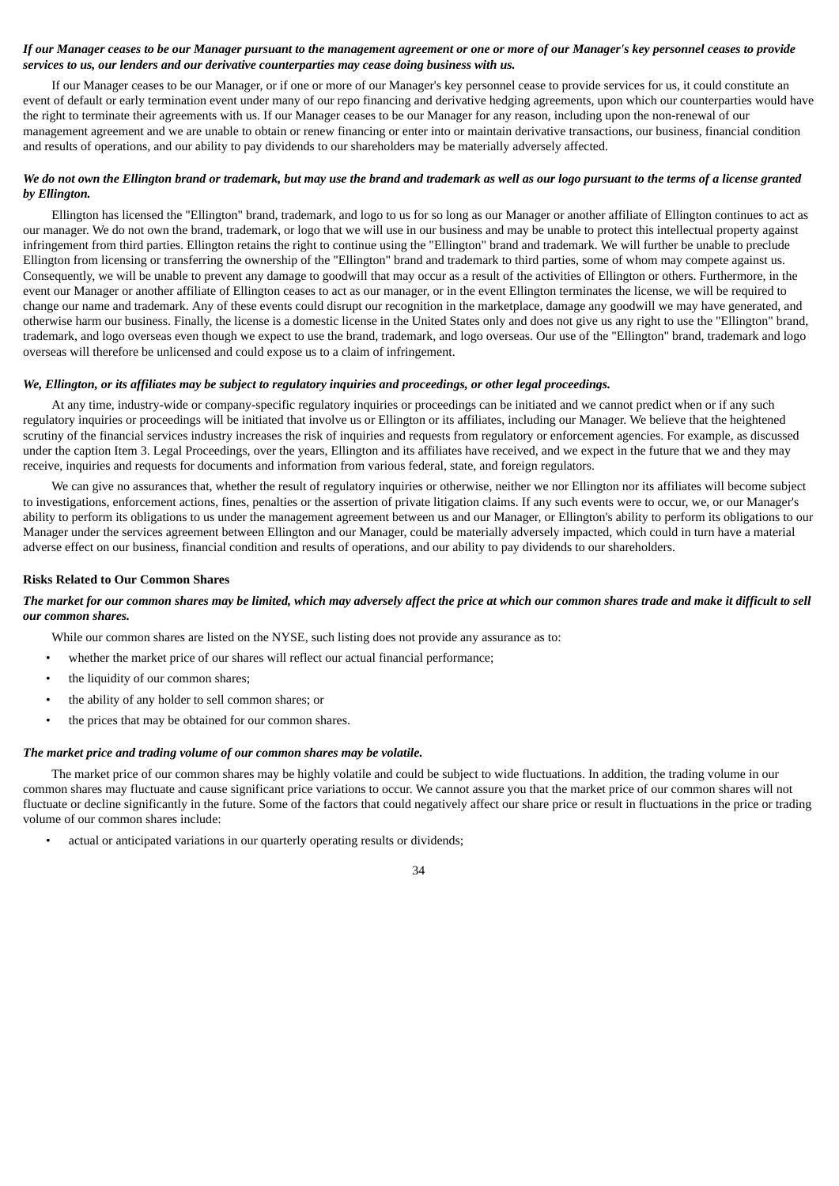***If our Manager ceases to be our Manager pursuant to the management agreement or one or more of our Manager's key personnel ceases to provide services to us, our lenders and our derivative counterparties may cease doing business with us.***

If our Manager ceases to be our Manager, or if one or more of our Manager's key personnel cease to provide services for us, it could constitute an event of default or early termination event under many of our repo financing and derivative hedging agreements, upon which our counterparties would have the right to terminate their agreements with us. If our Manager ceases to be our Manager for any reason, including upon the non-renewal of our management agreement and we are unable to obtain or renew financing or enter into or maintain derivative transactions, our business, financial condition and results of operations, and our ability to pay dividends to our shareholders may be materially adversely affected.

***We do not own the Ellington brand or trademark, but may use the brand and trademark as well as our logo pursuant to the terms of a license granted by Ellington.***

Ellington has licensed the "Ellington" brand, trademark, and logo to us for so long as our Manager or another affiliate of Ellington continues to act as our manager. We do not own the brand, trademark, or logo that we will use in our business and may be unable to protect this intellectual property against infringement from third parties. Ellington retains the right to continue using the "Ellington" brand and trademark. We will further be unable to preclude Ellington from licensing or transferring the ownership of the "Ellington" brand and trademark to third parties, some of whom may compete against us. Consequently, we will be unable to prevent any damage to goodwill that may occur as a result of the activities of Ellington or others. Furthermore, in the event our Manager or another affiliate of Ellington ceases to act as our manager, or in the event Ellington terminates the license, we will be required to change our name and trademark. Any of these events could disrupt our recognition in the marketplace, damage any goodwill we may have generated, and otherwise harm our business. Finally, the license is a domestic license in the United States only and does not give us any right to use the "Ellington" brand, trademark, and logo overseas even though we expect to use the brand, trademark, and logo overseas. Our use of the "Ellington" brand, trademark and logo overseas will therefore be unlicensed and could expose us to a claim of infringement.

***We, Ellington, or its affiliates may be subject to regulatory inquiries and proceedings, or other legal proceedings.***

At any time, industry-wide or company-specific regulatory inquiries or proceedings can be initiated and we cannot predict when or if any such regulatory inquiries or proceedings will be initiated that involve us or Ellington or its affiliates, including our Manager. We believe that the heightened scrutiny of the financial services industry increases the risk of inquiries and requests from regulatory or enforcement agencies. For example, as discussed under the caption Item 3. Legal Proceedings, over the years, Ellington and its affiliates have received, and we expect in the future that we and they may receive, inquiries and requests for documents and information from various federal, state, and foreign regulators.

We can give no assurances that, whether the result of regulatory inquiries or otherwise, neither we nor Ellington nor its affiliates will become subject to investigations, enforcement actions, fines, penalties or the assertion of private litigation claims. If any such events were to occur, we, or our Manager's ability to perform its obligations to us under the management agreement between us and our Manager, or Ellington's ability to perform its obligations to our Manager under the services agreement between Ellington and our Manager, could be materially adversely impacted, which could in turn have a material adverse effect on our business, financial condition and results of operations, and our ability to pay dividends to our shareholders.

**Risks Related to Our Common Shares**

***The market for our common shares may be limited, which may adversely affect the price at which our common shares trade and make it difficult to sell our common shares.***

While our common shares are listed on the NYSE, such listing does not provide any assurance as to:

- whether the market price of our shares will reflect our actual financial performance;
- the liquidity of our common shares;
- the ability of any holder to sell common shares; or
- the prices that may be obtained for our common shares.

***The market price and trading volume of our common shares may be volatile.***

The market price of our common shares may be highly volatile and could be subject to wide fluctuations. In addition, the trading volume in our common shares may fluctuate and cause significant price variations to occur. We cannot assure you that the market price of our common shares will not fluctuate or decline significantly in the future. Some of the factors that could negatively affect our share price or result in fluctuations in the price or trading volume of our common shares include:

- actual or anticipated variations in our quarterly operating results or dividends;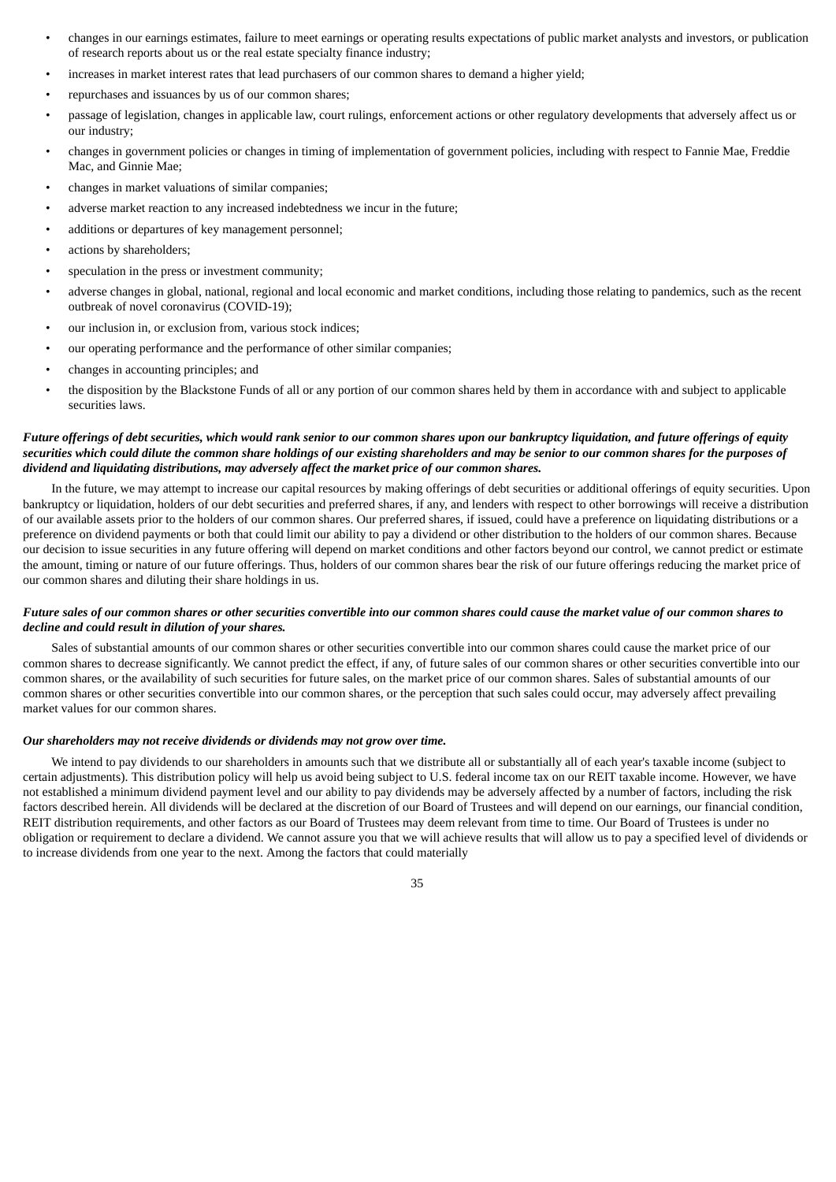- changes in our earnings estimates, failure to meet earnings or operating results expectations of public market analysts and investors, or publication of research reports about us or the real estate specialty finance industry;
- increases in market interest rates that lead purchasers of our common shares to demand a higher yield;
- repurchases and issuances by us of our common shares;
- passage of legislation, changes in applicable law, court rulings, enforcement actions or other regulatory developments that adversely affect us or our industry;
- changes in government policies or changes in timing of implementation of government policies, including with respect to Fannie Mae, Freddie Mac, and Ginnie Mae;
- changes in market valuations of similar companies;
- adverse market reaction to any increased indebtedness we incur in the future;
- additions or departures of key management personnel;
- actions by shareholders;
- speculation in the press or investment community;
- adverse changes in global, national, regional and local economic and market conditions, including those relating to pandemics, such as the recent outbreak of novel coronavirus (COVID-19);
- our inclusion in, or exclusion from, various stock indices;
- our operating performance and the performance of other similar companies;
- changes in accounting principles; and
- the disposition by the Blackstone Funds of all or any portion of our common shares held by them in accordance with and subject to applicable securities laws.

***Future offerings of debt securities, which would rank senior to our common shares upon our bankruptcy liquidation, and future offerings of equity securities which could dilute the common share holdings of our existing shareholders and may be senior to our common shares for the purposes of dividend and liquidating distributions, may adversely affect the market price of our common shares.***

In the future, we may attempt to increase our capital resources by making offerings of debt securities or additional offerings of equity securities. Upon bankruptcy or liquidation, holders of our debt securities and preferred shares, if any, and lenders with respect to other borrowings will receive a distribution of our available assets prior to the holders of our common shares. Our preferred shares, if issued, could have a preference on liquidating distributions or a preference on dividend payments or both that could limit our ability to pay a dividend or other distribution to the holders of our common shares. Because our decision to issue securities in any future offering will depend on market conditions and other factors beyond our control, we cannot predict or estimate the amount, timing or nature of our future offerings. Thus, holders of our common shares bear the risk of our future offerings reducing the market price of our common shares and diluting their share holdings in us.

***Future sales of our common shares or other securities convertible into our common shares could cause the market value of our common shares to decline and could result in dilution of your shares.***

Sales of substantial amounts of our common shares or other securities convertible into our common shares could cause the market price of our common shares to decrease significantly. We cannot predict the effect, if any, of future sales of our common shares or other securities convertible into our common shares, or the availability of such securities for future sales, on the market price of our common shares. Sales of substantial amounts of our common shares or other securities convertible into our common shares, or the perception that such sales could occur, may adversely affect prevailing market values for our common shares.

***Our shareholders may not receive dividends or dividends may not grow over time.***

We intend to pay dividends to our shareholders in amounts such that we distribute all or substantially all of each year's taxable income (subject to certain adjustments). This distribution policy will help us avoid being subject to U.S. federal income tax on our REIT taxable income. However, we have not established a minimum dividend payment level and our ability to pay dividends may be adversely affected by a number of factors, including the risk factors described herein. All dividends will be declared at the discretion of our Board of Trustees and will depend on our earnings, our financial condition, REIT distribution requirements, and other factors as our Board of Trustees may deem relevant from time to time. Our Board of Trustees is under no obligation or requirement to declare a dividend. We cannot assure you that we will achieve results that will allow us to pay a specified level of dividends or to increase dividends from one year to the next. Among the factors that could materially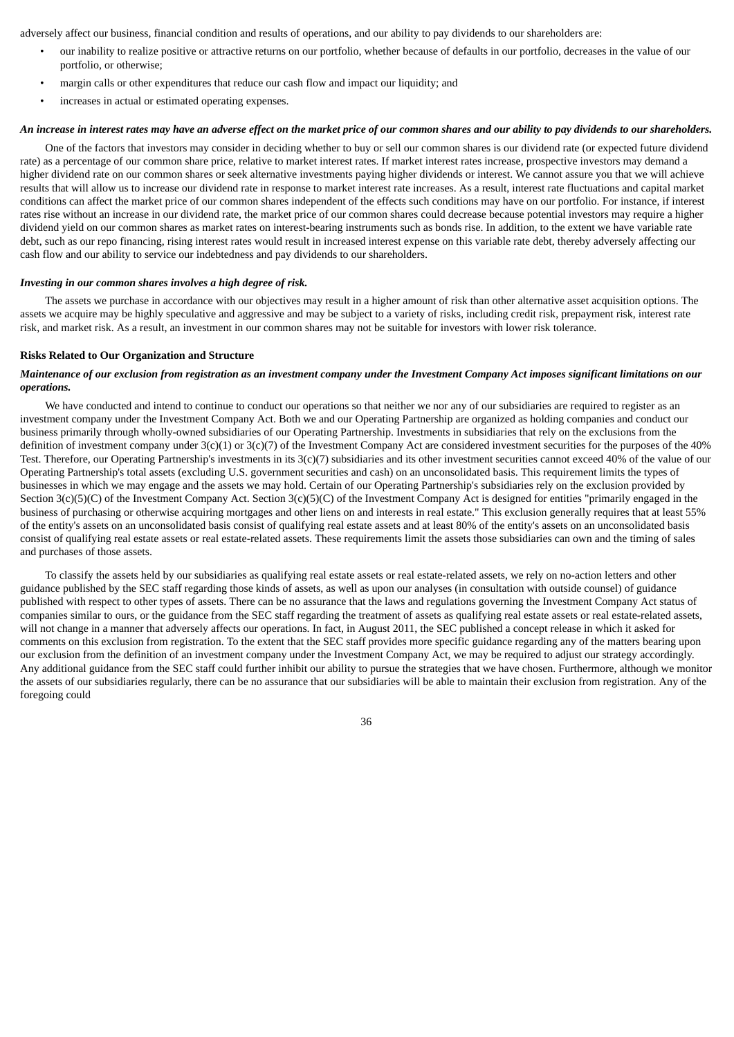adversely affect our business, financial condition and results of operations, and our ability to pay dividends to our shareholders are:

- our inability to realize positive or attractive returns on our portfolio, whether because of defaults in our portfolio, decreases in the value of our portfolio, or otherwise;
- margin calls or other expenditures that reduce our cash flow and impact our liquidity; and
- increases in actual or estimated operating expenses.

***An increase in interest rates may have an adverse effect on the market price of our common shares and our ability to pay dividends to our shareholders.***

One of the factors that investors may consider in deciding whether to buy or sell our common shares is our dividend rate (or expected future dividend rate) as a percentage of our common share price, relative to market interest rates. If market interest rates increase, prospective investors may demand a higher dividend rate on our common shares or seek alternative investments paying higher dividends or interest. We cannot assure you that we will achieve results that will allow us to increase our dividend rate in response to market interest rate increases. As a result, interest rate fluctuations and capital market conditions can affect the market price of our common shares independent of the effects such conditions may have on our portfolio. For instance, if interest rates rise without an increase in our dividend rate, the market price of our common shares could decrease because potential investors may require a higher dividend yield on our common shares as market rates on interest-bearing instruments such as bonds rise. In addition, to the extent we have variable rate debt, such as our repo financing, rising interest rates would result in increased interest expense on this variable rate debt, thereby adversely affecting our cash flow and our ability to service our indebtedness and pay dividends to our shareholders.

***Investing in our common shares involves a high degree of risk.***

The assets we purchase in accordance with our objectives may result in a higher amount of risk than other alternative asset acquisition options. The assets we acquire may be highly speculative and aggressive and may be subject to a variety of risks, including credit risk, prepayment risk, interest rate risk, and market risk. As a result, an investment in our common shares may not be suitable for investors with lower risk tolerance.

**Risks Related to Our Organization and Structure**

***Maintenance of our exclusion from registration as an investment company under the Investment Company Act imposes significant limitations on our operations.***

We have conducted and intend to continue to conduct our operations so that neither we nor any of our subsidiaries are required to register as an investment company under the Investment Company Act. Both we and our Operating Partnership are organized as holding companies and conduct our business primarily through wholly-owned subsidiaries of our Operating Partnership. Investments in subsidiaries that rely on the exclusions from the definition of investment company under 3(c)(1) or 3(c)(7) of the Investment Company Act are considered investment securities for the purposes of the 40% Test. Therefore, our Operating Partnership's investments in its 3(c)(7) subsidiaries and its other investment securities cannot exceed 40% of the value of our Operating Partnership's total assets (excluding U.S. government securities and cash) on an unconsolidated basis. This requirement limits the types of businesses in which we may engage and the assets we may hold. Certain of our Operating Partnership's subsidiaries rely on the exclusion provided by Section 3(c)(5)(C) of the Investment Company Act. Section 3(c)(5)(C) of the Investment Company Act is designed for entities "primarily engaged in the business of purchasing or otherwise acquiring mortgages and other liens on and interests in real estate." This exclusion generally requires that at least 55% of the entity's assets on an unconsolidated basis consist of qualifying real estate assets and at least 80% of the entity's assets on an unconsolidated basis consist of qualifying real estate assets or real estate-related assets. These requirements limit the assets those subsidiaries can own and the timing of sales and purchases of those assets.

To classify the assets held by our subsidiaries as qualifying real estate assets or real estate-related assets, we rely on no-action letters and other guidance published by the SEC staff regarding those kinds of assets, as well as upon our analyses (in consultation with outside counsel) of guidance published with respect to other types of assets. There can be no assurance that the laws and regulations governing the Investment Company Act status of companies similar to ours, or the guidance from the SEC staff regarding the treatment of assets as qualifying real estate assets or real estate-related assets, will not change in a manner that adversely affects our operations. In fact, in August 2011, the SEC published a concept release in which it asked for comments on this exclusion from registration. To the extent that the SEC staff provides more specific guidance regarding any of the matters bearing upon our exclusion from the definition of an investment company under the Investment Company Act, we may be required to adjust our strategy accordingly. Any additional guidance from the SEC staff could further inhibit our ability to pursue the strategies that we have chosen. Furthermore, although we monitor the assets of our subsidiaries regularly, there can be no assurance that our subsidiaries will be able to maintain their exclusion from registration. Any of the foregoing could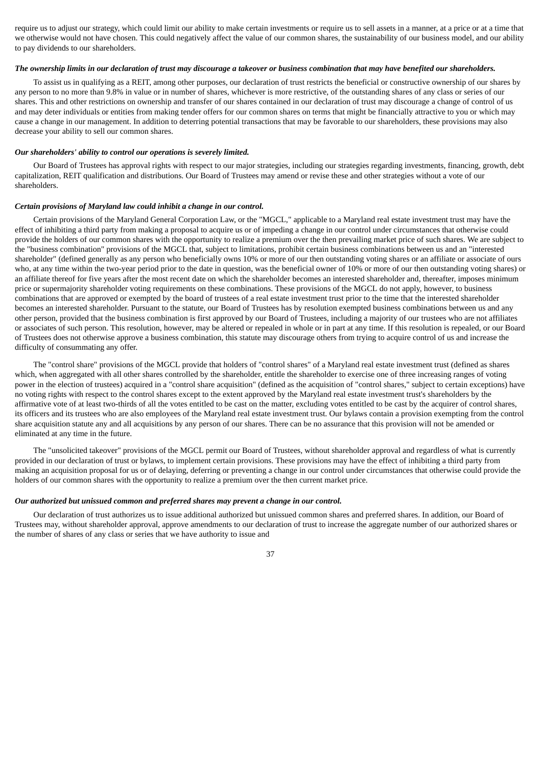require us to adjust our strategy, which could limit our ability to make certain investments or require us to sell assets in a manner, at a price or at a time that we otherwise would not have chosen. This could negatively affect the value of our common shares, the sustainability of our business model, and our ability to pay dividends to our shareholders.

***The ownership limits in our declaration of trust may discourage a takeover or business combination that may have benefited our shareholders.***

To assist us in qualifying as a REIT, among other purposes, our declaration of trust restricts the beneficial or constructive ownership of our shares by any person to no more than 9.8% in value or in number of shares, whichever is more restrictive, of the outstanding shares of any class or series of our shares. This and other restrictions on ownership and transfer of our shares contained in our declaration of trust may discourage a change of control of us and may deter individuals or entities from making tender offers for our common shares on terms that might be financially attractive to you or which may cause a change in our management. In addition to deterring potential transactions that may be favorable to our shareholders, these provisions may also decrease your ability to sell our common shares.

***Our shareholders' ability to control our operations is severely limited.***

Our Board of Trustees has approval rights with respect to our major strategies, including our strategies regarding investments, financing, growth, debt capitalization, REIT qualification and distributions. Our Board of Trustees may amend or revise these and other strategies without a vote of our shareholders.

***Certain provisions of Maryland law could inhibit a change in our control.***

Certain provisions of the Maryland General Corporation Law, or the "MGCL," applicable to a Maryland real estate investment trust may have the effect of inhibiting a third party from making a proposal to acquire us or of impeding a change in our control under circumstances that otherwise could provide the holders of our common shares with the opportunity to realize a premium over the then prevailing market price of such shares. We are subject to the "business combination" provisions of the MGCL that, subject to limitations, prohibit certain business combinations between us and an "interested shareholder" (defined generally as any person who beneficially owns 10% or more of our then outstanding voting shares or an affiliate or associate of ours who, at any time within the two-year period prior to the date in question, was the beneficial owner of 10% or more of our then outstanding voting shares) or an affiliate thereof for five years after the most recent date on which the shareholder becomes an interested shareholder and, thereafter, imposes minimum price or supermajority shareholder voting requirements on these combinations. These provisions of the MGCL do not apply, however, to business combinations that are approved or exempted by the board of trustees of a real estate investment trust prior to the time that the interested shareholder becomes an interested shareholder. Pursuant to the statute, our Board of Trustees has by resolution exempted business combinations between us and any other person, provided that the business combination is first approved by our Board of Trustees, including a majority of our trustees who are not affiliates or associates of such person. This resolution, however, may be altered or repealed in whole or in part at any time. If this resolution is repealed, or our Board of Trustees does not otherwise approve a business combination, this statute may discourage others from trying to acquire control of us and increase the difficulty of consummating any offer.

The "control share" provisions of the MGCL provide that holders of "control shares" of a Maryland real estate investment trust (defined as shares which, when aggregated with all other shares controlled by the shareholder, entitle the shareholder to exercise one of three increasing ranges of voting power in the election of trustees) acquired in a "control share acquisition" (defined as the acquisition of "control shares," subject to certain exceptions) have no voting rights with respect to the control shares except to the extent approved by the Maryland real estate investment trust's shareholders by the affirmative vote of at least two-thirds of all the votes entitled to be cast on the matter, excluding votes entitled to be cast by the acquirer of control shares, its officers and its trustees who are also employees of the Maryland real estate investment trust. Our bylaws contain a provision exempting from the control share acquisition statute any and all acquisitions by any person of our shares. There can be no assurance that this provision will not be amended or eliminated at any time in the future.

The "unsolicited takeover" provisions of the MGCL permit our Board of Trustees, without shareholder approval and regardless of what is currently provided in our declaration of trust or bylaws, to implement certain provisions. These provisions may have the effect of inhibiting a third party from making an acquisition proposal for us or of delaying, deferring or preventing a change in our control under circumstances that otherwise could provide the holders of our common shares with the opportunity to realize a premium over the then current market price.

***Our authorized but unissued common and preferred shares may prevent a change in our control.***

Our declaration of trust authorizes us to issue additional authorized but unissued common shares and preferred shares. In addition, our Board of Trustees may, without shareholder approval, approve amendments to our declaration of trust to increase the aggregate number of our authorized shares or the number of shares of any class or series that we have authority to issue and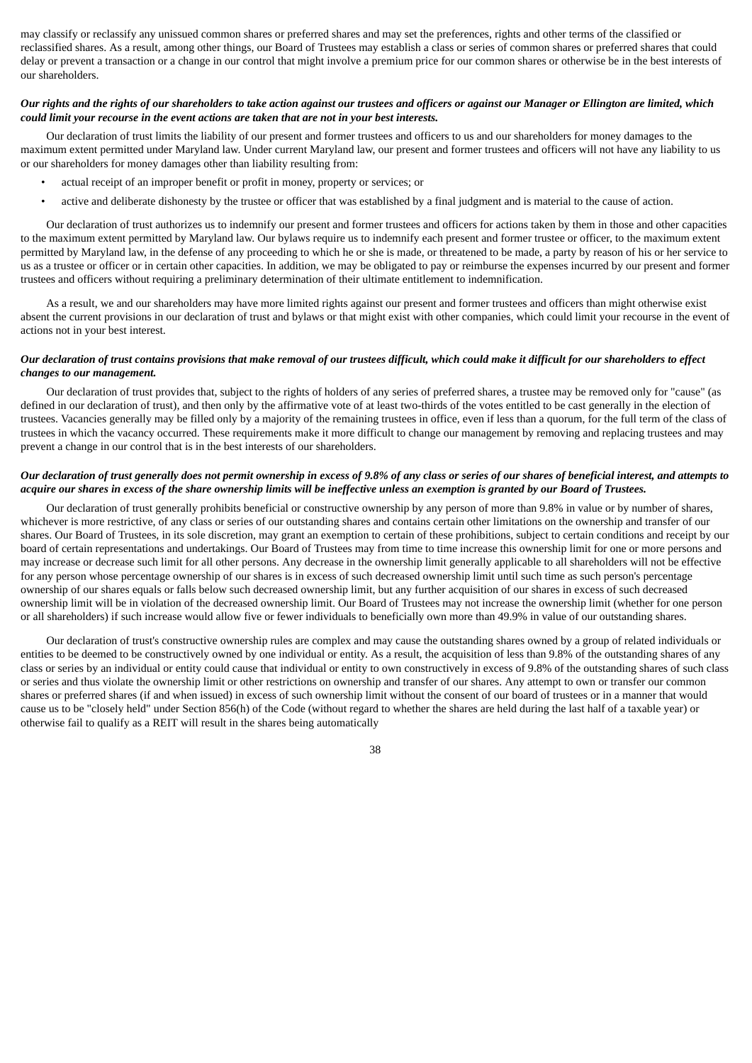may classify or reclassify any unissued common shares or preferred shares and may set the preferences, rights and other terms of the classified or reclassified shares. As a result, among other things, our Board of Trustees may establish a class or series of common shares or preferred shares that could delay or prevent a transaction or a change in our control that might involve a premium price for our common shares or otherwise be in the best interests of our shareholders.

***Our rights and the rights of our shareholders to take action against our trustees and officers or against our Manager or Ellington are limited, which could limit your recourse in the event actions are taken that are not in your best interests.***

Our declaration of trust limits the liability of our present and former trustees and officers to us and our shareholders for money damages to the maximum extent permitted under Maryland law. Under current Maryland law, our present and former trustees and officers will not have any liability to us or our shareholders for money damages other than liability resulting from:

- actual receipt of an improper benefit or profit in money, property or services; or
- active and deliberate dishonesty by the trustee or officer that was established by a final judgment and is material to the cause of action.

Our declaration of trust authorizes us to indemnify our present and former trustees and officers for actions taken by them in those and other capacities to the maximum extent permitted by Maryland law. Our bylaws require us to indemnify each present and former trustee or officer, to the maximum extent permitted by Maryland law, in the defense of any proceeding to which he or she is made, or threatened to be made, a party by reason of his or her service to us as a trustee or officer or in certain other capacities. In addition, we may be obligated to pay or reimburse the expenses incurred by our present and former trustees and officers without requiring a preliminary determination of their ultimate entitlement to indemnification.

As a result, we and our shareholders may have more limited rights against our present and former trustees and officers than might otherwise exist absent the current provisions in our declaration of trust and bylaws or that might exist with other companies, which could limit your recourse in the event of actions not in your best interest.

***Our declaration of trust contains provisions that make removal of our trustees difficult, which could make it difficult for our shareholders to effect changes to our management.***

Our declaration of trust provides that, subject to the rights of holders of any series of preferred shares, a trustee may be removed only for "cause" (as defined in our declaration of trust), and then only by the affirmative vote of at least two-thirds of the votes entitled to be cast generally in the election of trustees. Vacancies generally may be filled only by a majority of the remaining trustees in office, even if less than a quorum, for the full term of the class of trustees in which the vacancy occurred. These requirements make it more difficult to change our management by removing and replacing trustees and may prevent a change in our control that is in the best interests of our shareholders.

***Our declaration of trust generally does not permit ownership in excess of 9.8% of any class or series of our shares of beneficial interest, and attempts to acquire our shares in excess of the share ownership limits will be ineffective unless an exemption is granted by our Board of Trustees.***

Our declaration of trust generally prohibits beneficial or constructive ownership by any person of more than 9.8% in value or by number of shares, whichever is more restrictive, of any class or series of our outstanding shares and contains certain other limitations on the ownership and transfer of our shares. Our Board of Trustees, in its sole discretion, may grant an exemption to certain of these prohibitions, subject to certain conditions and receipt by our board of certain representations and undertakings. Our Board of Trustees may from time to time increase this ownership limit for one or more persons and may increase or decrease such limit for all other persons. Any decrease in the ownership limit generally applicable to all shareholders will not be effective for any person whose percentage ownership of our shares is in excess of such decreased ownership limit until such time as such person's percentage ownership of our shares equals or falls below such decreased ownership limit, but any further acquisition of our shares in excess of such decreased ownership limit will be in violation of the decreased ownership limit. Our Board of Trustees may not increase the ownership limit (whether for one person or all shareholders) if such increase would allow five or fewer individuals to beneficially own more than 49.9% in value of our outstanding shares.

Our declaration of trust's constructive ownership rules are complex and may cause the outstanding shares owned by a group of related individuals or entities to be deemed to be constructively owned by one individual or entity. As a result, the acquisition of less than 9.8% of the outstanding shares of any class or series by an individual or entity could cause that individual or entity to own constructively in excess of 9.8% of the outstanding shares of such class or series and thus violate the ownership limit or other restrictions on ownership and transfer of our shares. Any attempt to own or transfer our common shares or preferred shares (if and when issued) in excess of such ownership limit without the consent of our board of trustees or in a manner that would cause us to be "closely held" under Section 856(h) of the Code (without regard to whether the shares are held during the last half of a taxable year) or otherwise fail to qualify as a REIT will result in the shares being automatically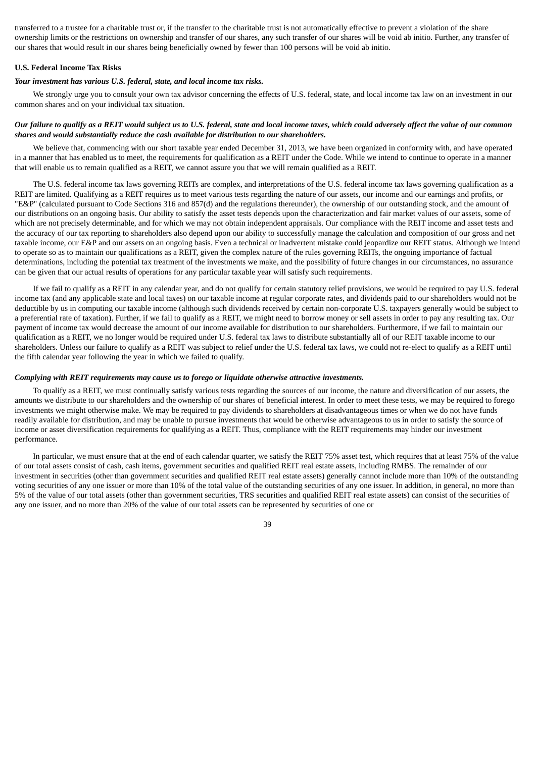transferred to a trustee for a charitable trust or, if the transfer to the charitable trust is not automatically effective to prevent a violation of the share ownership limits or the restrictions on ownership and transfer of our shares, any such transfer of our shares will be void ab initio. Further, any transfer of our shares that would result in our shares being beneficially owned by fewer than 100 persons will be void ab initio.

**U.S. Federal Income Tax Risks**

***Your investment has various U.S. federal, state, and local income tax risks.***

We strongly urge you to consult your own tax advisor concerning the effects of U.S. federal, state, and local income tax law on an investment in our common shares and on your individual tax situation.

***Our failure to qualify as a REIT would subject us to U.S. federal, state and local income taxes, which could adversely affect the value of our common shares and would substantially reduce the cash available for distribution to our shareholders.***

We believe that, commencing with our short taxable year ended December 31, 2013, we have been organized in conformity with, and have operated in a manner that has enabled us to meet, the requirements for qualification as a REIT under the Code. While we intend to continue to operate in a manner that will enable us to remain qualified as a REIT, we cannot assure you that we will remain qualified as a REIT.

The U.S. federal income tax laws governing REITs are complex, and interpretations of the U.S. federal income tax laws governing qualification as a REIT are limited. Qualifying as a REIT requires us to meet various tests regarding the nature of our assets, our income and our earnings and profits, or "E&P" (calculated pursuant to Code Sections 316 and 857(d) and the regulations thereunder), the ownership of our outstanding stock, and the amount of our distributions on an ongoing basis. Our ability to satisfy the asset tests depends upon the characterization and fair market values of our assets, some of which are not precisely determinable, and for which we may not obtain independent appraisals. Our compliance with the REIT income and asset tests and the accuracy of our tax reporting to shareholders also depend upon our ability to successfully manage the calculation and composition of our gross and net taxable income, our E&P and our assets on an ongoing basis. Even a technical or inadvertent mistake could jeopardize our REIT status. Although we intend to operate so as to maintain our qualifications as a REIT, given the complex nature of the rules governing REITs, the ongoing importance of factual determinations, including the potential tax treatment of the investments we make, and the possibility of future changes in our circumstances, no assurance can be given that our actual results of operations for any particular taxable year will satisfy such requirements.

If we fail to qualify as a REIT in any calendar year, and do not qualify for certain statutory relief provisions, we would be required to pay U.S. federal income tax (and any applicable state and local taxes) on our taxable income at regular corporate rates, and dividends paid to our shareholders would not be deductible by us in computing our taxable income (although such dividends received by certain non-corporate U.S. taxpayers generally would be subject to a preferential rate of taxation). Further, if we fail to qualify as a REIT, we might need to borrow money or sell assets in order to pay any resulting tax. Our payment of income tax would decrease the amount of our income available for distribution to our shareholders. Furthermore, if we fail to maintain our qualification as a REIT, we no longer would be required under U.S. federal tax laws to distribute substantially all of our REIT taxable income to our shareholders. Unless our failure to qualify as a REIT was subject to relief under the U.S. federal tax laws, we could not re-elect to qualify as a REIT until the fifth calendar year following the year in which we failed to qualify.

***Complying with REIT requirements may cause us to forego or liquidate otherwise attractive investments.***

To qualify as a REIT, we must continually satisfy various tests regarding the sources of our income, the nature and diversification of our assets, the amounts we distribute to our shareholders and the ownership of our shares of beneficial interest. In order to meet these tests, we may be required to forego investments we might otherwise make. We may be required to pay dividends to shareholders at disadvantageous times or when we do not have funds readily available for distribution, and may be unable to pursue investments that would be otherwise advantageous to us in order to satisfy the source of income or asset diversification requirements for qualifying as a REIT. Thus, compliance with the REIT requirements may hinder our investment performance.

In particular, we must ensure that at the end of each calendar quarter, we satisfy the REIT 75% asset test, which requires that at least 75% of the value of our total assets consist of cash, cash items, government securities and qualified REIT real estate assets, including RMBS. The remainder of our investment in securities (other than government securities and qualified REIT real estate assets) generally cannot include more than 10% of the outstanding voting securities of any one issuer or more than 10% of the total value of the outstanding securities of any one issuer. In addition, in general, no more than 5% of the value of our total assets (other than government securities, TRS securities and qualified REIT real estate assets) can consist of the securities of any one issuer, and no more than 20% of the value of our total assets can be represented by securities of one or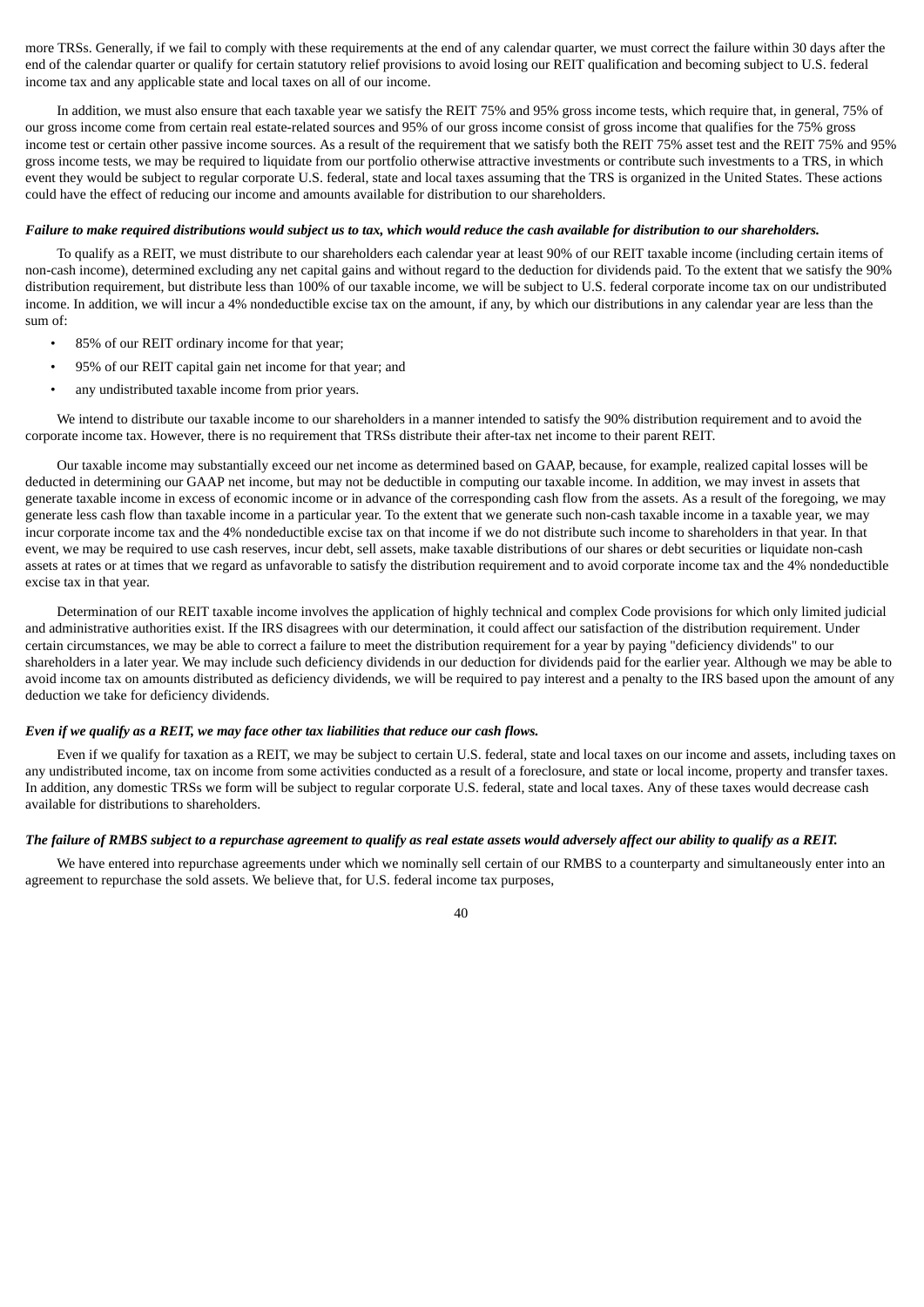more TRSs. Generally, if we fail to comply with these requirements at the end of any calendar quarter, we must correct the failure within 30 days after the end of the calendar quarter or qualify for certain statutory relief provisions to avoid losing our REIT qualification and becoming subject to U.S. federal income tax and any applicable state and local taxes on all of our income.

In addition, we must also ensure that each taxable year we satisfy the REIT 75% and 95% gross income tests, which require that, in general, 75% of our gross income come from certain real estate-related sources and 95% of our gross income consist of gross income that qualifies for the 75% gross income test or certain other passive income sources. As a result of the requirement that we satisfy both the REIT 75% asset test and the REIT 75% and 95% gross income tests, we may be required to liquidate from our portfolio otherwise attractive investments or contribute such investments to a TRS, in which event they would be subject to regular corporate U.S. federal, state and local taxes assuming that the TRS is organized in the United States. These actions could have the effect of reducing our income and amounts available for distribution to our shareholders.

***Failure to make required distributions would subject us to tax, which would reduce the cash available for distribution to our shareholders.***

To qualify as a REIT, we must distribute to our shareholders each calendar year at least 90% of our REIT taxable income (including certain items of non-cash income), determined excluding any net capital gains and without regard to the deduction for dividends paid. To the extent that we satisfy the 90% distribution requirement, but distribute less than 100% of our taxable income, we will be subject to U.S. federal corporate income tax on our undistributed income. In addition, we will incur a 4% nondeductible excise tax on the amount, if any, by which our distributions in any calendar year are less than the sum of:

- 85% of our REIT ordinary income for that year;
- 95% of our REIT capital gain net income for that year; and
- any undistributed taxable income from prior years.

We intend to distribute our taxable income to our shareholders in a manner intended to satisfy the 90% distribution requirement and to avoid the corporate income tax. However, there is no requirement that TRSs distribute their after-tax net income to their parent REIT.

Our taxable income may substantially exceed our net income as determined based on GAAP, because, for example, realized capital losses will be deducted in determining our GAAP net income, but may not be deductible in computing our taxable income. In addition, we may invest in assets that generate taxable income in excess of economic income or in advance of the corresponding cash flow from the assets. As a result of the foregoing, we may generate less cash flow than taxable income in a particular year. To the extent that we generate such non-cash taxable income in a taxable year, we may incur corporate income tax and the 4% nondeductible excise tax on that income if we do not distribute such income to shareholders in that year. In that event, we may be required to use cash reserves, incur debt, sell assets, make taxable distributions of our shares or debt securities or liquidate non-cash assets at rates or at times that we regard as unfavorable to satisfy the distribution requirement and to avoid corporate income tax and the 4% nondeductible excise tax in that year.

Determination of our REIT taxable income involves the application of highly technical and complex Code provisions for which only limited judicial and administrative authorities exist. If the IRS disagrees with our determination, it could affect our satisfaction of the distribution requirement. Under certain circumstances, we may be able to correct a failure to meet the distribution requirement for a year by paying "deficiency dividends" to our shareholders in a later year. We may include such deficiency dividends in our deduction for dividends paid for the earlier year. Although we may be able to avoid income tax on amounts distributed as deficiency dividends, we will be required to pay interest and a penalty to the IRS based upon the amount of any deduction we take for deficiency dividends.

***Even if we qualify as a REIT, we may face other tax liabilities that reduce our cash flows.***

Even if we qualify for taxation as a REIT, we may be subject to certain U.S. federal, state and local taxes on our income and assets, including taxes on any undistributed income, tax on income from some activities conducted as a result of a foreclosure, and state or local income, property and transfer taxes. In addition, any domestic TRSs we form will be subject to regular corporate U.S. federal, state and local taxes. Any of these taxes would decrease cash available for distributions to shareholders.

***The failure of RMBS subject to a repurchase agreement to qualify as real estate assets would adversely affect our ability to qualify as a REIT.***

We have entered into repurchase agreements under which we nominally sell certain of our RMBS to a counterparty and simultaneously enter into an agreement to repurchase the sold assets. We believe that, for U.S. federal income tax purposes,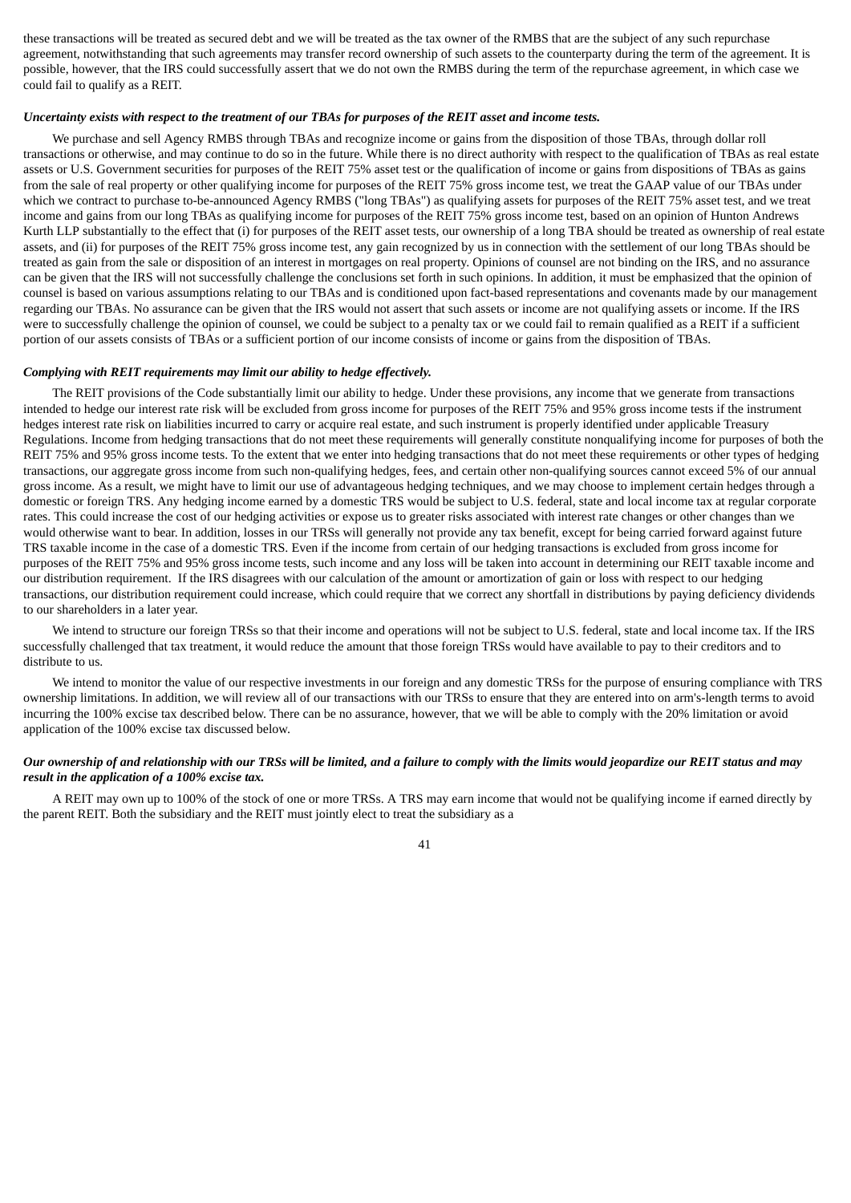these transactions will be treated as secured debt and we will be treated as the tax owner of the RMBS that are the subject of any such repurchase agreement, notwithstanding that such agreements may transfer record ownership of such assets to the counterparty during the term of the agreement. It is possible, however, that the IRS could successfully assert that we do not own the RMBS during the term of the repurchase agreement, in which case we could fail to qualify as a REIT.

***Uncertainty exists with respect to the treatment of our TBAs for purposes of the REIT asset and income tests.***

We purchase and sell Agency RMBS through TBAs and recognize income or gains from the disposition of those TBAs, through dollar roll transactions or otherwise, and may continue to do so in the future. While there is no direct authority with respect to the qualification of TBAs as real estate assets or U.S. Government securities for purposes of the REIT 75% asset test or the qualification of income or gains from dispositions of TBAs as gains from the sale of real property or other qualifying income for purposes of the REIT 75% gross income test, we treat the GAAP value of our TBAs under which we contract to purchase to-be-announced Agency RMBS ("long TBAs") as qualifying assets for purposes of the REIT 75% asset test, and we treat income and gains from our long TBAs as qualifying income for purposes of the REIT 75% gross income test, based on an opinion of Hunton Andrews Kurth LLP substantially to the effect that (i) for purposes of the REIT asset tests, our ownership of a long TBA should be treated as ownership of real estate assets, and (ii) for purposes of the REIT 75% gross income test, any gain recognized by us in connection with the settlement of our long TBAs should be treated as gain from the sale or disposition of an interest in mortgages on real property. Opinions of counsel are not binding on the IRS, and no assurance can be given that the IRS will not successfully challenge the conclusions set forth in such opinions. In addition, it must be emphasized that the opinion of counsel is based on various assumptions relating to our TBAs and is conditioned upon fact-based representations and covenants made by our management regarding our TBAs. No assurance can be given that the IRS would not assert that such assets or income are not qualifying assets or income. If the IRS were to successfully challenge the opinion of counsel, we could be subject to a penalty tax or we could fail to remain qualified as a REIT if a sufficient portion of our assets consists of TBAs or a sufficient portion of our income consists of income or gains from the disposition of TBAs.

***Complying with REIT requirements may limit our ability to hedge effectively.***

The REIT provisions of the Code substantially limit our ability to hedge. Under these provisions, any income that we generate from transactions intended to hedge our interest rate risk will be excluded from gross income for purposes of the REIT 75% and 95% gross income tests if the instrument hedges interest rate risk on liabilities incurred to carry or acquire real estate, and such instrument is properly identified under applicable Treasury Regulations. Income from hedging transactions that do not meet these requirements will generally constitute nonqualifying income for purposes of both the REIT 75% and 95% gross income tests. To the extent that we enter into hedging transactions that do not meet these requirements or other types of hedging transactions, our aggregate gross income from such non-qualifying hedges, fees, and certain other non-qualifying sources cannot exceed 5% of our annual gross income. As a result, we might have to limit our use of advantageous hedging techniques, and we may choose to implement certain hedges through a domestic or foreign TRS. Any hedging income earned by a domestic TRS would be subject to U.S. federal, state and local income tax at regular corporate rates. This could increase the cost of our hedging activities or expose us to greater risks associated with interest rate changes or other changes than we would otherwise want to bear. In addition, losses in our TRSs will generally not provide any tax benefit, except for being carried forward against future TRS taxable income in the case of a domestic TRS. Even if the income from certain of our hedging transactions is excluded from gross income for purposes of the REIT 75% and 95% gross income tests, such income and any loss will be taken into account in determining our REIT taxable income and our distribution requirement. If the IRS disagrees with our calculation of the amount or amortization of gain or loss with respect to our hedging transactions, our distribution requirement could increase, which could require that we correct any shortfall in distributions by paying deficiency dividends to our shareholders in a later year.

We intend to structure our foreign TRSs so that their income and operations will not be subject to U.S. federal, state and local income tax. If the IRS successfully challenged that tax treatment, it would reduce the amount that those foreign TRSs would have available to pay to their creditors and to distribute to us.

We intend to monitor the value of our respective investments in our foreign and any domestic TRSs for the purpose of ensuring compliance with TRS ownership limitations. In addition, we will review all of our transactions with our TRSs to ensure that they are entered into on arm's-length terms to avoid incurring the 100% excise tax described below. There can be no assurance, however, that we will be able to comply with the 20% limitation or avoid application of the 100% excise tax discussed below.

***Our ownership of and relationship with our TRSs will be limited, and a failure to comply with the limits would jeopardize our REIT status and may result in the application of a 100% excise tax.***

A REIT may own up to 100% of the stock of one or more TRSs. A TRS may earn income that would not be qualifying income if earned directly by the parent REIT. Both the subsidiary and the REIT must jointly elect to treat the subsidiary as a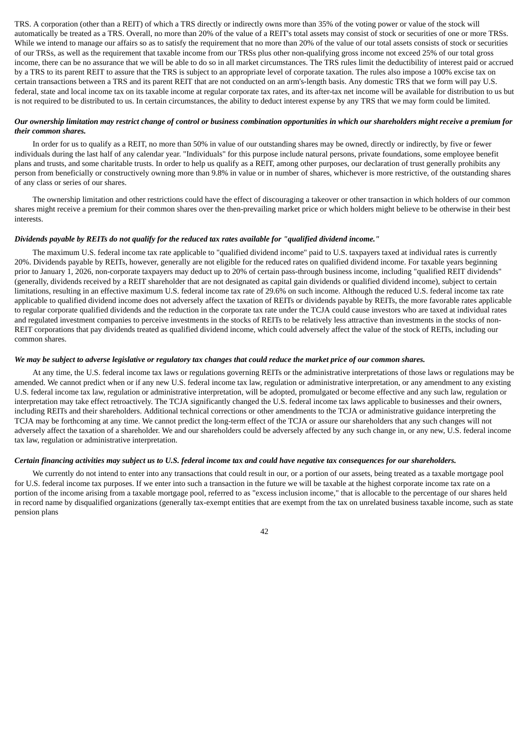TRS. A corporation (other than a REIT) of which a TRS directly or indirectly owns more than 35% of the voting power or value of the stock will automatically be treated as a TRS. Overall, no more than 20% of the value of a REIT's total assets may consist of stock or securities of one or more TRSs. While we intend to manage our affairs so as to satisfy the requirement that no more than 20% of the value of our total assets consists of stock or securities of our TRSs, as well as the requirement that taxable income from our TRSs plus other non-qualifying gross income not exceed 25% of our total gross income, there can be no assurance that we will be able to do so in all market circumstances. The TRS rules limit the deductibility of interest paid or accrued by a TRS to its parent REIT to assure that the TRS is subject to an appropriate level of corporate taxation. The rules also impose a 100% excise tax on certain transactions between a TRS and its parent REIT that are not conducted on an arm's-length basis. Any domestic TRS that we form will pay U.S. federal, state and local income tax on its taxable income at regular corporate tax rates, and its after-tax net income will be available for distribution to us but is not required to be distributed to us. In certain circumstances, the ability to deduct interest expense by any TRS that we may form could be limited.

***Our ownership limitation may restrict change of control or business combination opportunities in which our shareholders might receive a premium for their common shares.***

In order for us to qualify as a REIT, no more than 50% in value of our outstanding shares may be owned, directly or indirectly, by five or fewer individuals during the last half of any calendar year. "Individuals" for this purpose include natural persons, private foundations, some employee benefit plans and trusts, and some charitable trusts. In order to help us qualify as a REIT, among other purposes, our declaration of trust generally prohibits any person from beneficially or constructively owning more than 9.8% in value or in number of shares, whichever is more restrictive, of the outstanding shares of any class or series of our shares.

The ownership limitation and other restrictions could have the effect of discouraging a takeover or other transaction in which holders of our common shares might receive a premium for their common shares over the then-prevailing market price or which holders might believe to be otherwise in their best interests.

***Dividends payable by REITs do not qualify for the reduced tax rates available for "qualified dividend income."***

The maximum U.S. federal income tax rate applicable to "qualified dividend income" paid to U.S. taxpayers taxed at individual rates is currently 20%. Dividends payable by REITs, however, generally are not eligible for the reduced rates on qualified dividend income. For taxable years beginning prior to January 1, 2026, non-corporate taxpayers may deduct up to 20% of certain pass-through business income, including "qualified REIT dividends" (generally, dividends received by a REIT shareholder that are not designated as capital gain dividends or qualified dividend income), subject to certain limitations, resulting in an effective maximum U.S. federal income tax rate of 29.6% on such income. Although the reduced U.S. federal income tax rate applicable to qualified dividend income does not adversely affect the taxation of REITs or dividends payable by REITs, the more favorable rates applicable to regular corporate qualified dividends and the reduction in the corporate tax rate under the TCJA could cause investors who are taxed at individual rates and regulated investment companies to perceive investments in the stocks of REITs to be relatively less attractive than investments in the stocks of non-REIT corporations that pay dividends treated as qualified dividend income, which could adversely affect the value of the stock of REITs, including our common shares.

***We may be subject to adverse legislative or regulatory tax changes that could reduce the market price of our common shares.***

At any time, the U.S. federal income tax laws or regulations governing REITs or the administrative interpretations of those laws or regulations may be amended. We cannot predict when or if any new U.S. federal income tax law, regulation or administrative interpretation, or any amendment to any existing U.S. federal income tax law, regulation or administrative interpretation, will be adopted, promulgated or become effective and any such law, regulation or interpretation may take effect retroactively. The TCJA significantly changed the U.S. federal income tax laws applicable to businesses and their owners, including REITs and their shareholders. Additional technical corrections or other amendments to the TCJA or administrative guidance interpreting the TCJA may be forthcoming at any time. We cannot predict the long-term effect of the TCJA or assure our shareholders that any such changes will not adversely affect the taxation of a shareholder. We and our shareholders could be adversely affected by any such change in, or any new, U.S. federal income tax law, regulation or administrative interpretation.

***Certain financing activities may subject us to U.S. federal income tax and could have negative tax consequences for our shareholders.***

We currently do not intend to enter into any transactions that could result in our, or a portion of our assets, being treated as a taxable mortgage pool for U.S. federal income tax purposes. If we enter into such a transaction in the future we will be taxable at the highest corporate income tax rate on a portion of the income arising from a taxable mortgage pool, referred to as "excess inclusion income," that is allocable to the percentage of our shares held in record name by disqualified organizations (generally tax-exempt entities that are exempt from the tax on unrelated business taxable income, such as state pension plans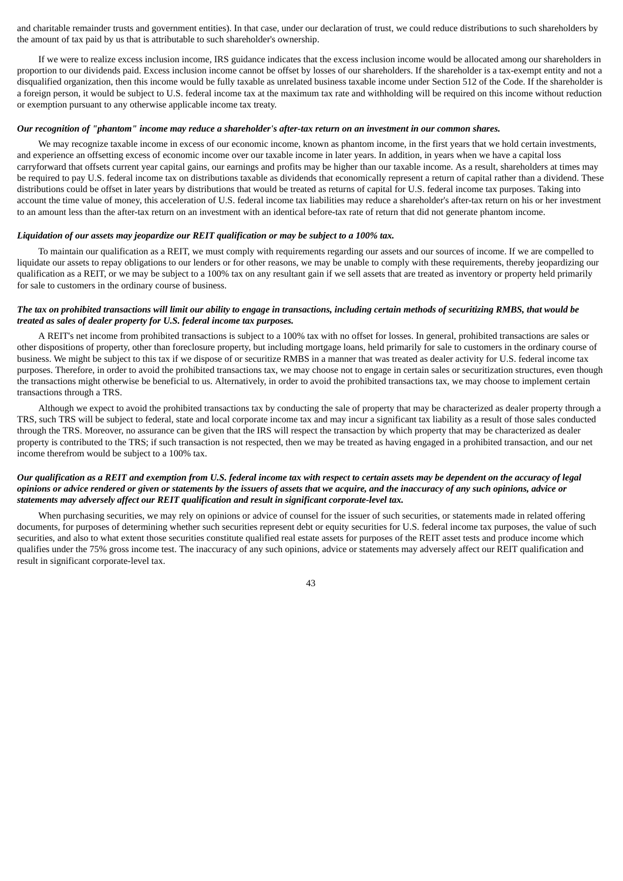and charitable remainder trusts and government entities). In that case, under our declaration of trust, we could reduce distributions to such shareholders by the amount of tax paid by us that is attributable to such shareholder's ownership.

If we were to realize excess inclusion income, IRS guidance indicates that the excess inclusion income would be allocated among our shareholders in proportion to our dividends paid. Excess inclusion income cannot be offset by losses of our shareholders. If the shareholder is a tax-exempt entity and not a disqualified organization, then this income would be fully taxable as unrelated business taxable income under Section 512 of the Code. If the shareholder is a foreign person, it would be subject to U.S. federal income tax at the maximum tax rate and withholding will be required on this income without reduction or exemption pursuant to any otherwise applicable income tax treaty.

***Our recognition of "phantom" income may reduce a shareholder's after-tax return on an investment in our common shares.***

We may recognize taxable income in excess of our economic income, known as phantom income, in the first years that we hold certain investments, and experience an offsetting excess of economic income over our taxable income in later years. In addition, in years when we have a capital loss carryforward that offsets current year capital gains, our earnings and profits may be higher than our taxable income. As a result, shareholders at times may be required to pay U.S. federal income tax on distributions taxable as dividends that economically represent a return of capital rather than a dividend. These distributions could be offset in later years by distributions that would be treated as returns of capital for U.S. federal income tax purposes. Taking into account the time value of money, this acceleration of U.S. federal income tax liabilities may reduce a shareholder's after-tax return on his or her investment to an amount less than the after-tax return on an investment with an identical before-tax rate of return that did not generate phantom income.

***Liquidation of our assets may jeopardize our REIT qualification or may be subject to a 100% tax.***

To maintain our qualification as a REIT, we must comply with requirements regarding our assets and our sources of income. If we are compelled to liquidate our assets to repay obligations to our lenders or for other reasons, we may be unable to comply with these requirements, thereby jeopardizing our qualification as a REIT, or we may be subject to a 100% tax on any resultant gain if we sell assets that are treated as inventory or property held primarily for sale to customers in the ordinary course of business.

***The tax on prohibited transactions will limit our ability to engage in transactions, including certain methods of securitizing RMBS, that would be treated as sales of dealer property for U.S. federal income tax purposes.***

A REIT's net income from prohibited transactions is subject to a 100% tax with no offset for losses. In general, prohibited transactions are sales or other dispositions of property, other than foreclosure property, but including mortgage loans, held primarily for sale to customers in the ordinary course of business. We might be subject to this tax if we dispose of or securitize RMBS in a manner that was treated as dealer activity for U.S. federal income tax purposes. Therefore, in order to avoid the prohibited transactions tax, we may choose not to engage in certain sales or securitization structures, even though the transactions might otherwise be beneficial to us. Alternatively, in order to avoid the prohibited transactions tax, we may choose to implement certain transactions through a TRS.

Although we expect to avoid the prohibited transactions tax by conducting the sale of property that may be characterized as dealer property through a TRS, such TRS will be subject to federal, state and local corporate income tax and may incur a significant tax liability as a result of those sales conducted through the TRS. Moreover, no assurance can be given that the IRS will respect the transaction by which property that may be characterized as dealer property is contributed to the TRS; if such transaction is not respected, then we may be treated as having engaged in a prohibited transaction, and our net income therefrom would be subject to a 100% tax.

***Our qualification as a REIT and exemption from U.S. federal income tax with respect to certain assets may be dependent on the accuracy of legal opinions or advice rendered or given or statements by the issuers of assets that we acquire, and the inaccuracy of any such opinions, advice or statements may adversely affect our REIT qualification and result in significant corporate-level tax.***

When purchasing securities, we may rely on opinions or advice of counsel for the issuer of such securities, or statements made in related offering documents, for purposes of determining whether such securities represent debt or equity securities for U.S. federal income tax purposes, the value of such securities, and also to what extent those securities constitute qualified real estate assets for purposes of the REIT asset tests and produce income which qualifies under the 75% gross income test. The inaccuracy of any such opinions, advice or statements may adversely affect our REIT qualification and result in significant corporate-level tax.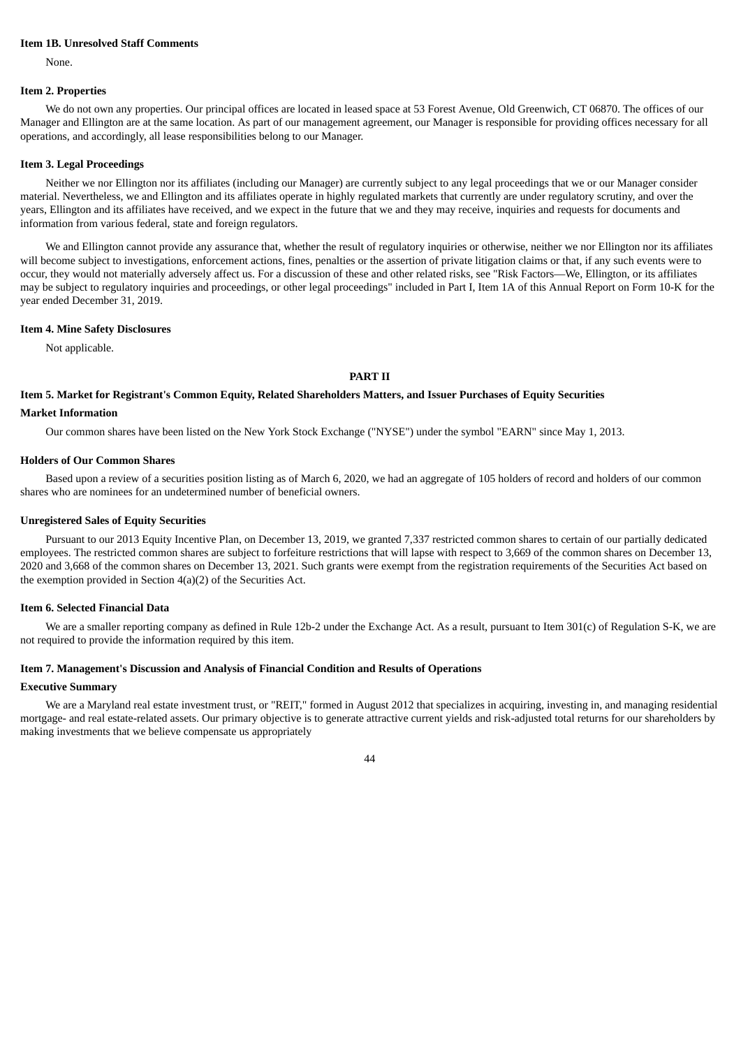**Item 1B. Unresolved Staff Comments**

None.

**Item 2. Properties**

We do not own any properties. Our principal offices are located in leased space at 53 Forest Avenue, Old Greenwich, CT 06870. The offices of our Manager and Ellington are at the same location. As part of our management agreement, our Manager is responsible for providing offices necessary for all operations, and accordingly, all lease responsibilities belong to our Manager.

**Item 3. Legal Proceedings**

Neither we nor Ellington nor its affiliates (including our Manager) are currently subject to any legal proceedings that we or our Manager consider material. Nevertheless, we and Ellington and its affiliates operate in highly regulated markets that currently are under regulatory scrutiny, and over the years, Ellington and its affiliates have received, and we expect in the future that we and they may receive, inquiries and requests for documents and information from various federal, state and foreign regulators.

We and Ellington cannot provide any assurance that, whether the result of regulatory inquiries or otherwise, neither we nor Ellington nor its affiliates will become subject to investigations, enforcement actions, fines, penalties or the assertion of private litigation claims or that, if any such events were to occur, they would not materially adversely affect us. For a discussion of these and other related risks, see "Risk Factors—We, Ellington, or its affiliates may be subject to regulatory inquiries and proceedings, or other legal proceedings" included in Part I, Item 1A of this Annual Report on Form 10-K for the year ended December 31, 2019.

**Item 4. Mine Safety Disclosures**

Not applicable.

**PART II**

**Item 5. Market for Registrant's Common Equity, Related Shareholders Matters, and Issuer Purchases of Equity Securities**

**Market Information**

Our common shares have been listed on the New York Stock Exchange ("NYSE") under the symbol "EARN" since May 1, 2013.

**Holders of Our Common Shares**

Based upon a review of a securities position listing as of March 6, 2020, we had an aggregate of 105 holders of record and holders of our common shares who are nominees for an undetermined number of beneficial owners.

**Unregistered Sales of Equity Securities**

Pursuant to our 2013 Equity Incentive Plan, on December 13, 2019, we granted 7,337 restricted common shares to certain of our partially dedicated employees. The restricted common shares are subject to forfeiture restrictions that will lapse with respect to 3,669 of the common shares on December 13, 2020 and 3,668 of the common shares on December 13, 2021. Such grants were exempt from the registration requirements of the Securities Act based on the exemption provided in Section 4(a)(2) of the Securities Act.

**Item 6. Selected Financial Data**

We are a smaller reporting company as defined in Rule 12b-2 under the Exchange Act. As a result, pursuant to Item 301(c) of Regulation S-K, we are not required to provide the information required by this item.

**Item 7. Management's Discussion and Analysis of Financial Condition and Results of Operations**

**Executive Summary**

We are a Maryland real estate investment trust, or "REIT," formed in August 2012 that specializes in acquiring, investing in, and managing residential mortgage- and real estate-related assets. Our primary objective is to generate attractive current yields and risk-adjusted total returns for our shareholders by making investments that we believe compensate us appropriately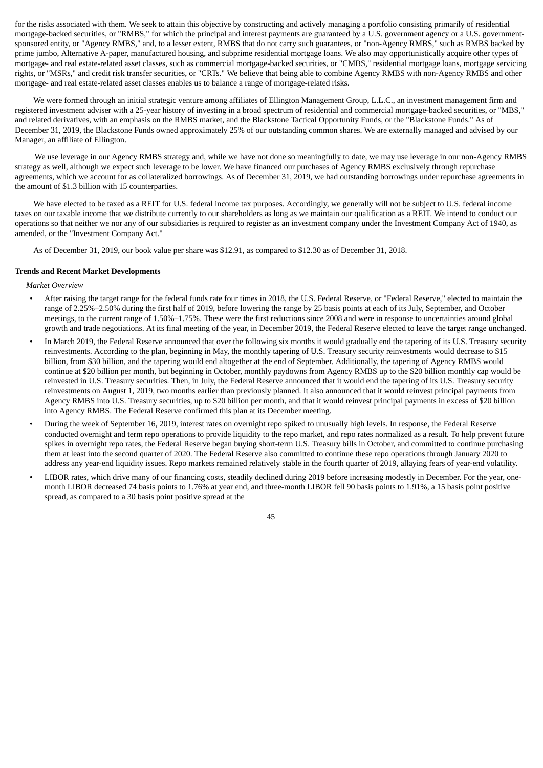for the risks associated with them. We seek to attain this objective by constructing and actively managing a portfolio consisting primarily of residential mortgage-backed securities, or "RMBS," for which the principal and interest payments are guaranteed by a U.S. government agency or a U.S. government-sponsored entity, or "Agency RMBS," and, to a lesser extent, RMBS that do not carry such guarantees, or "non-Agency RMBS," such as RMBS backed by prime jumbo, Alternative A-paper, manufactured housing, and subprime residential mortgage loans. We also may opportunistically acquire other types of mortgage- and real estate-related asset classes, such as commercial mortgage-backed securities, or "CMBS," residential mortgage loans, mortgage servicing rights, or "MSRs," and credit risk transfer securities, or "CRTs." We believe that being able to combine Agency RMBS with non-Agency RMBS and other mortgage- and real estate-related asset classes enables us to balance a range of mortgage-related risks.

We were formed through an initial strategic venture among affiliates of Ellington Management Group, L.L.C., an investment management firm and registered investment adviser with a 25-year history of investing in a broad spectrum of residential and commercial mortgage-backed securities, or "MBS," and related derivatives, with an emphasis on the RMBS market, and the Blackstone Tactical Opportunity Funds, or the "Blackstone Funds." As of December 31, 2019, the Blackstone Funds owned approximately 25% of our outstanding common shares. We are externally managed and advised by our Manager, an affiliate of Ellington.

We use leverage in our Agency RMBS strategy and, while we have not done so meaningfully to date, we may use leverage in our non-Agency RMBS strategy as well, although we expect such leverage to be lower. We have financed our purchases of Agency RMBS exclusively through repurchase agreements, which we account for as collateralized borrowings. As of December 31, 2019, we had outstanding borrowings under repurchase agreements in the amount of $1.3 billion with 15 counterparties.

We have elected to be taxed as a REIT for U.S. federal income tax purposes. Accordingly, we generally will not be subject to U.S. federal income taxes on our taxable income that we distribute currently to our shareholders as long as we maintain our qualification as a REIT. We intend to conduct our operations so that neither we nor any of our subsidiaries is required to register as an investment company under the Investment Company Act of 1940, as amended, or the "Investment Company Act."

As of December 31, 2019, our book value per share was $12.91, as compared to $12.30 as of December 31, 2018.

**Trends and Recent Market Developments**

*Market Overview*

- After raising the target range for the federal funds rate four times in 2018, the U.S. Federal Reserve, or "Federal Reserve," elected to maintain the range of 2.25%–2.50% during the first half of 2019, before lowering the range by 25 basis points at each of its July, September, and October meetings, to the current range of 1.50%–1.75%. These were the first reductions since 2008 and were in response to uncertainties around global growth and trade negotiations. At its final meeting of the year, in December 2019, the Federal Reserve elected to leave the target range unchanged.
- In March 2019, the Federal Reserve announced that over the following six months it would gradually end the tapering of its U.S. Treasury security reinvestments. According to the plan, beginning in May, the monthly tapering of U.S. Treasury security reinvestments would decrease to $15 billion, from $30 billion, and the tapering would end altogether at the end of September. Additionally, the tapering of Agency RMBS would continue at $20 billion per month, but beginning in October, monthly paydowns from Agency RMBS up to the $20 billion monthly cap would be reinvested in U.S. Treasury securities. Then, in July, the Federal Reserve announced that it would end the tapering of its U.S. Treasury security reinvestments on August 1, 2019, two months earlier than previously planned. It also announced that it would reinvest principal payments from Agency RMBS into U.S. Treasury securities, up to $20 billion per month, and that it would reinvest principal payments in excess of $20 billion into Agency RMBS. The Federal Reserve confirmed this plan at its December meeting.
- During the week of September 16, 2019, interest rates on overnight repo spiked to unusually high levels. In response, the Federal Reserve conducted overnight and term repo operations to provide liquidity to the repo market, and repo rates normalized as a result. To help prevent future spikes in overnight repo rates, the Federal Reserve began buying short-term U.S. Treasury bills in October, and committed to continue purchasing them at least into the second quarter of 2020. The Federal Reserve also committed to continue these repo operations through January 2020 to address any year-end liquidity issues. Repo markets remained relatively stable in the fourth quarter of 2019, allaying fears of year-end volatility.
- LIBOR rates, which drive many of our financing costs, steadily declined during 2019 before increasing modestly in December. For the year, one-month LIBOR decreased 74 basis points to 1.76% at year end, and three-month LIBOR fell 90 basis points to 1.91%, a 15 basis point positive spread, as compared to a 30 basis point positive spread at the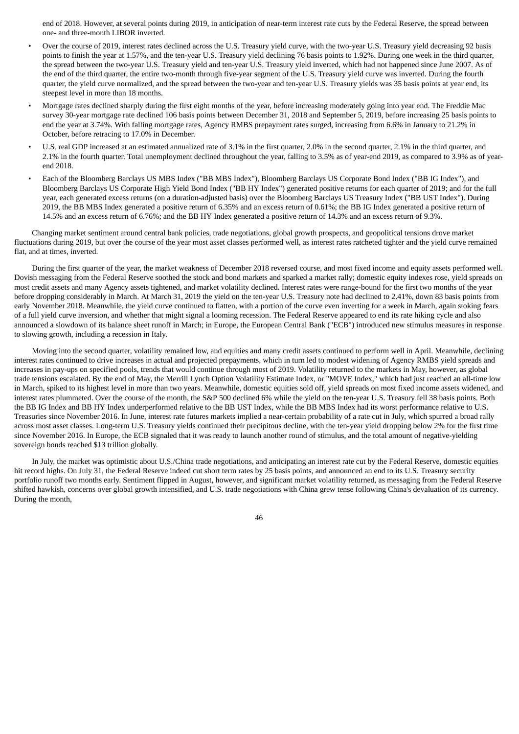end of 2018. However, at several points during 2019, in anticipation of near-term interest rate cuts by the Federal Reserve, the spread between one- and three-month LIBOR inverted.

- Over the course of 2019, interest rates declined across the U.S. Treasury yield curve, with the two-year U.S. Treasury yield decreasing 92 basis points to finish the year at 1.57%, and the ten-year U.S. Treasury yield declining 76 basis points to 1.92%. During one week in the third quarter, the spread between the two-year U.S. Treasury yield and ten-year U.S. Treasury yield inverted, which had not happened since June 2007. As of the end of the third quarter, the entire two-month through five-year segment of the U.S. Treasury yield curve was inverted. During the fourth quarter, the yield curve normalized, and the spread between the two-year and ten-year U.S. Treasury yields was 35 basis points at year end, its steepest level in more than 18 months.
- Mortgage rates declined sharply during the first eight months of the year, before increasing moderately going into year end. The Freddie Mac survey 30-year mortgage rate declined 106 basis points between December 31, 2018 and September 5, 2019, before increasing 25 basis points to end the year at 3.74%. With falling mortgage rates, Agency RMBS prepayment rates surged, increasing from 6.6% in January to 21.2% in October, before retracing to 17.0% in December.
- U.S. real GDP increased at an estimated annualized rate of 3.1% in the first quarter, 2.0% in the second quarter, 2.1% in the third quarter, and 2.1% in the fourth quarter. Total unemployment declined throughout the year, falling to 3.5% as of year-end 2019, as compared to 3.9% as of year-end 2018.
- Each of the Bloomberg Barclays US MBS Index ("BB MBS Index"), Bloomberg Barclays US Corporate Bond Index ("BB IG Index"), and Bloomberg Barclays US Corporate High Yield Bond Index ("BB HY Index") generated positive returns for each quarter of 2019; and for the full year, each generated excess returns (on a duration-adjusted basis) over the Bloomberg Barclays US Treasury Index ("BB UST Index"). During 2019, the BB MBS Index generated a positive return of 6.35% and an excess return of 0.61%; the BB IG Index generated a positive return of 14.5% and an excess return of 6.76%; and the BB HY Index generated a positive return of 14.3% and an excess return of 9.3%.

Changing market sentiment around central bank policies, trade negotiations, global growth prospects, and geopolitical tensions drove market fluctuations during 2019, but over the course of the year most asset classes performed well, as interest rates ratcheted tighter and the yield curve remained flat, and at times, inverted.

During the first quarter of the year, the market weakness of December 2018 reversed course, and most fixed income and equity assets performed well. Dovish messaging from the Federal Reserve soothed the stock and bond markets and sparked a market rally; domestic equity indexes rose, yield spreads on most credit assets and many Agency assets tightened, and market volatility declined. Interest rates were range-bound for the first two months of the year before dropping considerably in March. At March 31, 2019 the yield on the ten-year U.S. Treasury note had declined to 2.41%, down 83 basis points from early November 2018. Meanwhile, the yield curve continued to flatten, with a portion of the curve even inverting for a week in March, again stoking fears of a full yield curve inversion, and whether that might signal a looming recession. The Federal Reserve appeared to end its rate hiking cycle and also announced a slowdown of its balance sheet runoff in March; in Europe, the European Central Bank ("ECB") introduced new stimulus measures in response to slowing growth, including a recession in Italy.

Moving into the second quarter, volatility remained low, and equities and many credit assets continued to perform well in April. Meanwhile, declining interest rates continued to drive increases in actual and projected prepayments, which in turn led to modest widening of Agency RMBS yield spreads and increases in pay-ups on specified pools, trends that would continue through most of 2019. Volatility returned to the markets in May, however, as global trade tensions escalated. By the end of May, the Merrill Lynch Option Volatility Estimate Index, or "MOVE Index," which had just reached an all-time low in March, spiked to its highest level in more than two years. Meanwhile, domestic equities sold off, yield spreads on most fixed income assets widened, and interest rates plummeted. Over the course of the month, the S&P 500 declined 6% while the yield on the ten-year U.S. Treasury fell 38 basis points. Both the BB IG Index and BB HY Index underperformed relative to the BB UST Index, while the BB MBS Index had its worst performance relative to U.S. Treasuries since November 2016. In June, interest rate futures markets implied a near-certain probability of a rate cut in July, which spurred a broad rally across most asset classes. Long-term U.S. Treasury yields continued their precipitous decline, with the ten-year yield dropping below 2% for the first time since November 2016. In Europe, the ECB signaled that it was ready to launch another round of stimulus, and the total amount of negative-yielding sovereign bonds reached $13 trillion globally.

In July, the market was optimistic about U.S./China trade negotiations, and anticipating an interest rate cut by the Federal Reserve, domestic equities hit record highs. On July 31, the Federal Reserve indeed cut short term rates by 25 basis points, and announced an end to its U.S. Treasury security portfolio runoff two months early. Sentiment flipped in August, however, and significant market volatility returned, as messaging from the Federal Reserve shifted hawkish, concerns over global growth intensified, and U.S. trade negotiations with China grew tense following China's devaluation of its currency. During the month,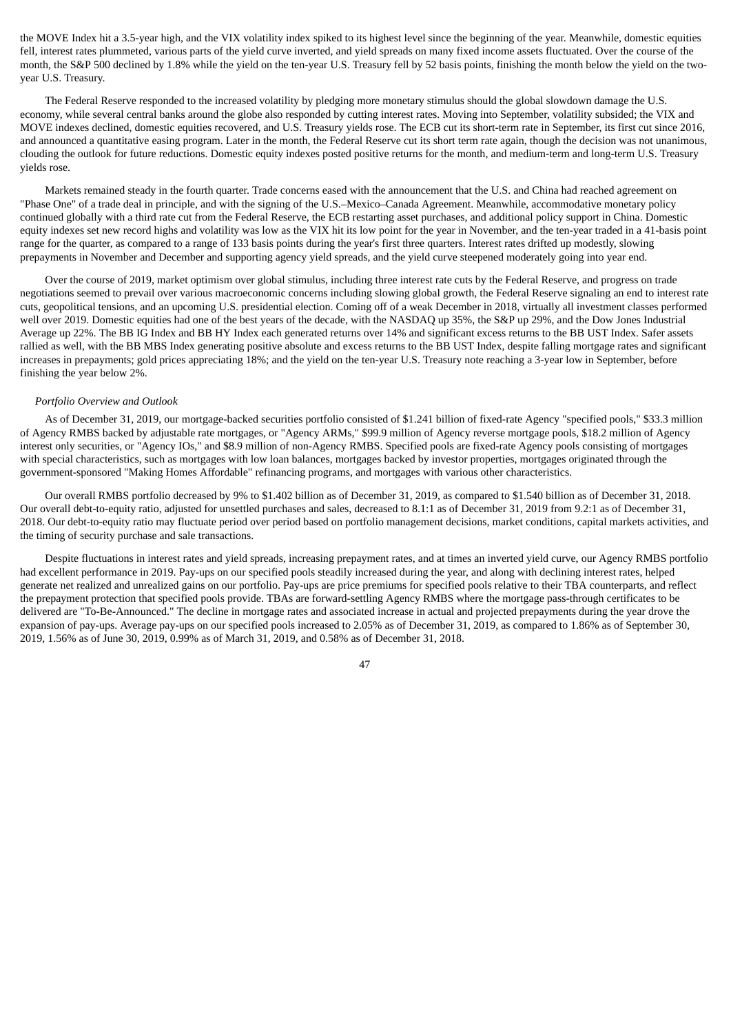the MOVE Index hit a 3.5-year high, and the VIX volatility index spiked to its highest level since the beginning of the year. Meanwhile, domestic equities fell, interest rates plummeted, various parts of the yield curve inverted, and yield spreads on many fixed income assets fluctuated. Over the course of the month, the S&P 500 declined by 1.8% while the yield on the ten-year U.S. Treasury fell by 52 basis points, finishing the month below the yield on the two-year U.S. Treasury.

The Federal Reserve responded to the increased volatility by pledging more monetary stimulus should the global slowdown damage the U.S. economy, while several central banks around the globe also responded by cutting interest rates. Moving into September, volatility subsided; the VIX and MOVE indexes declined, domestic equities recovered, and U.S. Treasury yields rose. The ECB cut its short-term rate in September, its first cut since 2016, and announced a quantitative easing program. Later in the month, the Federal Reserve cut its short term rate again, though the decision was not unanimous, clouding the outlook for future reductions. Domestic equity indexes posted positive returns for the month, and medium-term and long-term U.S. Treasury yields rose.

Markets remained steady in the fourth quarter. Trade concerns eased with the announcement that the U.S. and China had reached agreement on "Phase One" of a trade deal in principle, and with the signing of the U.S.–Mexico–Canada Agreement. Meanwhile, accommodative monetary policy continued globally with a third rate cut from the Federal Reserve, the ECB restarting asset purchases, and additional policy support in China. Domestic equity indexes set new record highs and volatility was low as the VIX hit its low point for the year in November, and the ten-year traded in a 41-basis point range for the quarter, as compared to a range of 133 basis points during the year's first three quarters. Interest rates drifted up modestly, slowing prepayments in November and December and supporting agency yield spreads, and the yield curve steepened moderately going into year end.

Over the course of 2019, market optimism over global stimulus, including three interest rate cuts by the Federal Reserve, and progress on trade negotiations seemed to prevail over various macroeconomic concerns including slowing global growth, the Federal Reserve signaling an end to interest rate cuts, geopolitical tensions, and an upcoming U.S. presidential election. Coming off of a weak December in 2018, virtually all investment classes performed well over 2019. Domestic equities had one of the best years of the decade, with the NASDAQ up 35%, the S&P up 29%, and the Dow Jones Industrial Average up 22%. The BB IG Index and BB HY Index each generated returns over 14% and significant excess returns to the BB UST Index. Safer assets rallied as well, with the BB MBS Index generating positive absolute and excess returns to the BB UST Index, despite falling mortgage rates and significant increases in prepayments; gold prices appreciating 18%; and the yield on the ten-year U.S. Treasury note reaching a 3-year low in September, before finishing the year below 2%.

*Portfolio Overview and Outlook*

As of December 31, 2019, our mortgage-backed securities portfolio consisted of $1.241 billion of fixed-rate Agency "specified pools," $33.3 million of Agency RMBS backed by adjustable rate mortgages, or "Agency ARMs," $99.9 million of Agency reverse mortgage pools, $18.2 million of Agency interest only securities, or "Agency IOs," and $8.9 million of non-Agency RMBS. Specified pools are fixed-rate Agency pools consisting of mortgages with special characteristics, such as mortgages with low loan balances, mortgages backed by investor properties, mortgages originated through the government-sponsored "Making Homes Affordable" refinancing programs, and mortgages with various other characteristics.

Our overall RMBS portfolio decreased by 9% to $1.402 billion as of December 31, 2019, as compared to $1.540 billion as of December 31, 2018. Our overall debt-to-equity ratio, adjusted for unsettled purchases and sales, decreased to 8.1:1 as of December 31, 2019 from 9.2:1 as of December 31, 2018. Our debt-to-equity ratio may fluctuate period over period based on portfolio management decisions, market conditions, capital markets activities, and the timing of security purchase and sale transactions.

Despite fluctuations in interest rates and yield spreads, increasing prepayment rates, and at times an inverted yield curve, our Agency RMBS portfolio had excellent performance in 2019. Pay-ups on our specified pools steadily increased during the year, and along with declining interest rates, helped generate net realized and unrealized gains on our portfolio. Pay-ups are price premiums for specified pools relative to their TBA counterparts, and reflect the prepayment protection that specified pools provide. TBAs are forward-settling Agency RMBS where the mortgage pass-through certificates to be delivered are "To-Be-Announced." The decline in mortgage rates and associated increase in actual and projected prepayments during the year drove the expansion of pay-ups. Average pay-ups on our specified pools increased to 2.05% as of December 31, 2019, as compared to 1.86% as of September 30, 2019, 1.56% as of June 30, 2019, 0.99% as of March 31, 2019, and 0.58% as of December 31, 2018.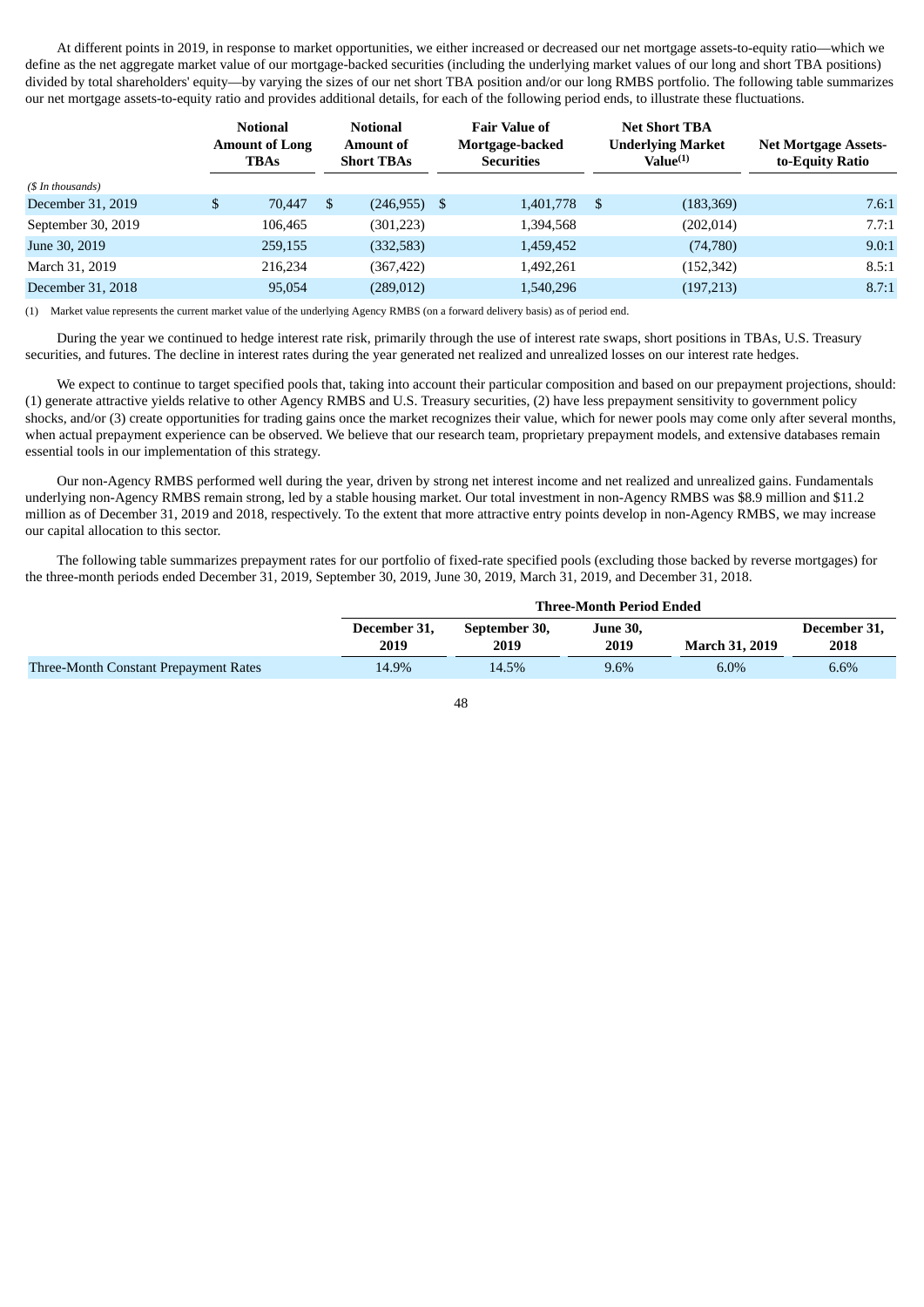At different points in 2019, in response to market opportunities, we either increased or decreased our net mortgage assets-to-equity ratio—which we define as the net aggregate market value of our mortgage-backed securities (including the underlying market values of our long and short TBA positions) divided by total shareholders' equity—by varying the sizes of our net short TBA position and/or our long RMBS portfolio. The following table summarizes our net mortgage assets-to-equity ratio and provides additional details, for each of the following period ends, to illustrate these fluctuations.

| ($ In thousands) | Notional Amount of Long TBAs | Notional Amount of Short TBAs | Fair Value of Mortgage-backed Securities | Net Short TBA Underlying Market Value[(1)] | Net Mortgage Assets-to-Equity Ratio |
|---|---|---|---|---|---|
| December 31, 2019 | $ 70,447 | $ (246,955) | $ 1,401,778 | $ (183,369) | 7.6:1 |
| September 30, 2019 | 106,465 | (301,223) | 1,394,568 | (202,014) | 7.7:1 |
| June 30, 2019 | 259,155 | (332,583) | 1,459,452 | (74,780) | 9.0:1 |
| March 31, 2019 | 216,234 | (367,422) | 1,492,261 | (152,342) | 8.5:1 |
| December 31, 2018 | 95,054 | (289,012) | 1,540,296 | (197,213) | 8.7:1 |

(1) Market value represents the current market value of the underlying Agency RMBS (on a forward delivery basis) as of period end.

During the year we continued to hedge interest rate risk, primarily through the use of interest rate swaps, short positions in TBAs, U.S. Treasury securities, and futures. The decline in interest rates during the year generated net realized and unrealized losses on our interest rate hedges.

We expect to continue to target specified pools that, taking into account their particular composition and based on our prepayment projections, should: (1) generate attractive yields relative to other Agency RMBS and U.S. Treasury securities, (2) have less prepayment sensitivity to government policy shocks, and/or (3) create opportunities for trading gains once the market recognizes their value, which for newer pools may come only after several months, when actual prepayment experience can be observed. We believe that our research team, proprietary prepayment models, and extensive databases remain essential tools in our implementation of this strategy.

Our non-Agency RMBS performed well during the year, driven by strong net interest income and net realized and unrealized gains. Fundamentals underlying non-Agency RMBS remain strong, led by a stable housing market. Our total investment in non-Agency RMBS was $8.9 million and $11.2 million as of December 31, 2019 and 2018, respectively. To the extent that more attractive entry points develop in non-Agency RMBS, we may increase our capital allocation to this sector.

The following table summarizes prepayment rates for our portfolio of fixed-rate specified pools (excluding those backed by reverse mortgages) for the three-month periods ended December 31, 2019, September 30, 2019, June 30, 2019, March 31, 2019, and December 31, 2018.

| | Three-Month Period Ended | | | | |
|---|---|---|---|---|---|
| | December 31, 2019 | September 30, 2019 | June 30, 2019 | March 31, 2019 | December 31, 2018 |
| Three-Month Constant Prepayment Rates | 14.9% | 14.5% | 9.6% | 6.0% | 6.6% |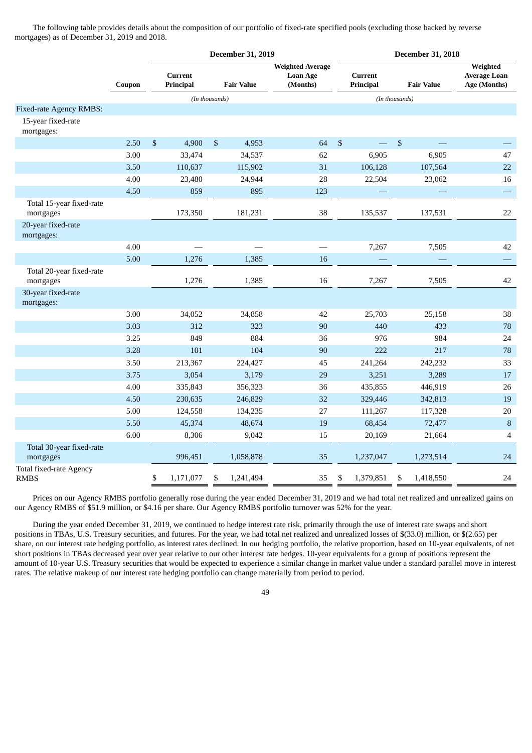The following table provides details about the composition of our portfolio of fixed-rate specified pools (excluding those backed by reverse mortgages) as of December 31, 2019 and 2018.

| | | December 31, 2019 | | | December 31, 2018 | | |
|---|---|---|---|---|---|---|---|
| | Coupon | Current Principal | Fair Value | Weighted Average Loan Age (Months) | Current Principal | Fair Value | Weighted Average Loan Age (Months) |
| | | (In thousands) | | | (In thousands) | | |
| Fixed-rate Agency RMBS: | | | | | | | |
| 15-year fixed-rate mortgages: | | | | | | | |
| | 2.50 | $ 4,900 | $ 4,953 | 64 | $ — | $ — | — |
| | 3.00 | 33,474 | 34,537 | 62 | 6,905 | 6,905 | 47 |
| | 3.50 | 110,637 | 115,902 | 31 | 106,128 | 107,564 | 22 |
| | 4.00 | 23,480 | 24,944 | 28 | 22,504 | 23,062 | 16 |
| | 4.50 | 859 | 895 | 123 | — | — | — |
| Total 15-year fixed-rate mortgages | | 173,350 | 181,231 | 38 | 135,537 | 137,531 | 22 |
| 20-year fixed-rate mortgages: | | | | | | | |
| | 4.00 | — | — | — | 7,267 | 7,505 | 42 |
| | 5.00 | 1,276 | 1,385 | 16 | — | — | — |
| Total 20-year fixed-rate mortgages | | 1,276 | 1,385 | 16 | 7,267 | 7,505 | 42 |
| 30-year fixed-rate mortgages: | | | | | | | |
| | 3.00 | 34,052 | 34,858 | 42 | 25,703 | 25,158 | 38 |
| | 3.03 | 312 | 323 | 90 | 440 | 433 | 78 |
| | 3.25 | 849 | 884 | 36 | 976 | 984 | 24 |
| | 3.28 | 101 | 104 | 90 | 222 | 217 | 78 |
| | 3.50 | 213,367 | 224,427 | 45 | 241,264 | 242,232 | 33 |
| | 3.75 | 3,054 | 3,179 | 29 | 3,251 | 3,289 | 17 |
| | 4.00 | 335,843 | 356,323 | 36 | 435,855 | 446,919 | 26 |
| | 4.50 | 230,635 | 246,829 | 32 | 329,446 | 342,813 | 19 |
| | 5.00 | 124,558 | 134,235 | 27 | 111,267 | 117,328 | 20 |
| | 5.50 | 45,374 | 48,674 | 19 | 68,454 | 72,477 | 8 |
| | 6.00 | 8,306 | 9,042 | 15 | 20,169 | 21,664 | 4 |
| Total 30-year fixed-rate mortgages | | 996,451 | 1,058,878 | 35 | 1,237,047 | 1,273,514 | 24 |
| Total fixed-rate Agency RMBS | | $ 1,171,077 | $ 1,241,494 | 35 | $ 1,379,851 | $ 1,418,550 | 24 |

Prices on our Agency RMBS portfolio generally rose during the year ended December 31, 2019 and we had total net realized and unrealized gains on our Agency RMBS of $51.9 million, or $4.16 per share. Our Agency RMBS portfolio turnover was 52% for the year.

During the year ended December 31, 2019, we continued to hedge interest rate risk, primarily through the use of interest rate swaps and short positions in TBAs, U.S. Treasury securities, and futures. For the year, we had total net realized and unrealized losses of $(33.0) million, or $(2.65) per share, on our interest rate hedging portfolio, as interest rates declined. In our hedging portfolio, the relative proportion, based on 10-year equivalents, of net short positions in TBAs decreased year over year relative to our other interest rate hedges. 10-year equivalents for a group of positions represent the amount of 10-year U.S. Treasury securities that would be expected to experience a similar change in market value under a standard parallel move in interest rates. The relative makeup of our interest rate hedging portfolio can change materially from period to period.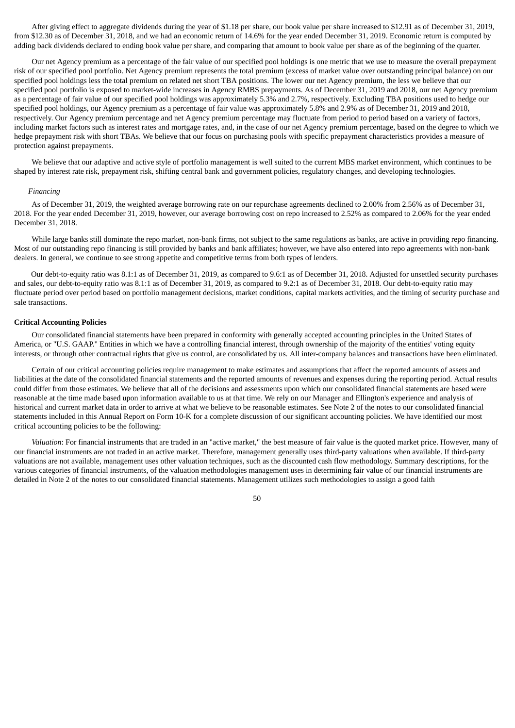After giving effect to aggregate dividends during the year of $1.18 per share, our book value per share increased to $12.91 as of December 31, 2019, from $12.30 as of December 31, 2018, and we had an economic return of 14.6% for the year ended December 31, 2019. Economic return is computed by adding back dividends declared to ending book value per share, and comparing that amount to book value per share as of the beginning of the quarter.

Our net Agency premium as a percentage of the fair value of our specified pool holdings is one metric that we use to measure the overall prepayment risk of our specified pool portfolio. Net Agency premium represents the total premium (excess of market value over outstanding principal balance) on our specified pool holdings less the total premium on related net short TBA positions. The lower our net Agency premium, the less we believe that our specified pool portfolio is exposed to market-wide increases in Agency RMBS prepayments. As of December 31, 2019 and 2018, our net Agency premium as a percentage of fair value of our specified pool holdings was approximately 5.3% and 2.7%, respectively. Excluding TBA positions used to hedge our specified pool holdings, our Agency premium as a percentage of fair value was approximately 5.8% and 2.9% as of December 31, 2019 and 2018, respectively. Our Agency premium percentage and net Agency premium percentage may fluctuate from period to period based on a variety of factors, including market factors such as interest rates and mortgage rates, and, in the case of our net Agency premium percentage, based on the degree to which we hedge prepayment risk with short TBAs. We believe that our focus on purchasing pools with specific prepayment characteristics provides a measure of protection against prepayments.

We believe that our adaptive and active style of portfolio management is well suited to the current MBS market environment, which continues to be shaped by interest rate risk, prepayment risk, shifting central bank and government policies, regulatory changes, and developing technologies.

*Financing*

As of December 31, 2019, the weighted average borrowing rate on our repurchase agreements declined to 2.00% from 2.56% as of December 31, 2018. For the year ended December 31, 2019, however, our average borrowing cost on repo increased to 2.52% as compared to 2.06% for the year ended December 31, 2018.

While large banks still dominate the repo market, non-bank firms, not subject to the same regulations as banks, are active in providing repo financing. Most of our outstanding repo financing is still provided by banks and bank affiliates; however, we have also entered into repo agreements with non-bank dealers. In general, we continue to see strong appetite and competitive terms from both types of lenders.

Our debt-to-equity ratio was 8.1:1 as of December 31, 2019, as compared to 9.6:1 as of December 31, 2018. Adjusted for unsettled security purchases and sales, our debt-to-equity ratio was 8.1:1 as of December 31, 2019, as compared to 9.2:1 as of December 31, 2018. Our debt-to-equity ratio may fluctuate period over period based on portfolio management decisions, market conditions, capital markets activities, and the timing of security purchase and sale transactions.

**Critical Accounting Policies**

Our consolidated financial statements have been prepared in conformity with generally accepted accounting principles in the United States of America, or "U.S. GAAP." Entities in which we have a controlling financial interest, through ownership of the majority of the entities' voting equity interests, or through other contractual rights that give us control, are consolidated by us. All inter-company balances and transactions have been eliminated.

Certain of our critical accounting policies require management to make estimates and assumptions that affect the reported amounts of assets and liabilities at the date of the consolidated financial statements and the reported amounts of revenues and expenses during the reporting period. Actual results could differ from those estimates. We believe that all of the decisions and assessments upon which our consolidated financial statements are based were reasonable at the time made based upon information available to us at that time. We rely on our Manager and Ellington's experience and analysis of historical and current market data in order to arrive at what we believe to be reasonable estimates. See Note 2 of the notes to our consolidated financial statements included in this Annual Report on Form 10-K for a complete discussion of our significant accounting policies. We have identified our most critical accounting policies to be the following:

*Valuation*: For financial instruments that are traded in an "active market," the best measure of fair value is the quoted market price. However, many of our financial instruments are not traded in an active market. Therefore, management generally uses third-party valuations when available. If third-party valuations are not available, management uses other valuation techniques, such as the discounted cash flow methodology. Summary descriptions, for the various categories of financial instruments, of the valuation methodologies management uses in determining fair value of our financial instruments are detailed in Note 2 of the notes to our consolidated financial statements. Management utilizes such methodologies to assign a good faith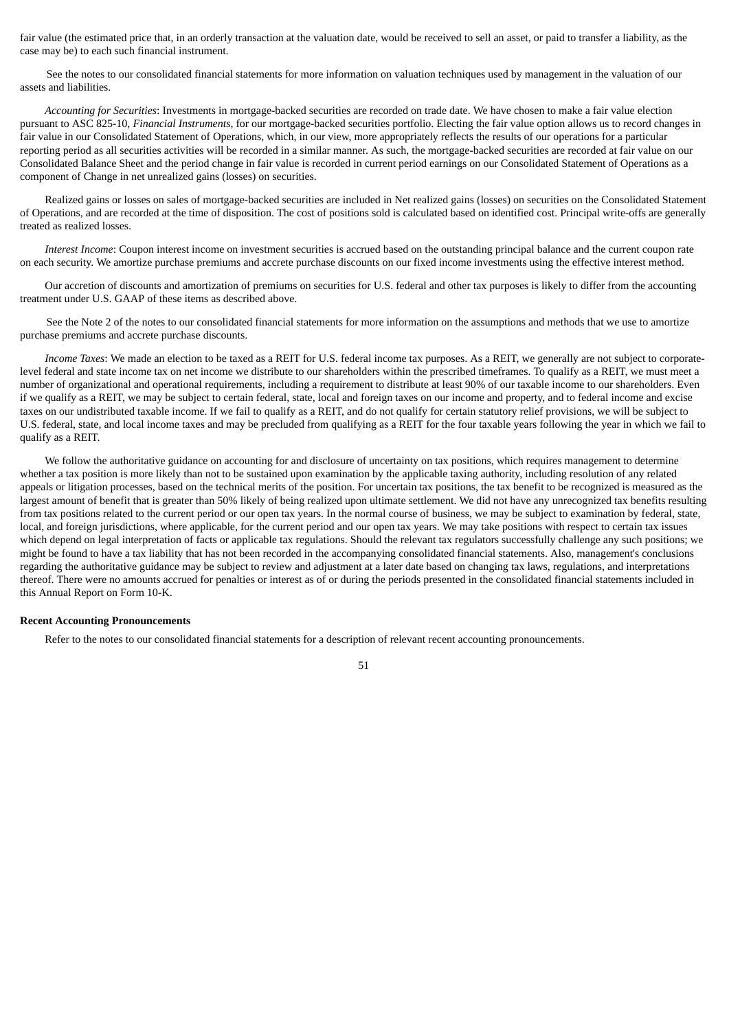fair value (the estimated price that, in an orderly transaction at the valuation date, would be received to sell an asset, or paid to transfer a liability, as the case may be) to each such financial instrument.

See the notes to our consolidated financial statements for more information on valuation techniques used by management in the valuation of our assets and liabilities.

*Accounting for Securities*: Investments in mortgage-backed securities are recorded on trade date. We have chosen to make a fair value election pursuant to ASC 825-10, *Financial Instruments*, for our mortgage-backed securities portfolio. Electing the fair value option allows us to record changes in fair value in our Consolidated Statement of Operations, which, in our view, more appropriately reflects the results of our operations for a particular reporting period as all securities activities will be recorded in a similar manner. As such, the mortgage-backed securities are recorded at fair value on our Consolidated Balance Sheet and the period change in fair value is recorded in current period earnings on our Consolidated Statement of Operations as a component of Change in net unrealized gains (losses) on securities.

Realized gains or losses on sales of mortgage-backed securities are included in Net realized gains (losses) on securities on the Consolidated Statement of Operations, and are recorded at the time of disposition. The cost of positions sold is calculated based on identified cost. Principal write-offs are generally treated as realized losses.

*Interest Income*: Coupon interest income on investment securities is accrued based on the outstanding principal balance and the current coupon rate on each security. We amortize purchase premiums and accrete purchase discounts on our fixed income investments using the effective interest method.

Our accretion of discounts and amortization of premiums on securities for U.S. federal and other tax purposes is likely to differ from the accounting treatment under U.S. GAAP of these items as described above.

See the Note 2 of the notes to our consolidated financial statements for more information on the assumptions and methods that we use to amortize purchase premiums and accrete purchase discounts.

*Income Taxes*: We made an election to be taxed as a REIT for U.S. federal income tax purposes. As a REIT, we generally are not subject to corporate-level federal and state income tax on net income we distribute to our shareholders within the prescribed timeframes. To qualify as a REIT, we must meet a number of organizational and operational requirements, including a requirement to distribute at least 90% of our taxable income to our shareholders. Even if we qualify as a REIT, we may be subject to certain federal, state, local and foreign taxes on our income and property, and to federal income and excise taxes on our undistributed taxable income. If we fail to qualify as a REIT, and do not qualify for certain statutory relief provisions, we will be subject to U.S. federal, state, and local income taxes and may be precluded from qualifying as a REIT for the four taxable years following the year in which we fail to qualify as a REIT.

We follow the authoritative guidance on accounting for and disclosure of uncertainty on tax positions, which requires management to determine whether a tax position is more likely than not to be sustained upon examination by the applicable taxing authority, including resolution of any related appeals or litigation processes, based on the technical merits of the position. For uncertain tax positions, the tax benefit to be recognized is measured as the largest amount of benefit that is greater than 50% likely of being realized upon ultimate settlement. We did not have any unrecognized tax benefits resulting from tax positions related to the current period or our open tax years. In the normal course of business, we may be subject to examination by federal, state, local, and foreign jurisdictions, where applicable, for the current period and our open tax years. We may take positions with respect to certain tax issues which depend on legal interpretation of facts or applicable tax regulations. Should the relevant tax regulators successfully challenge any such positions; we might be found to have a tax liability that has not been recorded in the accompanying consolidated financial statements. Also, management's conclusions regarding the authoritative guidance may be subject to review and adjustment at a later date based on changing tax laws, regulations, and interpretations thereof. There were no amounts accrued for penalties or interest as of or during the periods presented in the consolidated financial statements included in this Annual Report on Form 10-K.

**Recent Accounting Pronouncements**

Refer to the notes to our consolidated financial statements for a description of relevant recent accounting pronouncements.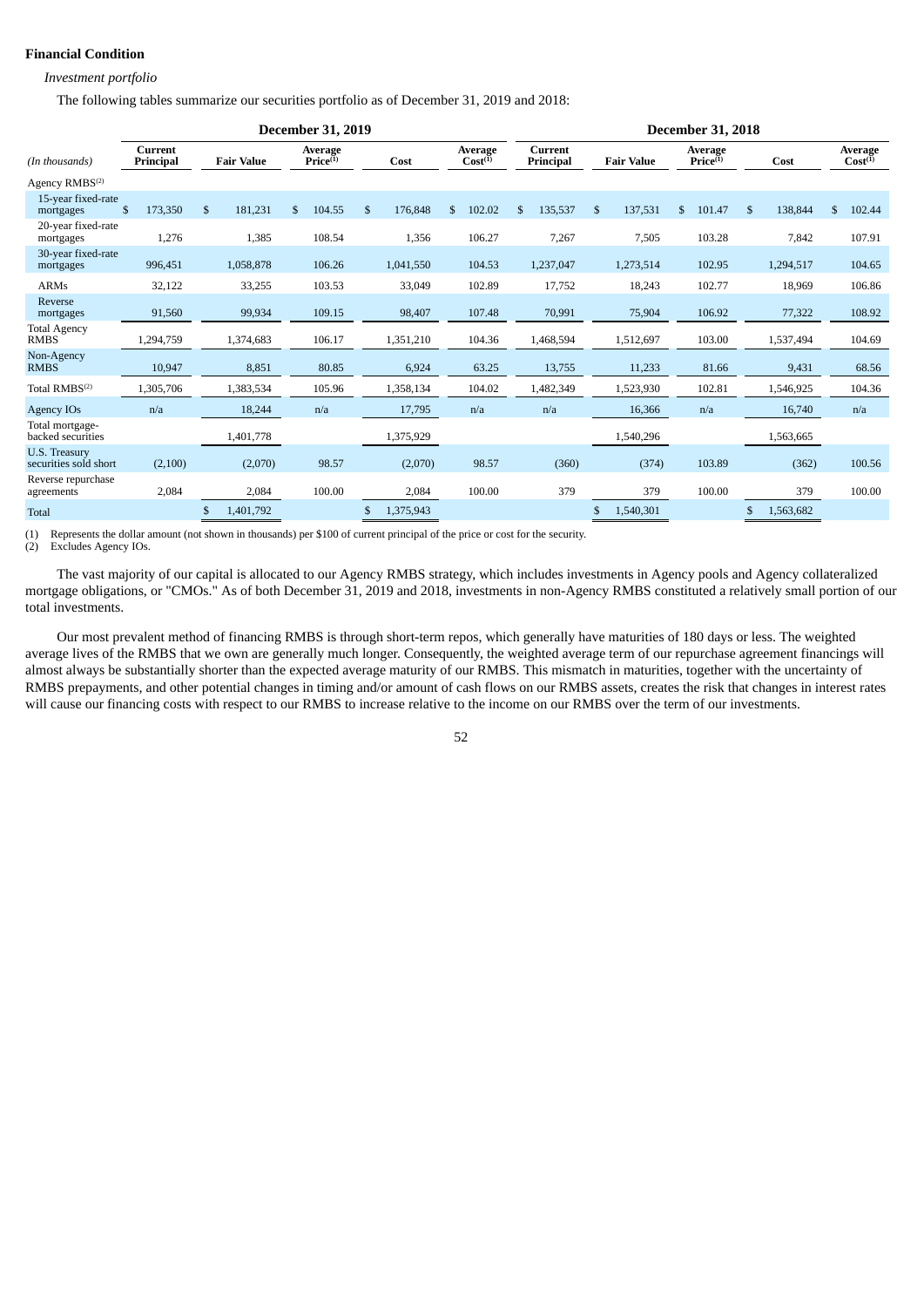**Financial Condition**

*Investment portfolio*

The following tables summarize our securities portfolio as of December 31, 2019 and 2018:

| | December 31, 2019 | | | | | December 31, 2018 | | | | |
|---|---|---|---|---|---|---|---|---|---|---|
| *(In thousands)* | Current Principal | Fair Value | Average Price(1) | Cost | Average Cost(1) | Current Principal | Fair Value | Average Price(1) | Cost | Average Cost(1) |
| Agency RMBS(2) | | | | | | | | | | |
| 15-year fixed-rate mortgages | $ 173,350 | $ 181,231 | $ 104.55 | $ 176,848 | $ 102.02 | $ 135,537 | $ 137,531 | $ 101.47 | $ 138,844 | $ 102.44 |
| 20-year fixed-rate mortgages | 1,276 | 1,385 | 108.54 | 1,356 | 106.27 | 7,267 | 7,505 | 103.28 | 7,842 | 107.91 |
| 30-year fixed-rate mortgages | 996,451 | 1,058,878 | 106.26 | 1,041,550 | 104.53 | 1,237,047 | 1,273,514 | 102.95 | 1,294,517 | 104.65 |
| ARMs | 32,122 | 33,255 | 103.53 | 33,049 | 102.89 | 17,752 | 18,243 | 102.77 | 18,969 | 106.86 |
| Reverse mortgages | 91,560 | 99,934 | 109.15 | 98,407 | 107.48 | 70,991 | 75,904 | 106.92 | 77,322 | 108.92 |
| Total Agency RMBS | 1,294,759 | 1,374,683 | 106.17 | 1,351,210 | 104.36 | 1,468,594 | 1,512,697 | 103.00 | 1,537,494 | 104.69 |
| Non-Agency RMBS | 10,947 | 8,851 | 80.85 | 6,924 | 63.25 | 13,755 | 11,233 | 81.66 | 9,431 | 68.56 |
| Total RMBS(2) | 1,305,706 | 1,383,534 | 105.96 | 1,358,134 | 104.02 | 1,482,349 | 1,523,930 | 102.81 | 1,546,925 | 104.36 |
| Agency IOs | n/a | 18,244 | n/a | 17,795 | n/a | n/a | 16,366 | n/a | 16,740 | n/a |
| Total mortgage-backed securities | | 1,401,778 | | 1,375,929 | | | 1,540,296 | | 1,563,665 | |
| U.S. Treasury securities sold short | (2,100) | (2,070) | 98.57 | (2,070) | 98.57 | (360) | (374) | 103.89 | (362) | 100.56 |
| Reverse repurchase agreements | 2,084 | 2,084 | 100.00 | 2,084 | 100.00 | 379 | 379 | 100.00 | 379 | 100.00 |
| Total | | $ 1,401,792 | | $ 1,375,943 | | | $ 1,540,301 | | $ 1,563,682 | |

(1) Represents the dollar amount (not shown in thousands) per $100 of current principal of the price or cost for the security.
(2) Excludes Agency IOs.

The vast majority of our capital is allocated to our Agency RMBS strategy, which includes investments in Agency pools and Agency collateralized mortgage obligations, or "CMOs." As of both December 31, 2019 and 2018, investments in non-Agency RMBS constituted a relatively small portion of our total investments.

Our most prevalent method of financing RMBS is through short-term repos, which generally have maturities of 180 days or less. The weighted average lives of the RMBS that we own are generally much longer. Consequently, the weighted average term of our repurchase agreement financings will almost always be substantially shorter than the expected average maturity of our RMBS. This mismatch in maturities, together with the uncertainty of RMBS prepayments, and other potential changes in timing and/or amount of cash flows on our RMBS assets, creates the risk that changes in interest rates will cause our financing costs with respect to our RMBS to increase relative to the income on our RMBS over the term of our investments.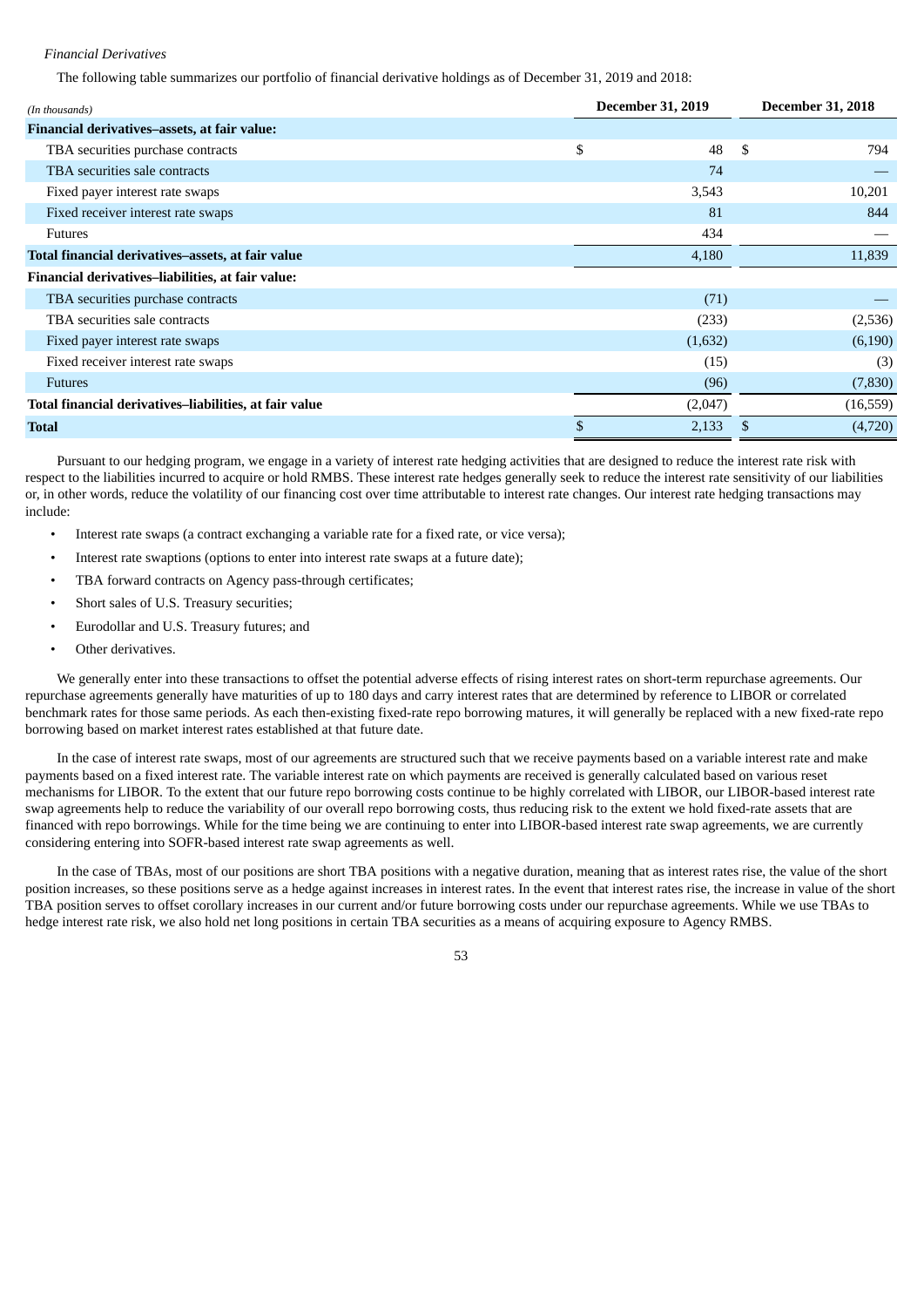*Financial Derivatives*

The following table summarizes our portfolio of financial derivative holdings as of December 31, 2019 and 2018:

| *(In thousands)* | December 31, 2019 | December 31, 2018 |
|---|---|---|
| **Financial derivatives–assets, at fair value:** | | |
| TBA securities purchase contracts | $ 48 | $ 794 |
| TBA securities sale contracts | 74 | — |
| Fixed payer interest rate swaps | 3,543 | 10,201 |
| Fixed receiver interest rate swaps | 81 | 844 |
| Futures | 434 | — |
| **Total financial derivatives–assets, at fair value** | 4,180 | 11,839 |
| **Financial derivatives–liabilities, at fair value:** | | |
| TBA securities purchase contracts | (71) | — |
| TBA securities sale contracts | (233) | (2,536) |
| Fixed payer interest rate swaps | (1,632) | (6,190) |
| Fixed receiver interest rate swaps | (15) | (3) |
| Futures | (96) | (7,830) |
| **Total financial derivatives–liabilities, at fair value** | (2,047) | (16,559) |
| **Total** | $ 2,133 | $ (4,720) |

Pursuant to our hedging program, we engage in a variety of interest rate hedging activities that are designed to reduce the interest rate risk with respect to the liabilities incurred to acquire or hold RMBS. These interest rate hedges generally seek to reduce the interest rate sensitivity of our liabilities or, in other words, reduce the volatility of our financing cost over time attributable to interest rate changes. Our interest rate hedging transactions may include:

- Interest rate swaps (a contract exchanging a variable rate for a fixed rate, or vice versa);
- Interest rate swaptions (options to enter into interest rate swaps at a future date);
- TBA forward contracts on Agency pass-through certificates;
- Short sales of U.S. Treasury securities;
- Eurodollar and U.S. Treasury futures; and
- Other derivatives.

We generally enter into these transactions to offset the potential adverse effects of rising interest rates on short-term repurchase agreements. Our repurchase agreements generally have maturities of up to 180 days and carry interest rates that are determined by reference to LIBOR or correlated benchmark rates for those same periods. As each then-existing fixed-rate repo borrowing matures, it will generally be replaced with a new fixed-rate repo borrowing based on market interest rates established at that future date.

In the case of interest rate swaps, most of our agreements are structured such that we receive payments based on a variable interest rate and make payments based on a fixed interest rate. The variable interest rate on which payments are received is generally calculated based on various reset mechanisms for LIBOR. To the extent that our future repo borrowing costs continue to be highly correlated with LIBOR, our LIBOR-based interest rate swap agreements help to reduce the variability of our overall repo borrowing costs, thus reducing risk to the extent we hold fixed-rate assets that are financed with repo borrowings. While for the time being we are continuing to enter into LIBOR-based interest rate swap agreements, we are currently considering entering into SOFR-based interest rate swap agreements as well.

In the case of TBAs, most of our positions are short TBA positions with a negative duration, meaning that as interest rates rise, the value of the short position increases, so these positions serve as a hedge against increases in interest rates. In the event that interest rates rise, the increase in value of the short TBA position serves to offset corollary increases in our current and/or future borrowing costs under our repurchase agreements. While we use TBAs to hedge interest rate risk, we also hold net long positions in certain TBA securities as a means of acquiring exposure to Agency RMBS.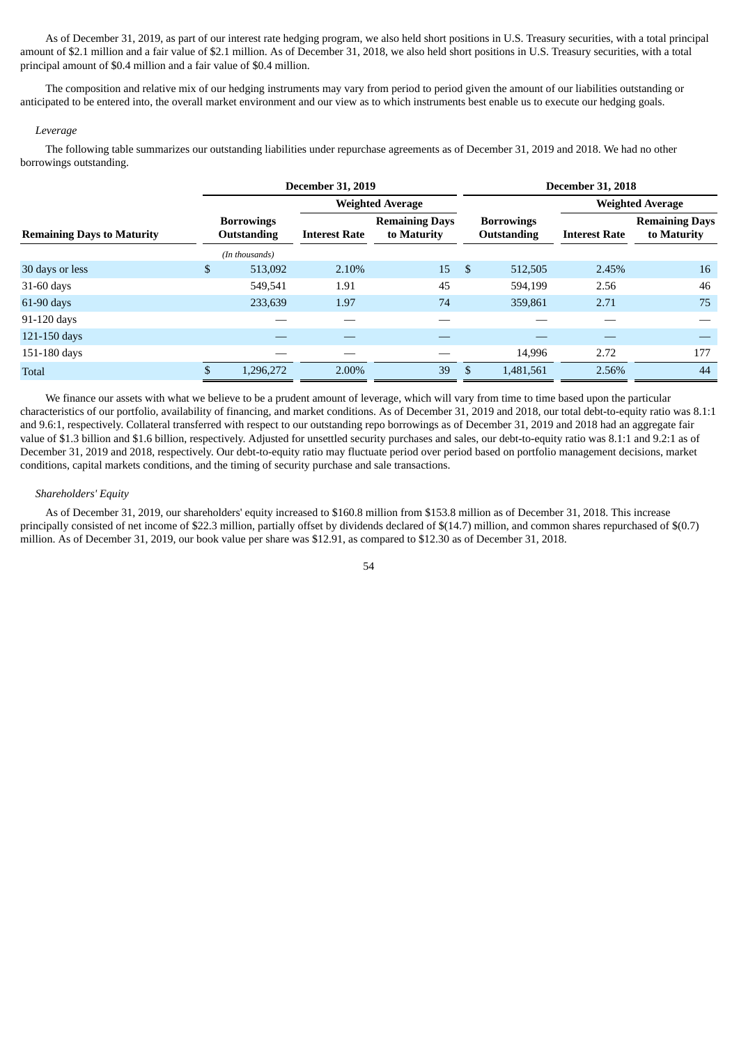As of December 31, 2019, as part of our interest rate hedging program, we also held short positions in U.S. Treasury securities, with a total principal amount of $2.1 million and a fair value of $2.1 million. As of December 31, 2018, we also held short positions in U.S. Treasury securities, with a total principal amount of $0.4 million and a fair value of $0.4 million.

The composition and relative mix of our hedging instruments may vary from period to period given the amount of our liabilities outstanding or anticipated to be entered into, the overall market environment and our view as to which instruments best enable us to execute our hedging goals.

*Leverage*

The following table summarizes our outstanding liabilities under repurchase agreements as of December 31, 2019 and 2018. We had no other borrowings outstanding.

| | December 31, 2019 | | | December 31, 2018 | | |
|---|---|---|---|---|---|---|
| | | Weighted Average | | | Weighted Average | |
| **Remaining Days to Maturity** | **Borrowings Outstanding** | **Interest Rate** | **Remaining Days to Maturity** | **Borrowings Outstanding** | **Interest Rate** | **Remaining Days to Maturity** |
| | *(In thousands)* | | | | | |
| 30 days or less | $ 513,092 | 2.10% | 15 | $ 512,505 | 2.45% | 16 |
| 31-60 days | 549,541 | 1.91 | 45 | 594,199 | 2.56 | 46 |
| 61-90 days | 233,639 | 1.97 | 74 | 359,861 | 2.71 | 75 |
| 91-120 days | — | — | — | — | — | — |
| 121-150 days | — | — | — | — | — | — |
| 151-180 days | — | — | — | 14,996 | 2.72 | 177 |
| Total | $ 1,296,272 | 2.00% | 39 | $ 1,481,561 | 2.56% | 44 |

We finance our assets with what we believe to be a prudent amount of leverage, which will vary from time to time based upon the particular characteristics of our portfolio, availability of financing, and market conditions. As of December 31, 2019 and 2018, our total debt-to-equity ratio was 8.1:1 and 9.6:1, respectively. Collateral transferred with respect to our outstanding repo borrowings as of December 31, 2019 and 2018 had an aggregate fair value of $1.3 billion and $1.6 billion, respectively. Adjusted for unsettled security purchases and sales, our debt-to-equity ratio was 8.1:1 and 9.2:1 as of December 31, 2019 and 2018, respectively. Our debt-to-equity ratio may fluctuate period over period based on portfolio management decisions, market conditions, capital markets conditions, and the timing of security purchase and sale transactions.

*Shareholders' Equity*

As of December 31, 2019, our shareholders' equity increased to $160.8 million from $153.8 million as of December 31, 2018. This increase principally consisted of net income of $22.3 million, partially offset by dividends declared of $(14.7) million, and common shares repurchased of $(0.7) million. As of December 31, 2019, our book value per share was $12.91, as compared to $12.30 as of December 31, 2018.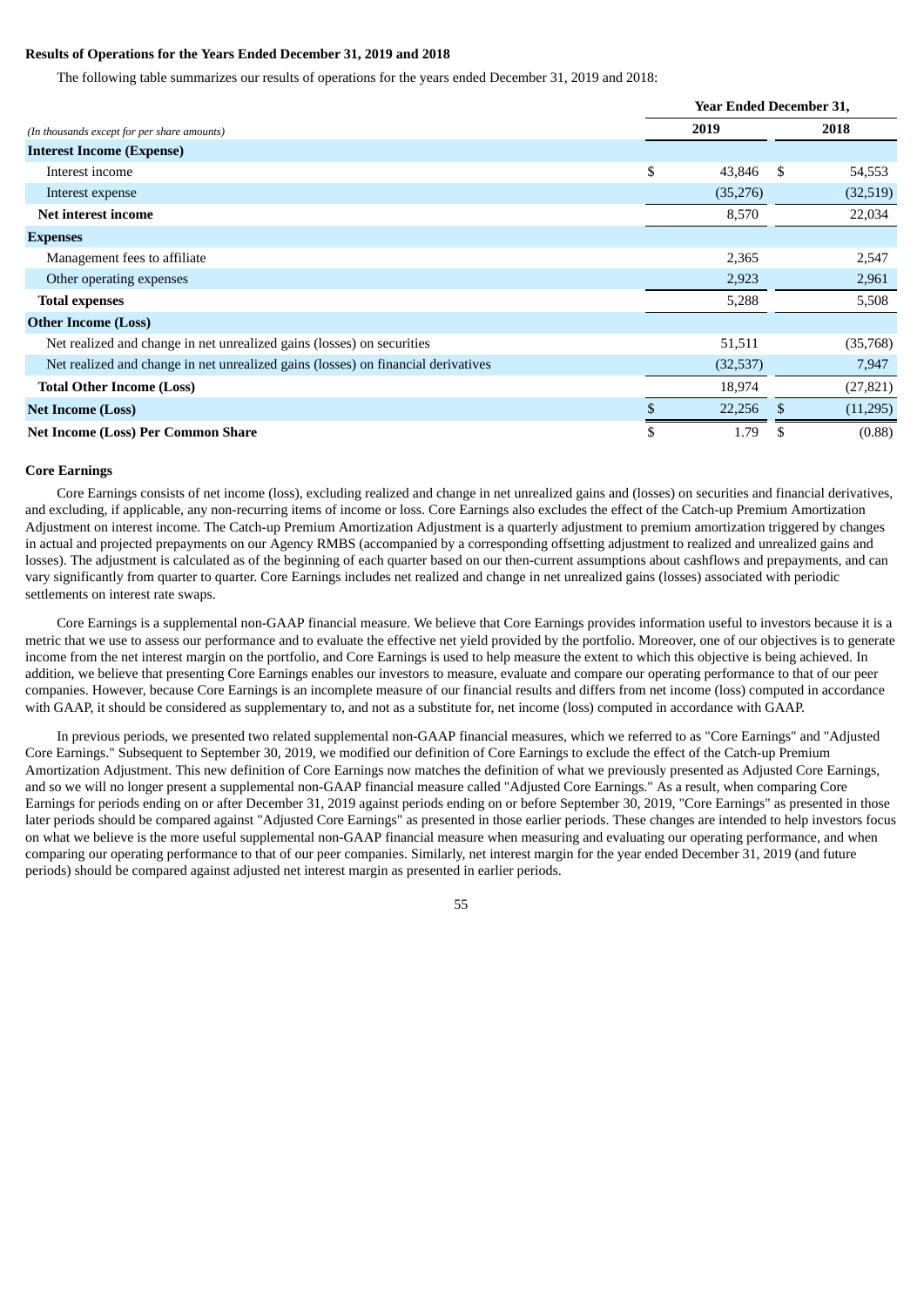**Results of Operations for the Years Ended December 31, 2019 and 2018**

The following table summarizes our results of operations for the years ended December 31, 2019 and 2018:

| *(In thousands except for per share amounts)* | Year Ended December 31, 2019 | Year Ended December 31, 2018 |
|---|---|---|
| **Interest Income (Expense)** | | |
| Interest income | $ 43,846 | $ 54,553 |
| Interest expense | (35,276) | (32,519) |
| **Net interest income** | 8,570 | 22,034 |
| **Expenses** | | |
| Management fees to affiliate | 2,365 | 2,547 |
| Other operating expenses | 2,923 | 2,961 |
| **Total expenses** | 5,288 | 5,508 |
| **Other Income (Loss)** | | |
| Net realized and change in net unrealized gains (losses) on securities | 51,511 | (35,768) |
| Net realized and change in net unrealized gains (losses) on financial derivatives | (32,537) | 7,947 |
| **Total Other Income (Loss)** | 18,974 | (27,821) |
| **Net Income (Loss)** | $ 22,256 | $ (11,295) |
| **Net Income (Loss) Per Common Share** | $ 1.79 | $ (0.88) |

**Core Earnings**

Core Earnings consists of net income (loss), excluding realized and change in net unrealized gains and (losses) on securities and financial derivatives, and excluding, if applicable, any non-recurring items of income or loss. Core Earnings also excludes the effect of the Catch-up Premium Amortization Adjustment on interest income. The Catch-up Premium Amortization Adjustment is a quarterly adjustment to premium amortization triggered by changes in actual and projected prepayments on our Agency RMBS (accompanied by a corresponding offsetting adjustment to realized and unrealized gains and losses). The adjustment is calculated as of the beginning of each quarter based on our then-current assumptions about cashflows and prepayments, and can vary significantly from quarter to quarter. Core Earnings includes net realized and change in net unrealized gains (losses) associated with periodic settlements on interest rate swaps.

Core Earnings is a supplemental non-GAAP financial measure. We believe that Core Earnings provides information useful to investors because it is a metric that we use to assess our performance and to evaluate the effective net yield provided by the portfolio. Moreover, one of our objectives is to generate income from the net interest margin on the portfolio, and Core Earnings is used to help measure the extent to which this objective is being achieved. In addition, we believe that presenting Core Earnings enables our investors to measure, evaluate and compare our operating performance to that of our peer companies. However, because Core Earnings is an incomplete measure of our financial results and differs from net income (loss) computed in accordance with GAAP, it should be considered as supplementary to, and not as a substitute for, net income (loss) computed in accordance with GAAP.

In previous periods, we presented two related supplemental non-GAAP financial measures, which we referred to as "Core Earnings" and "Adjusted Core Earnings." Subsequent to September 30, 2019, we modified our definition of Core Earnings to exclude the effect of the Catch-up Premium Amortization Adjustment. This new definition of Core Earnings now matches the definition of what we previously presented as Adjusted Core Earnings, and so we will no longer present a supplemental non-GAAP financial measure called "Adjusted Core Earnings." As a result, when comparing Core Earnings for periods ending on or after December 31, 2019 against periods ending on or before September 30, 2019, "Core Earnings" as presented in those later periods should be compared against "Adjusted Core Earnings" as presented in those earlier periods. These changes are intended to help investors focus on what we believe is the more useful supplemental non-GAAP financial measure when measuring and evaluating our operating performance, and when comparing our operating performance to that of our peer companies. Similarly, net interest margin for the year ended December 31, 2019 (and future periods) should be compared against adjusted net interest margin as presented in earlier periods.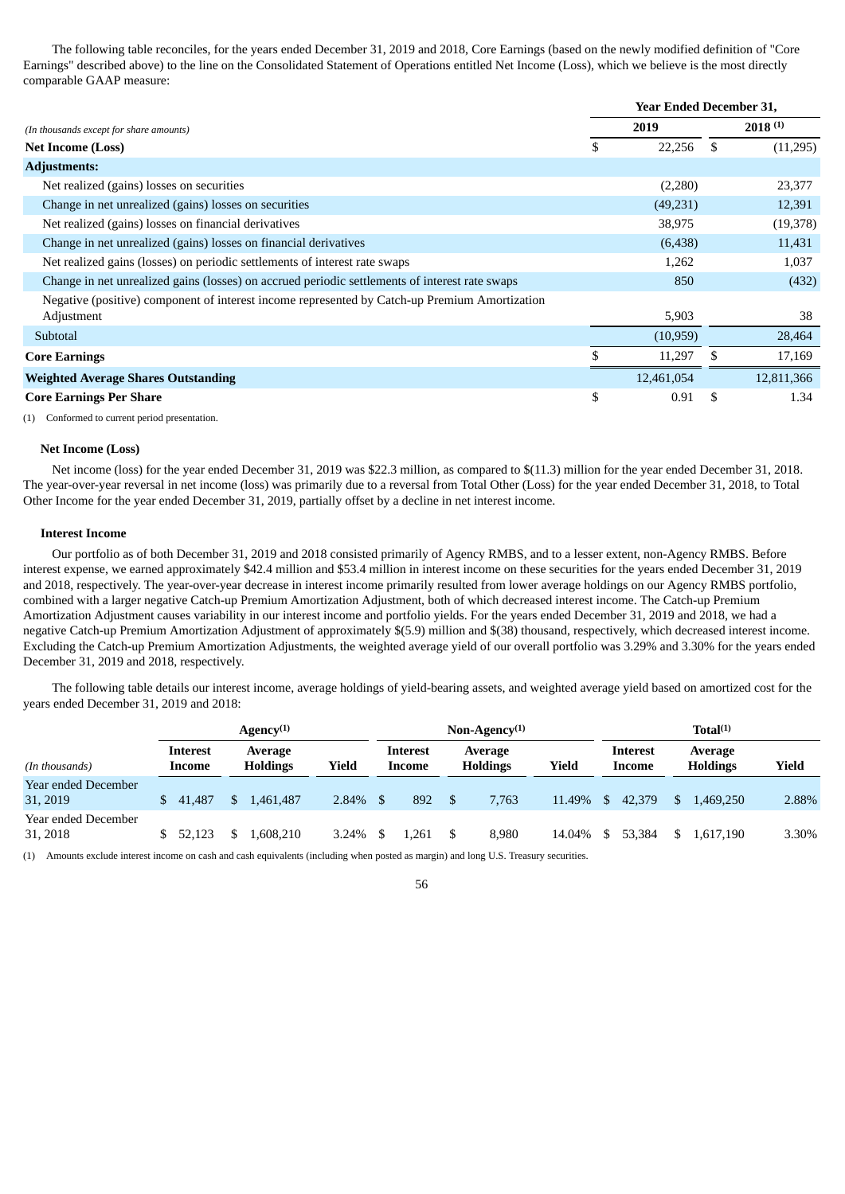The following table reconciles, for the years ended December 31, 2019 and 2018, Core Earnings (based on the newly modified definition of "Core Earnings" described above) to the line on the Consolidated Statement of Operations entitled Net Income (Loss), which we believe is the most directly comparable GAAP measure:

| *(In thousands except for share amounts)* | Year Ended December 31, 2019 | Year Ended December 31, 2018 [(1)] |
|---|---|---|
| **Net Income (Loss)** | $ 22,256 | $ (11,295) |
| **Adjustments:** | | |
| Net realized (gains) losses on securities | (2,280) | 23,377 |
| Change in net unrealized (gains) losses on securities | (49,231) | 12,391 |
| Net realized (gains) losses on financial derivatives | 38,975 | (19,378) |
| Change in net unrealized (gains) losses on financial derivatives | (6,438) | 11,431 |
| Net realized gains (losses) on periodic settlements of interest rate swaps | 1,262 | 1,037 |
| Change in net unrealized gains (losses) on accrued periodic settlements of interest rate swaps | 850 | (432) |
| Negative (positive) component of interest income represented by Catch-up Premium Amortization Adjustment | 5,903 | 38 |
| Subtotal | (10,959) | 28,464 |
| **Core Earnings** | $ 11,297 | $ 17,169 |
| **Weighted Average Shares Outstanding** | 12,461,054 | 12,811,366 |
| **Core Earnings Per Share** | $ 0.91 | $ 1.34 |

(1) Conformed to current period presentation.

### Net Income (Loss)

Net income (loss) for the year ended December 31, 2019 was $22.3 million, as compared to $(11.3) million for the year ended December 31, 2018. The year-over-year reversal in net income (loss) was primarily due to a reversal from Total Other (Loss) for the year ended December 31, 2018, to Total Other Income for the year ended December 31, 2019, partially offset by a decline in net interest income.

### Interest Income

Our portfolio as of both December 31, 2019 and 2018 consisted primarily of Agency RMBS, and to a lesser extent, non-Agency RMBS. Before interest expense, we earned approximately $42.4 million and $53.4 million in interest income on these securities for the years ended December 31, 2019 and 2018, respectively. The year-over-year decrease in interest income primarily resulted from lower average holdings on our Agency RMBS portfolio, combined with a larger negative Catch-up Premium Amortization Adjustment, both of which decreased interest income. The Catch-up Premium Amortization Adjustment causes variability in our interest income and portfolio yields. For the years ended December 31, 2019 and 2018, we had a negative Catch-up Premium Amortization Adjustment of approximately $(5.9) million and $(38) thousand, respectively, which decreased interest income. Excluding the Catch-up Premium Amortization Adjustments, the weighted average yield of our overall portfolio was 3.29% and 3.30% for the years ended December 31, 2019 and 2018, respectively.

The following table details our interest income, average holdings of yield-bearing assets, and weighted average yield based on amortized cost for the years ended December 31, 2019 and 2018:

| | Agency[(1)] | | | Non-Agency[(1)] | | | Total[(1)] | | |
|---|---|---|---|---|---|---|---|---|---|
| *(In thousands)* | Interest Income | Average Holdings | Yield | Interest Income | Average Holdings | Yield | Interest Income | Average Holdings | Yield |
| Year ended December 31, 2019 | $ 41,487 | $ 1,461,487 | 2.84% | $ 892 | $ 7,763 | 11.49% | $ 42,379 | $ 1,469,250 | 2.88% |
| Year ended December 31, 2018 | $ 52,123 | $ 1,608,210 | 3.24% | $ 1,261 | $ 8,980 | 14.04% | $ 53,384 | $ 1,617,190 | 3.30% |

(1) Amounts exclude interest income on cash and cash equivalents (including when posted as margin) and long U.S. Treasury securities.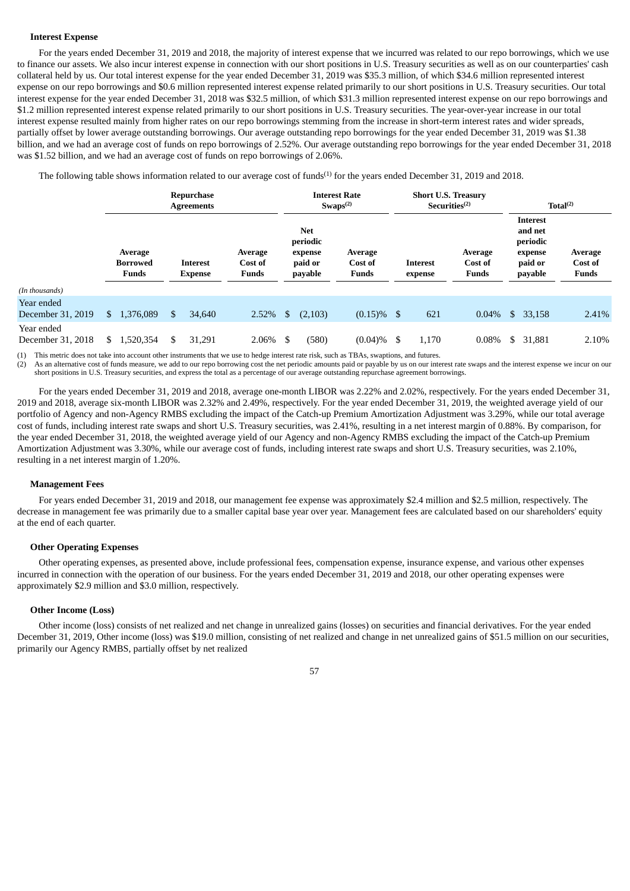### Interest Expense

For the years ended December 31, 2019 and 2018, the majority of interest expense that we incurred was related to our repo borrowings, which we use to finance our assets. We also incur interest expense in connection with our short positions in U.S. Treasury securities as well as on our counterparties' cash collateral held by us. Our total interest expense for the year ended December 31, 2019 was $35.3 million, of which $34.6 million represented interest expense on our repo borrowings and $0.6 million represented interest expense related primarily to our short positions in U.S. Treasury securities. Our total interest expense for the year ended December 31, 2018 was $32.5 million, of which $31.3 million represented interest expense on our repo borrowings and $1.2 million represented interest expense related primarily to our short positions in U.S. Treasury securities. The year-over-year increase in our total interest expense resulted mainly from higher rates on our repo borrowings stemming from the increase in short-term interest rates and wider spreads, partially offset by lower average outstanding borrowings. Our average outstanding repo borrowings for the year ended December 31, 2019 was $1.38 billion, and we had an average cost of funds on repo borrowings of 2.52%. Our average outstanding repo borrowings for the year ended December 31, 2018 was $1.52 billion, and we had an average cost of funds on repo borrowings of 2.06%.

The following table shows information related to our average cost of funds[1] for the years ended December 31, 2019 and 2018.

| | Repurchase Agreements | | | Interest Rate Swaps[2] | | Short U.S. Treasury Securities[2] | | Total[2] | |
|---|---|---|---|---|---|---|---|---|---|
| *(In thousands)* | Average Borrowed Funds | Interest Expense | Average Cost of Funds | Net periodic expense paid or payable | Average Cost of Funds | Interest expense | Average Cost of Funds | Interest and net periodic expense paid or payable | Average Cost of Funds |
| Year ended December 31, 2019 | $ 1,376,089 | $ 34,640 | 2.52% | $ (2,103) | (0.15)% | $ 621 | 0.04% | $ 33,158 | 2.41% |
| Year ended December 31, 2018 | $ 1,520,354 | $ 31,291 | 2.06% | $ (580) | (0.04)% | $ 1,170 | 0.08% | $ 31,881 | 2.10% |

(1) This metric does not take into account other instruments that we use to hedge interest rate risk, such as TBAs, swaptions, and futures.

(2) As an alternative cost of funds measure, we add to our repo borrowing cost the net periodic amounts paid or payable by us on our interest rate swaps and the interest expense we incur on our short positions in U.S. Treasury securities, and express the total as a percentage of our average outstanding repurchase agreement borrowings.

For the years ended December 31, 2019 and 2018, average one-month LIBOR was 2.22% and 2.02%, respectively. For the years ended December 31, 2019 and 2018, average six-month LIBOR was 2.32% and 2.49%, respectively. For the year ended December 31, 2019, the weighted average yield of our portfolio of Agency and non-Agency RMBS excluding the impact of the Catch-up Premium Amortization Adjustment was 3.29%, while our total average cost of funds, including interest rate swaps and short U.S. Treasury securities, was 2.41%, resulting in a net interest margin of 0.88%. By comparison, for the year ended December 31, 2018, the weighted average yield of our Agency and non-Agency RMBS excluding the impact of the Catch-up Premium Amortization Adjustment was 3.30%, while our average cost of funds, including interest rate swaps and short U.S. Treasury securities, was 2.10%, resulting in a net interest margin of 1.20%.

### Management Fees

For years ended December 31, 2019 and 2018, our management fee expense was approximately $2.4 million and $2.5 million, respectively. The decrease in management fee was primarily due to a smaller capital base year over year. Management fees are calculated based on our shareholders' equity at the end of each quarter.

### Other Operating Expenses

Other operating expenses, as presented above, include professional fees, compensation expense, insurance expense, and various other expenses incurred in connection with the operation of our business. For the years ended December 31, 2019 and 2018, our other operating expenses were approximately $2.9 million and $3.0 million, respectively.

### Other Income (Loss)

Other income (loss) consists of net realized and net change in unrealized gains (losses) on securities and financial derivatives. For the year ended December 31, 2019, Other income (loss) was $19.0 million, consisting of net realized and change in net unrealized gains of $51.5 million on our securities, primarily our Agency RMBS, partially offset by net realized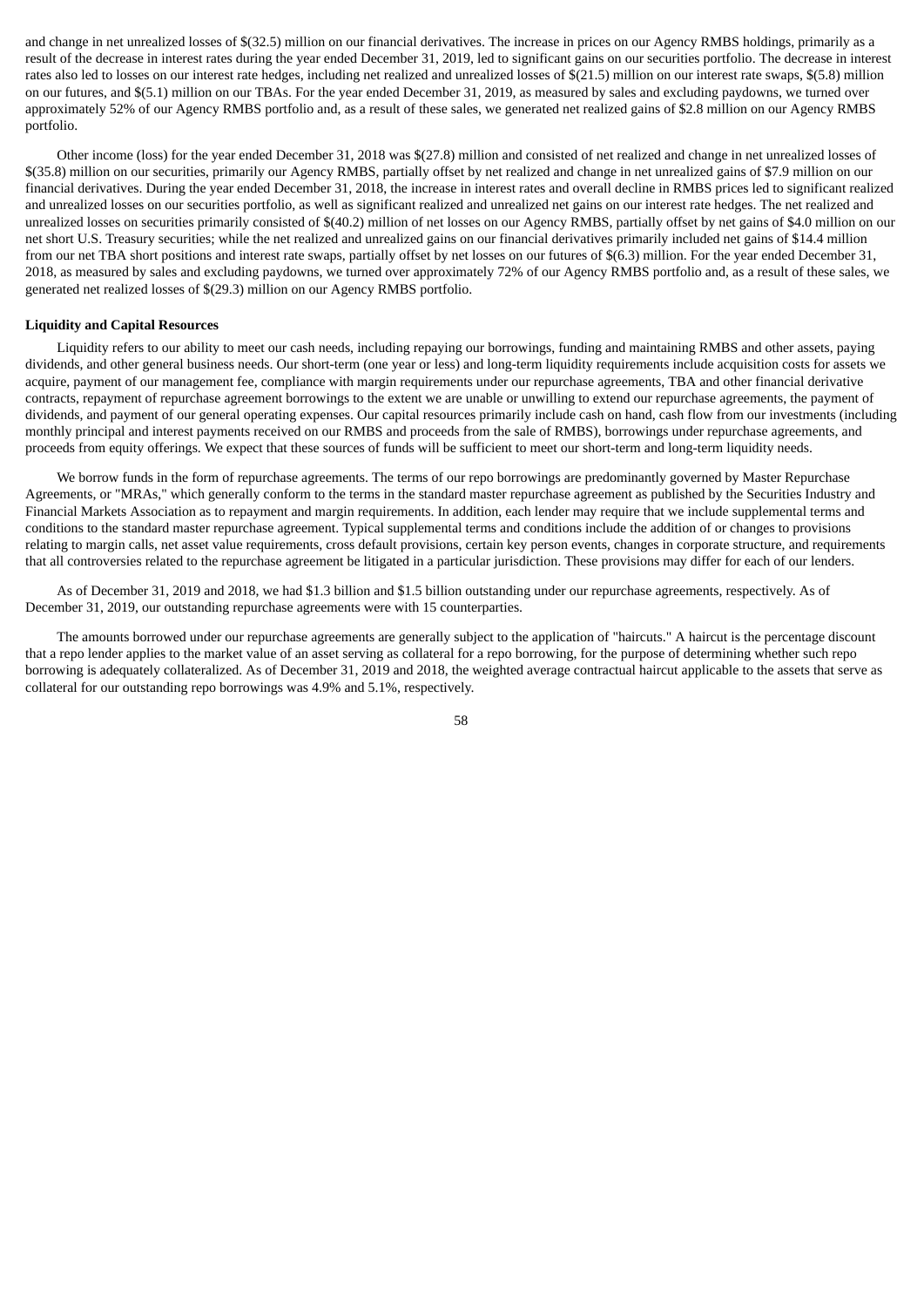and change in net unrealized losses of $(32.5) million on our financial derivatives. The increase in prices on our Agency RMBS holdings, primarily as a result of the decrease in interest rates during the year ended December 31, 2019, led to significant gains on our securities portfolio. The decrease in interest rates also led to losses on our interest rate hedges, including net realized and unrealized losses of $(21.5) million on our interest rate swaps, $(5.8) million on our futures, and $(5.1) million on our TBAs. For the year ended December 31, 2019, as measured by sales and excluding paydowns, we turned over approximately 52% of our Agency RMBS portfolio and, as a result of these sales, we generated net realized gains of $2.8 million on our Agency RMBS portfolio.

Other income (loss) for the year ended December 31, 2018 was $(27.8) million and consisted of net realized and change in net unrealized losses of $(35.8) million on our securities, primarily our Agency RMBS, partially offset by net realized and change in net unrealized gains of $7.9 million on our financial derivatives. During the year ended December 31, 2018, the increase in interest rates and overall decline in RMBS prices led to significant realized and unrealized losses on our securities portfolio, as well as significant realized and unrealized net gains on our interest rate hedges. The net realized and unrealized losses on securities primarily consisted of $(40.2) million of net losses on our Agency RMBS, partially offset by net gains of $4.0 million on our net short U.S. Treasury securities; while the net realized and unrealized gains on our financial derivatives primarily included net gains of $14.4 million from our net TBA short positions and interest rate swaps, partially offset by net losses on our futures of $(6.3) million. For the year ended December 31, 2018, as measured by sales and excluding paydowns, we turned over approximately 72% of our Agency RMBS portfolio and, as a result of these sales, we generated net realized losses of $(29.3) million on our Agency RMBS portfolio.

**Liquidity and Capital Resources**

Liquidity refers to our ability to meet our cash needs, including repaying our borrowings, funding and maintaining RMBS and other assets, paying dividends, and other general business needs. Our short-term (one year or less) and long-term liquidity requirements include acquisition costs for assets we acquire, payment of our management fee, compliance with margin requirements under our repurchase agreements, TBA and other financial derivative contracts, repayment of repurchase agreement borrowings to the extent we are unable or unwilling to extend our repurchase agreements, the payment of dividends, and payment of our general operating expenses. Our capital resources primarily include cash on hand, cash flow from our investments (including monthly principal and interest payments received on our RMBS and proceeds from the sale of RMBS), borrowings under repurchase agreements, and proceeds from equity offerings. We expect that these sources of funds will be sufficient to meet our short-term and long-term liquidity needs.

We borrow funds in the form of repurchase agreements. The terms of our repo borrowings are predominantly governed by Master Repurchase Agreements, or "MRAs," which generally conform to the terms in the standard master repurchase agreement as published by the Securities Industry and Financial Markets Association as to repayment and margin requirements. In addition, each lender may require that we include supplemental terms and conditions to the standard master repurchase agreement. Typical supplemental terms and conditions include the addition of or changes to provisions relating to margin calls, net asset value requirements, cross default provisions, certain key person events, changes in corporate structure, and requirements that all controversies related to the repurchase agreement be litigated in a particular jurisdiction. These provisions may differ for each of our lenders.

As of December 31, 2019 and 2018, we had $1.3 billion and $1.5 billion outstanding under our repurchase agreements, respectively. As of December 31, 2019, our outstanding repurchase agreements were with 15 counterparties.

The amounts borrowed under our repurchase agreements are generally subject to the application of "haircuts." A haircut is the percentage discount that a repo lender applies to the market value of an asset serving as collateral for a repo borrowing, for the purpose of determining whether such repo borrowing is adequately collateralized. As of December 31, 2019 and 2018, the weighted average contractual haircut applicable to the assets that serve as collateral for our outstanding repo borrowings was 4.9% and 5.1%, respectively.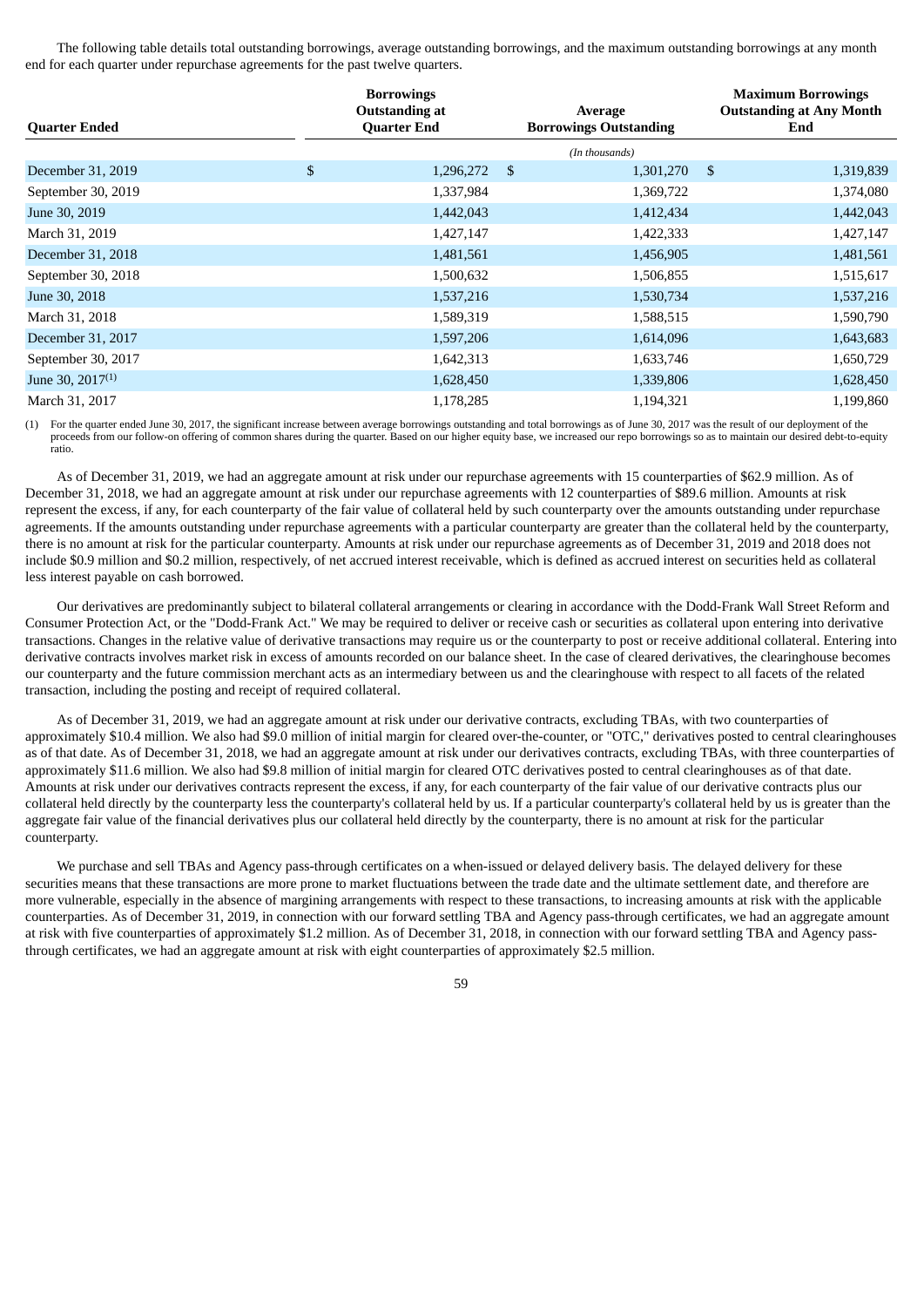The following table details total outstanding borrowings, average outstanding borrowings, and the maximum outstanding borrowings at any month end for each quarter under repurchase agreements for the past twelve quarters.

| Quarter Ended | Borrowings Outstanding at Quarter End | Average Borrowings Outstanding | Maximum Borrowings Outstanding at Any Month End |
|---|---|---|---|
| | | *(In thousands)* | |
| December 31, 2019 | $ 1,296,272 | $ 1,301,270 | $ 1,319,839 |
| September 30, 2019 | 1,337,984 | 1,369,722 | 1,374,080 |
| June 30, 2019 | 1,442,043 | 1,412,434 | 1,442,043 |
| March 31, 2019 | 1,427,147 | 1,422,333 | 1,427,147 |
| December 31, 2018 | 1,481,561 | 1,456,905 | 1,481,561 |
| September 30, 2018 | 1,500,632 | 1,506,855 | 1,515,617 |
| June 30, 2018 | 1,537,216 | 1,530,734 | 1,537,216 |
| March 31, 2018 | 1,589,319 | 1,588,515 | 1,590,790 |
| December 31, 2017 | 1,597,206 | 1,614,096 | 1,643,683 |
| September 30, 2017 | 1,642,313 | 1,633,746 | 1,650,729 |
| June 30, 2017[(1)] | 1,628,450 | 1,339,806 | 1,628,450 |
| March 31, 2017 | 1,178,285 | 1,194,321 | 1,199,860 |

(1) For the quarter ended June 30, 2017, the significant increase between average borrowings outstanding and total borrowings as of June 30, 2017 was the result of our deployment of the proceeds from our follow-on offering of common shares during the quarter. Based on our higher equity base, we increased our repo borrowings so as to maintain our desired debt-to-equity ratio.

As of December 31, 2019, we had an aggregate amount at risk under our repurchase agreements with 15 counterparties of $62.9 million. As of December 31, 2018, we had an aggregate amount at risk under our repurchase agreements with 12 counterparties of $89.6 million. Amounts at risk represent the excess, if any, for each counterparty of the fair value of collateral held by such counterparty over the amounts outstanding under repurchase agreements. If the amounts outstanding under repurchase agreements with a particular counterparty are greater than the collateral held by the counterparty, there is no amount at risk for the particular counterparty. Amounts at risk under our repurchase agreements as of December 31, 2019 and 2018 does not include $0.9 million and $0.2 million, respectively, of net accrued interest receivable, which is defined as accrued interest on securities held as collateral less interest payable on cash borrowed.

Our derivatives are predominantly subject to bilateral collateral arrangements or clearing in accordance with the Dodd-Frank Wall Street Reform and Consumer Protection Act, or the "Dodd-Frank Act." We may be required to deliver or receive cash or securities as collateral upon entering into derivative transactions. Changes in the relative value of derivative transactions may require us or the counterparty to post or receive additional collateral. Entering into derivative contracts involves market risk in excess of amounts recorded on our balance sheet. In the case of cleared derivatives, the clearinghouse becomes our counterparty and the future commission merchant acts as an intermediary between us and the clearinghouse with respect to all facets of the related transaction, including the posting and receipt of required collateral.

As of December 31, 2019, we had an aggregate amount at risk under our derivative contracts, excluding TBAs, with two counterparties of approximately $10.4 million. We also had $9.0 million of initial margin for cleared over-the-counter, or "OTC," derivatives posted to central clearinghouses as of that date. As of December 31, 2018, we had an aggregate amount at risk under our derivatives contracts, excluding TBAs, with three counterparties of approximately $11.6 million. We also had $9.8 million of initial margin for cleared OTC derivatives posted to central clearinghouses as of that date. Amounts at risk under our derivatives contracts represent the excess, if any, for each counterparty of the fair value of our derivative contracts plus our collateral held directly by the counterparty less the counterparty's collateral held by us. If a particular counterparty's collateral held by us is greater than the aggregate fair value of the financial derivatives plus our collateral held directly by the counterparty, there is no amount at risk for the particular counterparty.

We purchase and sell TBAs and Agency pass-through certificates on a when-issued or delayed delivery basis. The delayed delivery for these securities means that these transactions are more prone to market fluctuations between the trade date and the ultimate settlement date, and therefore are more vulnerable, especially in the absence of margining arrangements with respect to these transactions, to increasing amounts at risk with the applicable counterparties. As of December 31, 2019, in connection with our forward settling TBA and Agency pass-through certificates, we had an aggregate amount at risk with five counterparties of approximately $1.2 million. As of December 31, 2018, in connection with our forward settling TBA and Agency pass-through certificates, we had an aggregate amount at risk with eight counterparties of approximately $2.5 million.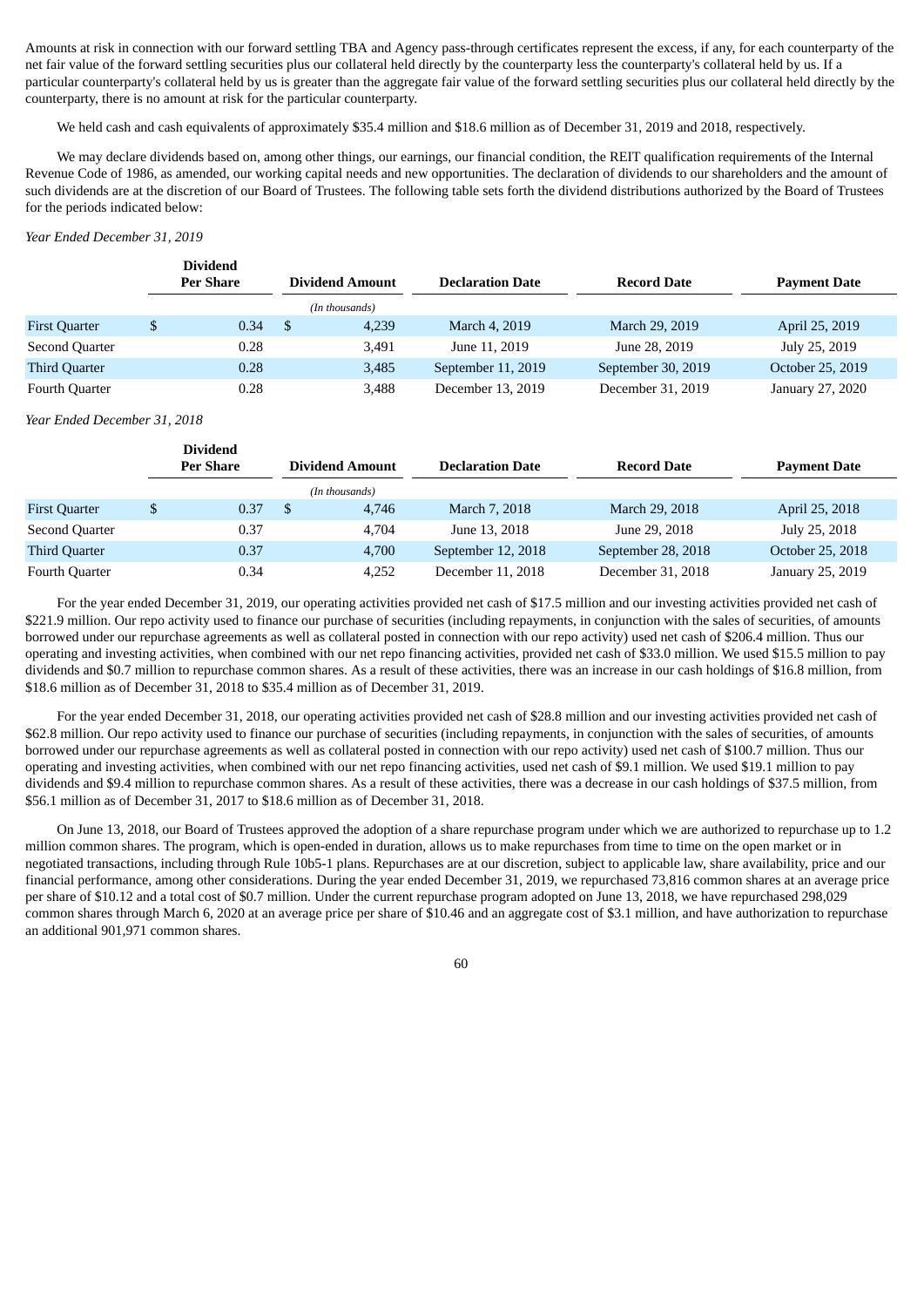Amounts at risk in connection with our forward settling TBA and Agency pass-through certificates represent the excess, if any, for each counterparty of the net fair value of the forward settling securities plus our collateral held directly by the counterparty less the counterparty's collateral held by us. If a particular counterparty's collateral held by us is greater than the aggregate fair value of the forward settling securities plus our collateral held directly by the counterparty, there is no amount at risk for the particular counterparty.

We held cash and cash equivalents of approximately $35.4 million and $18.6 million as of December 31, 2019 and 2018, respectively.

We may declare dividends based on, among other things, our earnings, our financial condition, the REIT qualification requirements of the Internal Revenue Code of 1986, as amended, our working capital needs and new opportunities. The declaration of dividends to our shareholders and the amount of such dividends are at the discretion of our Board of Trustees. The following table sets forth the dividend distributions authorized by the Board of Trustees for the periods indicated below:

*Year Ended December 31, 2019*

| | Dividend Per Share | Dividend Amount | Declaration Date | Record Date | Payment Date |
|---|---|---|---|---|---|
| | | *(In thousands)* | | | |
| First Quarter | $ 0.34 | $ 4,239 | March 4, 2019 | March 29, 2019 | April 25, 2019 |
| Second Quarter | 0.28 | 3,491 | June 11, 2019 | June 28, 2019 | July 25, 2019 |
| Third Quarter | 0.28 | 3,485 | September 11, 2019 | September 30, 2019 | October 25, 2019 |
| Fourth Quarter | 0.28 | 3,488 | December 13, 2019 | December 31, 2019 | January 27, 2020 |

*Year Ended December 31, 2018*

| | Dividend Per Share | Dividend Amount | Declaration Date | Record Date | Payment Date |
|---|---|---|---|---|---|
| | | *(In thousands)* | | | |
| First Quarter | $ 0.37 | $ 4,746 | March 7, 2018 | March 29, 2018 | April 25, 2018 |
| Second Quarter | 0.37 | 4,704 | June 13, 2018 | June 29, 2018 | July 25, 2018 |
| Third Quarter | 0.37 | 4,700 | September 12, 2018 | September 28, 2018 | October 25, 2018 |
| Fourth Quarter | 0.34 | 4,252 | December 11, 2018 | December 31, 2018 | January 25, 2019 |

For the year ended December 31, 2019, our operating activities provided net cash of $17.5 million and our investing activities provided net cash of $221.9 million. Our repo activity used to finance our purchase of securities (including repayments, in conjunction with the sales of securities, of amounts borrowed under our repurchase agreements as well as collateral posted in connection with our repo activity) used net cash of $206.4 million. Thus our operating and investing activities, when combined with our net repo financing activities, provided net cash of $33.0 million. We used $15.5 million to pay dividends and $0.7 million to repurchase common shares. As a result of these activities, there was an increase in our cash holdings of $16.8 million, from $18.6 million as of December 31, 2018 to $35.4 million as of December 31, 2019.

For the year ended December 31, 2018, our operating activities provided net cash of $28.8 million and our investing activities provided net cash of $62.8 million. Our repo activity used to finance our purchase of securities (including repayments, in conjunction with the sales of securities, of amounts borrowed under our repurchase agreements as well as collateral posted in connection with our repo activity) used net cash of $100.7 million. Thus our operating and investing activities, when combined with our net repo financing activities, used net cash of $9.1 million. We used $19.1 million to pay dividends and $9.4 million to repurchase common shares. As a result of these activities, there was a decrease in our cash holdings of $37.5 million, from $56.1 million as of December 31, 2017 to $18.6 million as of December 31, 2018.

On June 13, 2018, our Board of Trustees approved the adoption of a share repurchase program under which we are authorized to repurchase up to 1.2 million common shares. The program, which is open-ended in duration, allows us to make repurchases from time to time on the open market or in negotiated transactions, including through Rule 10b5-1 plans. Repurchases are at our discretion, subject to applicable law, share availability, price and our financial performance, among other considerations. During the year ended December 31, 2019, we repurchased 73,816 common shares at an average price per share of $10.12 and a total cost of $0.7 million. Under the current repurchase program adopted on June 13, 2018, we have repurchased 298,029 common shares through March 6, 2020 at an average price per share of $10.46 and an aggregate cost of $3.1 million, and have authorization to repurchase an additional 901,971 common shares.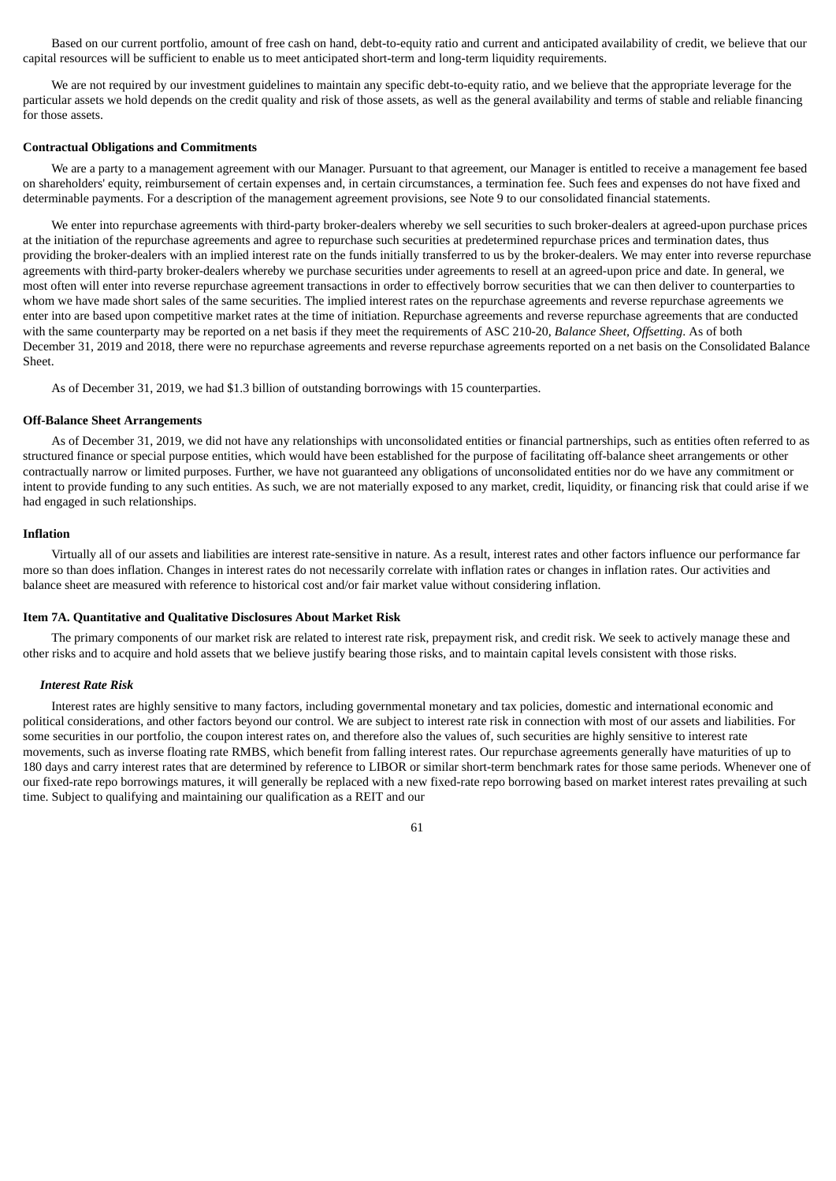Based on our current portfolio, amount of free cash on hand, debt-to-equity ratio and current and anticipated availability of credit, we believe that our capital resources will be sufficient to enable us to meet anticipated short-term and long-term liquidity requirements.

We are not required by our investment guidelines to maintain any specific debt-to-equity ratio, and we believe that the appropriate leverage for the particular assets we hold depends on the credit quality and risk of those assets, as well as the general availability and terms of stable and reliable financing for those assets.

**Contractual Obligations and Commitments**

We are a party to a management agreement with our Manager. Pursuant to that agreement, our Manager is entitled to receive a management fee based on shareholders' equity, reimbursement of certain expenses and, in certain circumstances, a termination fee. Such fees and expenses do not have fixed and determinable payments. For a description of the management agreement provisions, see Note 9 to our consolidated financial statements.

We enter into repurchase agreements with third-party broker-dealers whereby we sell securities to such broker-dealers at agreed-upon purchase prices at the initiation of the repurchase agreements and agree to repurchase such securities at predetermined repurchase prices and termination dates, thus providing the broker-dealers with an implied interest rate on the funds initially transferred to us by the broker-dealers. We may enter into reverse repurchase agreements with third-party broker-dealers whereby we purchase securities under agreements to resell at an agreed-upon price and date. In general, we most often will enter into reverse repurchase agreement transactions in order to effectively borrow securities that we can then deliver to counterparties to whom we have made short sales of the same securities. The implied interest rates on the repurchase agreements and reverse repurchase agreements we enter into are based upon competitive market rates at the time of initiation. Repurchase agreements and reverse repurchase agreements that are conducted with the same counterparty may be reported on a net basis if they meet the requirements of ASC 210-20, *Balance Sheet, Offsetting*. As of both December 31, 2019 and 2018, there were no repurchase agreements and reverse repurchase agreements reported on a net basis on the Consolidated Balance Sheet.

As of December 31, 2019, we had $1.3 billion of outstanding borrowings with 15 counterparties.

**Off-Balance Sheet Arrangements**

As of December 31, 2019, we did not have any relationships with unconsolidated entities or financial partnerships, such as entities often referred to as structured finance or special purpose entities, which would have been established for the purpose of facilitating off-balance sheet arrangements or other contractually narrow or limited purposes. Further, we have not guaranteed any obligations of unconsolidated entities nor do we have any commitment or intent to provide funding to any such entities. As such, we are not materially exposed to any market, credit, liquidity, or financing risk that could arise if we had engaged in such relationships.

**Inflation**

Virtually all of our assets and liabilities are interest rate-sensitive in nature. As a result, interest rates and other factors influence our performance far more so than does inflation. Changes in interest rates do not necessarily correlate with inflation rates or changes in inflation rates. Our activities and balance sheet are measured with reference to historical cost and/or fair market value without considering inflation.

**Item 7A. Quantitative and Qualitative Disclosures About Market Risk**

The primary components of our market risk are related to interest rate risk, prepayment risk, and credit risk. We seek to actively manage these and other risks and to acquire and hold assets that we believe justify bearing those risks, and to maintain capital levels consistent with those risks.

***Interest Rate Risk***

Interest rates are highly sensitive to many factors, including governmental monetary and tax policies, domestic and international economic and political considerations, and other factors beyond our control. We are subject to interest rate risk in connection with most of our assets and liabilities. For some securities in our portfolio, the coupon interest rates on, and therefore also the values of, such securities are highly sensitive to interest rate movements, such as inverse floating rate RMBS, which benefit from falling interest rates. Our repurchase agreements generally have maturities of up to 180 days and carry interest rates that are determined by reference to LIBOR or similar short-term benchmark rates for those same periods. Whenever one of our fixed-rate repo borrowings matures, it will generally be replaced with a new fixed-rate repo borrowing based on market interest rates prevailing at such time. Subject to qualifying and maintaining our qualification as a REIT and our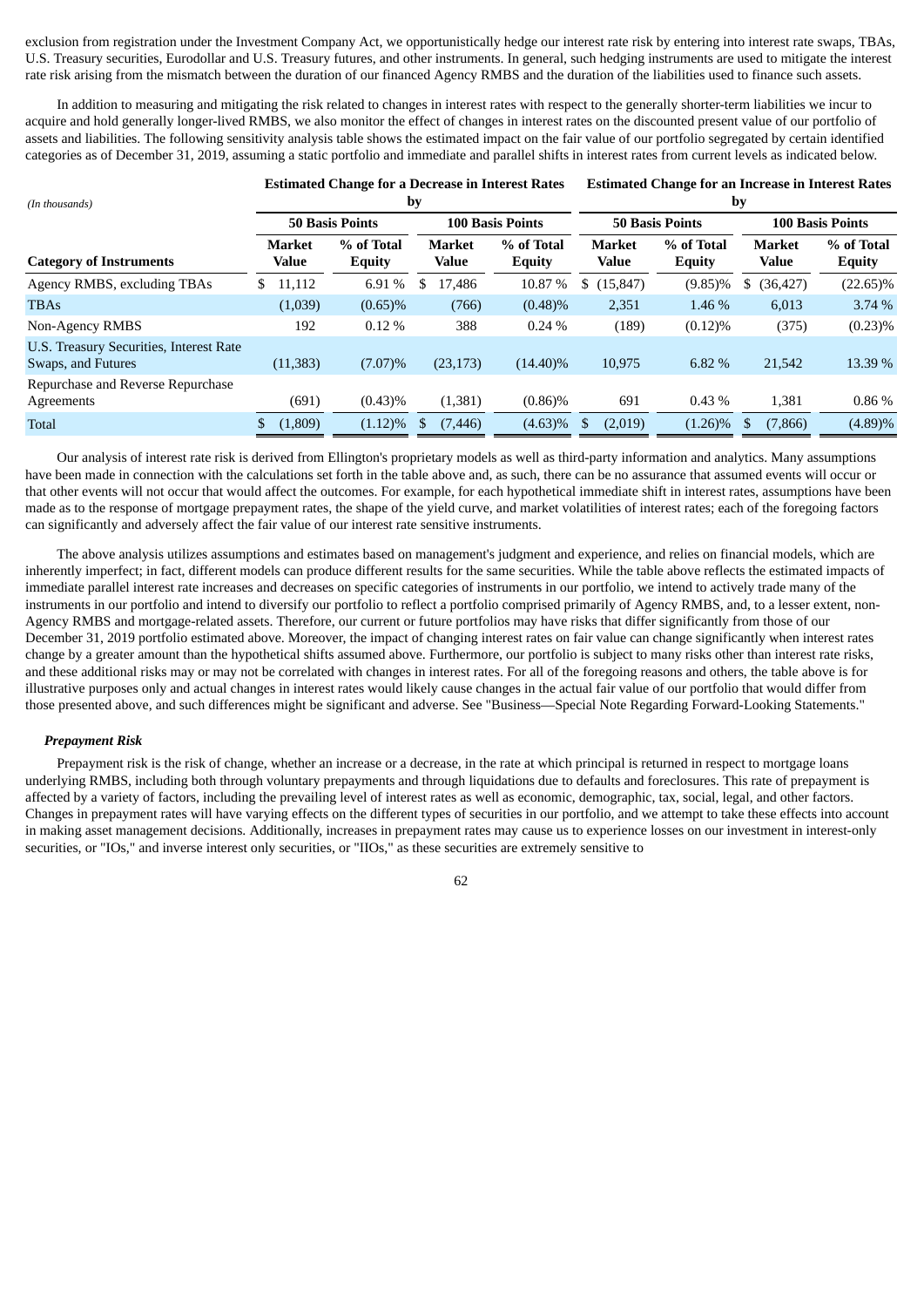exclusion from registration under the Investment Company Act, we opportunistically hedge our interest rate risk by entering into interest rate swaps, TBAs, U.S. Treasury securities, Eurodollar and U.S. Treasury futures, and other instruments. In general, such hedging instruments are used to mitigate the interest rate risk arising from the mismatch between the duration of our financed Agency RMBS and the duration of the liabilities used to finance such assets.

In addition to measuring and mitigating the risk related to changes in interest rates with respect to the generally shorter-term liabilities we incur to acquire and hold generally longer-lived RMBS, we also monitor the effect of changes in interest rates on the discounted present value of our portfolio of assets and liabilities. The following sensitivity analysis table shows the estimated impact on the fair value of our portfolio segregated by certain identified categories as of December 31, 2019, assuming a static portfolio and immediate and parallel shifts in interest rates from current levels as indicated below.

| *(In thousands)* | Estimated Change for a Decrease in Interest Rates by | | | | Estimated Change for an Increase in Interest Rates by | | | |
|---|---|---|---|---|---|---|---|---|
| | 50 Basis Points | | 100 Basis Points | | 50 Basis Points | | 100 Basis Points | |
| **Category of Instruments** | **Market Value** | **% of Total Equity** | **Market Value** | **% of Total Equity** | **Market Value** | **% of Total Equity** | **Market Value** | **% of Total Equity** |
| Agency RMBS, excluding TBAs | $ 11,112 | 6.91 % | $ 17,486 | 10.87 % | $ (15,847) | (9.85)% | $ (36,427) | (22.65)% |
| TBAs | (1,039) | (0.65)% | (766) | (0.48)% | 2,351 | 1.46 % | 6,013 | 3.74 % |
| Non-Agency RMBS | 192 | 0.12 % | 388 | 0.24 % | (189) | (0.12)% | (375) | (0.23)% |
| U.S. Treasury Securities, Interest Rate Swaps, and Futures | (11,383) | (7.07)% | (23,173) | (14.40)% | 10,975 | 6.82 % | 21,542 | 13.39 % |
| Repurchase and Reverse Repurchase Agreements | (691) | (0.43)% | (1,381) | (0.86)% | 691 | 0.43 % | 1,381 | 0.86 % |
| Total | $ (1,809) | (1.12)% | $ (7,446) | (4.63)% | $ (2,019) | (1.26)% | $ (7,866) | (4.89)% |

Our analysis of interest rate risk is derived from Ellington's proprietary models as well as third-party information and analytics. Many assumptions have been made in connection with the calculations set forth in the table above and, as such, there can be no assurance that assumed events will occur or that other events will not occur that would affect the outcomes. For example, for each hypothetical immediate shift in interest rates, assumptions have been made as to the response of mortgage prepayment rates, the shape of the yield curve, and market volatilities of interest rates; each of the foregoing factors can significantly and adversely affect the fair value of our interest rate sensitive instruments.

The above analysis utilizes assumptions and estimates based on management's judgment and experience, and relies on financial models, which are inherently imperfect; in fact, different models can produce different results for the same securities. While the table above reflects the estimated impacts of immediate parallel interest rate increases and decreases on specific categories of instruments in our portfolio, we intend to actively trade many of the instruments in our portfolio and intend to diversify our portfolio to reflect a portfolio comprised primarily of Agency RMBS, and, to a lesser extent, non-Agency RMBS and mortgage-related assets. Therefore, our current or future portfolios may have risks that differ significantly from those of our December 31, 2019 portfolio estimated above. Moreover, the impact of changing interest rates on fair value can change significantly when interest rates change by a greater amount than the hypothetical shifts assumed above. Furthermore, our portfolio is subject to many risks other than interest rate risks, and these additional risks may or may not be correlated with changes in interest rates. For all of the foregoing reasons and others, the table above is for illustrative purposes only and actual changes in interest rates would likely cause changes in the actual fair value of our portfolio that would differ from those presented above, and such differences might be significant and adverse. See "Business—Special Note Regarding Forward-Looking Statements."

***Prepayment Risk***

Prepayment risk is the risk of change, whether an increase or a decrease, in the rate at which principal is returned in respect to mortgage loans underlying RMBS, including both through voluntary prepayments and through liquidations due to defaults and foreclosures. This rate of prepayment is affected by a variety of factors, including the prevailing level of interest rates as well as economic, demographic, tax, social, legal, and other factors. Changes in prepayment rates will have varying effects on the different types of securities in our portfolio, and we attempt to take these effects into account in making asset management decisions. Additionally, increases in prepayment rates may cause us to experience losses on our investment in interest-only securities, or "IOs," and inverse interest only securities, or "IIOs," as these securities are extremely sensitive to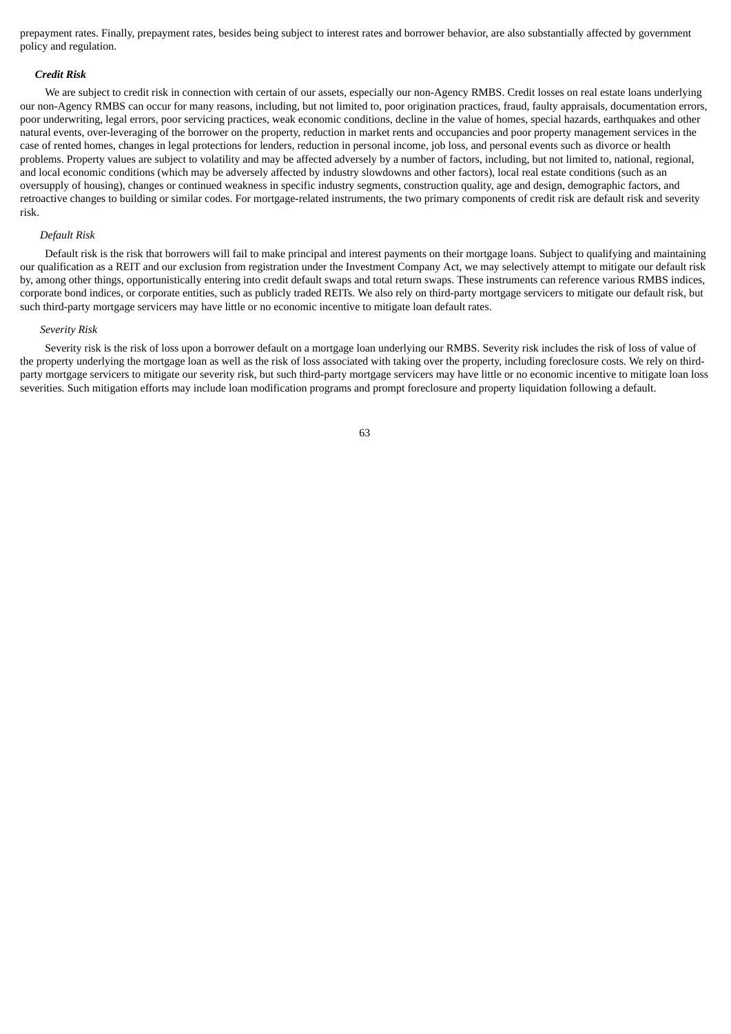prepayment rates. Finally, prepayment rates, besides being subject to interest rates and borrower behavior, are also substantially affected by government policy and regulation.

### *Credit Risk*

We are subject to credit risk in connection with certain of our assets, especially our non-Agency RMBS. Credit losses on real estate loans underlying our non-Agency RMBS can occur for many reasons, including, but not limited to, poor origination practices, fraud, faulty appraisals, documentation errors, poor underwriting, legal errors, poor servicing practices, weak economic conditions, decline in the value of homes, special hazards, earthquakes and other natural events, over-leveraging of the borrower on the property, reduction in market rents and occupancies and poor property management services in the case of rented homes, changes in legal protections for lenders, reduction in personal income, job loss, and personal events such as divorce or health problems. Property values are subject to volatility and may be affected adversely by a number of factors, including, but not limited to, national, regional, and local economic conditions (which may be adversely affected by industry slowdowns and other factors), local real estate conditions (such as an oversupply of housing), changes or continued weakness in specific industry segments, construction quality, age and design, demographic factors, and retroactive changes to building or similar codes. For mortgage-related instruments, the two primary components of credit risk are default risk and severity risk.

#### *Default Risk*

Default risk is the risk that borrowers will fail to make principal and interest payments on their mortgage loans. Subject to qualifying and maintaining our qualification as a REIT and our exclusion from registration under the Investment Company Act, we may selectively attempt to mitigate our default risk by, among other things, opportunistically entering into credit default swaps and total return swaps. These instruments can reference various RMBS indices, corporate bond indices, or corporate entities, such as publicly traded REITs. We also rely on third-party mortgage servicers to mitigate our default risk, but such third-party mortgage servicers may have little or no economic incentive to mitigate loan default rates.

#### *Severity Risk*

Severity risk is the risk of loss upon a borrower default on a mortgage loan underlying our RMBS. Severity risk includes the risk of loss of value of the property underlying the mortgage loan as well as the risk of loss associated with taking over the property, including foreclosure costs. We rely on third-party mortgage servicers to mitigate our severity risk, but such third-party mortgage servicers may have little or no economic incentive to mitigate loan loss severities. Such mitigation efforts may include loan modification programs and prompt foreclosure and property liquidation following a default.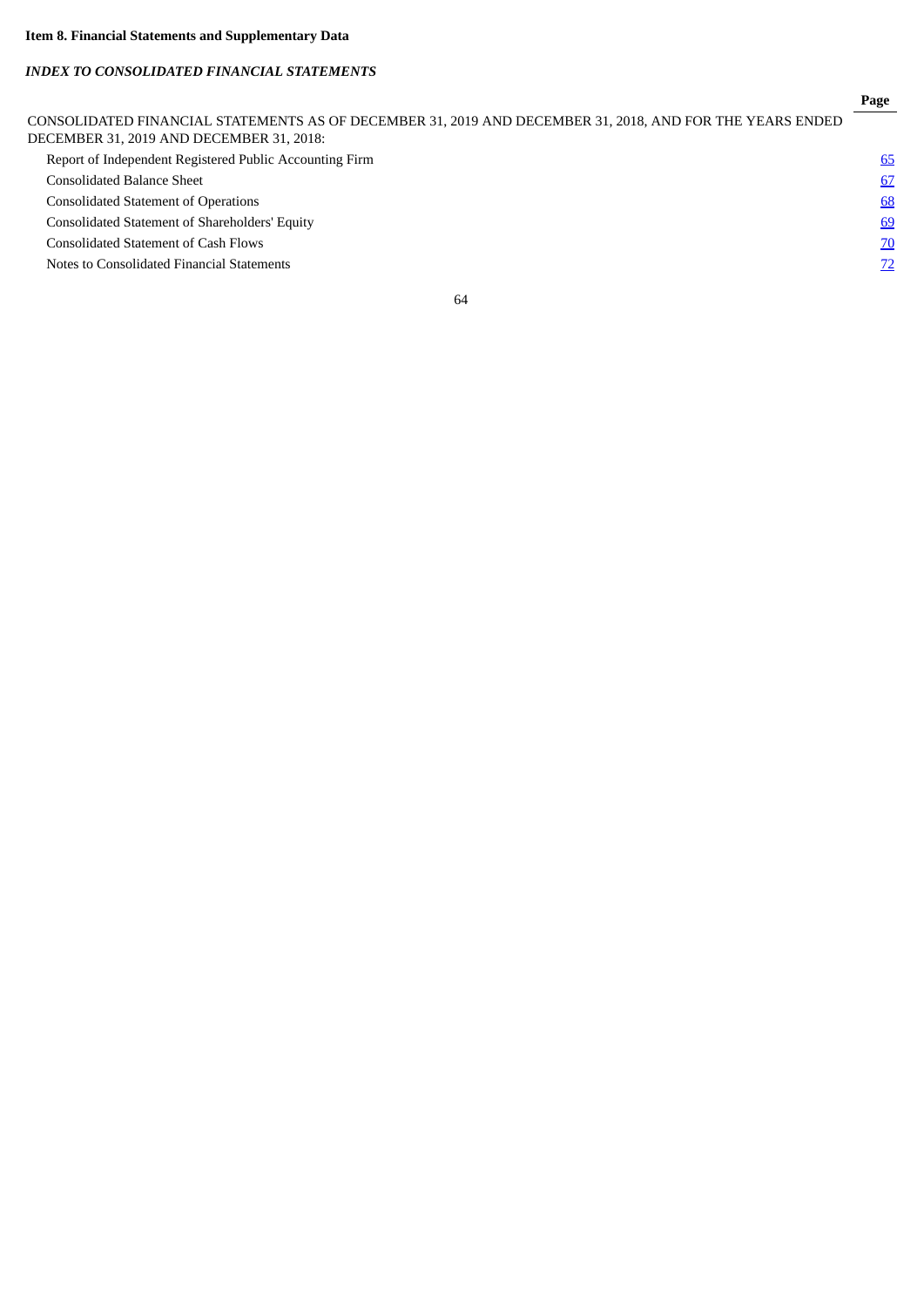**Item 8. Financial Statements and Supplementary Data**

***INDEX TO CONSOLIDATED FINANCIAL STATEMENTS***

| | Page |
|---|---|
| CONSOLIDATED FINANCIAL STATEMENTS AS OF DECEMBER 31, 2019 AND DECEMBER 31, 2018, AND FOR THE YEARS ENDED DECEMBER 31, 2019 AND DECEMBER 31, 2018: | |
| Report of Independent Registered Public Accounting Firm | 65 |
| Consolidated Balance Sheet | 67 |
| Consolidated Statement of Operations | 68 |
| Consolidated Statement of Shareholders' Equity | 69 |
| Consolidated Statement of Cash Flows | 70 |
| Notes to Consolidated Financial Statements | 72 |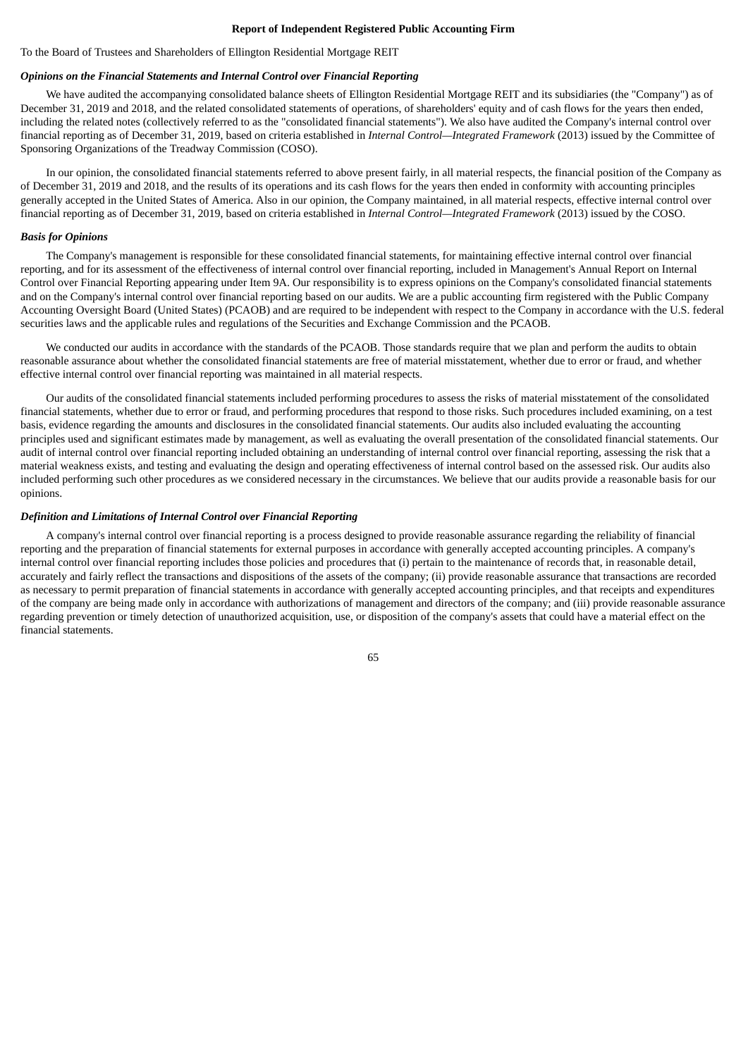# Report of Independent Registered Public Accounting Firm

To the Board of Trustees and Shareholders of Ellington Residential Mortgage REIT

***Opinions on the Financial Statements and Internal Control over Financial Reporting***

We have audited the accompanying consolidated balance sheets of Ellington Residential Mortgage REIT and its subsidiaries (the "Company") as of December 31, 2019 and 2018, and the related consolidated statements of operations, of shareholders' equity and of cash flows for the years then ended, including the related notes (collectively referred to as the "consolidated financial statements"). We also have audited the Company's internal control over financial reporting as of December 31, 2019, based on criteria established in *Internal Control—Integrated Framework* (2013) issued by the Committee of Sponsoring Organizations of the Treadway Commission (COSO).

In our opinion, the consolidated financial statements referred to above present fairly, in all material respects, the financial position of the Company as of December 31, 2019 and 2018, and the results of its operations and its cash flows for the years then ended in conformity with accounting principles generally accepted in the United States of America. Also in our opinion, the Company maintained, in all material respects, effective internal control over financial reporting as of December 31, 2019, based on criteria established in *Internal Control—Integrated Framework* (2013) issued by the COSO.

***Basis for Opinions***

The Company's management is responsible for these consolidated financial statements, for maintaining effective internal control over financial reporting, and for its assessment of the effectiveness of internal control over financial reporting, included in Management's Annual Report on Internal Control over Financial Reporting appearing under Item 9A. Our responsibility is to express opinions on the Company's consolidated financial statements and on the Company's internal control over financial reporting based on our audits. We are a public accounting firm registered with the Public Company Accounting Oversight Board (United States) (PCAOB) and are required to be independent with respect to the Company in accordance with the U.S. federal securities laws and the applicable rules and regulations of the Securities and Exchange Commission and the PCAOB.

We conducted our audits in accordance with the standards of the PCAOB. Those standards require that we plan and perform the audits to obtain reasonable assurance about whether the consolidated financial statements are free of material misstatement, whether due to error or fraud, and whether effective internal control over financial reporting was maintained in all material respects.

Our audits of the consolidated financial statements included performing procedures to assess the risks of material misstatement of the consolidated financial statements, whether due to error or fraud, and performing procedures that respond to those risks. Such procedures included examining, on a test basis, evidence regarding the amounts and disclosures in the consolidated financial statements. Our audits also included evaluating the accounting principles used and significant estimates made by management, as well as evaluating the overall presentation of the consolidated financial statements. Our audit of internal control over financial reporting included obtaining an understanding of internal control over financial reporting, assessing the risk that a material weakness exists, and testing and evaluating the design and operating effectiveness of internal control based on the assessed risk. Our audits also included performing such other procedures as we considered necessary in the circumstances. We believe that our audits provide a reasonable basis for our opinions.

***Definition and Limitations of Internal Control over Financial Reporting***

A company's internal control over financial reporting is a process designed to provide reasonable assurance regarding the reliability of financial reporting and the preparation of financial statements for external purposes in accordance with generally accepted accounting principles. A company's internal control over financial reporting includes those policies and procedures that (i) pertain to the maintenance of records that, in reasonable detail, accurately and fairly reflect the transactions and dispositions of the assets of the company; (ii) provide reasonable assurance that transactions are recorded as necessary to permit preparation of financial statements in accordance with generally accepted accounting principles, and that receipts and expenditures of the company are being made only in accordance with authorizations of management and directors of the company; and (iii) provide reasonable assurance regarding prevention or timely detection of unauthorized acquisition, use, or disposition of the company's assets that could have a material effect on the financial statements.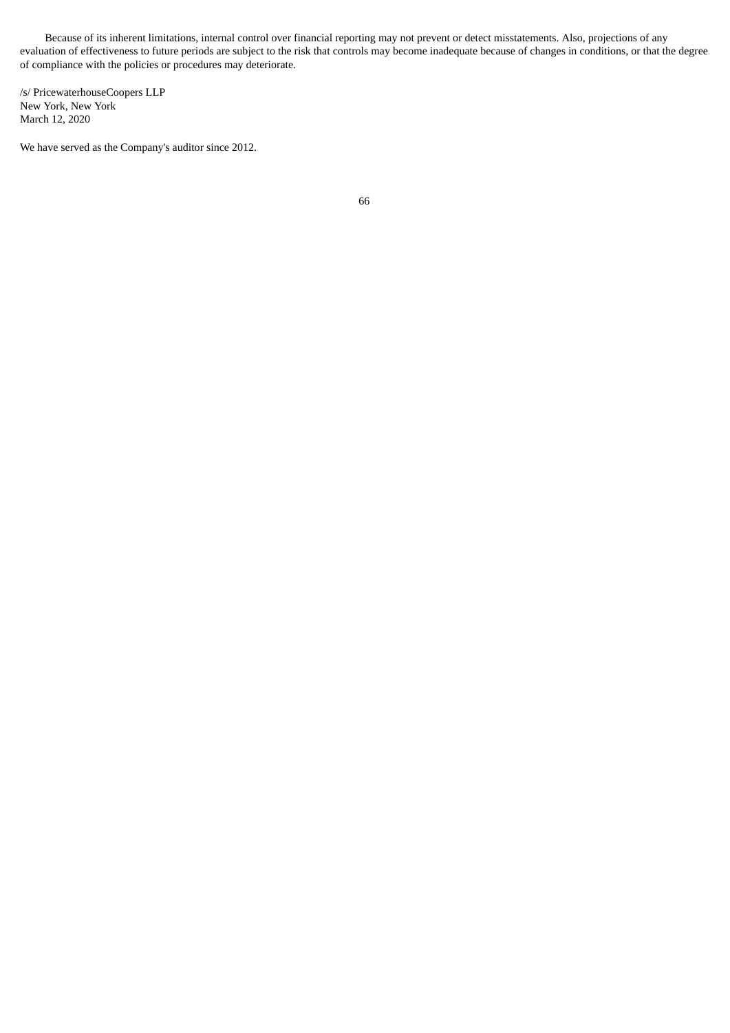Because of its inherent limitations, internal control over financial reporting may not prevent or detect misstatements. Also, projections of any evaluation of effectiveness to future periods are subject to the risk that controls may become inadequate because of changes in conditions, or that the degree of compliance with the policies or procedures may deteriorate.

/s/ PricewaterhouseCoopers LLP
New York, New York
March 12, 2020

We have served as the Company's auditor since 2012.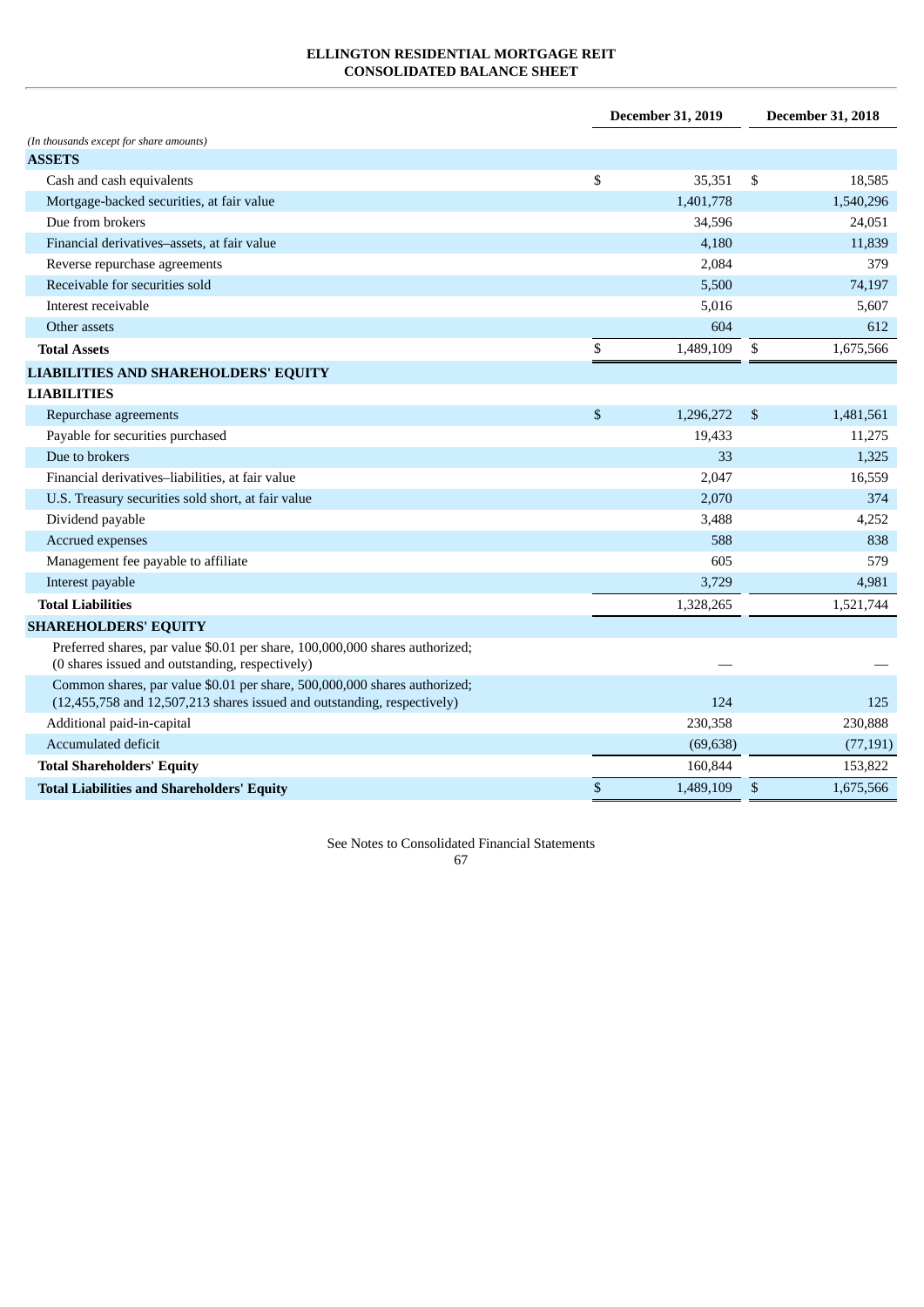**ELLINGTON RESIDENTIAL MORTGAGE REIT**
**CONSOLIDATED BALANCE SHEET**

| *(In thousands except for share amounts)* | December 31, 2019 | December 31, 2018 |
|---|---|---|
| **ASSETS** | | |
| Cash and cash equivalents | $ 35,351 | $ 18,585 |
| Mortgage-backed securities, at fair value | 1,401,778 | 1,540,296 |
| Due from brokers | 34,596 | 24,051 |
| Financial derivatives–assets, at fair value | 4,180 | 11,839 |
| Reverse repurchase agreements | 2,084 | 379 |
| Receivable for securities sold | 5,500 | 74,197 |
| Interest receivable | 5,016 | 5,607 |
| Other assets | 604 | 612 |
| **Total Assets** | $ 1,489,109 | $ 1,675,566 |
| **LIABILITIES AND SHAREHOLDERS' EQUITY** | | |
| **LIABILITIES** | | |
| Repurchase agreements | $ 1,296,272 | $ 1,481,561 |
| Payable for securities purchased | 19,433 | 11,275 |
| Due to brokers | 33 | 1,325 |
| Financial derivatives–liabilities, at fair value | 2,047 | 16,559 |
| U.S. Treasury securities sold short, at fair value | 2,070 | 374 |
| Dividend payable | 3,488 | 4,252 |
| Accrued expenses | 588 | 838 |
| Management fee payable to affiliate | 605 | 579 |
| Interest payable | 3,729 | 4,981 |
| **Total Liabilities** | 1,328,265 | 1,521,744 |
| **SHAREHOLDERS' EQUITY** | | |
| Preferred shares, par value $0.01 per share, 100,000,000 shares authorized; (0 shares issued and outstanding, respectively) | — | — |
| Common shares, par value $0.01 per share, 500,000,000 shares authorized; (12,455,758 and 12,507,213 shares issued and outstanding, respectively) | 124 | 125 |
| Additional paid-in-capital | 230,358 | 230,888 |
| Accumulated deficit | (69,638) | (77,191) |
| **Total Shareholders' Equity** | 160,844 | 153,822 |
| **Total Liabilities and Shareholders' Equity** | $ 1,489,109 | $ 1,675,566 |

See Notes to Consolidated Financial Statements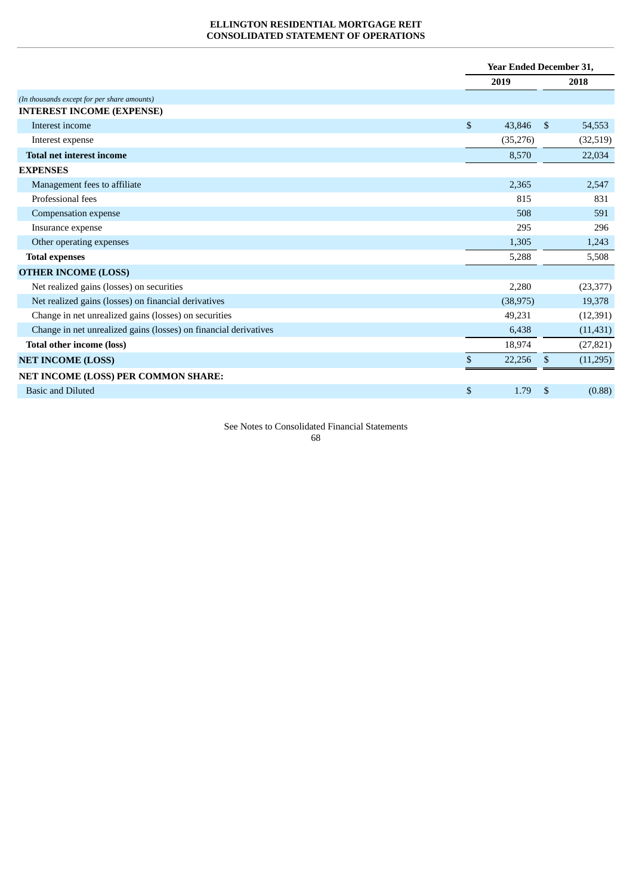**ELLINGTON RESIDENTIAL MORTGAGE REIT**
**CONSOLIDATED STATEMENT OF OPERATIONS**

| | Year Ended December 31, | |
|---|---|---|
| | 2019 | 2018 |
| *(In thousands except for per share amounts)* | | |
| **INTEREST INCOME (EXPENSE)** | | |
| Interest income | $ 43,846 | $ 54,553 |
| Interest expense | (35,276) | (32,519) |
| **Total net interest income** | 8,570 | 22,034 |
| **EXPENSES** | | |
| Management fees to affiliate | 2,365 | 2,547 |
| Professional fees | 815 | 831 |
| Compensation expense | 508 | 591 |
| Insurance expense | 295 | 296 |
| Other operating expenses | 1,305 | 1,243 |
| **Total expenses** | 5,288 | 5,508 |
| **OTHER INCOME (LOSS)** | | |
| Net realized gains (losses) on securities | 2,280 | (23,377) |
| Net realized gains (losses) on financial derivatives | (38,975) | 19,378 |
| Change in net unrealized gains (losses) on securities | 49,231 | (12,391) |
| Change in net unrealized gains (losses) on financial derivatives | 6,438 | (11,431) |
| **Total other income (loss)** | 18,974 | (27,821) |
| **NET INCOME (LOSS)** | $ 22,256 | $ (11,295) |
| **NET INCOME (LOSS) PER COMMON SHARE:** | | |
| Basic and Diluted | $ 1.79 | $ (0.88) |

See Notes to Consolidated Financial Statements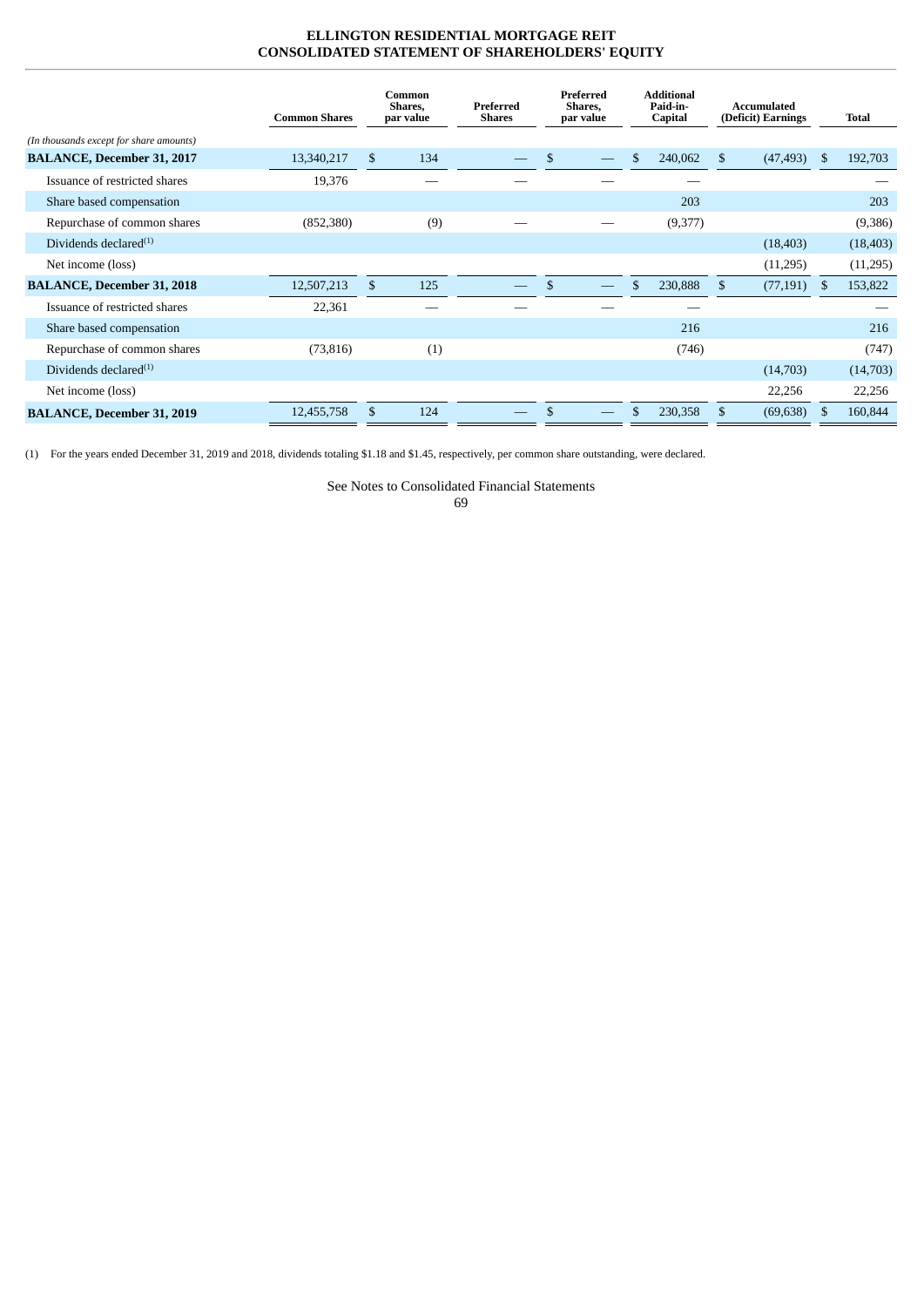# ELLINGTON RESIDENTIAL MORTGAGE REIT
## CONSOLIDATED STATEMENT OF SHAREHOLDERS' EQUITY

| *(In thousands except for share amounts)* | Common Shares | Common Shares, par value | Preferred Shares | Preferred Shares, par value | Additional Paid-in-Capital | Accumulated (Deficit) Earnings | Total |
|---|---|---|---|---|---|---|---|
| **BALANCE, December 31, 2017** | 13,340,217 | $ 134 | — | $ — | $ 240,062 | $ (47,493) | $ 192,703 |
| Issuance of restricted shares | 19,376 | — | — | — | — | | — |
| Share based compensation | | | | | 203 | | 203 |
| Repurchase of common shares | (852,380) | (9) | — | — | (9,377) | | (9,386) |
| Dividends declared[(1)] | | | | | | (18,403) | (18,403) |
| Net income (loss) | | | | | | (11,295) | (11,295) |
| **BALANCE, December 31, 2018** | 12,507,213 | $ 125 | — | $ — | $ 230,888 | $ (77,191) | $ 153,822 |
| Issuance of restricted shares | 22,361 | — | — | — | — | | — |
| Share based compensation | | | | | 216 | | 216 |
| Repurchase of common shares | (73,816) | (1) | | | (746) | | (747) |
| Dividends declared[(1)] | | | | | | (14,703) | (14,703) |
| Net income (loss) | | | | | | 22,256 | 22,256 |
| **BALANCE, December 31, 2019** | 12,455,758 | $ 124 | — | $ — | $ 230,358 | $ (69,638) | $ 160,844 |

(1) For the years ended December 31, 2019 and 2018, dividends totaling $1.18 and $1.45, respectively, per common share outstanding, were declared.

See Notes to Consolidated Financial Statements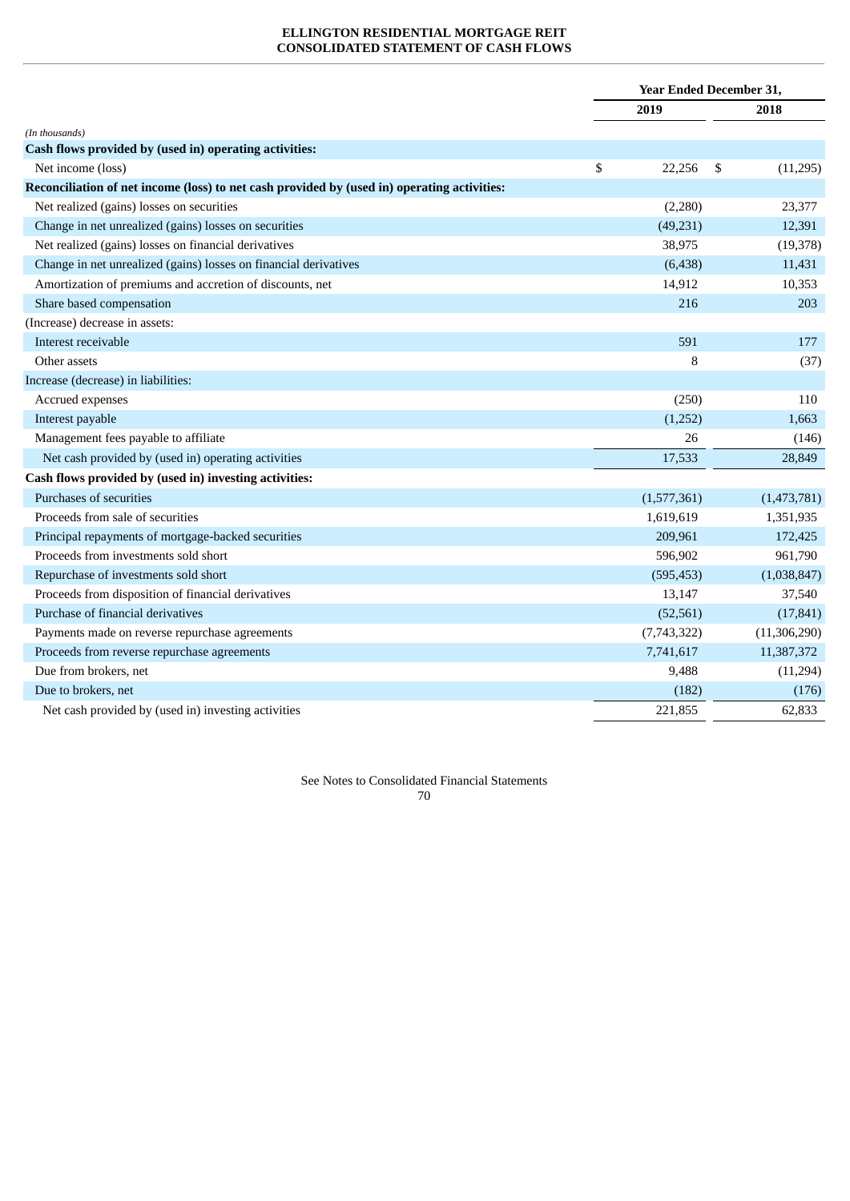**ELLINGTON RESIDENTIAL MORTGAGE REIT**
**CONSOLIDATED STATEMENT OF CASH FLOWS**

| | Year Ended December 31, | |
|---|---|---|
| | 2019 | 2018 |
| *(In thousands)* | | |
| **Cash flows provided by (used in) operating activities:** | | |
| Net income (loss) | $ 22,256 | $ (11,295) |
| **Reconciliation of net income (loss) to net cash provided by (used in) operating activities:** | | |
| Net realized (gains) losses on securities | (2,280) | 23,377 |
| Change in net unrealized (gains) losses on securities | (49,231) | 12,391 |
| Net realized (gains) losses on financial derivatives | 38,975 | (19,378) |
| Change in net unrealized (gains) losses on financial derivatives | (6,438) | 11,431 |
| Amortization of premiums and accretion of discounts, net | 14,912 | 10,353 |
| Share based compensation | 216 | 203 |
| (Increase) decrease in assets: | | |
| Interest receivable | 591 | 177 |
| Other assets | 8 | (37) |
| Increase (decrease) in liabilities: | | |
| Accrued expenses | (250) | 110 |
| Interest payable | (1,252) | 1,663 |
| Management fees payable to affiliate | 26 | (146) |
| Net cash provided by (used in) operating activities | 17,533 | 28,849 |
| **Cash flows provided by (used in) investing activities:** | | |
| Purchases of securities | (1,577,361) | (1,473,781) |
| Proceeds from sale of securities | 1,619,619 | 1,351,935 |
| Principal repayments of mortgage-backed securities | 209,961 | 172,425 |
| Proceeds from investments sold short | 596,902 | 961,790 |
| Repurchase of investments sold short | (595,453) | (1,038,847) |
| Proceeds from disposition of financial derivatives | 13,147 | 37,540 |
| Purchase of financial derivatives | (52,561) | (17,841) |
| Payments made on reverse repurchase agreements | (7,743,322) | (11,306,290) |
| Proceeds from reverse repurchase agreements | 7,741,617 | 11,387,372 |
| Due from brokers, net | 9,488 | (11,294) |
| Due to brokers, net | (182) | (176) |
| Net cash provided by (used in) investing activities | 221,855 | 62,833 |

See Notes to Consolidated Financial Statements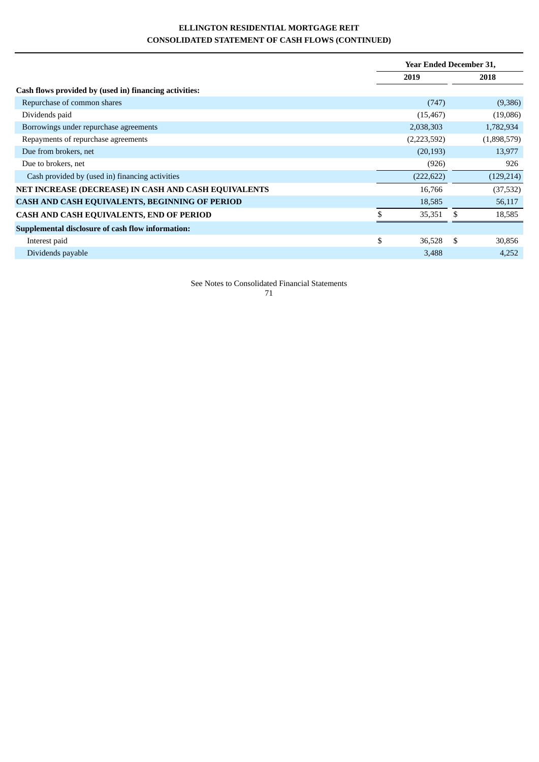**ELLINGTON RESIDENTIAL MORTGAGE REIT**
**CONSOLIDATED STATEMENT OF CASH FLOWS (CONTINUED)**

| | Year Ended December 31, | |
|---|---|---|
| | 2019 | 2018 |
| **Cash flows provided by (used in) financing activities:** | | |
| Repurchase of common shares | (747) | (9,386) |
| Dividends paid | (15,467) | (19,086) |
| Borrowings under repurchase agreements | 2,038,303 | 1,782,934 |
| Repayments of repurchase agreements | (2,223,592) | (1,898,579) |
| Due from brokers, net | (20,193) | 13,977 |
| Due to brokers, net | (926) | 926 |
| Cash provided by (used in) financing activities | (222,622) | (129,214) |
| **NET INCREASE (DECREASE) IN CASH AND CASH EQUIVALENTS** | 16,766 | (37,532) |
| **CASH AND CASH EQUIVALENTS, BEGINNING OF PERIOD** | 18,585 | 56,117 |
| **CASH AND CASH EQUIVALENTS, END OF PERIOD** | $ 35,351 | $ 18,585 |
| **Supplemental disclosure of cash flow information:** | | |
| Interest paid | $ 36,528 | $ 30,856 |
| Dividends payable | 3,488 | 4,252 |

See Notes to Consolidated Financial Statements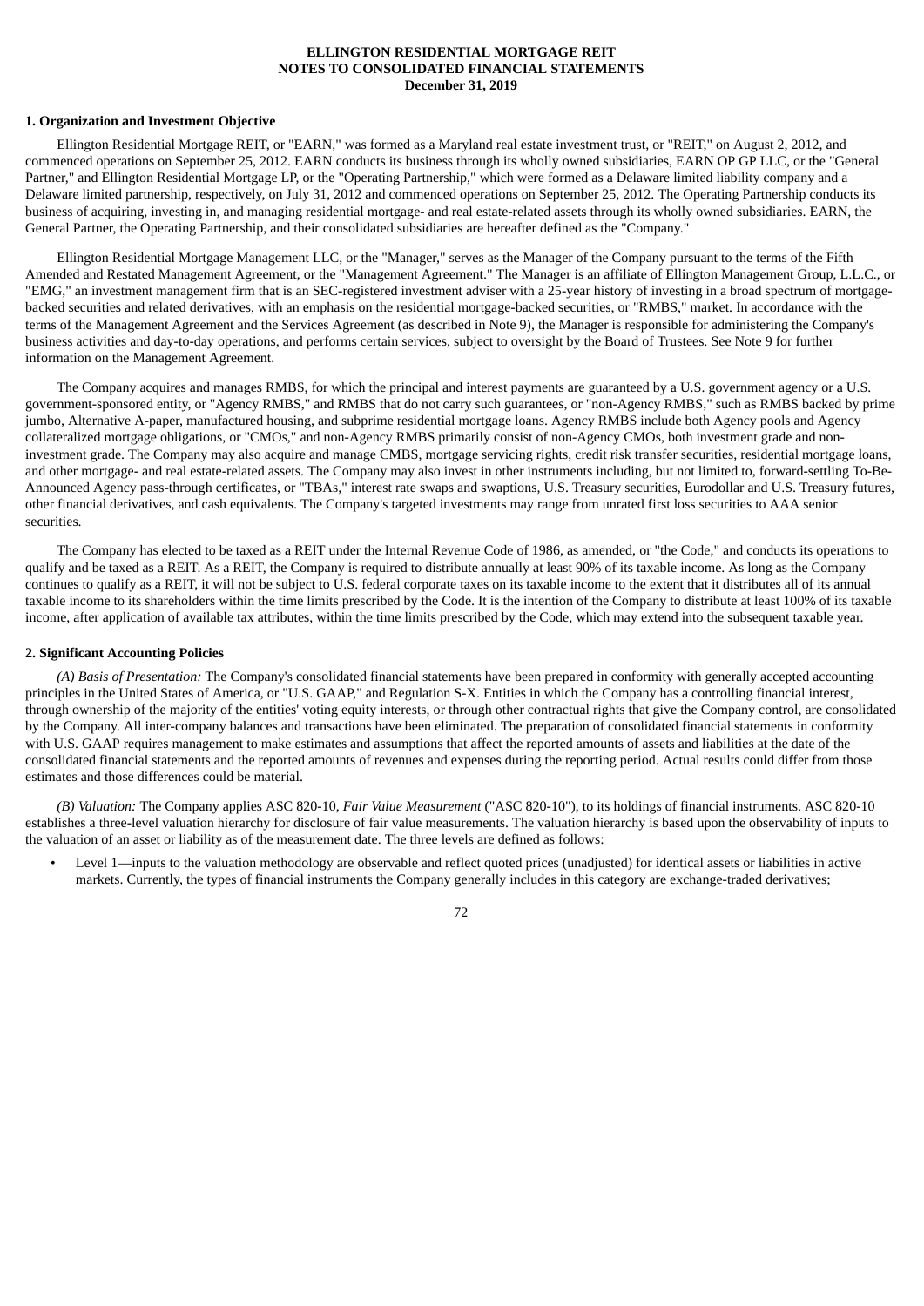**ELLINGTON RESIDENTIAL MORTGAGE REIT**
**NOTES TO CONSOLIDATED FINANCIAL STATEMENTS**
**December 31, 2019**

**1. Organization and Investment Objective**

Ellington Residential Mortgage REIT, or "EARN," was formed as a Maryland real estate investment trust, or "REIT," on August 2, 2012, and commenced operations on September 25, 2012. EARN conducts its business through its wholly owned subsidiaries, EARN OP GP LLC, or the "General Partner," and Ellington Residential Mortgage LP, or the "Operating Partnership," which were formed as a Delaware limited liability company and a Delaware limited partnership, respectively, on July 31, 2012 and commenced operations on September 25, 2012. The Operating Partnership conducts its business of acquiring, investing in, and managing residential mortgage- and real estate-related assets through its wholly owned subsidiaries. EARN, the General Partner, the Operating Partnership, and their consolidated subsidiaries are hereafter defined as the "Company."

Ellington Residential Mortgage Management LLC, or the "Manager," serves as the Manager of the Company pursuant to the terms of the Fifth Amended and Restated Management Agreement, or the "Management Agreement." The Manager is an affiliate of Ellington Management Group, L.L.C., or "EMG," an investment management firm that is an SEC-registered investment adviser with a 25-year history of investing in a broad spectrum of mortgage-backed securities and related derivatives, with an emphasis on the residential mortgage-backed securities, or "RMBS," market. In accordance with the terms of the Management Agreement and the Services Agreement (as described in Note 9), the Manager is responsible for administering the Company's business activities and day-to-day operations, and performs certain services, subject to oversight by the Board of Trustees. See Note 9 for further information on the Management Agreement.

The Company acquires and manages RMBS, for which the principal and interest payments are guaranteed by a U.S. government agency or a U.S. government-sponsored entity, or "Agency RMBS," and RMBS that do not carry such guarantees, or "non-Agency RMBS," such as RMBS backed by prime jumbo, Alternative A-paper, manufactured housing, and subprime residential mortgage loans. Agency RMBS include both Agency pools and Agency collateralized mortgage obligations, or "CMOs," and non-Agency RMBS primarily consist of non-Agency CMOs, both investment grade and non-investment grade. The Company may also acquire and manage CMBS, mortgage servicing rights, credit risk transfer securities, residential mortgage loans, and other mortgage- and real estate-related assets. The Company may also invest in other instruments including, but not limited to, forward-settling To-Be-Announced Agency pass-through certificates, or "TBAs," interest rate swaps and swaptions, U.S. Treasury securities, Eurodollar and U.S. Treasury futures, other financial derivatives, and cash equivalents. The Company's targeted investments may range from unrated first loss securities to AAA senior securities.

The Company has elected to be taxed as a REIT under the Internal Revenue Code of 1986, as amended, or "the Code," and conducts its operations to qualify and be taxed as a REIT. As a REIT, the Company is required to distribute annually at least 90% of its taxable income. As long as the Company continues to qualify as a REIT, it will not be subject to U.S. federal corporate taxes on its taxable income to the extent that it distributes all of its annual taxable income to its shareholders within the time limits prescribed by the Code. It is the intention of the Company to distribute at least 100% of its taxable income, after application of available tax attributes, within the time limits prescribed by the Code, which may extend into the subsequent taxable year.

**2. Significant Accounting Policies**

*(A) Basis of Presentation:* The Company's consolidated financial statements have been prepared in conformity with generally accepted accounting principles in the United States of America, or "U.S. GAAP," and Regulation S-X. Entities in which the Company has a controlling financial interest, through ownership of the majority of the entities' voting equity interests, or through other contractual rights that give the Company control, are consolidated by the Company. All inter-company balances and transactions have been eliminated. The preparation of consolidated financial statements in conformity with U.S. GAAP requires management to make estimates and assumptions that affect the reported amounts of assets and liabilities at the date of the consolidated financial statements and the reported amounts of revenues and expenses during the reporting period. Actual results could differ from those estimates and those differences could be material.

*(B) Valuation:* The Company applies ASC 820-10, *Fair Value Measurement* ("ASC 820-10"), to its holdings of financial instruments. ASC 820-10 establishes a three-level valuation hierarchy for disclosure of fair value measurements. The valuation hierarchy is based upon the observability of inputs to the valuation of an asset or liability as of the measurement date. The three levels are defined as follows:

- Level 1—inputs to the valuation methodology are observable and reflect quoted prices (unadjusted) for identical assets or liabilities in active markets. Currently, the types of financial instruments the Company generally includes in this category are exchange-traded derivatives;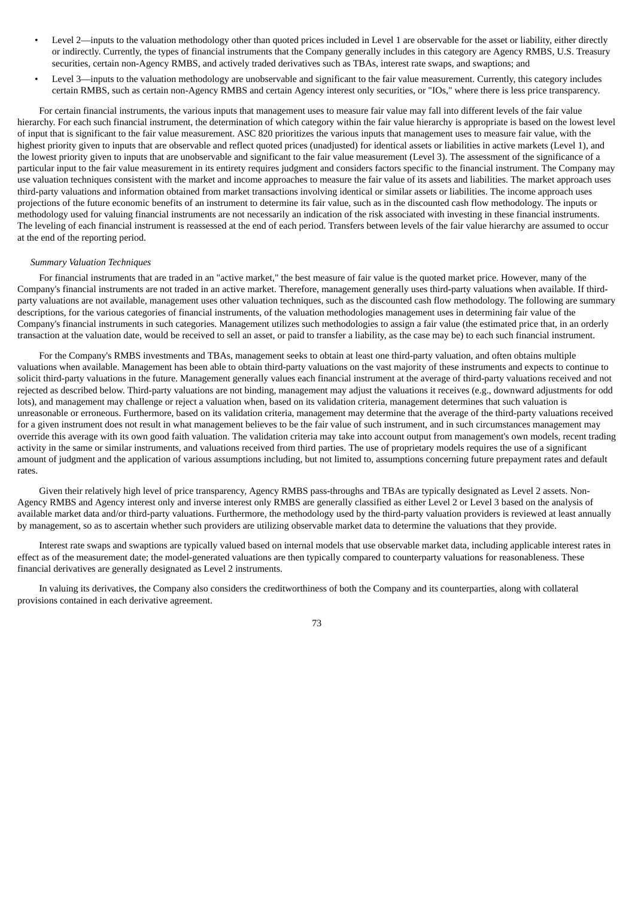- Level 2—inputs to the valuation methodology other than quoted prices included in Level 1 are observable for the asset or liability, either directly or indirectly. Currently, the types of financial instruments that the Company generally includes in this category are Agency RMBS, U.S. Treasury securities, certain non-Agency RMBS, and actively traded derivatives such as TBAs, interest rate swaps, and swaptions; and
- Level 3—inputs to the valuation methodology are unobservable and significant to the fair value measurement. Currently, this category includes certain RMBS, such as certain non-Agency RMBS and certain Agency interest only securities, or "IOs," where there is less price transparency.

For certain financial instruments, the various inputs that management uses to measure fair value may fall into different levels of the fair value hierarchy. For each such financial instrument, the determination of which category within the fair value hierarchy is appropriate is based on the lowest level of input that is significant to the fair value measurement. ASC 820 prioritizes the various inputs that management uses to measure fair value, with the highest priority given to inputs that are observable and reflect quoted prices (unadjusted) for identical assets or liabilities in active markets (Level 1), and the lowest priority given to inputs that are unobservable and significant to the fair value measurement (Level 3). The assessment of the significance of a particular input to the fair value measurement in its entirety requires judgment and considers factors specific to the financial instrument. The Company may use valuation techniques consistent with the market and income approaches to measure the fair value of its assets and liabilities. The market approach uses third-party valuations and information obtained from market transactions involving identical or similar assets or liabilities. The income approach uses projections of the future economic benefits of an instrument to determine its fair value, such as in the discounted cash flow methodology. The inputs or methodology used for valuing financial instruments are not necessarily an indication of the risk associated with investing in these financial instruments. The leveling of each financial instrument is reassessed at the end of each period. Transfers between levels of the fair value hierarchy are assumed to occur at the end of the reporting period.

*Summary Valuation Techniques*

For financial instruments that are traded in an "active market," the best measure of fair value is the quoted market price. However, many of the Company's financial instruments are not traded in an active market. Therefore, management generally uses third-party valuations when available. If third-party valuations are not available, management uses other valuation techniques, such as the discounted cash flow methodology. The following are summary descriptions, for the various categories of financial instruments, of the valuation methodologies management uses in determining fair value of the Company's financial instruments in such categories. Management utilizes such methodologies to assign a fair value (the estimated price that, in an orderly transaction at the valuation date, would be received to sell an asset, or paid to transfer a liability, as the case may be) to each such financial instrument.

For the Company's RMBS investments and TBAs, management seeks to obtain at least one third-party valuation, and often obtains multiple valuations when available. Management has been able to obtain third-party valuations on the vast majority of these instruments and expects to continue to solicit third-party valuations in the future. Management generally values each financial instrument at the average of third-party valuations received and not rejected as described below. Third-party valuations are not binding, management may adjust the valuations it receives (e.g., downward adjustments for odd lots), and management may challenge or reject a valuation when, based on its validation criteria, management determines that such valuation is unreasonable or erroneous. Furthermore, based on its validation criteria, management may determine that the average of the third-party valuations received for a given instrument does not result in what management believes to be the fair value of such instrument, and in such circumstances management may override this average with its own good faith valuation. The validation criteria may take into account output from management's own models, recent trading activity in the same or similar instruments, and valuations received from third parties. The use of proprietary models requires the use of a significant amount of judgment and the application of various assumptions including, but not limited to, assumptions concerning future prepayment rates and default rates.

Given their relatively high level of price transparency, Agency RMBS pass-throughs and TBAs are typically designated as Level 2 assets. Non-Agency RMBS and Agency interest only and inverse interest only RMBS are generally classified as either Level 2 or Level 3 based on the analysis of available market data and/or third-party valuations. Furthermore, the methodology used by the third-party valuation providers is reviewed at least annually by management, so as to ascertain whether such providers are utilizing observable market data to determine the valuations that they provide.

Interest rate swaps and swaptions are typically valued based on internal models that use observable market data, including applicable interest rates in effect as of the measurement date; the model-generated valuations are then typically compared to counterparty valuations for reasonableness. These financial derivatives are generally designated as Level 2 instruments.

In valuing its derivatives, the Company also considers the creditworthiness of both the Company and its counterparties, along with collateral provisions contained in each derivative agreement.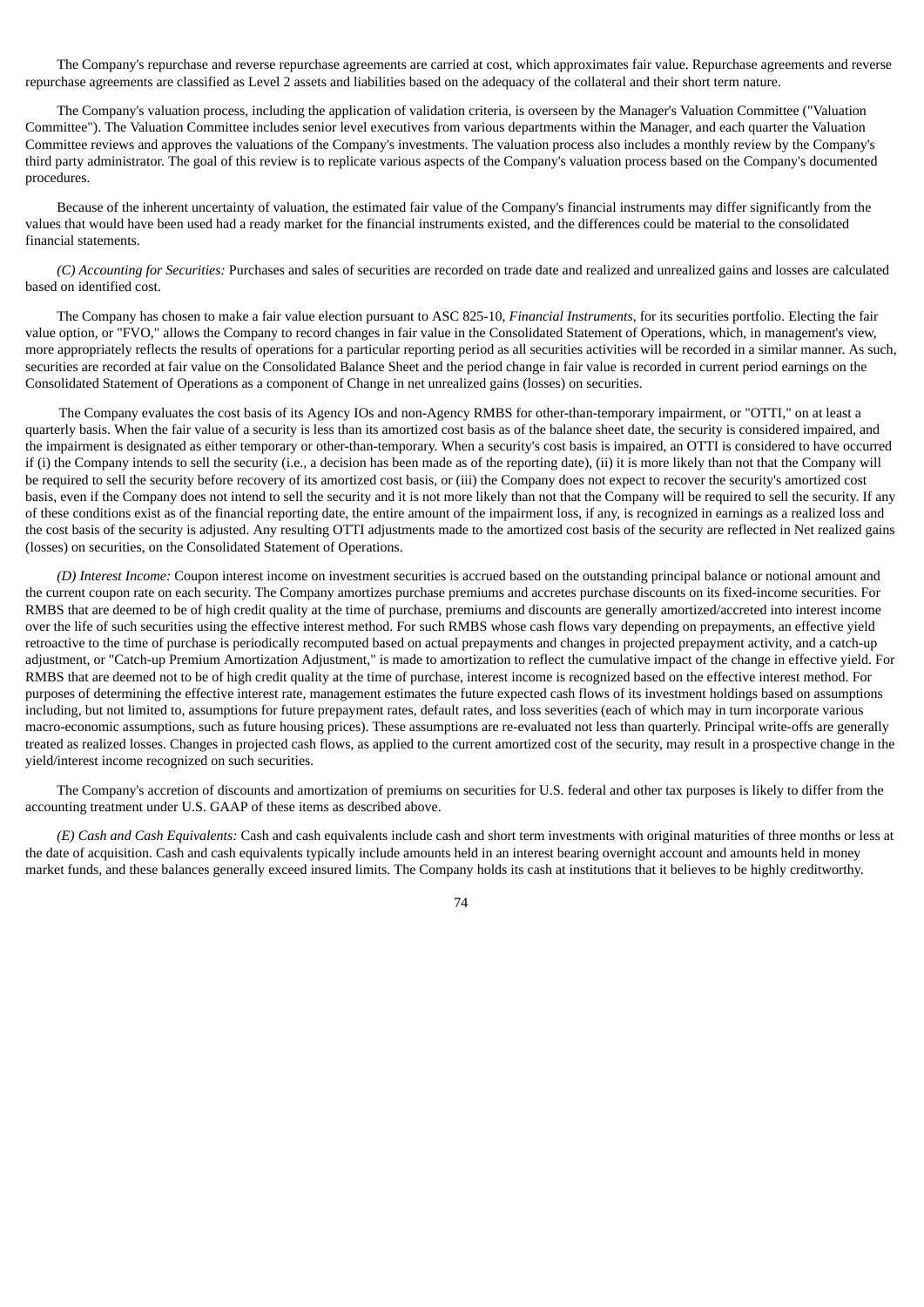The Company's repurchase and reverse repurchase agreements are carried at cost, which approximates fair value. Repurchase agreements and reverse repurchase agreements are classified as Level 2 assets and liabilities based on the adequacy of the collateral and their short term nature.

The Company's valuation process, including the application of validation criteria, is overseen by the Manager's Valuation Committee ("Valuation Committee"). The Valuation Committee includes senior level executives from various departments within the Manager, and each quarter the Valuation Committee reviews and approves the valuations of the Company's investments. The valuation process also includes a monthly review by the Company's third party administrator. The goal of this review is to replicate various aspects of the Company's valuation process based on the Company's documented procedures.

Because of the inherent uncertainty of valuation, the estimated fair value of the Company's financial instruments may differ significantly from the values that would have been used had a ready market for the financial instruments existed, and the differences could be material to the consolidated financial statements.

*(C) Accounting for Securities:* Purchases and sales of securities are recorded on trade date and realized and unrealized gains and losses are calculated based on identified cost.

The Company has chosen to make a fair value election pursuant to ASC 825-10, *Financial Instruments*, for its securities portfolio. Electing the fair value option, or "FVO," allows the Company to record changes in fair value in the Consolidated Statement of Operations, which, in management's view, more appropriately reflects the results of operations for a particular reporting period as all securities activities will be recorded in a similar manner. As such, securities are recorded at fair value on the Consolidated Balance Sheet and the period change in fair value is recorded in current period earnings on the Consolidated Statement of Operations as a component of Change in net unrealized gains (losses) on securities.

The Company evaluates the cost basis of its Agency IOs and non-Agency RMBS for other-than-temporary impairment, or "OTTI," on at least a quarterly basis. When the fair value of a security is less than its amortized cost basis as of the balance sheet date, the security is considered impaired, and the impairment is designated as either temporary or other-than-temporary. When a security's cost basis is impaired, an OTTI is considered to have occurred if (i) the Company intends to sell the security (i.e., a decision has been made as of the reporting date), (ii) it is more likely than not that the Company will be required to sell the security before recovery of its amortized cost basis, or (iii) the Company does not expect to recover the security's amortized cost basis, even if the Company does not intend to sell the security and it is not more likely than not that the Company will be required to sell the security. If any of these conditions exist as of the financial reporting date, the entire amount of the impairment loss, if any, is recognized in earnings as a realized loss and the cost basis of the security is adjusted. Any resulting OTTI adjustments made to the amortized cost basis of the security are reflected in Net realized gains (losses) on securities, on the Consolidated Statement of Operations.

*(D) Interest Income:* Coupon interest income on investment securities is accrued based on the outstanding principal balance or notional amount and the current coupon rate on each security. The Company amortizes purchase premiums and accretes purchase discounts on its fixed-income securities. For RMBS that are deemed to be of high credit quality at the time of purchase, premiums and discounts are generally amortized/accreted into interest income over the life of such securities using the effective interest method. For such RMBS whose cash flows vary depending on prepayments, an effective yield retroactive to the time of purchase is periodically recomputed based on actual prepayments and changes in projected prepayment activity, and a catch-up adjustment, or "Catch-up Premium Amortization Adjustment," is made to amortization to reflect the cumulative impact of the change in effective yield. For RMBS that are deemed not to be of high credit quality at the time of purchase, interest income is recognized based on the effective interest method. For purposes of determining the effective interest rate, management estimates the future expected cash flows of its investment holdings based on assumptions including, but not limited to, assumptions for future prepayment rates, default rates, and loss severities (each of which may in turn incorporate various macro-economic assumptions, such as future housing prices). These assumptions are re-evaluated not less than quarterly. Principal write-offs are generally treated as realized losses. Changes in projected cash flows, as applied to the current amortized cost of the security, may result in a prospective change in the yield/interest income recognized on such securities.

The Company's accretion of discounts and amortization of premiums on securities for U.S. federal and other tax purposes is likely to differ from the accounting treatment under U.S. GAAP of these items as described above.

*(E) Cash and Cash Equivalents:* Cash and cash equivalents include cash and short term investments with original maturities of three months or less at the date of acquisition. Cash and cash equivalents typically include amounts held in an interest bearing overnight account and amounts held in money market funds, and these balances generally exceed insured limits. The Company holds its cash at institutions that it believes to be highly creditworthy.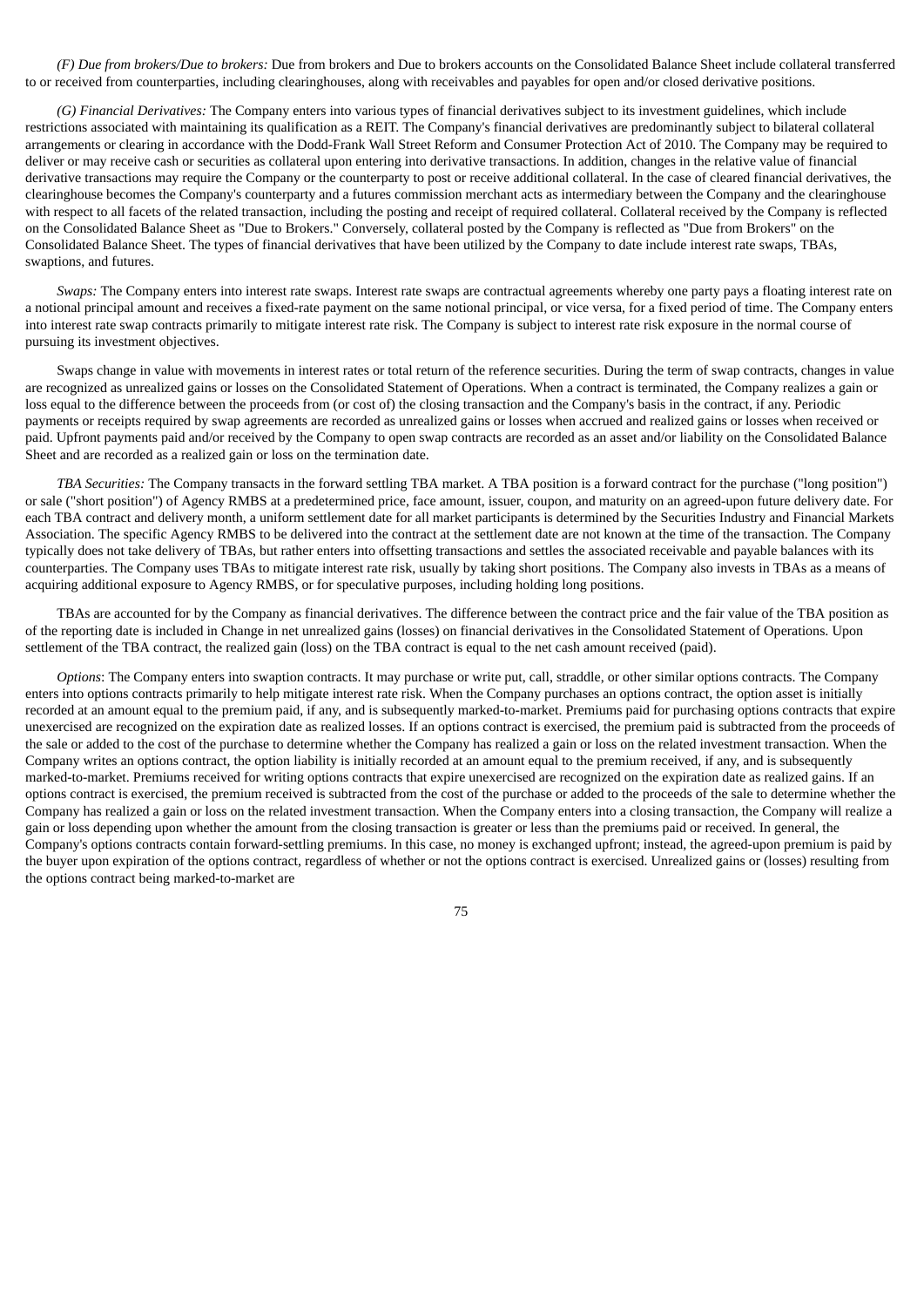*(F) Due from brokers/Due to brokers:* Due from brokers and Due to brokers accounts on the Consolidated Balance Sheet include collateral transferred to or received from counterparties, including clearinghouses, along with receivables and payables for open and/or closed derivative positions.

*(G) Financial Derivatives:* The Company enters into various types of financial derivatives subject to its investment guidelines, which include restrictions associated with maintaining its qualification as a REIT. The Company's financial derivatives are predominantly subject to bilateral collateral arrangements or clearing in accordance with the Dodd-Frank Wall Street Reform and Consumer Protection Act of 2010. The Company may be required to deliver or may receive cash or securities as collateral upon entering into derivative transactions. In addition, changes in the relative value of financial derivative transactions may require the Company or the counterparty to post or receive additional collateral. In the case of cleared financial derivatives, the clearinghouse becomes the Company's counterparty and a futures commission merchant acts as intermediary between the Company and the clearinghouse with respect to all facets of the related transaction, including the posting and receipt of required collateral. Collateral received by the Company is reflected on the Consolidated Balance Sheet as "Due to Brokers." Conversely, collateral posted by the Company is reflected as "Due from Brokers" on the Consolidated Balance Sheet. The types of financial derivatives that have been utilized by the Company to date include interest rate swaps, TBAs, swaptions, and futures.

*Swaps:* The Company enters into interest rate swaps. Interest rate swaps are contractual agreements whereby one party pays a floating interest rate on a notional principal amount and receives a fixed-rate payment on the same notional principal, or vice versa, for a fixed period of time. The Company enters into interest rate swap contracts primarily to mitigate interest rate risk. The Company is subject to interest rate risk exposure in the normal course of pursuing its investment objectives.

Swaps change in value with movements in interest rates or total return of the reference securities. During the term of swap contracts, changes in value are recognized as unrealized gains or losses on the Consolidated Statement of Operations. When a contract is terminated, the Company realizes a gain or loss equal to the difference between the proceeds from (or cost of) the closing transaction and the Company's basis in the contract, if any. Periodic payments or receipts required by swap agreements are recorded as unrealized gains or losses when accrued and realized gains or losses when received or paid. Upfront payments paid and/or received by the Company to open swap contracts are recorded as an asset and/or liability on the Consolidated Balance Sheet and are recorded as a realized gain or loss on the termination date.

*TBA Securities:* The Company transacts in the forward settling TBA market. A TBA position is a forward contract for the purchase ("long position") or sale ("short position") of Agency RMBS at a predetermined price, face amount, issuer, coupon, and maturity on an agreed-upon future delivery date. For each TBA contract and delivery month, a uniform settlement date for all market participants is determined by the Securities Industry and Financial Markets Association. The specific Agency RMBS to be delivered into the contract at the settlement date are not known at the time of the transaction. The Company typically does not take delivery of TBAs, but rather enters into offsetting transactions and settles the associated receivable and payable balances with its counterparties. The Company uses TBAs to mitigate interest rate risk, usually by taking short positions. The Company also invests in TBAs as a means of acquiring additional exposure to Agency RMBS, or for speculative purposes, including holding long positions.

TBAs are accounted for by the Company as financial derivatives. The difference between the contract price and the fair value of the TBA position as of the reporting date is included in Change in net unrealized gains (losses) on financial derivatives in the Consolidated Statement of Operations. Upon settlement of the TBA contract, the realized gain (loss) on the TBA contract is equal to the net cash amount received (paid).

*Options*: The Company enters into swaption contracts. It may purchase or write put, call, straddle, or other similar options contracts. The Company enters into options contracts primarily to help mitigate interest rate risk. When the Company purchases an options contract, the option asset is initially recorded at an amount equal to the premium paid, if any, and is subsequently marked-to-market. Premiums paid for purchasing options contracts that expire unexercised are recognized on the expiration date as realized losses. If an options contract is exercised, the premium paid is subtracted from the proceeds of the sale or added to the cost of the purchase to determine whether the Company has realized a gain or loss on the related investment transaction. When the Company writes an options contract, the option liability is initially recorded at an amount equal to the premium received, if any, and is subsequently marked-to-market. Premiums received for writing options contracts that expire unexercised are recognized on the expiration date as realized gains. If an options contract is exercised, the premium received is subtracted from the cost of the purchase or added to the proceeds of the sale to determine whether the Company has realized a gain or loss on the related investment transaction. When the Company enters into a closing transaction, the Company will realize a gain or loss depending upon whether the amount from the closing transaction is greater or less than the premiums paid or received. In general, the Company's options contracts contain forward-settling premiums. In this case, no money is exchanged upfront; instead, the agreed-upon premium is paid by the buyer upon expiration of the options contract, regardless of whether or not the options contract is exercised. Unrealized gains or (losses) resulting from the options contract being marked-to-market are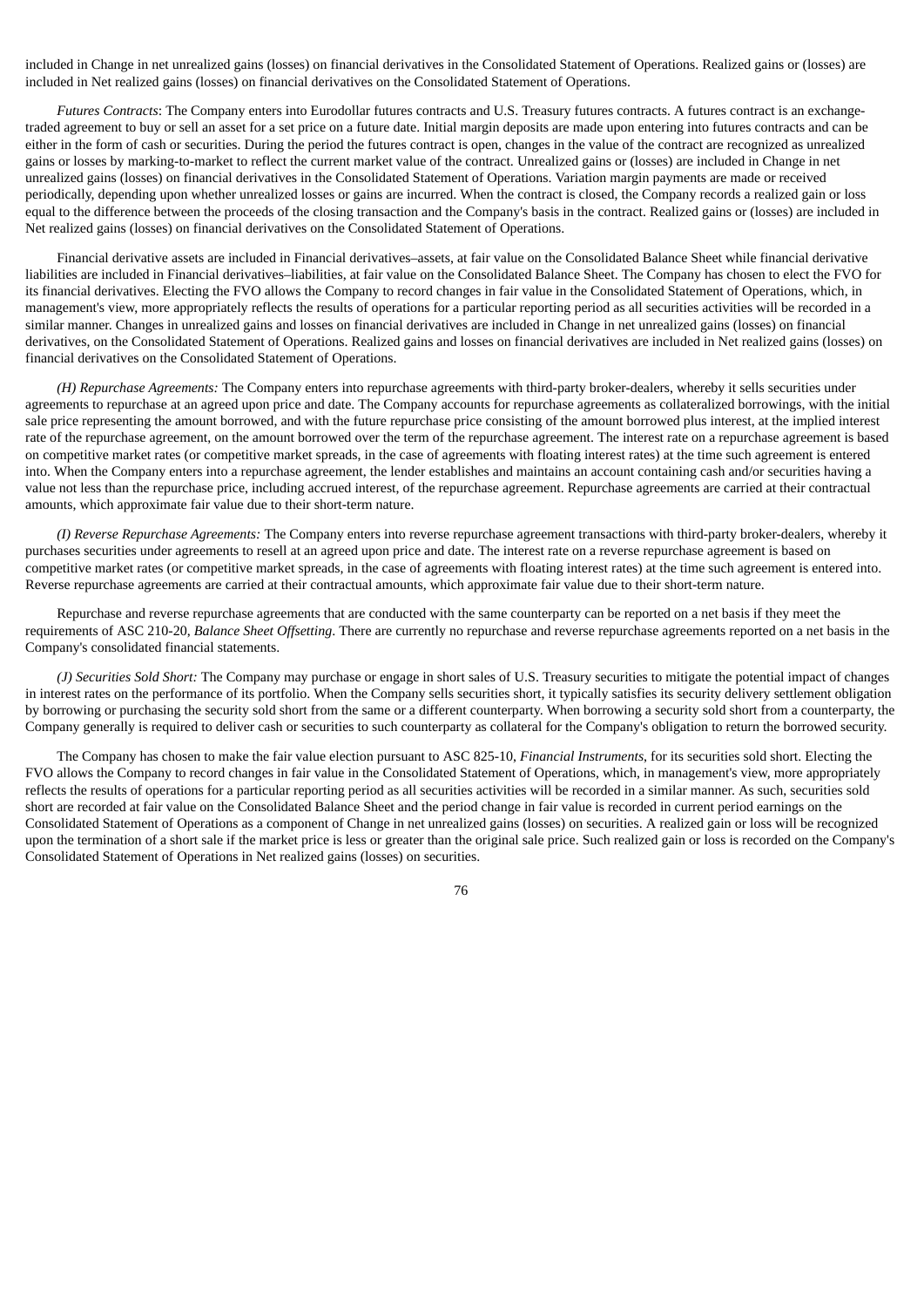included in Change in net unrealized gains (losses) on financial derivatives in the Consolidated Statement of Operations. Realized gains or (losses) are included in Net realized gains (losses) on financial derivatives on the Consolidated Statement of Operations.

*Futures Contracts*: The Company enters into Eurodollar futures contracts and U.S. Treasury futures contracts. A futures contract is an exchange-traded agreement to buy or sell an asset for a set price on a future date. Initial margin deposits are made upon entering into futures contracts and can be either in the form of cash or securities. During the period the futures contract is open, changes in the value of the contract are recognized as unrealized gains or losses by marking-to-market to reflect the current market value of the contract. Unrealized gains or (losses) are included in Change in net unrealized gains (losses) on financial derivatives in the Consolidated Statement of Operations. Variation margin payments are made or received periodically, depending upon whether unrealized losses or gains are incurred. When the contract is closed, the Company records a realized gain or loss equal to the difference between the proceeds of the closing transaction and the Company's basis in the contract. Realized gains or (losses) are included in Net realized gains (losses) on financial derivatives on the Consolidated Statement of Operations.

Financial derivative assets are included in Financial derivatives–assets, at fair value on the Consolidated Balance Sheet while financial derivative liabilities are included in Financial derivatives–liabilities, at fair value on the Consolidated Balance Sheet. The Company has chosen to elect the FVO for its financial derivatives. Electing the FVO allows the Company to record changes in fair value in the Consolidated Statement of Operations, which, in management's view, more appropriately reflects the results of operations for a particular reporting period as all securities activities will be recorded in a similar manner. Changes in unrealized gains and losses on financial derivatives are included in Change in net unrealized gains (losses) on financial derivatives, on the Consolidated Statement of Operations. Realized gains and losses on financial derivatives are included in Net realized gains (losses) on financial derivatives on the Consolidated Statement of Operations.

*(H) Repurchase Agreements:* The Company enters into repurchase agreements with third-party broker-dealers, whereby it sells securities under agreements to repurchase at an agreed upon price and date. The Company accounts for repurchase agreements as collateralized borrowings, with the initial sale price representing the amount borrowed, and with the future repurchase price consisting of the amount borrowed plus interest, at the implied interest rate of the repurchase agreement, on the amount borrowed over the term of the repurchase agreement. The interest rate on a repurchase agreement is based on competitive market rates (or competitive market spreads, in the case of agreements with floating interest rates) at the time such agreement is entered into. When the Company enters into a repurchase agreement, the lender establishes and maintains an account containing cash and/or securities having a value not less than the repurchase price, including accrued interest, of the repurchase agreement. Repurchase agreements are carried at their contractual amounts, which approximate fair value due to their short-term nature.

*(I) Reverse Repurchase Agreements:* The Company enters into reverse repurchase agreement transactions with third-party broker-dealers, whereby it purchases securities under agreements to resell at an agreed upon price and date. The interest rate on a reverse repurchase agreement is based on competitive market rates (or competitive market spreads, in the case of agreements with floating interest rates) at the time such agreement is entered into. Reverse repurchase agreements are carried at their contractual amounts, which approximate fair value due to their short-term nature.

Repurchase and reverse repurchase agreements that are conducted with the same counterparty can be reported on a net basis if they meet the requirements of ASC 210-20, *Balance Sheet Offsetting*. There are currently no repurchase and reverse repurchase agreements reported on a net basis in the Company's consolidated financial statements.

*(J) Securities Sold Short:* The Company may purchase or engage in short sales of U.S. Treasury securities to mitigate the potential impact of changes in interest rates on the performance of its portfolio. When the Company sells securities short, it typically satisfies its security delivery settlement obligation by borrowing or purchasing the security sold short from the same or a different counterparty. When borrowing a security sold short from a counterparty, the Company generally is required to deliver cash or securities to such counterparty as collateral for the Company's obligation to return the borrowed security.

The Company has chosen to make the fair value election pursuant to ASC 825-10, *Financial Instruments*, for its securities sold short. Electing the FVO allows the Company to record changes in fair value in the Consolidated Statement of Operations, which, in management's view, more appropriately reflects the results of operations for a particular reporting period as all securities activities will be recorded in a similar manner. As such, securities sold short are recorded at fair value on the Consolidated Balance Sheet and the period change in fair value is recorded in current period earnings on the Consolidated Statement of Operations as a component of Change in net unrealized gains (losses) on securities. A realized gain or loss will be recognized upon the termination of a short sale if the market price is less or greater than the original sale price. Such realized gain or loss is recorded on the Company's Consolidated Statement of Operations in Net realized gains (losses) on securities.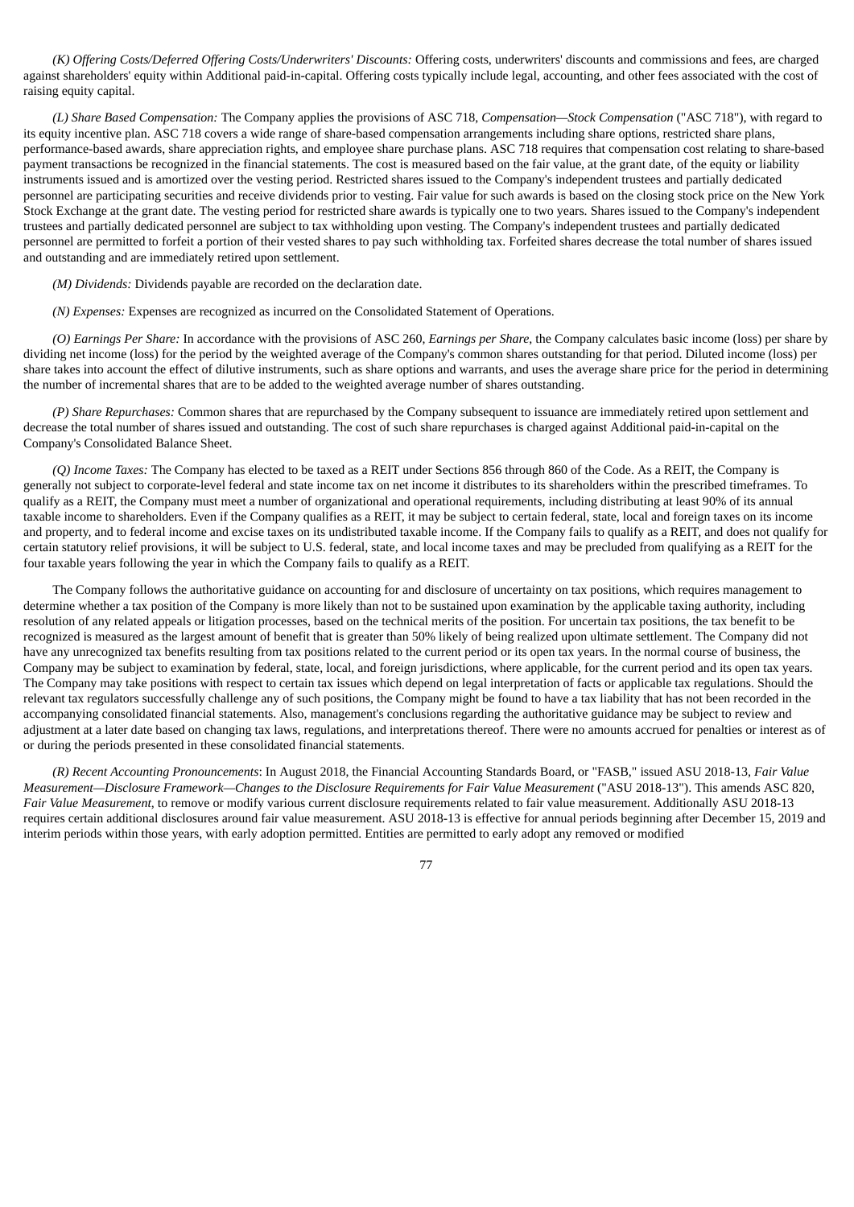*(K) Offering Costs/Deferred Offering Costs/Underwriters' Discounts:* Offering costs, underwriters' discounts and commissions and fees, are charged against shareholders' equity within Additional paid-in-capital. Offering costs typically include legal, accounting, and other fees associated with the cost of raising equity capital.

*(L) Share Based Compensation:* The Company applies the provisions of ASC 718, *Compensation—Stock Compensation* ("ASC 718"), with regard to its equity incentive plan. ASC 718 covers a wide range of share-based compensation arrangements including share options, restricted share plans, performance-based awards, share appreciation rights, and employee share purchase plans. ASC 718 requires that compensation cost relating to share-based payment transactions be recognized in the financial statements. The cost is measured based on the fair value, at the grant date, of the equity or liability instruments issued and is amortized over the vesting period. Restricted shares issued to the Company's independent trustees and partially dedicated personnel are participating securities and receive dividends prior to vesting. Fair value for such awards is based on the closing stock price on the New York Stock Exchange at the grant date. The vesting period for restricted share awards is typically one to two years. Shares issued to the Company's independent trustees and partially dedicated personnel are subject to tax withholding upon vesting. The Company's independent trustees and partially dedicated personnel are permitted to forfeit a portion of their vested shares to pay such withholding tax. Forfeited shares decrease the total number of shares issued and outstanding and are immediately retired upon settlement.

*(M) Dividends:* Dividends payable are recorded on the declaration date.

*(N) Expenses:* Expenses are recognized as incurred on the Consolidated Statement of Operations.

*(O) Earnings Per Share:* In accordance with the provisions of ASC 260, *Earnings per Share*, the Company calculates basic income (loss) per share by dividing net income (loss) for the period by the weighted average of the Company's common shares outstanding for that period. Diluted income (loss) per share takes into account the effect of dilutive instruments, such as share options and warrants, and uses the average share price for the period in determining the number of incremental shares that are to be added to the weighted average number of shares outstanding.

*(P) Share Repurchases:* Common shares that are repurchased by the Company subsequent to issuance are immediately retired upon settlement and decrease the total number of shares issued and outstanding. The cost of such share repurchases is charged against Additional paid-in-capital on the Company's Consolidated Balance Sheet.

*(Q) Income Taxes:* The Company has elected to be taxed as a REIT under Sections 856 through 860 of the Code. As a REIT, the Company is generally not subject to corporate-level federal and state income tax on net income it distributes to its shareholders within the prescribed timeframes. To qualify as a REIT, the Company must meet a number of organizational and operational requirements, including distributing at least 90% of its annual taxable income to shareholders. Even if the Company qualifies as a REIT, it may be subject to certain federal, state, local and foreign taxes on its income and property, and to federal income and excise taxes on its undistributed taxable income. If the Company fails to qualify as a REIT, and does not qualify for certain statutory relief provisions, it will be subject to U.S. federal, state, and local income taxes and may be precluded from qualifying as a REIT for the four taxable years following the year in which the Company fails to qualify as a REIT.

The Company follows the authoritative guidance on accounting for and disclosure of uncertainty on tax positions, which requires management to determine whether a tax position of the Company is more likely than not to be sustained upon examination by the applicable taxing authority, including resolution of any related appeals or litigation processes, based on the technical merits of the position. For uncertain tax positions, the tax benefit to be recognized is measured as the largest amount of benefit that is greater than 50% likely of being realized upon ultimate settlement. The Company did not have any unrecognized tax benefits resulting from tax positions related to the current period or its open tax years. In the normal course of business, the Company may be subject to examination by federal, state, local, and foreign jurisdictions, where applicable, for the current period and its open tax years. The Company may take positions with respect to certain tax issues which depend on legal interpretation of facts or applicable tax regulations. Should the relevant tax regulators successfully challenge any of such positions, the Company might be found to have a tax liability that has not been recorded in the accompanying consolidated financial statements. Also, management's conclusions regarding the authoritative guidance may be subject to review and adjustment at a later date based on changing tax laws, regulations, and interpretations thereof. There were no amounts accrued for penalties or interest as of or during the periods presented in these consolidated financial statements.

*(R) Recent Accounting Pronouncements*: In August 2018, the Financial Accounting Standards Board, or "FASB," issued ASU 2018-13, *Fair Value Measurement—Disclosure Framework—Changes to the Disclosure Requirements for Fair Value Measurement* ("ASU 2018-13"). This amends ASC 820, *Fair Value Measurement*, to remove or modify various current disclosure requirements related to fair value measurement. Additionally ASU 2018-13 requires certain additional disclosures around fair value measurement. ASU 2018-13 is effective for annual periods beginning after December 15, 2019 and interim periods within those years, with early adoption permitted. Entities are permitted to early adopt any removed or modified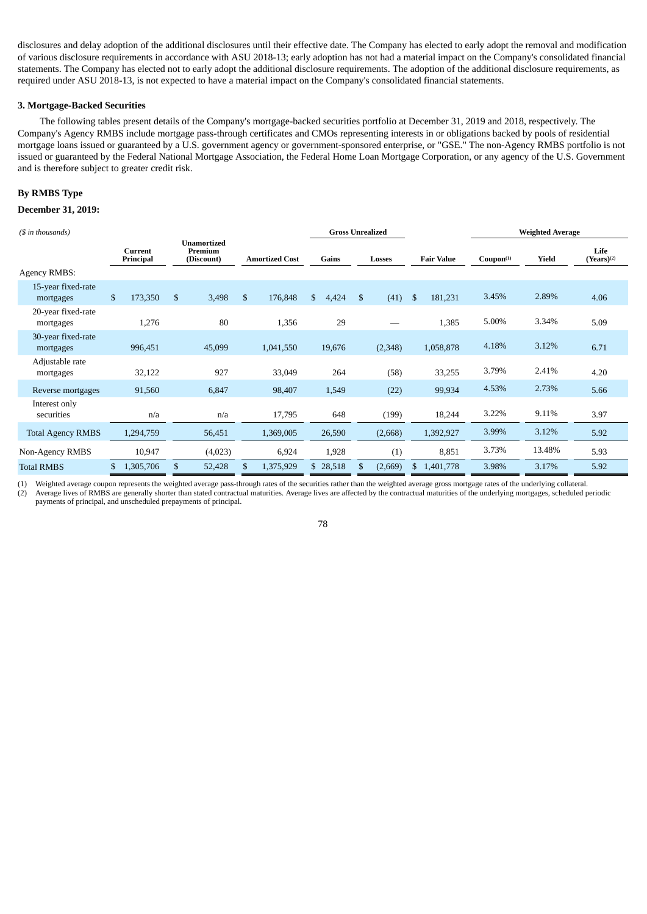disclosures and delay adoption of the additional disclosures until their effective date. The Company has elected to early adopt the removal and modification of various disclosure requirements in accordance with ASU 2018-13; early adoption has not had a material impact on the Company's consolidated financial statements. The Company has elected not to early adopt the additional disclosure requirements. The adoption of the additional disclosure requirements, as required under ASU 2018-13, is not expected to have a material impact on the Company's consolidated financial statements.

### 3. Mortgage-Backed Securities

The following tables present details of the Company's mortgage-backed securities portfolio at December 31, 2019 and 2018, respectively. The Company's Agency RMBS include mortgage pass-through certificates and CMOs representing interests in or obligations backed by pools of residential mortgage loans issued or guaranteed by a U.S. government agency or government-sponsored enterprise, or "GSE." The non-Agency RMBS portfolio is not issued or guaranteed by the Federal National Mortgage Association, the Federal Home Loan Mortgage Corporation, or any agency of the U.S. Government and is therefore subject to greater credit risk.

**By RMBS Type**

**December 31, 2019:**

| *($ in thousands)* | | | | Gross Unrealized | | | Weighted Average | | |
|---|---|---|---|---|---|---|---|---|---|
| | Current Principal | Unamortized Premium (Discount) | Amortized Cost | Gains | Losses | Fair Value | Coupon[1] | Yield | Life (Years)[2] |
| Agency RMBS: | | | | | | | | | |
| 15-year fixed-rate mortgages | $ 173,350 | $ 3,498 | $ 176,848 | $ 4,424 | $ (41) | $ 181,231 | 3.45% | 2.89% | 4.06 |
| 20-year fixed-rate mortgages | 1,276 | 80 | 1,356 | 29 | — | 1,385 | 5.00% | 3.34% | 5.09 |
| 30-year fixed-rate mortgages | 996,451 | 45,099 | 1,041,550 | 19,676 | (2,348) | 1,058,878 | 4.18% | 3.12% | 6.71 |
| Adjustable rate mortgages | 32,122 | 927 | 33,049 | 264 | (58) | 33,255 | 3.79% | 2.41% | 4.20 |
| Reverse mortgages | 91,560 | 6,847 | 98,407 | 1,549 | (22) | 99,934 | 4.53% | 2.73% | 5.66 |
| Interest only securities | n/a | n/a | 17,795 | 648 | (199) | 18,244 | 3.22% | 9.11% | 3.97 |
| Total Agency RMBS | 1,294,759 | 56,451 | 1,369,005 | 26,590 | (2,668) | 1,392,927 | 3.99% | 3.12% | 5.92 |
| Non-Agency RMBS | 10,947 | (4,023) | 6,924 | 1,928 | (1) | 8,851 | 3.73% | 13.48% | 5.93 |
| Total RMBS | $ 1,305,706 | $ 52,428 | $ 1,375,929 | $ 28,518 | $ (2,669) | $ 1,401,778 | 3.98% | 3.17% | 5.92 |

(1) Weighted average coupon represents the weighted average pass-through rates of the securities rather than the weighted average gross mortgage rates of the underlying collateral.
(2) Average lives of RMBS are generally shorter than stated contractual maturities. Average lives are affected by the contractual maturities of the underlying mortgages, scheduled periodic payments of principal, and unscheduled prepayments of principal.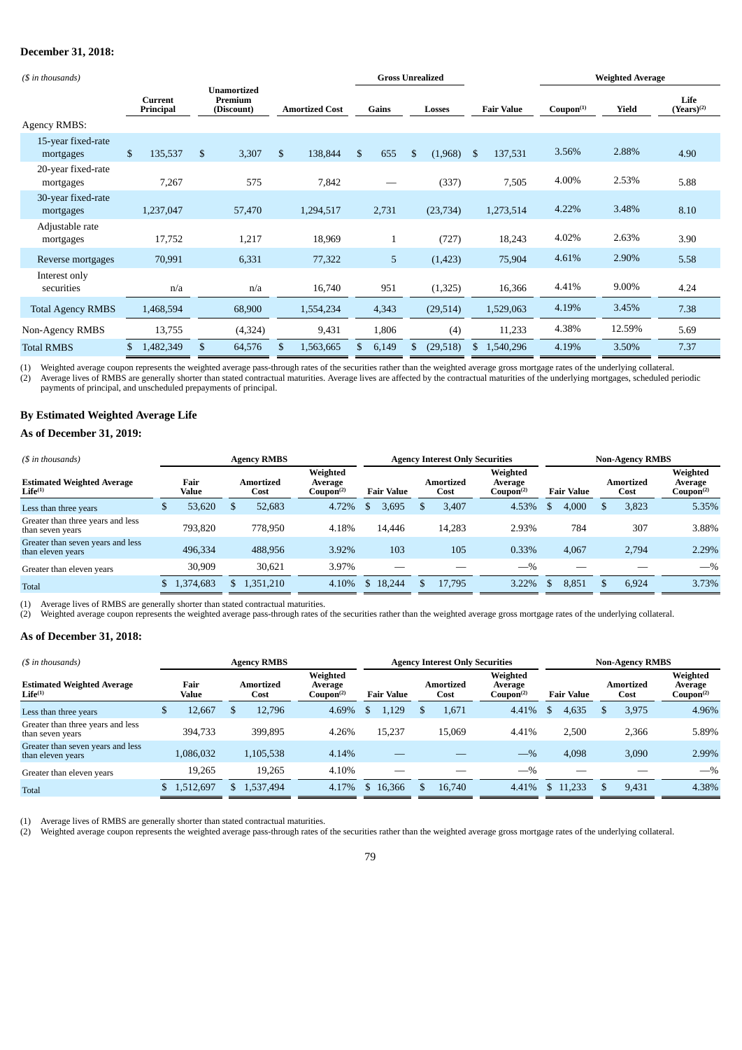**December 31, 2018:**

| *($ in thousands)* | | | | Gross Unrealized | | | Weighted Average | | |
|---|---|---|---|---|---|---|---|---|---|
| | Current Principal | Unamortized Premium (Discount) | Amortized Cost | Gains | Losses | Fair Value | Coupon[(1)] | Yield | Life (Years)[(2)] |
| Agency RMBS: | | | | | | | | | |
| 15-year fixed-rate mortgages | $ 135,537 | $ 3,307 | $ 138,844 | $ 655 | $ (1,968) | $ 137,531 | 3.56% | 2.88% | 4.90 |
| 20-year fixed-rate mortgages | 7,267 | 575 | 7,842 | — | (337) | 7,505 | 4.00% | 2.53% | 5.88 |
| 30-year fixed-rate mortgages | 1,237,047 | 57,470 | 1,294,517 | 2,731 | (23,734) | 1,273,514 | 4.22% | 3.48% | 8.10 |
| Adjustable rate mortgages | 17,752 | 1,217 | 18,969 | 1 | (727) | 18,243 | 4.02% | 2.63% | 3.90 |
| Reverse mortgages | 70,991 | 6,331 | 77,322 | 5 | (1,423) | 75,904 | 4.61% | 2.90% | 5.58 |
| Interest only securities | n/a | n/a | 16,740 | 951 | (1,325) | 16,366 | 4.41% | 9.00% | 4.24 |
| Total Agency RMBS | 1,468,594 | 68,900 | 1,554,234 | 4,343 | (29,514) | 1,529,063 | 4.19% | 3.45% | 7.38 |
| Non-Agency RMBS | 13,755 | (4,324) | 9,431 | 1,806 | (4) | 11,233 | 4.38% | 12.59% | 5.69 |
| Total RMBS | $ 1,482,349 | $ 64,576 | $ 1,563,665 | $ 6,149 | $ (29,518) | $ 1,540,296 | 4.19% | 3.50% | 7.37 |

(1) Weighted average coupon represents the weighted average pass-through rates of the securities rather than the weighted average gross mortgage rates of the underlying collateral.
(2) Average lives of RMBS are generally shorter than stated contractual maturities. Average lives are affected by the contractual maturities of the underlying mortgages, scheduled periodic payments of principal, and unscheduled prepayments of principal.

**By Estimated Weighted Average Life**

**As of December 31, 2019:**

| *($ in thousands)* | Agency RMBS | | | Agency Interest Only Securities | | | Non-Agency RMBS | | |
|---|---|---|---|---|---|---|---|---|---|
| Estimated Weighted Average Life[(1)] | Fair Value | Amortized Cost | Weighted Average Coupon[(2)] | Fair Value | Amortized Cost | Weighted Average Coupon[(2)] | Fair Value | Amortized Cost | Weighted Average Coupon[(2)] |
| Less than three years | $ 53,620 | $ 52,683 | 4.72% | $ 3,695 | $ 3,407 | 4.53% | $ 4,000 | $ 3,823 | 5.35% |
| Greater than three years and less than seven years | 793,820 | 778,950 | 4.18% | 14,446 | 14,283 | 2.93% | 784 | 307 | 3.88% |
| Greater than seven years and less than eleven years | 496,334 | 488,956 | 3.92% | 103 | 105 | 0.33% | 4,067 | 2,794 | 2.29% |
| Greater than eleven years | 30,909 | 30,621 | 3.97% | — | — | —% | — | — | —% |
| Total | $ 1,374,683 | $ 1,351,210 | 4.10% | $ 18,244 | $ 17,795 | 3.22% | $ 8,851 | $ 6,924 | 3.73% |

(1) Average lives of RMBS are generally shorter than stated contractual maturities.
(2) Weighted average coupon represents the weighted average pass-through rates of the securities rather than the weighted average gross mortgage rates of the underlying collateral.

**As of December 31, 2018:**

| *($ in thousands)* | Agency RMBS | | | Agency Interest Only Securities | | | Non-Agency RMBS | | |
|---|---|---|---|---|---|---|---|---|---|
| Estimated Weighted Average Life[(1)] | Fair Value | Amortized Cost | Weighted Average Coupon[(2)] | Fair Value | Amortized Cost | Weighted Average Coupon[(2)] | Fair Value | Amortized Cost | Weighted Average Coupon[(2)] |
| Less than three years | $ 12,667 | $ 12,796 | 4.69% | $ 1,129 | $ 1,671 | 4.41% | $ 4,635 | $ 3,975 | 4.96% |
| Greater than three years and less than seven years | 394,733 | 399,895 | 4.26% | 15,237 | 15,069 | 4.41% | 2,500 | 2,366 | 5.89% |
| Greater than seven years and less than eleven years | 1,086,032 | 1,105,538 | 4.14% | — | — | —% | 4,098 | 3,090 | 2.99% |
| Greater than eleven years | 19,265 | 19,265 | 4.10% | — | — | —% | — | — | —% |
| Total | $ 1,512,697 | $ 1,537,494 | 4.17% | $ 16,366 | $ 16,740 | 4.41% | $ 11,233 | $ 9,431 | 4.38% |

(1) Average lives of RMBS are generally shorter than stated contractual maturities.
(2) Weighted average coupon represents the weighted average pass-through rates of the securities rather than the weighted average gross mortgage rates of the underlying collateral.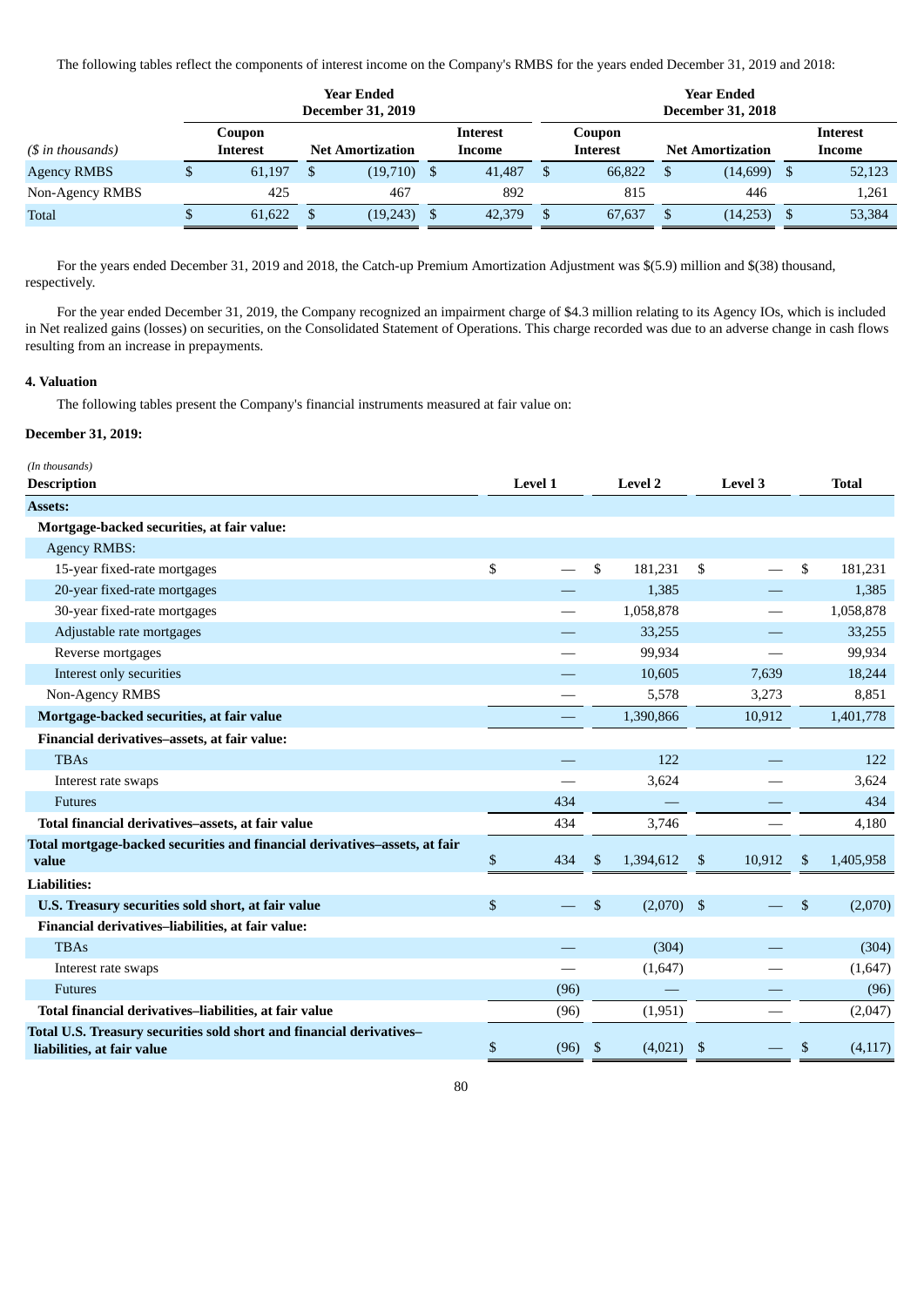The following tables reflect the components of interest income on the Company's RMBS for the years ended December 31, 2019 and 2018:

| | Year Ended December 31, 2019 | | | Year Ended December 31, 2018 | | |
|---|---|---|---|---|---|---|
| *($ in thousands)* | Coupon Interest | Net Amortization | Interest Income | Coupon Interest | Net Amortization | Interest Income |
| Agency RMBS | $ 61,197 | $ (19,710) | $ 41,487 | $ 66,822 | $ (14,699) | $ 52,123 |
| Non-Agency RMBS | 425 | 467 | 892 | 815 | 446 | 1,261 |
| Total | $ 61,622 | $ (19,243) | $ 42,379 | $ 67,637 | $ (14,253) | $ 53,384 |

For the years ended December 31, 2019 and 2018, the Catch-up Premium Amortization Adjustment was $(5.9) million and $(38) thousand, respectively.

For the year ended December 31, 2019, the Company recognized an impairment charge of $4.3 million relating to its Agency IOs, which is included in Net realized gains (losses) on securities, on the Consolidated Statement of Operations. This charge recorded was due to an adverse change in cash flows resulting from an increase in prepayments.

**4. Valuation**

The following tables present the Company's financial instruments measured at fair value on:

**December 31, 2019:**

| *(In thousands)* **Description** | Level 1 | Level 2 | Level 3 | Total |
|---|---|---|---|---|
| **Assets:** | | | | |
| **Mortgage-backed securities, at fair value:** | | | | |
| Agency RMBS: | | | | |
| 15-year fixed-rate mortgages | $ — | $ 181,231 | $ — | $ 181,231 |
| 20-year fixed-rate mortgages | — | 1,385 | — | 1,385 |
| 30-year fixed-rate mortgages | — | 1,058,878 | — | 1,058,878 |
| Adjustable rate mortgages | — | 33,255 | — | 33,255 |
| Reverse mortgages | — | 99,934 | — | 99,934 |
| Interest only securities | — | 10,605 | 7,639 | 18,244 |
| Non-Agency RMBS | — | 5,578 | 3,273 | 8,851 |
| **Mortgage-backed securities, at fair value** | — | 1,390,866 | 10,912 | 1,401,778 |
| **Financial derivatives–assets, at fair value:** | | | | |
| TBAs | — | 122 | — | 122 |
| Interest rate swaps | — | 3,624 | — | 3,624 |
| Futures | 434 | — | — | 434 |
| **Total financial derivatives–assets, at fair value** | 434 | 3,746 | — | 4,180 |
| **Total mortgage-backed securities and financial derivatives–assets, at fair value** | $ 434 | $ 1,394,612 | $ 10,912 | $ 1,405,958 |
| **Liabilities:** | | | | |
| **U.S. Treasury securities sold short, at fair value** | $ — | $ (2,070) | $ — | $ (2,070) |
| **Financial derivatives–liabilities, at fair value:** | | | | |
| TBAs | — | (304) | — | (304) |
| Interest rate swaps | — | (1,647) | — | (1,647) |
| Futures | (96) | — | — | (96) |
| **Total financial derivatives–liabilities, at fair value** | (96) | (1,951) | — | (2,047) |
| **Total U.S. Treasury securities sold short and financial derivatives–liabilities, at fair value** | $ (96) | $ (4,021) | $ — | $ (4,117) |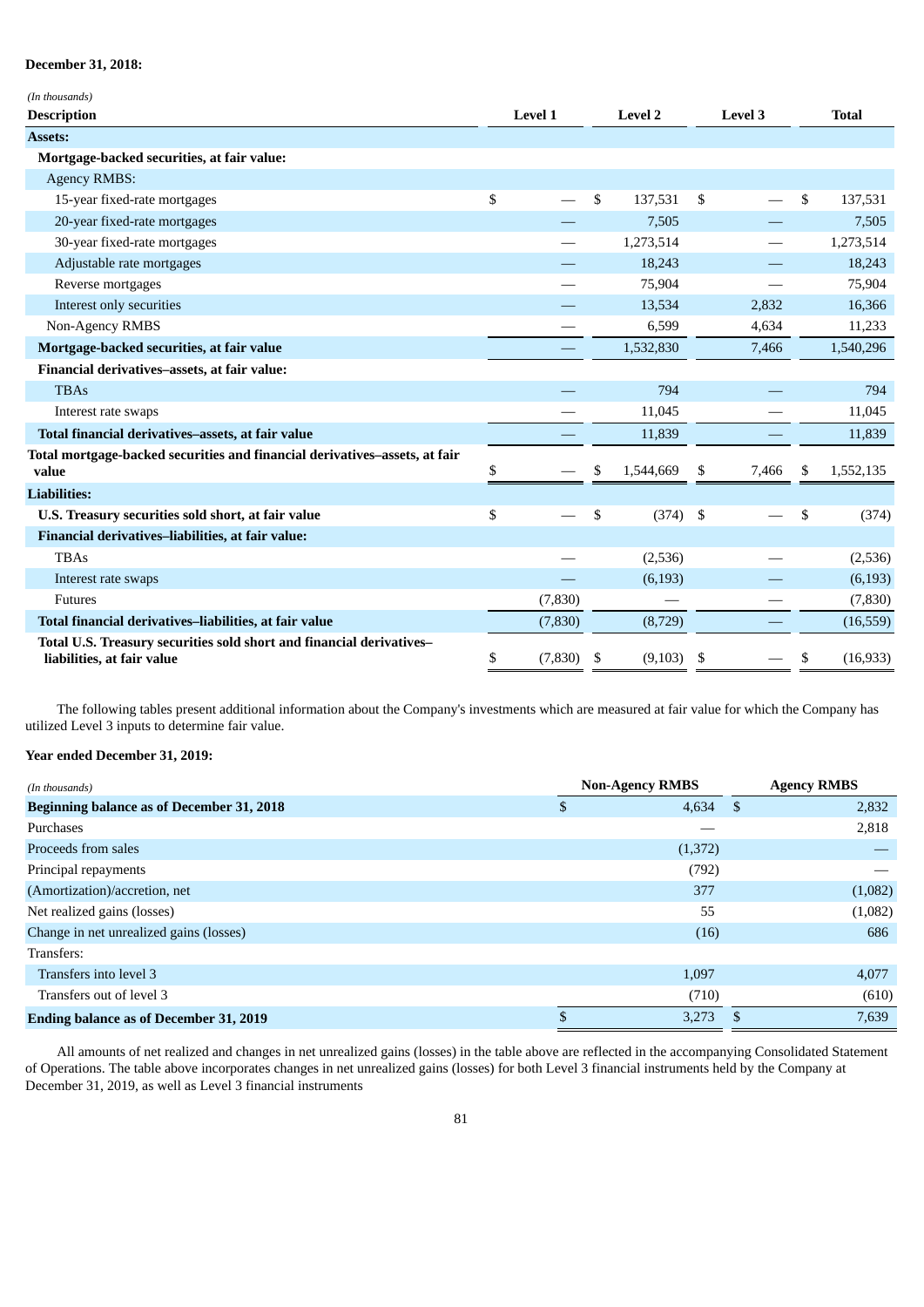**December 31, 2018:**

| *(In thousands)* Description | Level 1 | Level 2 | Level 3 | Total |
|---|---|---|---|---|
| **Assets:** | | | | |
| **Mortgage-backed securities, at fair value:** | | | | |
| Agency RMBS: | | | | |
| 15-year fixed-rate mortgages | $ — | $ 137,531 | $ — | $ 137,531 |
| 20-year fixed-rate mortgages | — | 7,505 | — | 7,505 |
| 30-year fixed-rate mortgages | — | 1,273,514 | — | 1,273,514 |
| Adjustable rate mortgages | — | 18,243 | — | 18,243 |
| Reverse mortgages | — | 75,904 | — | 75,904 |
| Interest only securities | — | 13,534 | 2,832 | 16,366 |
| Non-Agency RMBS | — | 6,599 | 4,634 | 11,233 |
| **Mortgage-backed securities, at fair value** | — | 1,532,830 | 7,466 | 1,540,296 |
| **Financial derivatives–assets, at fair value:** | | | | |
| TBAs | — | 794 | — | 794 |
| Interest rate swaps | — | 11,045 | — | 11,045 |
| **Total financial derivatives–assets, at fair value** | — | 11,839 | — | 11,839 |
| **Total mortgage-backed securities and financial derivatives–assets, at fair value** | $ — | $ 1,544,669 | $ 7,466 | $ 1,552,135 |
| **Liabilities:** | | | | |
| **U.S. Treasury securities sold short, at fair value** | $ — | $ (374) | $ — | $ (374) |
| **Financial derivatives–liabilities, at fair value:** | | | | |
| TBAs | — | (2,536) | — | (2,536) |
| Interest rate swaps | — | (6,193) | — | (6,193) |
| Futures | (7,830) | — | — | (7,830) |
| **Total financial derivatives–liabilities, at fair value** | (7,830) | (8,729) | — | (16,559) |
| **Total U.S. Treasury securities sold short and financial derivatives–liabilities, at fair value** | $ (7,830) | $ (9,103) | $ — | $ (16,933) |

The following tables present additional information about the Company's investments which are measured at fair value for which the Company has utilized Level 3 inputs to determine fair value.

**Year ended December 31, 2019:**

| *(In thousands)* | Non-Agency RMBS | Agency RMBS |
|---|---|---|
| **Beginning balance as of December 31, 2018** | $ 4,634 | $ 2,832 |
| Purchases | — | 2,818 |
| Proceeds from sales | (1,372) | — |
| Principal repayments | (792) | — |
| (Amortization)/accretion, net | 377 | (1,082) |
| Net realized gains (losses) | 55 | (1,082) |
| Change in net unrealized gains (losses) | (16) | 686 |
| Transfers: | | |
| Transfers into level 3 | 1,097 | 4,077 |
| Transfers out of level 3 | (710) | (610) |
| **Ending balance as of December 31, 2019** | $ 3,273 | $ 7,639 |

All amounts of net realized and changes in net unrealized gains (losses) in the table above are reflected in the accompanying Consolidated Statement of Operations. The table above incorporates changes in net unrealized gains (losses) for both Level 3 financial instruments held by the Company at December 31, 2019, as well as Level 3 financial instruments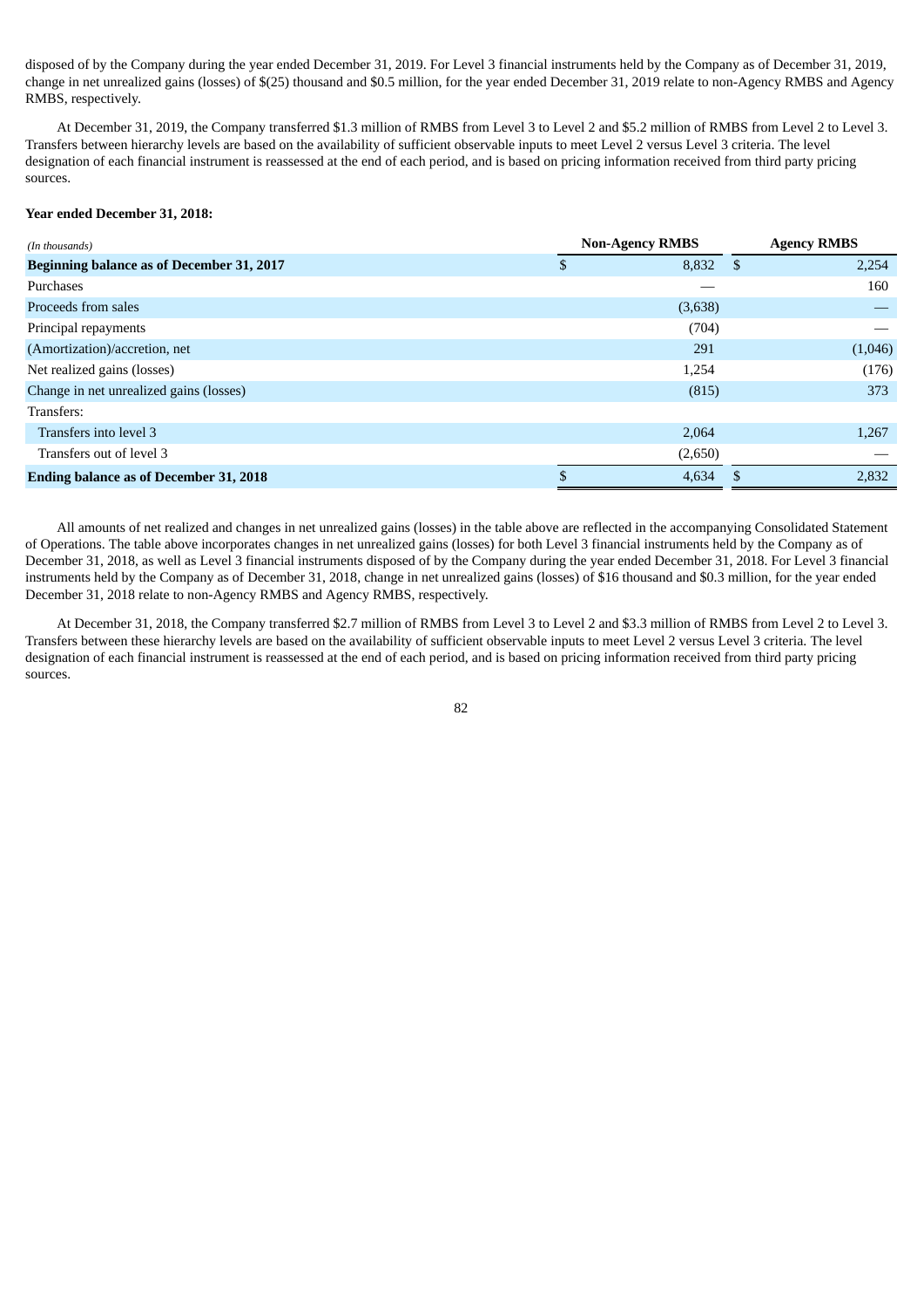disposed of by the Company during the year ended December 31, 2019. For Level 3 financial instruments held by the Company as of December 31, 2019, change in net unrealized gains (losses) of $(25) thousand and $0.5 million, for the year ended December 31, 2019 relate to non-Agency RMBS and Agency RMBS, respectively.

At December 31, 2019, the Company transferred $1.3 million of RMBS from Level 3 to Level 2 and $5.2 million of RMBS from Level 2 to Level 3. Transfers between hierarchy levels are based on the availability of sufficient observable inputs to meet Level 2 versus Level 3 criteria. The level designation of each financial instrument is reassessed at the end of each period, and is based on pricing information received from third party pricing sources.

**Year ended December 31, 2018:**

| *(In thousands)* | Non-Agency RMBS | Agency RMBS |
|---|---|---|
| **Beginning balance as of December 31, 2017** | $ 8,832 | $ 2,254 |
| Purchases | — | 160 |
| Proceeds from sales | (3,638) | — |
| Principal repayments | (704) | — |
| (Amortization)/accretion, net | 291 | (1,046) |
| Net realized gains (losses) | 1,254 | (176) |
| Change in net unrealized gains (losses) | (815) | 373 |
| Transfers: | | |
| Transfers into level 3 | 2,064 | 1,267 |
| Transfers out of level 3 | (2,650) | — |
| **Ending balance as of December 31, 2018** | $ 4,634 | $ 2,832 |

All amounts of net realized and changes in net unrealized gains (losses) in the table above are reflected in the accompanying Consolidated Statement of Operations. The table above incorporates changes in net unrealized gains (losses) for both Level 3 financial instruments held by the Company as of December 31, 2018, as well as Level 3 financial instruments disposed of by the Company during the year ended December 31, 2018. For Level 3 financial instruments held by the Company as of December 31, 2018, change in net unrealized gains (losses) of $16 thousand and $0.3 million, for the year ended December 31, 2018 relate to non-Agency RMBS and Agency RMBS, respectively.

At December 31, 2018, the Company transferred $2.7 million of RMBS from Level 3 to Level 2 and $3.3 million of RMBS from Level 2 to Level 3. Transfers between these hierarchy levels are based on the availability of sufficient observable inputs to meet Level 2 versus Level 3 criteria. The level designation of each financial instrument is reassessed at the end of each period, and is based on pricing information received from third party pricing sources.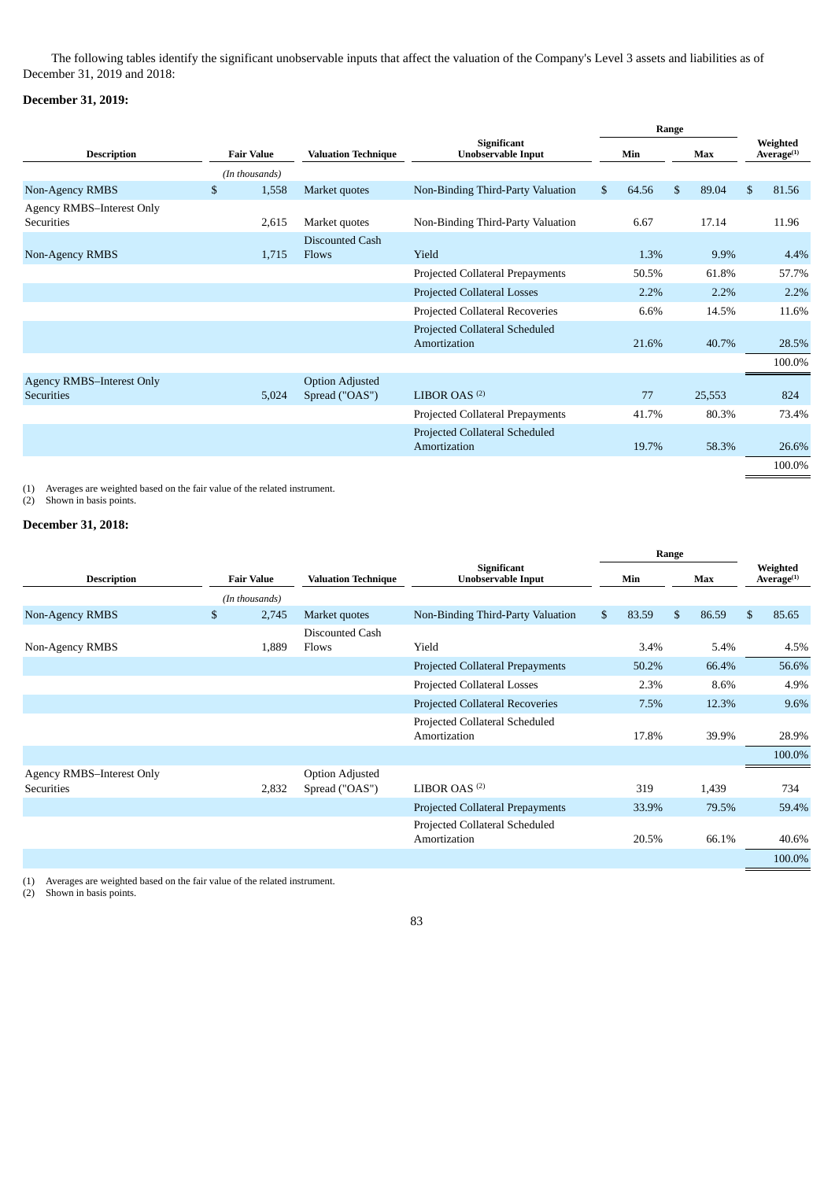The following tables identify the significant unobservable inputs that affect the valuation of the Company's Level 3 assets and liabilities as of December 31, 2019 and 2018:

**December 31, 2019:**

| Description | Fair Value | Valuation Technique | Significant Unobservable Input | Range | | Weighted Average(1) |
|---|---|---|---|---|---|---|
| | | | | Min | Max | |
| | *(In thousands)* | | | | | |
| Non-Agency RMBS | $ 1,558 | Market quotes | Non-Binding Third-Party Valuation | $ 64.56 | $ 89.04 | $ 81.56 |
| Agency RMBS–Interest Only Securities | 2,615 | Market quotes | Non-Binding Third-Party Valuation | 6.67 | 17.14 | 11.96 |
| Non-Agency RMBS | 1,715 | Discounted Cash Flows | Yield | 1.3% | 9.9% | 4.4% |
| | | | Projected Collateral Prepayments | 50.5% | 61.8% | 57.7% |
| | | | Projected Collateral Losses | 2.2% | 2.2% | 2.2% |
| | | | Projected Collateral Recoveries | 6.6% | 14.5% | 11.6% |
| | | | Projected Collateral Scheduled Amortization | 21.6% | 40.7% | 28.5% |
| | | | | | | 100.0% |
| Agency RMBS–Interest Only Securities | 5,024 | Option Adjusted Spread ("OAS") | LIBOR OAS (2) | 77 | 25,553 | 824 |
| | | | Projected Collateral Prepayments | 41.7% | 80.3% | 73.4% |
| | | | Projected Collateral Scheduled Amortization | 19.7% | 58.3% | 26.6% |
| | | | | | | 100.0% |

(1) Averages are weighted based on the fair value of the related instrument.
(2) Shown in basis points.

**December 31, 2018:**

| Description | Fair Value | Valuation Technique | Significant Unobservable Input | Range | | Weighted Average(1) |
|---|---|---|---|---|---|---|
| | | | | Min | Max | |
| | *(In thousands)* | | | | | |
| Non-Agency RMBS | $ 2,745 | Market quotes | Non-Binding Third-Party Valuation | $ 83.59 | $ 86.59 | $ 85.65 |
| Non-Agency RMBS | 1,889 | Discounted Cash Flows | Yield | 3.4% | 5.4% | 4.5% |
| | | | Projected Collateral Prepayments | 50.2% | 66.4% | 56.6% |
| | | | Projected Collateral Losses | 2.3% | 8.6% | 4.9% |
| | | | Projected Collateral Recoveries | 7.5% | 12.3% | 9.6% |
| | | | Projected Collateral Scheduled Amortization | 17.8% | 39.9% | 28.9% |
| | | | | | | 100.0% |
| Agency RMBS–Interest Only Securities | 2,832 | Option Adjusted Spread ("OAS") | LIBOR OAS (2) | 319 | 1,439 | 734 |
| | | | Projected Collateral Prepayments | 33.9% | 79.5% | 59.4% |
| | | | Projected Collateral Scheduled Amortization | 20.5% | 66.1% | 40.6% |
| | | | | | | 100.0% |

(1) Averages are weighted based on the fair value of the related instrument.
(2) Shown in basis points.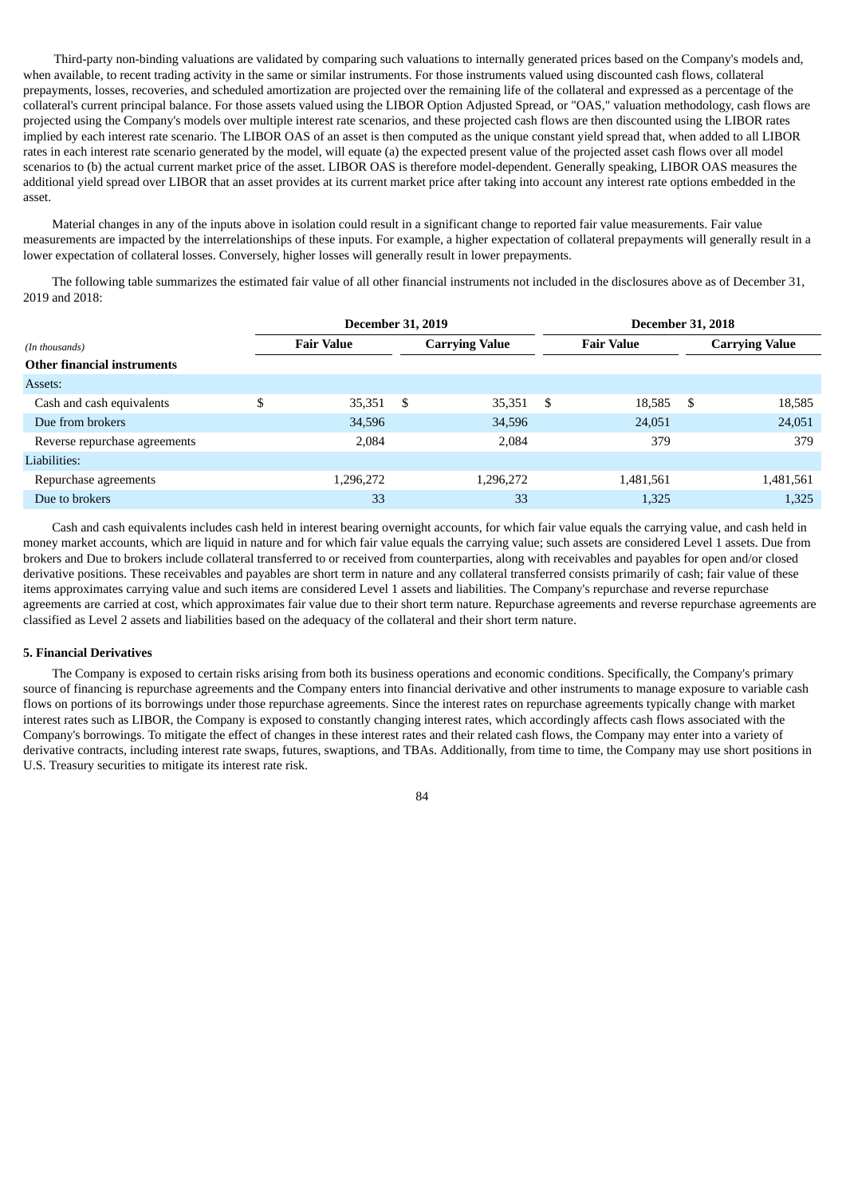Third-party non-binding valuations are validated by comparing such valuations to internally generated prices based on the Company's models and, when available, to recent trading activity in the same or similar instruments. For those instruments valued using discounted cash flows, collateral prepayments, losses, recoveries, and scheduled amortization are projected over the remaining life of the collateral and expressed as a percentage of the collateral's current principal balance. For those assets valued using the LIBOR Option Adjusted Spread, or "OAS," valuation methodology, cash flows are projected using the Company's models over multiple interest rate scenarios, and these projected cash flows are then discounted using the LIBOR rates implied by each interest rate scenario. The LIBOR OAS of an asset is then computed as the unique constant yield spread that, when added to all LIBOR rates in each interest rate scenario generated by the model, will equate (a) the expected present value of the projected asset cash flows over all model scenarios to (b) the actual current market price of the asset. LIBOR OAS is therefore model-dependent. Generally speaking, LIBOR OAS measures the additional yield spread over LIBOR that an asset provides at its current market price after taking into account any interest rate options embedded in the asset.

Material changes in any of the inputs above in isolation could result in a significant change to reported fair value measurements. Fair value measurements are impacted by the interrelationships of these inputs. For example, a higher expectation of collateral prepayments will generally result in a lower expectation of collateral losses. Conversely, higher losses will generally result in lower prepayments.

The following table summarizes the estimated fair value of all other financial instruments not included in the disclosures above as of December 31, 2019 and 2018:

| | December 31, 2019 | | December 31, 2018 | |
|---|---|---|---|---|
| *(In thousands)* | Fair Value | Carrying Value | Fair Value | Carrying Value |
| **Other financial instruments** | | | | |
| Assets: | | | | |
| Cash and cash equivalents | $ 35,351 | $ 35,351 | $ 18,585 | $ 18,585 |
| Due from brokers | 34,596 | 34,596 | 24,051 | 24,051 |
| Reverse repurchase agreements | 2,084 | 2,084 | 379 | 379 |
| Liabilities: | | | | |
| Repurchase agreements | 1,296,272 | 1,296,272 | 1,481,561 | 1,481,561 |
| Due to brokers | 33 | 33 | 1,325 | 1,325 |

Cash and cash equivalents includes cash held in interest bearing overnight accounts, for which fair value equals the carrying value, and cash held in money market accounts, which are liquid in nature and for which fair value equals the carrying value; such assets are considered Level 1 assets. Due from brokers and Due to brokers include collateral transferred to or received from counterparties, along with receivables and payables for open and/or closed derivative positions. These receivables and payables are short term in nature and any collateral transferred consists primarily of cash; fair value of these items approximates carrying value and such items are considered Level 1 assets and liabilities. The Company's repurchase and reverse repurchase agreements are carried at cost, which approximates fair value due to their short term nature. Repurchase agreements and reverse repurchase agreements are classified as Level 2 assets and liabilities based on the adequacy of the collateral and their short term nature.

**5. Financial Derivatives**

The Company is exposed to certain risks arising from both its business operations and economic conditions. Specifically, the Company's primary source of financing is repurchase agreements and the Company enters into financial derivative and other instruments to manage exposure to variable cash flows on portions of its borrowings under those repurchase agreements. Since the interest rates on repurchase agreements typically change with market interest rates such as LIBOR, the Company is exposed to constantly changing interest rates, which accordingly affects cash flows associated with the Company's borrowings. To mitigate the effect of changes in these interest rates and their related cash flows, the Company may enter into a variety of derivative contracts, including interest rate swaps, futures, swaptions, and TBAs. Additionally, from time to time, the Company may use short positions in U.S. Treasury securities to mitigate its interest rate risk.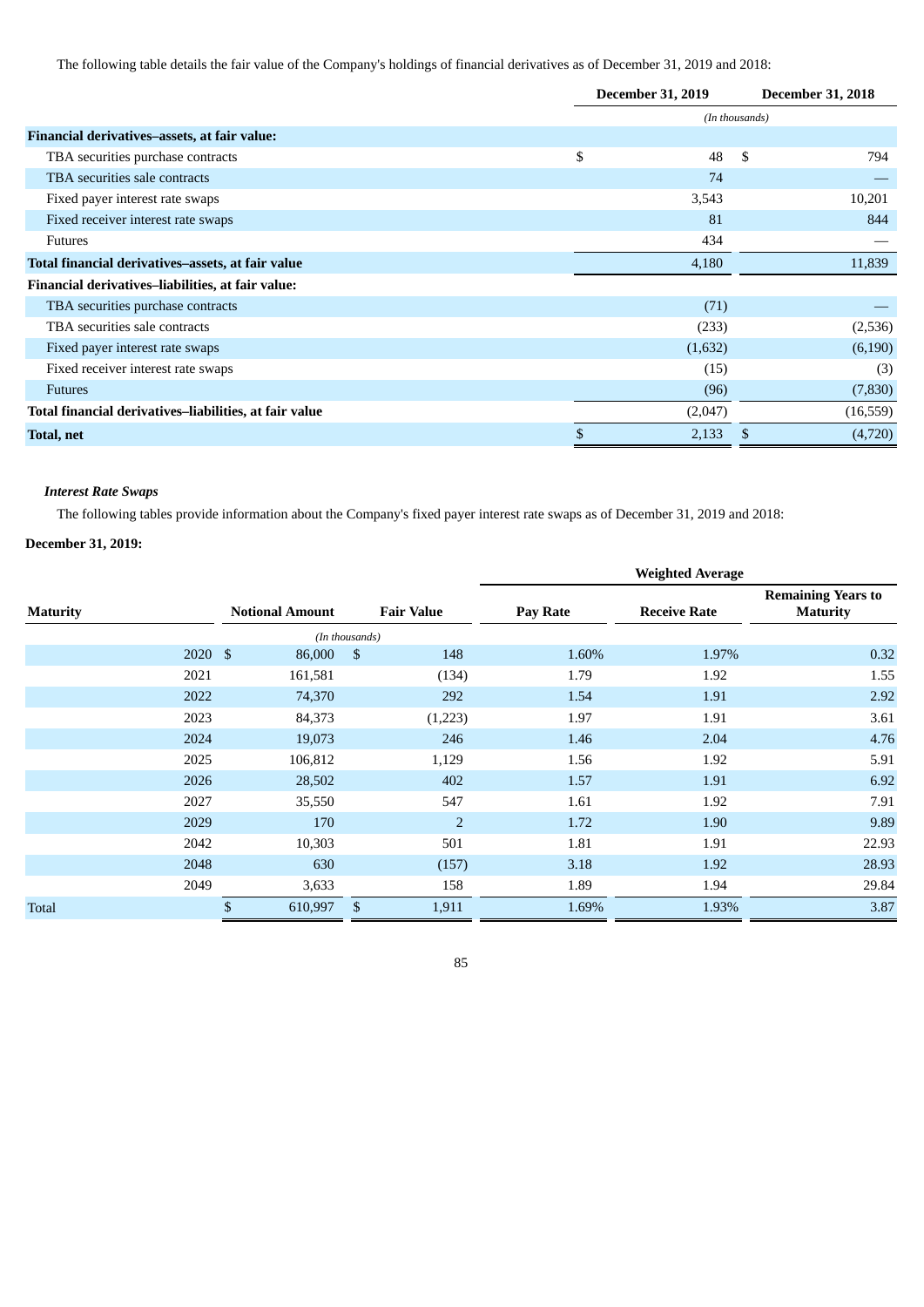The following table details the fair value of the Company's holdings of financial derivatives as of December 31, 2019 and 2018:

| | December 31, 2019 | December 31, 2018 |
|---|---|---|
| | (In thousands) | |
| **Financial derivatives–assets, at fair value:** | | |
| TBA securities purchase contracts | $ 48 | $ 794 |
| TBA securities sale contracts | 74 | — |
| Fixed payer interest rate swaps | 3,543 | 10,201 |
| Fixed receiver interest rate swaps | 81 | 844 |
| Futures | 434 | — |
| **Total financial derivatives–assets, at fair value** | 4,180 | 11,839 |
| **Financial derivatives–liabilities, at fair value:** | | |
| TBA securities purchase contracts | (71) | — |
| TBA securities sale contracts | (233) | (2,536) |
| Fixed payer interest rate swaps | (1,632) | (6,190) |
| Fixed receiver interest rate swaps | (15) | (3) |
| Futures | (96) | (7,830) |
| **Total financial derivatives–liabilities, at fair value** | (2,047) | (16,559) |
| **Total, net** | $ 2,133 | $ (4,720) |

***Interest Rate Swaps***

The following tables provide information about the Company's fixed payer interest rate swaps as of December 31, 2019 and 2018:

**December 31, 2019:**

| | | | Weighted Average | | |
|---|---|---|---|---|---|
| **Maturity** | **Notional Amount** | **Fair Value** | **Pay Rate** | **Receive Rate** | **Remaining Years to Maturity** |
| | (In thousands) | | | | |
| 2020 | $ 86,000 | $ 148 | 1.60% | 1.97% | 0.32 |
| 2021 | 161,581 | (134) | 1.79 | 1.92 | 1.55 |
| 2022 | 74,370 | 292 | 1.54 | 1.91 | 2.92 |
| 2023 | 84,373 | (1,223) | 1.97 | 1.91 | 3.61 |
| 2024 | 19,073 | 246 | 1.46 | 2.04 | 4.76 |
| 2025 | 106,812 | 1,129 | 1.56 | 1.92 | 5.91 |
| 2026 | 28,502 | 402 | 1.57 | 1.91 | 6.92 |
| 2027 | 35,550 | 547 | 1.61 | 1.92 | 7.91 |
| 2029 | 170 | 2 | 1.72 | 1.90 | 9.89 |
| 2042 | 10,303 | 501 | 1.81 | 1.91 | 22.93 |
| 2048 | 630 | (157) | 3.18 | 1.92 | 28.93 |
| 2049 | 3,633 | 158 | 1.89 | 1.94 | 29.84 |
| Total | $ 610,997 | $ 1,911 | 1.69% | 1.93% | 3.87 |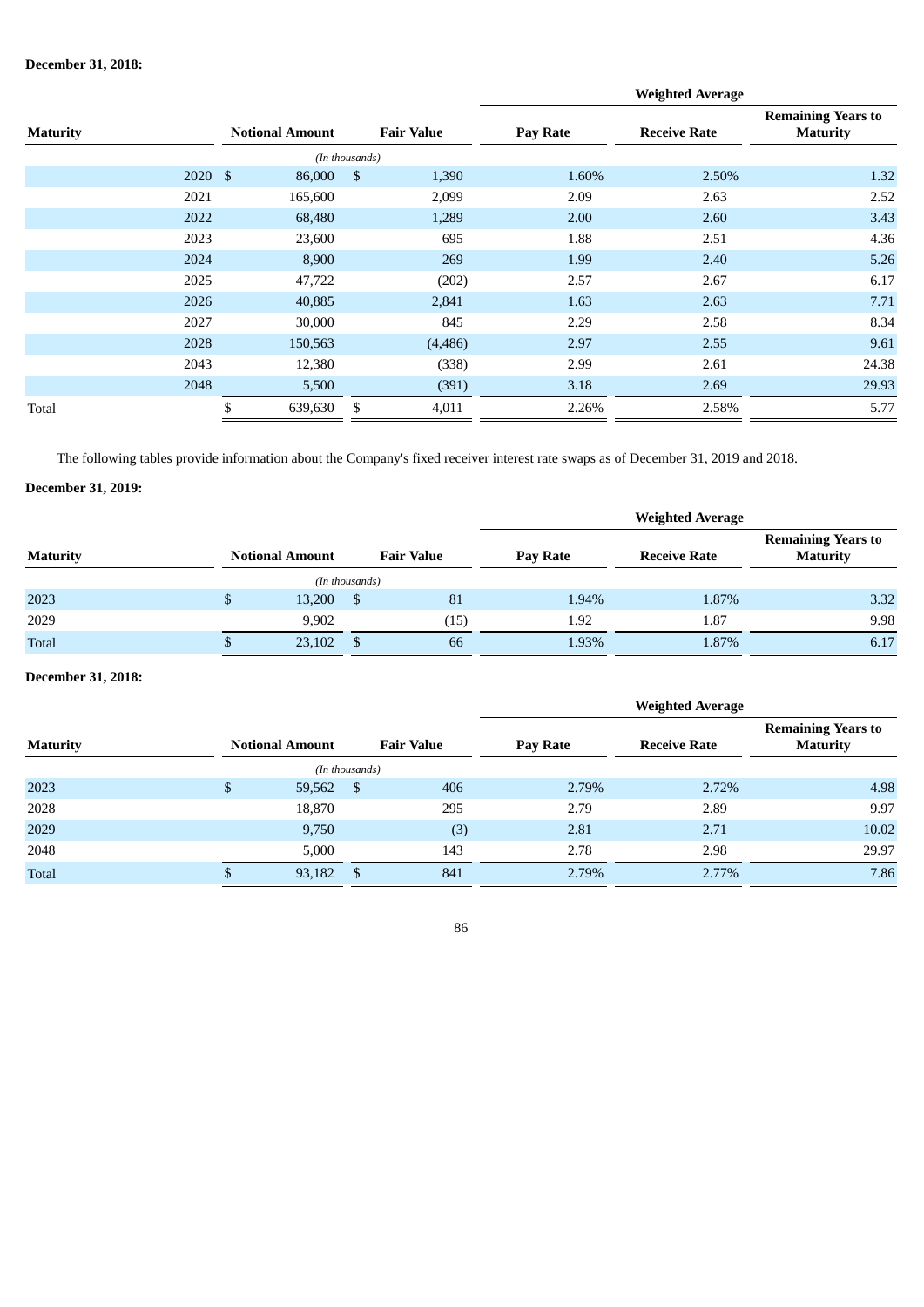**December 31, 2018:**

| Maturity | Notional Amount | Fair Value | Weighted Average | | |
|---|---|---|---|---|---|
| | | | Pay Rate | Receive Rate | Remaining Years to Maturity |
| | *(In thousands)* | | | | |
| 2020 | $ 86,000 | $ 1,390 | 1.60% | 2.50% | 1.32 |
| 2021 | 165,600 | 2,099 | 2.09 | 2.63 | 2.52 |
| 2022 | 68,480 | 1,289 | 2.00 | 2.60 | 3.43 |
| 2023 | 23,600 | 695 | 1.88 | 2.51 | 4.36 |
| 2024 | 8,900 | 269 | 1.99 | 2.40 | 5.26 |
| 2025 | 47,722 | (202) | 2.57 | 2.67 | 6.17 |
| 2026 | 40,885 | 2,841 | 1.63 | 2.63 | 7.71 |
| 2027 | 30,000 | 845 | 2.29 | 2.58 | 8.34 |
| 2028 | 150,563 | (4,486) | 2.97 | 2.55 | 9.61 |
| 2043 | 12,380 | (338) | 2.99 | 2.61 | 24.38 |
| 2048 | 5,500 | (391) | 3.18 | 2.69 | 29.93 |
| Total | $ 639,630 | $ 4,011 | 2.26% | 2.58% | 5.77 |

The following tables provide information about the Company's fixed receiver interest rate swaps as of December 31, 2019 and 2018.

**December 31, 2019:**

| Maturity | Notional Amount | Fair Value | Weighted Average | | |
|---|---|---|---|---|---|
| | | | Pay Rate | Receive Rate | Remaining Years to Maturity |
| | *(In thousands)* | | | | |
| 2023 | $ 13,200 | $ 81 | 1.94% | 1.87% | 3.32 |
| 2029 | 9,902 | (15) | 1.92 | 1.87 | 9.98 |
| Total | $ 23,102 | $ 66 | 1.93% | 1.87% | 6.17 |

**December 31, 2018:**

| Maturity | Notional Amount | Fair Value | Weighted Average | | |
|---|---|---|---|---|---|
| | | | Pay Rate | Receive Rate | Remaining Years to Maturity |
| | *(In thousands)* | | | | |
| 2023 | $ 59,562 | $ 406 | 2.79% | 2.72% | 4.98 |
| 2028 | 18,870 | 295 | 2.79 | 2.89 | 9.97 |
| 2029 | 9,750 | (3) | 2.81 | 2.71 | 10.02 |
| 2048 | 5,000 | 143 | 2.78 | 2.98 | 29.97 |
| Total | $ 93,182 | $ 841 | 2.79% | 2.77% | 7.86 |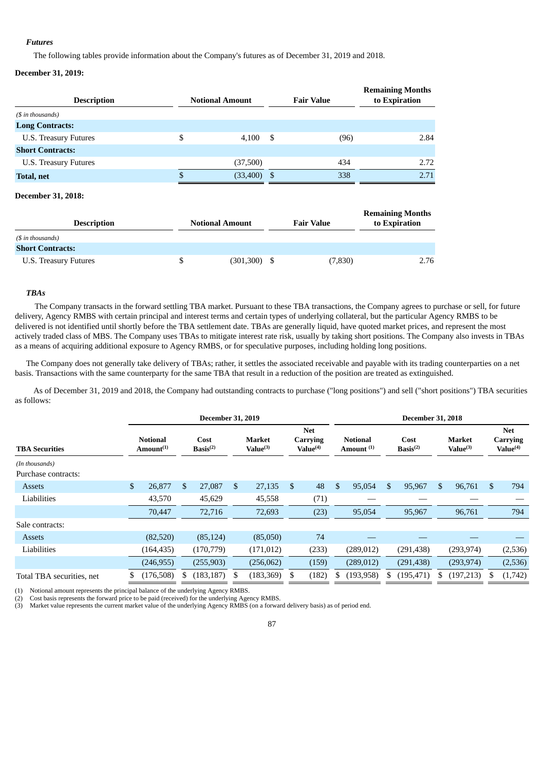### *Futures*

The following tables provide information about the Company's futures as of December 31, 2019 and 2018.

**December 31, 2019:**

| Description | Notional Amount | Fair Value | Remaining Months to Expiration |
|---|---|---|---|
| *($ in thousands)* | | | |
| **Long Contracts:** | | | |
| U.S. Treasury Futures | $ 4,100 | $ (96) | 2.84 |
| **Short Contracts:** | | | |
| U.S. Treasury Futures | (37,500) | 434 | 2.72 |
| **Total, net** | $ (33,400) | $ 338 | 2.71 |

**December 31, 2018:**

| Description | Notional Amount | Fair Value | Remaining Months to Expiration |
|---|---|---|---|
| *($ in thousands)* | | | |
| **Short Contracts:** | | | |
| U.S. Treasury Futures | $ (301,300) | $ (7,830) | 2.76 |

### *TBAs*

The Company transacts in the forward settling TBA market. Pursuant to these TBA transactions, the Company agrees to purchase or sell, for future delivery, Agency RMBS with certain principal and interest terms and certain types of underlying collateral, but the particular Agency RMBS to be delivered is not identified until shortly before the TBA settlement date. TBAs are generally liquid, have quoted market prices, and represent the most actively traded class of MBS. The Company uses TBAs to mitigate interest rate risk, usually by taking short positions. The Company also invests in TBAs as a means of acquiring additional exposure to Agency RMBS, or for speculative purposes, including holding long positions.

The Company does not generally take delivery of TBAs; rather, it settles the associated receivable and payable with its trading counterparties on a net basis. Transactions with the same counterparty for the same TBA that result in a reduction of the position are treated as extinguished.

As of December 31, 2019 and 2018, the Company had outstanding contracts to purchase ("long positions") and sell ("short positions") TBA securities as follows:

| | December 31, 2019 | | | | December 31, 2018 | | | |
|---|---|---|---|---|---|---|---|---|
| TBA Securities | Notional Amount(1) | Cost Basis(2) | Market Value(3) | Net Carrying Value(4) | Notional Amount (1) | Cost Basis(2) | Market Value(3) | Net Carrying Value(4) |
| *(In thousands)* | | | | | | | | |
| Purchase contracts: | | | | | | | | |
| Assets | $ 26,877 | $ 27,087 | $ 27,135 | $ 48 | $ 95,054 | $ 95,967 | $ 96,761 | $ 794 |
| Liabilities | 43,570 | 45,629 | 45,558 | (71) | — | — | — | — |
| | 70,447 | 72,716 | 72,693 | (23) | 95,054 | 95,967 | 96,761 | 794 |
| Sale contracts: | | | | | | | | |
| Assets | (82,520) | (85,124) | (85,050) | 74 | — | — | — | — |
| Liabilities | (164,435) | (170,779) | (171,012) | (233) | (289,012) | (291,438) | (293,974) | (2,536) |
| | (246,955) | (255,903) | (256,062) | (159) | (289,012) | (291,438) | (293,974) | (2,536) |
| Total TBA securities, net | $ (176,508) | $ (183,187) | $ (183,369) | $ (182) | $ (193,958) | $ (195,471) | $ (197,213) | $ (1,742) |

(1) Notional amount represents the principal balance of the underlying Agency RMBS.
(2) Cost basis represents the forward price to be paid (received) for the underlying Agency RMBS.
(3) Market value represents the current market value of the underlying Agency RMBS (on a forward delivery basis) as of period end.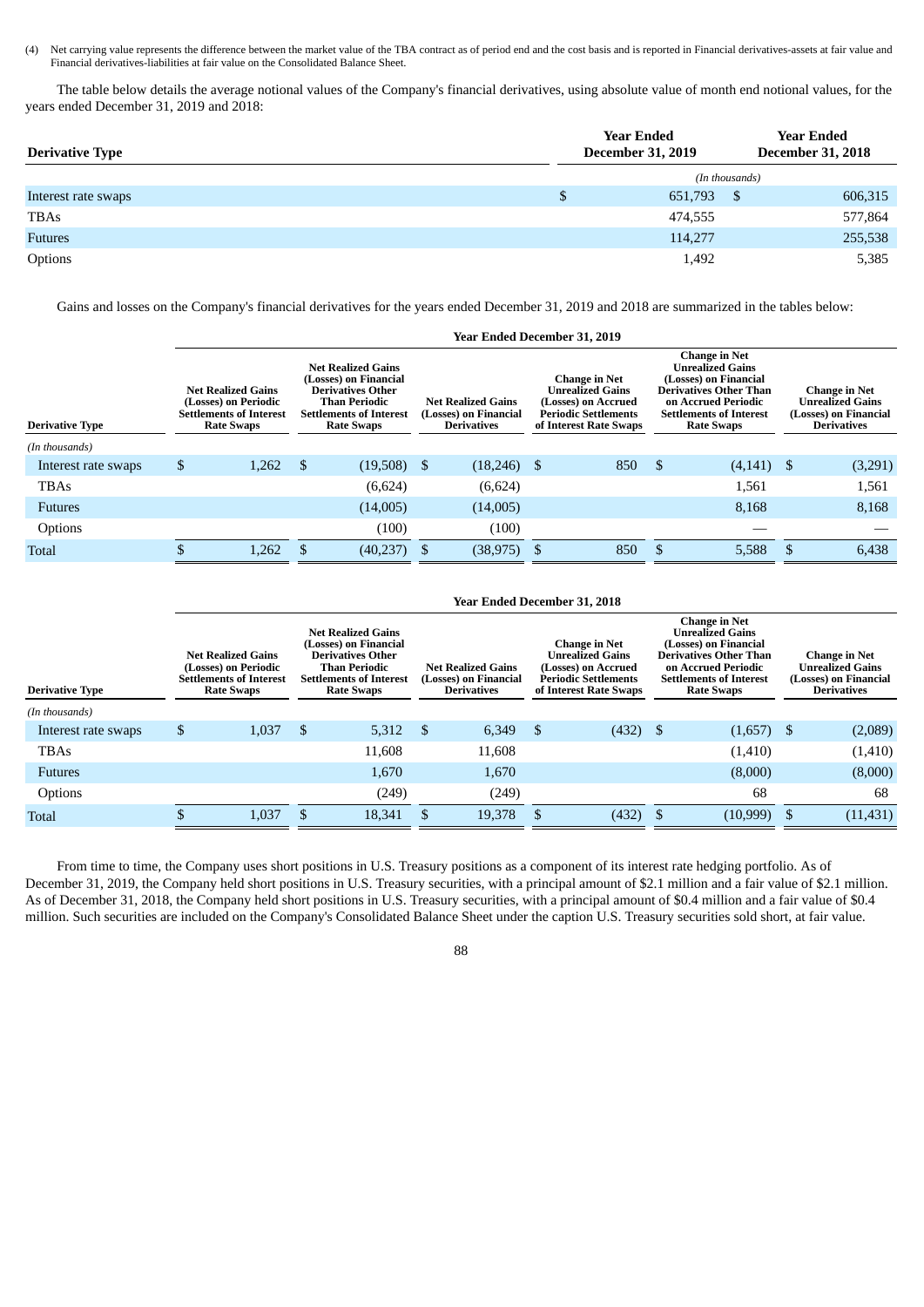(4) Net carrying value represents the difference between the market value of the TBA contract as of period end and the cost basis and is reported in Financial derivatives-assets at fair value and Financial derivatives-liabilities at fair value on the Consolidated Balance Sheet.

The table below details the average notional values of the Company's financial derivatives, using absolute value of month end notional values, for the years ended December 31, 2019 and 2018:

| Derivative Type | Year Ended December 31, 2019 | Year Ended December 31, 2018 |
|---|---|---|
| | *(In thousands)* | |
| Interest rate swaps | $ 651,793 | $ 606,315 |
| TBAs | 474,555 | 577,864 |
| Futures | 114,277 | 255,538 |
| Options | 1,492 | 5,385 |

Gains and losses on the Company's financial derivatives for the years ended December 31, 2019 and 2018 are summarized in the tables below:

| | Year Ended December 31, 2019 | | | | | |
|---|---|---|---|---|---|---|
| Derivative Type | Net Realized Gains (Losses) on Periodic Settlements of Interest Rate Swaps | Net Realized Gains (Losses) on Financial Derivatives Other Than Periodic Settlements of Interest Rate Swaps | Net Realized Gains (Losses) on Financial Derivatives | Change in Net Unrealized Gains (Losses) on Accrued Periodic Settlements of Interest Rate Swaps | Change in Net Unrealized Gains (Losses) on Financial Derivatives Other Than on Accrued Periodic Settlements of Interest Rate Swaps | Change in Net Unrealized Gains (Losses) on Financial Derivatives |
| *(In thousands)* | | | | | | |
| Interest rate swaps | $ 1,262 | $ (19,508) | $ (18,246) | $ 850 | $ (4,141) | $ (3,291) |
| TBAs | | (6,624) | (6,624) | | 1,561 | 1,561 |
| Futures | | (14,005) | (14,005) | | 8,168 | 8,168 |
| Options | | (100) | (100) | | — | — |
| Total | $ 1,262 | $ (40,237) | $ (38,975) | $ 850 | $ 5,588 | $ 6,438 |

| | Year Ended December 31, 2018 | | | | | |
|---|---|---|---|---|---|---|
| Derivative Type | Net Realized Gains (Losses) on Periodic Settlements of Interest Rate Swaps | Net Realized Gains (Losses) on Financial Derivatives Other Than Periodic Settlements of Interest Rate Swaps | Net Realized Gains (Losses) on Financial Derivatives | Change in Net Unrealized Gains (Losses) on Accrued Periodic Settlements of Interest Rate Swaps | Change in Net Unrealized Gains (Losses) on Financial Derivatives Other Than on Accrued Periodic Settlements of Interest Rate Swaps | Change in Net Unrealized Gains (Losses) on Financial Derivatives |
| *(In thousands)* | | | | | | |
| Interest rate swaps | $ 1,037 | $ 5,312 | $ 6,349 | $ (432) | $ (1,657) | $ (2,089) |
| TBAs | | 11,608 | 11,608 | | (1,410) | (1,410) |
| Futures | | 1,670 | 1,670 | | (8,000) | (8,000) |
| Options | | (249) | (249) | | 68 | 68 |
| Total | $ 1,037 | $ 18,341 | $ 19,378 | $ (432) | $ (10,999) | $ (11,431) |

From time to time, the Company uses short positions in U.S. Treasury positions as a component of its interest rate hedging portfolio. As of December 31, 2019, the Company held short positions in U.S. Treasury securities, with a principal amount of $2.1 million and a fair value of $2.1 million. As of December 31, 2018, the Company held short positions in U.S. Treasury securities, with a principal amount of $0.4 million and a fair value of $0.4 million. Such securities are included on the Company's Consolidated Balance Sheet under the caption U.S. Treasury securities sold short, at fair value.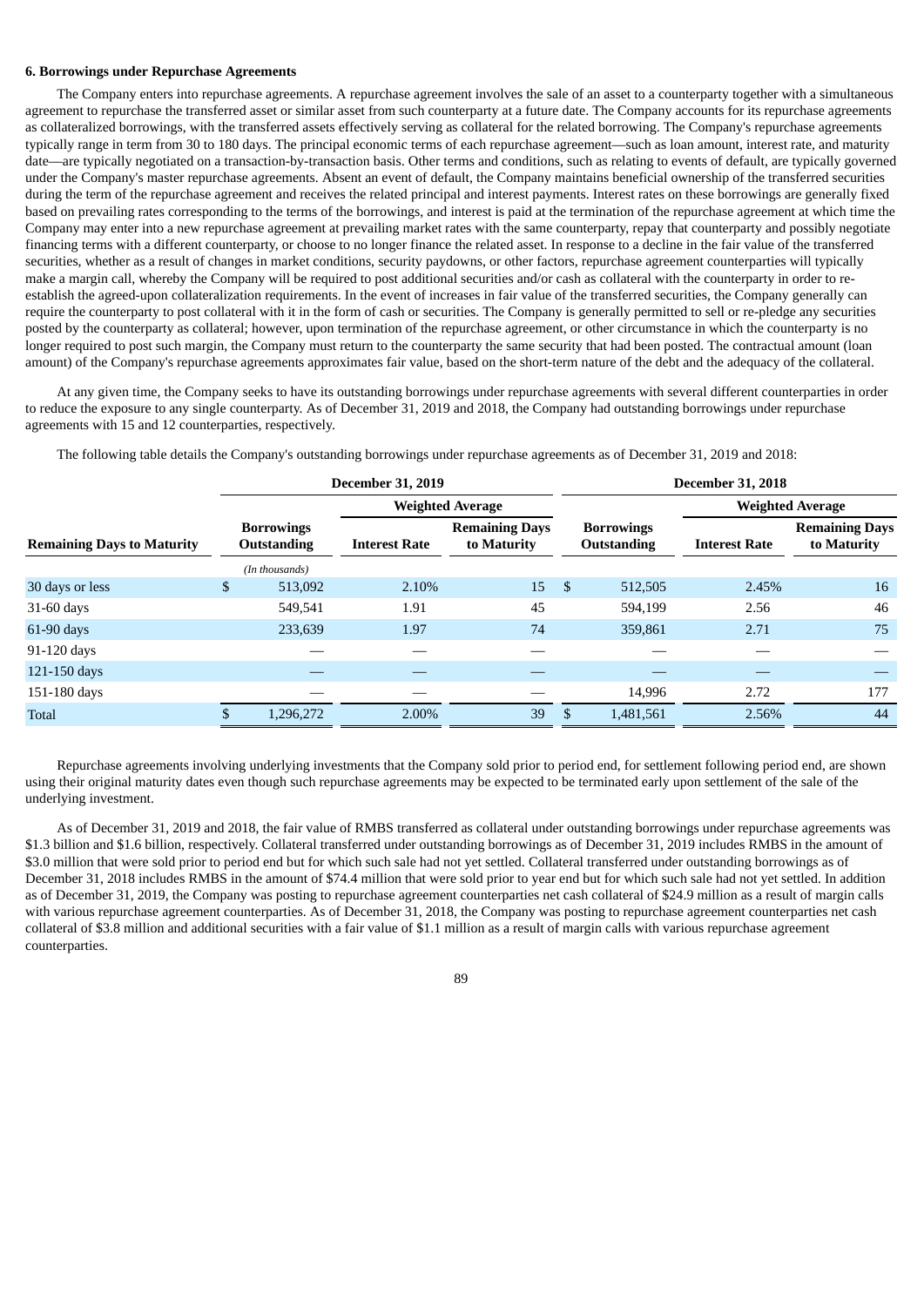#### 6. Borrowings under Repurchase Agreements

The Company enters into repurchase agreements. A repurchase agreement involves the sale of an asset to a counterparty together with a simultaneous agreement to repurchase the transferred asset or similar asset from such counterparty at a future date. The Company accounts for its repurchase agreements as collateralized borrowings, with the transferred assets effectively serving as collateral for the related borrowing. The Company's repurchase agreements typically range in term from 30 to 180 days. The principal economic terms of each repurchase agreement—such as loan amount, interest rate, and maturity date—are typically negotiated on a transaction-by-transaction basis. Other terms and conditions, such as relating to events of default, are typically governed under the Company's master repurchase agreements. Absent an event of default, the Company maintains beneficial ownership of the transferred securities during the term of the repurchase agreement and receives the related principal and interest payments. Interest rates on these borrowings are generally fixed based on prevailing rates corresponding to the terms of the borrowings, and interest is paid at the termination of the repurchase agreement at which time the Company may enter into a new repurchase agreement at prevailing market rates with the same counterparty, repay that counterparty and possibly negotiate financing terms with a different counterparty, or choose to no longer finance the related asset. In response to a decline in the fair value of the transferred securities, whether as a result of changes in market conditions, security paydowns, or other factors, repurchase agreement counterparties will typically make a margin call, whereby the Company will be required to post additional securities and/or cash as collateral with the counterparty in order to re-establish the agreed-upon collateralization requirements. In the event of increases in fair value of the transferred securities, the Company generally can require the counterparty to post collateral with it in the form of cash or securities. The Company is generally permitted to sell or re-pledge any securities posted by the counterparty as collateral; however, upon termination of the repurchase agreement, or other circumstance in which the counterparty is no longer required to post such margin, the Company must return to the counterparty the same security that had been posted. The contractual amount (loan amount) of the Company's repurchase agreements approximates fair value, based on the short-term nature of the debt and the adequacy of the collateral.

At any given time, the Company seeks to have its outstanding borrowings under repurchase agreements with several different counterparties in order to reduce the exposure to any single counterparty. As of December 31, 2019 and 2018, the Company had outstanding borrowings under repurchase agreements with 15 and 12 counterparties, respectively.

The following table details the Company's outstanding borrowings under repurchase agreements as of December 31, 2019 and 2018:

| | December 31, 2019 | | | December 31, 2018 | | |
|---|---|---|---|---|---|---|
| | | Weighted Average | | | Weighted Average | |
| Remaining Days to Maturity | Borrowings Outstanding | Interest Rate | Remaining Days to Maturity | Borrowings Outstanding | Interest Rate | Remaining Days to Maturity |
| | *(In thousands)* | | | | | |
| 30 days or less | $ 513,092 | 2.10% | 15 | $ 512,505 | 2.45% | 16 |
| 31-60 days | 549,541 | 1.91 | 45 | 594,199 | 2.56 | 46 |
| 61-90 days | 233,639 | 1.97 | 74 | 359,861 | 2.71 | 75 |
| 91-120 days | — | — | — | — | — | — |
| 121-150 days | — | — | — | — | — | — |
| 151-180 days | — | — | — | 14,996 | 2.72 | 177 |
| Total | $ 1,296,272 | 2.00% | 39 | $ 1,481,561 | 2.56% | 44 |

Repurchase agreements involving underlying investments that the Company sold prior to period end, for settlement following period end, are shown using their original maturity dates even though such repurchase agreements may be expected to be terminated early upon settlement of the sale of the underlying investment.

As of December 31, 2019 and 2018, the fair value of RMBS transferred as collateral under outstanding borrowings under repurchase agreements was $1.3 billion and $1.6 billion, respectively. Collateral transferred under outstanding borrowings as of December 31, 2019 includes RMBS in the amount of $3.0 million that were sold prior to period end but for which such sale had not yet settled. Collateral transferred under outstanding borrowings as of December 31, 2018 includes RMBS in the amount of $74.4 million that were sold prior to year end but for which such sale had not yet settled. In addition as of December 31, 2019, the Company was posting to repurchase agreement counterparties net cash collateral of $24.9 million as a result of margin calls with various repurchase agreement counterparties. As of December 31, 2018, the Company was posting to repurchase agreement counterparties net cash collateral of $3.8 million and additional securities with a fair value of $1.1 million as a result of margin calls with various repurchase agreement counterparties.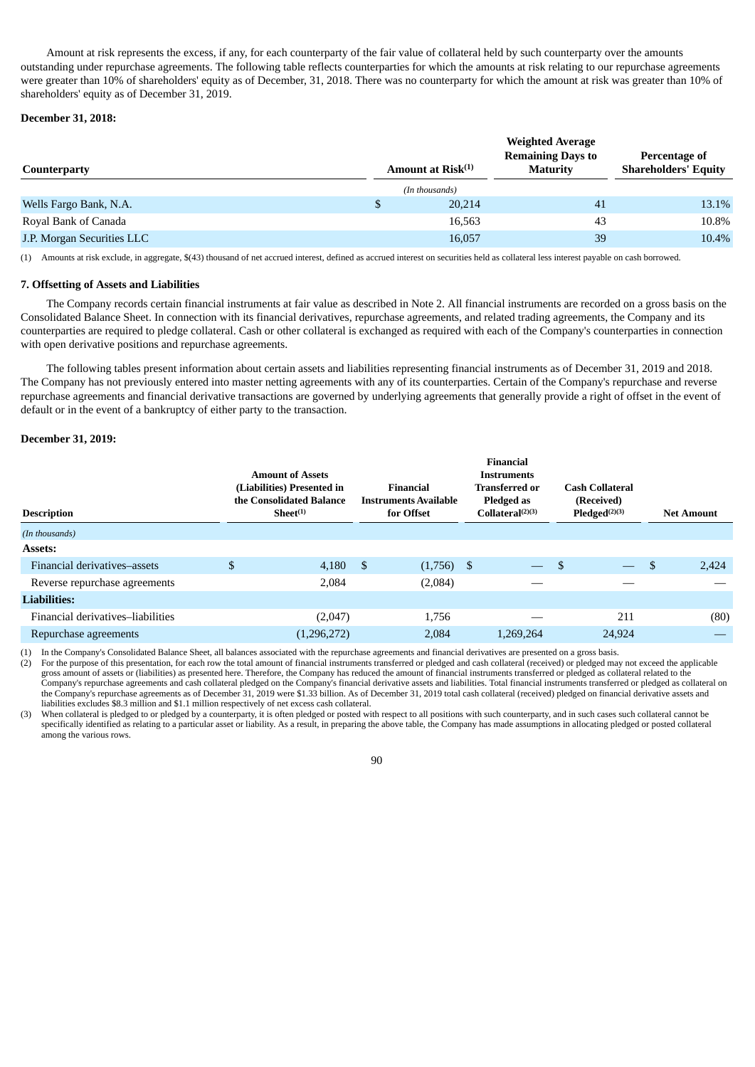Amount at risk represents the excess, if any, for each counterparty of the fair value of collateral held by such counterparty over the amounts outstanding under repurchase agreements. The following table reflects counterparties for which the amounts at risk relating to our repurchase agreements were greater than 10% of shareholders' equity as of December, 31, 2018. There was no counterparty for which the amount at risk was greater than 10% of shareholders' equity as of December 31, 2019.

**December 31, 2018:**

| Counterparty | Amount at Risk[(1)] | Weighted Average Remaining Days to Maturity | Percentage of Shareholders' Equity |
|---|---|---|---|
| | *(In thousands)* | | |
| Wells Fargo Bank, N.A. | $ 20,214 | 41 | 13.1% |
| Royal Bank of Canada | 16,563 | 43 | 10.8% |
| J.P. Morgan Securities LLC | 16,057 | 39 | 10.4% |

(1) Amounts at risk exclude, in aggregate, $(43) thousand of net accrued interest, defined as accrued interest on securities held as collateral less interest payable on cash borrowed.

**7. Offsetting of Assets and Liabilities**

The Company records certain financial instruments at fair value as described in Note 2. All financial instruments are recorded on a gross basis on the Consolidated Balance Sheet. In connection with its financial derivatives, repurchase agreements, and related trading agreements, the Company and its counterparties are required to pledge collateral. Cash or other collateral is exchanged as required with each of the Company's counterparties in connection with open derivative positions and repurchase agreements.

The following tables present information about certain assets and liabilities representing financial instruments as of December 31, 2019 and 2018. The Company has not previously entered into master netting agreements with any of its counterparties. Certain of the Company's repurchase and reverse repurchase agreements and financial derivative transactions are governed by underlying agreements that generally provide a right of offset in the event of default or in the event of a bankruptcy of either party to the transaction.

**December 31, 2019:**

| Description | Amount of Assets (Liabilities) Presented in the Consolidated Balance Sheet[(1)] | Financial Instruments Available for Offset | Financial Instruments Transferred or Pledged as Collateral[(2)(3)] | Cash Collateral (Received) Pledged[(2)(3)] | Net Amount |
|---|---|---|---|---|---|
| *(In thousands)* | | | | | |
| **Assets:** | | | | | |
| Financial derivatives–assets | $ 4,180 | $ (1,756) | $ — | $ — | $ 2,424 |
| Reverse repurchase agreements | 2,084 | (2,084) | — | — | — |
| **Liabilities:** | | | | | |
| Financial derivatives–liabilities | (2,047) | 1,756 | — | 211 | (80) |
| Repurchase agreements | (1,296,272) | 2,084 | 1,269,264 | 24,924 | — |

(1) In the Company's Consolidated Balance Sheet, all balances associated with the repurchase agreements and financial derivatives are presented on a gross basis.

(2) For the purpose of this presentation, for each row the total amount of financial instruments transferred or pledged and cash collateral (received) or pledged may not exceed the applicable gross amount of assets or (liabilities) as presented here. Therefore, the Company has reduced the amount of financial instruments transferred or pledged as collateral related to the Company's repurchase agreements and cash collateral pledged on the Company's financial derivative assets and liabilities. Total financial instruments transferred or pledged as collateral on the Company's repurchase agreements as of December 31, 2019 were $1.33 billion. As of December 31, 2019 total cash collateral (received) pledged on financial derivative assets and liabilities excludes $8.3 million and $1.1 million respectively of net excess cash collateral.

(3) When collateral is pledged to or pledged by a counterparty, it is often pledged or posted with respect to all positions with such counterparty, and in such cases such collateral cannot be specifically identified as relating to a particular asset or liability. As a result, in preparing the above table, the Company has made assumptions in allocating pledged or posted collateral among the various rows.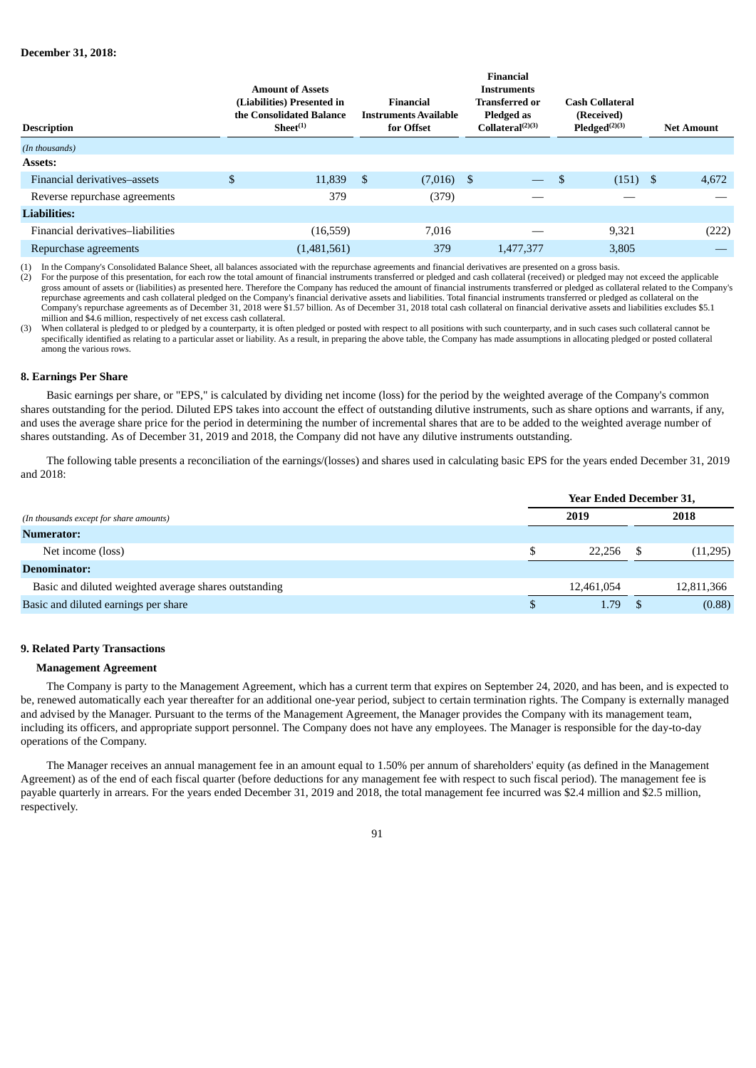**December 31, 2018:**

| Description | Amount of Assets (Liabilities) Presented in the Consolidated Balance Sheet[(1)] | Financial Instruments Available for Offset | Financial Instruments Transferred or Pledged as Collateral[(2)(3)] | Cash Collateral (Received) Pledged[(2)(3)] | Net Amount |
|---|---|---|---|---|---|
| *(In thousands)* | | | | | |
| **Assets:** | | | | | |
| Financial derivatives–assets | $ 11,839 | $ (7,016) | $ — | $ (151) | $ 4,672 |
| Reverse repurchase agreements | 379 | (379) | — | — | — |
| **Liabilities:** | | | | | |
| Financial derivatives–liabilities | (16,559) | 7,016 | — | 9,321 | (222) |
| Repurchase agreements | (1,481,561) | 379 | 1,477,377 | 3,805 | — |

(1) In the Company's Consolidated Balance Sheet, all balances associated with the repurchase agreements and financial derivatives are presented on a gross basis.

(2) For the purpose of this presentation, for each row the total amount of financial instruments transferred or pledged and cash collateral (received) or pledged may not exceed the applicable gross amount of assets or (liabilities) as presented here. Therefore the Company has reduced the amount of financial instruments transferred or pledged as collateral related to the Company's repurchase agreements and cash collateral pledged on the Company's financial derivative assets and liabilities. Total financial instruments transferred or pledged as collateral on the Company's repurchase agreements as of December 31, 2018 were $1.57 billion. As of December 31, 2018 total cash collateral on financial derivative assets and liabilities excludes $5.1 million and $4.6 million, respectively of net excess cash collateral.

(3) When collateral is pledged to or pledged by a counterparty, it is often pledged or posted with respect to all positions with such counterparty, and in such cases such collateral cannot be specifically identified as relating to a particular asset or liability. As a result, in preparing the above table, the Company has made assumptions in allocating pledged or posted collateral among the various rows.

## 8. Earnings Per Share

Basic earnings per share, or "EPS," is calculated by dividing net income (loss) for the period by the weighted average of the Company's common shares outstanding for the period. Diluted EPS takes into account the effect of outstanding dilutive instruments, such as share options and warrants, if any, and uses the average share price for the period in determining the number of incremental shares that are to be added to the weighted average number of shares outstanding. As of December 31, 2019 and 2018, the Company did not have any dilutive instruments outstanding.

The following table presents a reconciliation of the earnings/(losses) and shares used in calculating basic EPS for the years ended December 31, 2019 and 2018:

| *(In thousands except for share amounts)* | Year Ended December 31, 2019 | 2018 |
|---|---|---|
| **Numerator:** | | |
| Net income (loss) | $ 22,256 | $ (11,295) |
| **Denominator:** | | |
| Basic and diluted weighted average shares outstanding | 12,461,054 | 12,811,366 |
| Basic and diluted earnings per share | $ 1.79 | $ (0.88) |

## 9. Related Party Transactions

### Management Agreement

The Company is party to the Management Agreement, which has a current term that expires on September 24, 2020, and has been, and is expected to be, renewed automatically each year thereafter for an additional one-year period, subject to certain termination rights. The Company is externally managed and advised by the Manager. Pursuant to the terms of the Management Agreement, the Manager provides the Company with its management team, including its officers, and appropriate support personnel. The Company does not have any employees. The Manager is responsible for the day-to-day operations of the Company.

The Manager receives an annual management fee in an amount equal to 1.50% per annum of shareholders' equity (as defined in the Management Agreement) as of the end of each fiscal quarter (before deductions for any management fee with respect to such fiscal period). The management fee is payable quarterly in arrears. For the years ended December 31, 2019 and 2018, the total management fee incurred was $2.4 million and $2.5 million, respectively.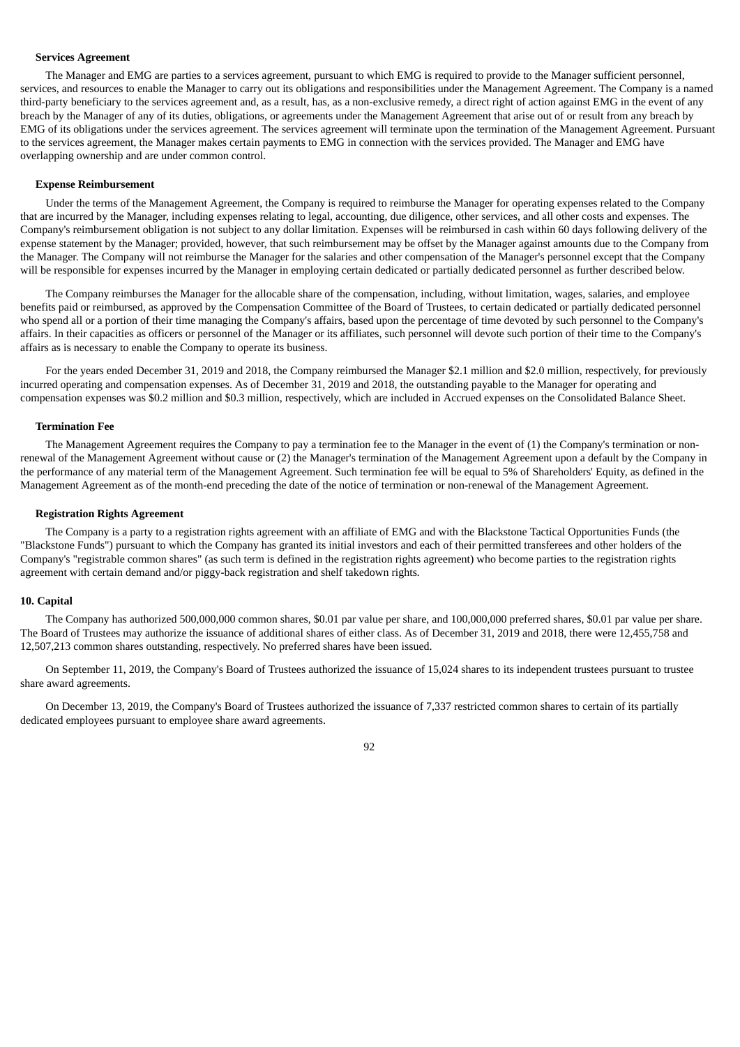**Services Agreement**

The Manager and EMG are parties to a services agreement, pursuant to which EMG is required to provide to the Manager sufficient personnel, services, and resources to enable the Manager to carry out its obligations and responsibilities under the Management Agreement. The Company is a named third-party beneficiary to the services agreement and, as a result, has, as a non-exclusive remedy, a direct right of action against EMG in the event of any breach by the Manager of any of its duties, obligations, or agreements under the Management Agreement that arise out of or result from any breach by EMG of its obligations under the services agreement. The services agreement will terminate upon the termination of the Management Agreement. Pursuant to the services agreement, the Manager makes certain payments to EMG in connection with the services provided. The Manager and EMG have overlapping ownership and are under common control.

**Expense Reimbursement**

Under the terms of the Management Agreement, the Company is required to reimburse the Manager for operating expenses related to the Company that are incurred by the Manager, including expenses relating to legal, accounting, due diligence, other services, and all other costs and expenses. The Company's reimbursement obligation is not subject to any dollar limitation. Expenses will be reimbursed in cash within 60 days following delivery of the expense statement by the Manager; provided, however, that such reimbursement may be offset by the Manager against amounts due to the Company from the Manager. The Company will not reimburse the Manager for the salaries and other compensation of the Manager's personnel except that the Company will be responsible for expenses incurred by the Manager in employing certain dedicated or partially dedicated personnel as further described below.

The Company reimburses the Manager for the allocable share of the compensation, including, without limitation, wages, salaries, and employee benefits paid or reimbursed, as approved by the Compensation Committee of the Board of Trustees, to certain dedicated or partially dedicated personnel who spend all or a portion of their time managing the Company's affairs, based upon the percentage of time devoted by such personnel to the Company's affairs. In their capacities as officers or personnel of the Manager or its affiliates, such personnel will devote such portion of their time to the Company's affairs as is necessary to enable the Company to operate its business.

For the years ended December 31, 2019 and 2018, the Company reimbursed the Manager $2.1 million and $2.0 million, respectively, for previously incurred operating and compensation expenses. As of December 31, 2019 and 2018, the outstanding payable to the Manager for operating and compensation expenses was $0.2 million and $0.3 million, respectively, which are included in Accrued expenses on the Consolidated Balance Sheet.

**Termination Fee**

The Management Agreement requires the Company to pay a termination fee to the Manager in the event of (1) the Company's termination or non-renewal of the Management Agreement without cause or (2) the Manager's termination of the Management Agreement upon a default by the Company in the performance of any material term of the Management Agreement. Such termination fee will be equal to 5% of Shareholders' Equity, as defined in the Management Agreement as of the month-end preceding the date of the notice of termination or non-renewal of the Management Agreement.

**Registration Rights Agreement**

The Company is a party to a registration rights agreement with an affiliate of EMG and with the Blackstone Tactical Opportunities Funds (the "Blackstone Funds") pursuant to which the Company has granted its initial investors and each of their permitted transferees and other holders of the Company's "registrable common shares" (as such term is defined in the registration rights agreement) who become parties to the registration rights agreement with certain demand and/or piggy-back registration and shelf takedown rights.

**10. Capital**

The Company has authorized 500,000,000 common shares, $0.01 par value per share, and 100,000,000 preferred shares, $0.01 par value per share. The Board of Trustees may authorize the issuance of additional shares of either class. As of December 31, 2019 and 2018, there were 12,455,758 and 12,507,213 common shares outstanding, respectively. No preferred shares have been issued.

On September 11, 2019, the Company's Board of Trustees authorized the issuance of 15,024 shares to its independent trustees pursuant to trustee share award agreements.

On December 13, 2019, the Company's Board of Trustees authorized the issuance of 7,337 restricted common shares to certain of its partially dedicated employees pursuant to employee share award agreements.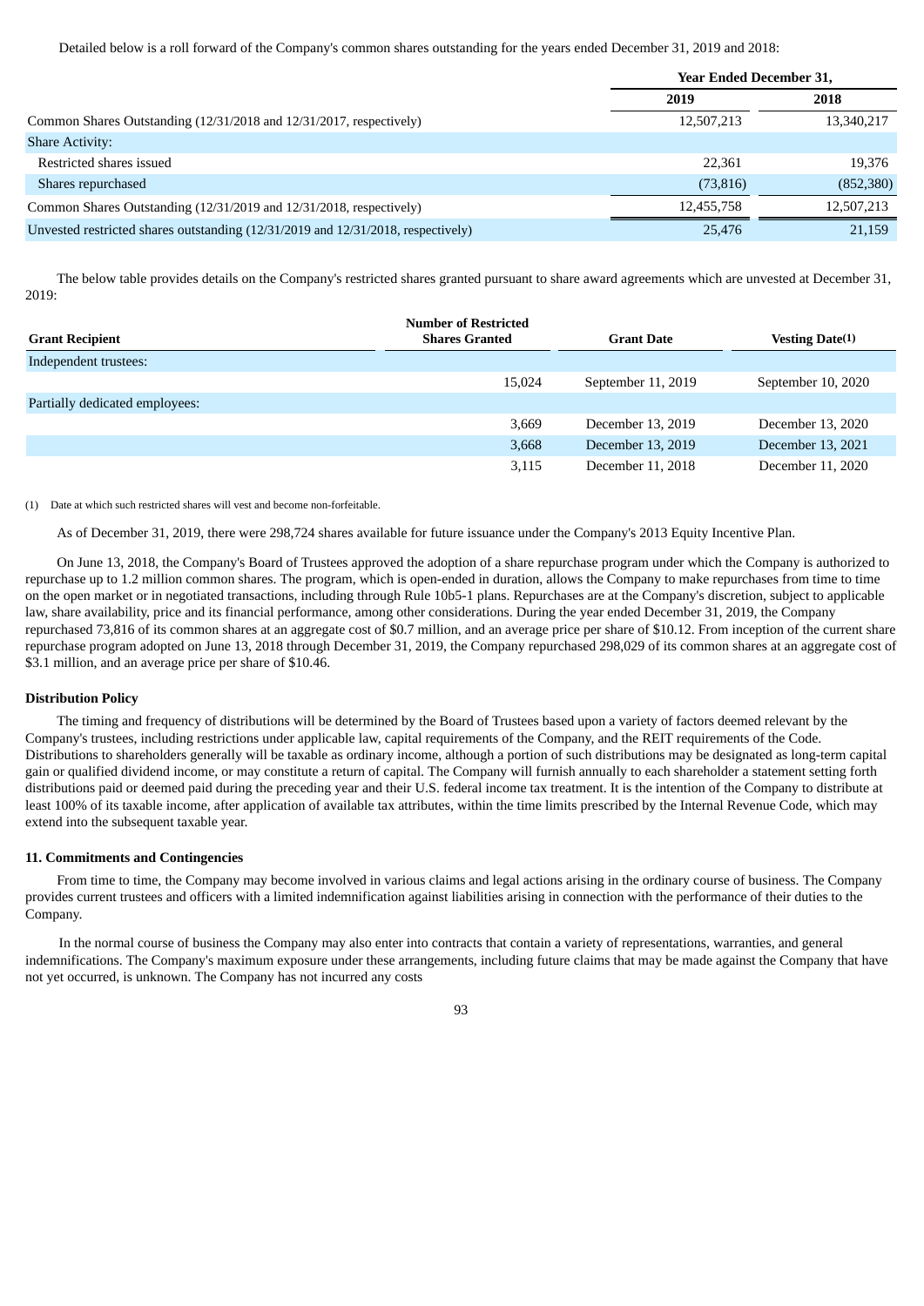Detailed below is a roll forward of the Company's common shares outstanding for the years ended December 31, 2019 and 2018:

| | Year Ended December 31, | |
|---|---|---|
| | 2019 | 2018 |
| Common Shares Outstanding (12/31/2018 and 12/31/2017, respectively) | 12,507,213 | 13,340,217 |
| Share Activity: | | |
| Restricted shares issued | 22,361 | 19,376 |
| Shares repurchased | (73,816) | (852,380) |
| Common Shares Outstanding (12/31/2019 and 12/31/2018, respectively) | 12,455,758 | 12,507,213 |
| Unvested restricted shares outstanding (12/31/2019 and 12/31/2018, respectively) | 25,476 | 21,159 |

The below table provides details on the Company's restricted shares granted pursuant to share award agreements which are unvested at December 31, 2019:

| Grant Recipient | Number of Restricted Shares Granted | Grant Date | Vesting Date(1) |
|---|---|---|---|
| Independent trustees: | | | |
| | 15,024 | September 11, 2019 | September 10, 2020 |
| Partially dedicated employees: | | | |
| | 3,669 | December 13, 2019 | December 13, 2020 |
| | 3,668 | December 13, 2019 | December 13, 2021 |
| | 3,115 | December 11, 2018 | December 11, 2020 |

(1) Date at which such restricted shares will vest and become non-forfeitable.

As of December 31, 2019, there were 298,724 shares available for future issuance under the Company's 2013 Equity Incentive Plan.

On June 13, 2018, the Company's Board of Trustees approved the adoption of a share repurchase program under which the Company is authorized to repurchase up to 1.2 million common shares. The program, which is open-ended in duration, allows the Company to make repurchases from time to time on the open market or in negotiated transactions, including through Rule 10b5-1 plans. Repurchases are at the Company's discretion, subject to applicable law, share availability, price and its financial performance, among other considerations. During the year ended December 31, 2019, the Company repurchased 73,816 of its common shares at an aggregate cost of $0.7 million, and an average price per share of $10.12. From inception of the current share repurchase program adopted on June 13, 2018 through December 31, 2019, the Company repurchased 298,029 of its common shares at an aggregate cost of $3.1 million, and an average price per share of $10.46.

### Distribution Policy

The timing and frequency of distributions will be determined by the Board of Trustees based upon a variety of factors deemed relevant by the Company's trustees, including restrictions under applicable law, capital requirements of the Company, and the REIT requirements of the Code. Distributions to shareholders generally will be taxable as ordinary income, although a portion of such distributions may be designated as long-term capital gain or qualified dividend income, or may constitute a return of capital. The Company will furnish annually to each shareholder a statement setting forth distributions paid or deemed paid during the preceding year and their U.S. federal income tax treatment. It is the intention of the Company to distribute at least 100% of its taxable income, after application of available tax attributes, within the time limits prescribed by the Internal Revenue Code, which may extend into the subsequent taxable year.

### 11. Commitments and Contingencies

From time to time, the Company may become involved in various claims and legal actions arising in the ordinary course of business. The Company provides current trustees and officers with a limited indemnification against liabilities arising in connection with the performance of their duties to the Company.

In the normal course of business the Company may also enter into contracts that contain a variety of representations, warranties, and general indemnifications. The Company's maximum exposure under these arrangements, including future claims that may be made against the Company that have not yet occurred, is unknown. The Company has not incurred any costs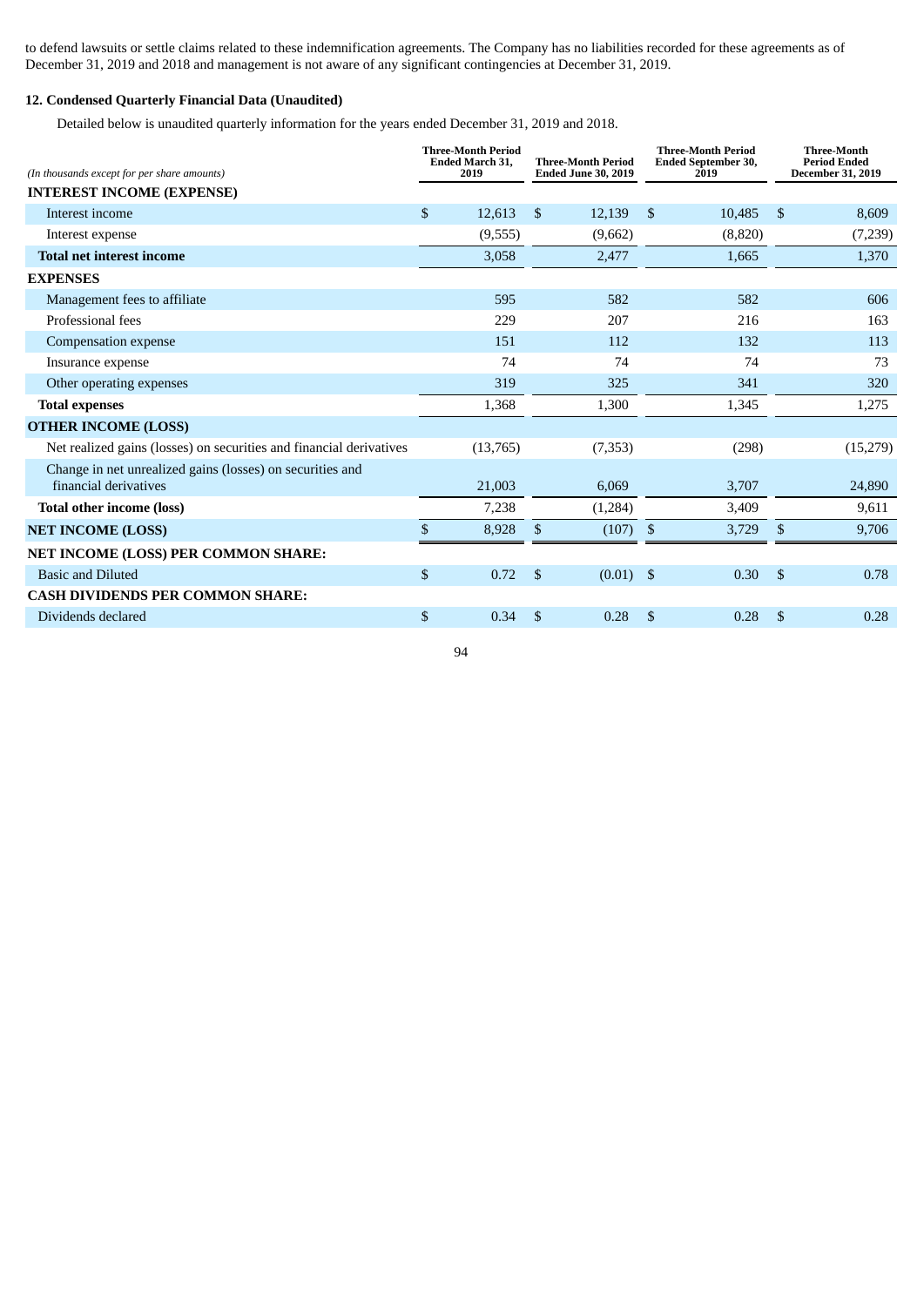to defend lawsuits or settle claims related to these indemnification agreements. The Company has no liabilities recorded for these agreements as of December 31, 2019 and 2018 and management is not aware of any significant contingencies at December 31, 2019.

**12. Condensed Quarterly Financial Data (Unaudited)**

Detailed below is unaudited quarterly information for the years ended December 31, 2019 and 2018.

| *(In thousands except for per share amounts)* | Three-Month Period Ended March 31, 2019 | Three-Month Period Ended June 30, 2019 | Three-Month Period Ended September 30, 2019 | Three-Month Period Ended December 31, 2019 |
|---|---|---|---|---|
| **INTEREST INCOME (EXPENSE)** | | | | |
| Interest income | $ 12,613 | $ 12,139 | $ 10,485 | $ 8,609 |
| Interest expense | (9,555) | (9,662) | (8,820) | (7,239) |
| **Total net interest income** | 3,058 | 2,477 | 1,665 | 1,370 |
| **EXPENSES** | | | | |
| Management fees to affiliate | 595 | 582 | 582 | 606 |
| Professional fees | 229 | 207 | 216 | 163 |
| Compensation expense | 151 | 112 | 132 | 113 |
| Insurance expense | 74 | 74 | 74 | 73 |
| Other operating expenses | 319 | 325 | 341 | 320 |
| **Total expenses** | 1,368 | 1,300 | 1,345 | 1,275 |
| **OTHER INCOME (LOSS)** | | | | |
| Net realized gains (losses) on securities and financial derivatives | (13,765) | (7,353) | (298) | (15,279) |
| Change in net unrealized gains (losses) on securities and financial derivatives | 21,003 | 6,069 | 3,707 | 24,890 |
| **Total other income (loss)** | 7,238 | (1,284) | 3,409 | 9,611 |
| **NET INCOME (LOSS)** | $ 8,928 | $ (107) | $ 3,729 | $ 9,706 |
| **NET INCOME (LOSS) PER COMMON SHARE:** | | | | |
| Basic and Diluted | $ 0.72 | $ (0.01) | $ 0.30 | $ 0.78 |
| **CASH DIVIDENDS PER COMMON SHARE:** | | | | |
| Dividends declared | $ 0.34 | $ 0.28 | $ 0.28 | $ 0.28 |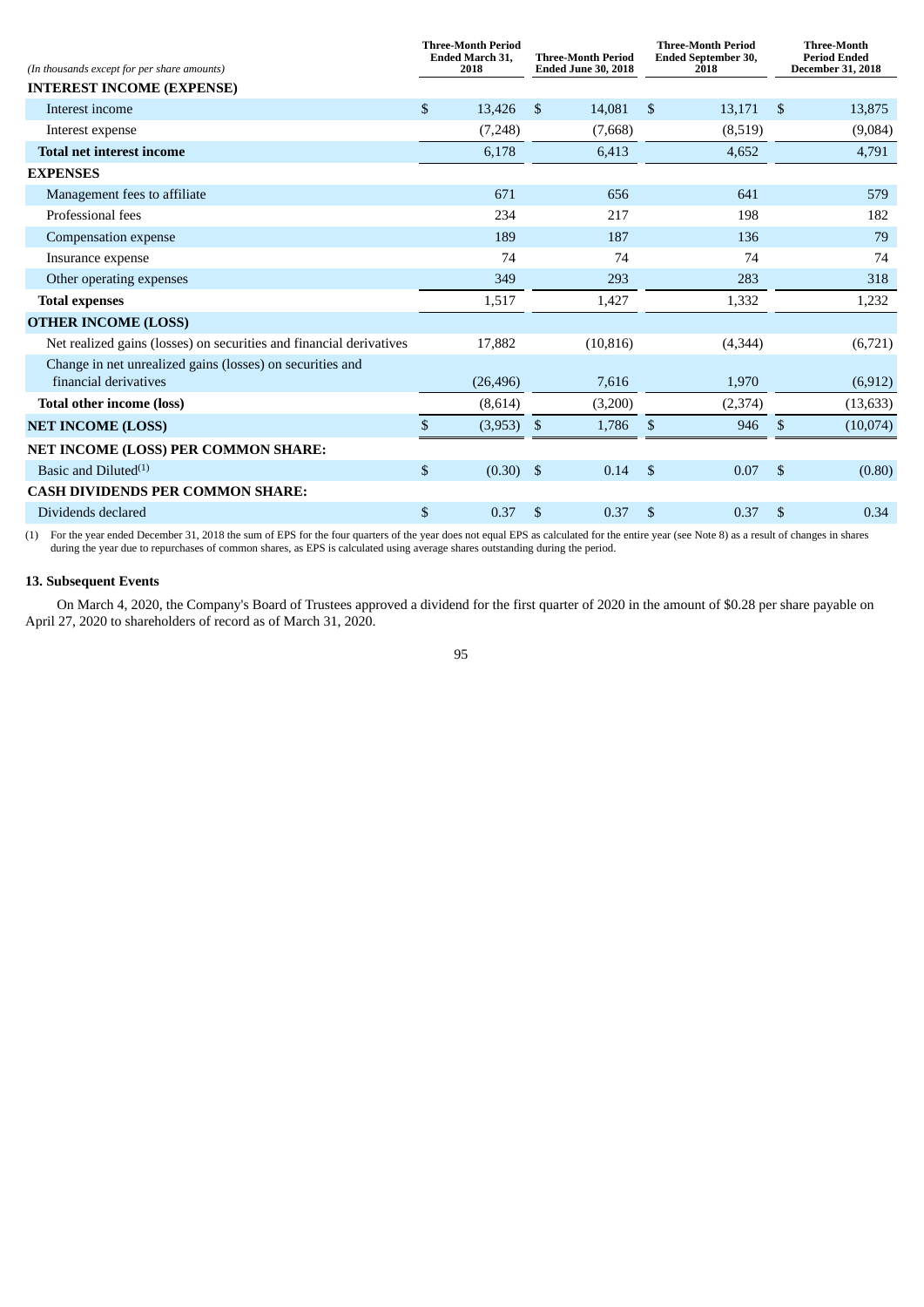| (In thousands except for per share amounts) | Three-Month Period Ended March 31, 2018 | Three-Month Period Ended June 30, 2018 | Three-Month Period Ended September 30, 2018 | Three-Month Period Ended December 31, 2018 |
|---|---|---|---|---|
| **INTEREST INCOME (EXPENSE)** | | | | |
| Interest income | $ 13,426 | $ 14,081 | $ 13,171 | $ 13,875 |
| Interest expense | (7,248) | (7,668) | (8,519) | (9,084) |
| **Total net interest income** | 6,178 | 6,413 | 4,652 | 4,791 |
| **EXPENSES** | | | | |
| Management fees to affiliate | 671 | 656 | 641 | 579 |
| Professional fees | 234 | 217 | 198 | 182 |
| Compensation expense | 189 | 187 | 136 | 79 |
| Insurance expense | 74 | 74 | 74 | 74 |
| Other operating expenses | 349 | 293 | 283 | 318 |
| **Total expenses** | 1,517 | 1,427 | 1,332 | 1,232 |
| **OTHER INCOME (LOSS)** | | | | |
| Net realized gains (losses) on securities and financial derivatives | 17,882 | (10,816) | (4,344) | (6,721) |
| Change in net unrealized gains (losses) on securities and financial derivatives | (26,496) | 7,616 | 1,970 | (6,912) |
| **Total other income (loss)** | (8,614) | (3,200) | (2,374) | (13,633) |
| **NET INCOME (LOSS)** | $ (3,953) | $ 1,786 | $ 946 | $ (10,074) |
| **NET INCOME (LOSS) PER COMMON SHARE:** | | | | |
| Basic and Diluted[(1)] | $ (0.30) | $ 0.14 | $ 0.07 | $ (0.80) |
| **CASH DIVIDENDS PER COMMON SHARE:** | | | | |
| Dividends declared | $ 0.37 | $ 0.37 | $ 0.37 | $ 0.34 |

(1) For the year ended December 31, 2018 the sum of EPS for the four quarters of the year does not equal EPS as calculated for the entire year (see Note 8) as a result of changes in shares during the year due to repurchases of common shares, as EPS is calculated using average shares outstanding during the period.

### 13. Subsequent Events

On March 4, 2020, the Company's Board of Trustees approved a dividend for the first quarter of 2020 in the amount of $0.28 per share payable on April 27, 2020 to shareholders of record as of March 31, 2020.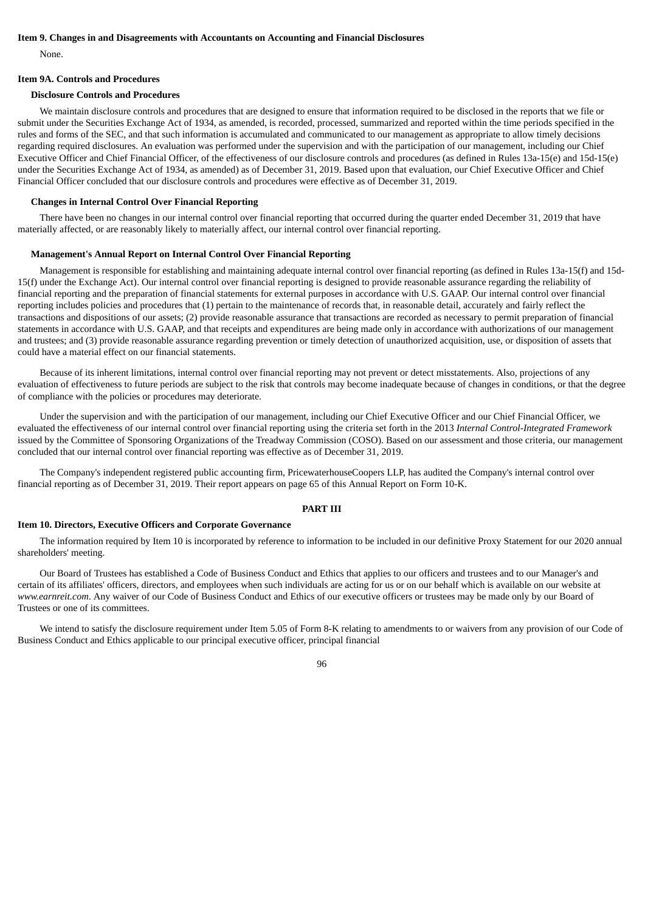### Item 9. Changes in and Disagreements with Accountants on Accounting and Financial Disclosures

None.

### Item 9A. Controls and Procedures

#### Disclosure Controls and Procedures

We maintain disclosure controls and procedures that are designed to ensure that information required to be disclosed in the reports that we file or submit under the Securities Exchange Act of 1934, as amended, is recorded, processed, summarized and reported within the time periods specified in the rules and forms of the SEC, and that such information is accumulated and communicated to our management as appropriate to allow timely decisions regarding required disclosures. An evaluation was performed under the supervision and with the participation of our management, including our Chief Executive Officer and Chief Financial Officer, of the effectiveness of our disclosure controls and procedures (as defined in Rules 13a-15(e) and 15d-15(e) under the Securities Exchange Act of 1934, as amended) as of December 31, 2019. Based upon that evaluation, our Chief Executive Officer and Chief Financial Officer concluded that our disclosure controls and procedures were effective as of December 31, 2019.

#### Changes in Internal Control Over Financial Reporting

There have been no changes in our internal control over financial reporting that occurred during the quarter ended December 31, 2019 that have materially affected, or are reasonably likely to materially affect, our internal control over financial reporting.

#### Management's Annual Report on Internal Control Over Financial Reporting

Management is responsible for establishing and maintaining adequate internal control over financial reporting (as defined in Rules 13a-15(f) and 15d-15(f) under the Exchange Act). Our internal control over financial reporting is designed to provide reasonable assurance regarding the reliability of financial reporting and the preparation of financial statements for external purposes in accordance with U.S. GAAP. Our internal control over financial reporting includes policies and procedures that (1) pertain to the maintenance of records that, in reasonable detail, accurately and fairly reflect the transactions and dispositions of our assets; (2) provide reasonable assurance that transactions are recorded as necessary to permit preparation of financial statements in accordance with U.S. GAAP, and that receipts and expenditures are being made only in accordance with authorizations of our management and trustees; and (3) provide reasonable assurance regarding prevention or timely detection of unauthorized acquisition, use, or disposition of assets that could have a material effect on our financial statements.

Because of its inherent limitations, internal control over financial reporting may not prevent or detect misstatements. Also, projections of any evaluation of effectiveness to future periods are subject to the risk that controls may become inadequate because of changes in conditions, or that the degree of compliance with the policies or procedures may deteriorate.

Under the supervision and with the participation of our management, including our Chief Executive Officer and our Chief Financial Officer, we evaluated the effectiveness of our internal control over financial reporting using the criteria set forth in the 2013 *Internal Control-Integrated Framework* issued by the Committee of Sponsoring Organizations of the Treadway Commission (COSO). Based on our assessment and those criteria, our management concluded that our internal control over financial reporting was effective as of December 31, 2019.

The Company's independent registered public accounting firm, PricewaterhouseCoopers LLP, has audited the Company's internal control over financial reporting as of December 31, 2019. Their report appears on page 65 of this Annual Report on Form 10-K.

## PART III

### Item 10. Directors, Executive Officers and Corporate Governance

The information required by Item 10 is incorporated by reference to information to be included in our definitive Proxy Statement for our 2020 annual shareholders' meeting.

Our Board of Trustees has established a Code of Business Conduct and Ethics that applies to our officers and trustees and to our Manager's and certain of its affiliates' officers, directors, and employees when such individuals are acting for us or on our behalf which is available on our website at *www.earnreit.com*. Any waiver of our Code of Business Conduct and Ethics of our executive officers or trustees may be made only by our Board of Trustees or one of its committees.

We intend to satisfy the disclosure requirement under Item 5.05 of Form 8-K relating to amendments to or waivers from any provision of our Code of Business Conduct and Ethics applicable to our principal executive officer, principal financial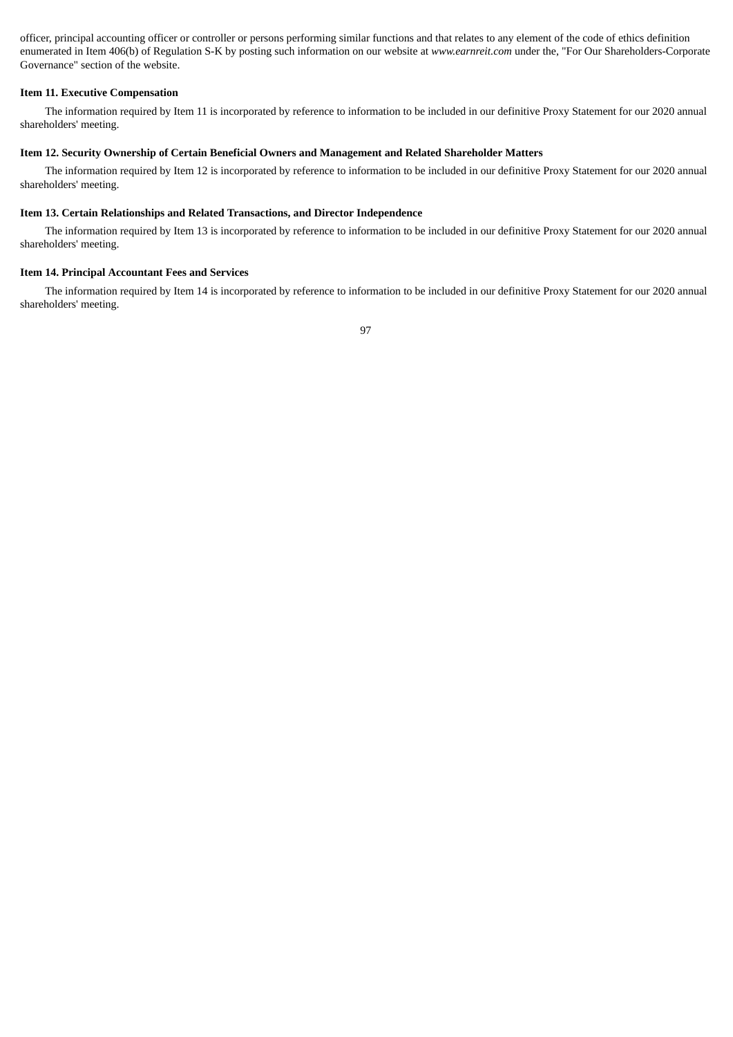officer, principal accounting officer or controller or persons performing similar functions and that relates to any element of the code of ethics definition enumerated in Item 406(b) of Regulation S-K by posting such information on our website at *www.earnreit.com* under the, "For Our Shareholders-Corporate Governance" section of the website.

**Item 11. Executive Compensation**

The information required by Item 11 is incorporated by reference to information to be included in our definitive Proxy Statement for our 2020 annual shareholders' meeting.

**Item 12. Security Ownership of Certain Beneficial Owners and Management and Related Shareholder Matters**

The information required by Item 12 is incorporated by reference to information to be included in our definitive Proxy Statement for our 2020 annual shareholders' meeting.

**Item 13. Certain Relationships and Related Transactions, and Director Independence**

The information required by Item 13 is incorporated by reference to information to be included in our definitive Proxy Statement for our 2020 annual shareholders' meeting.

**Item 14. Principal Accountant Fees and Services**

The information required by Item 14 is incorporated by reference to information to be included in our definitive Proxy Statement for our 2020 annual shareholders' meeting.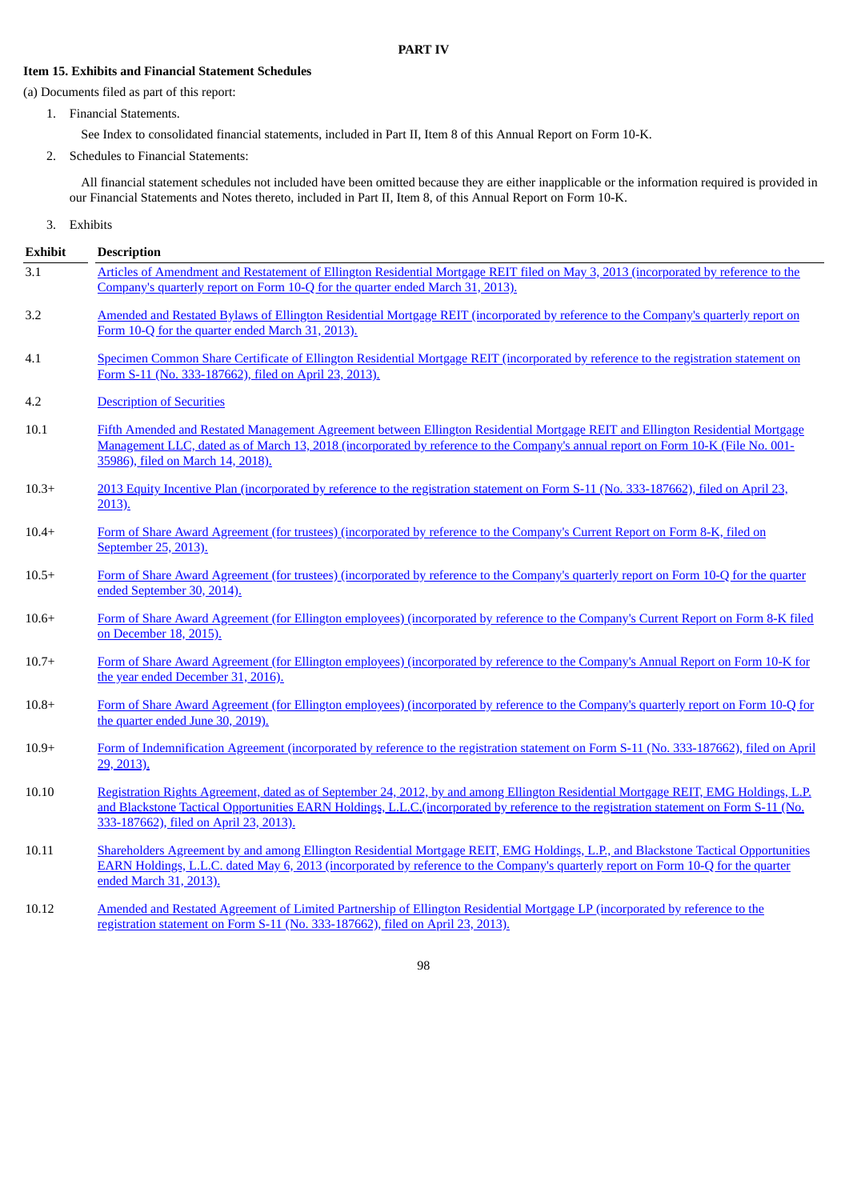## PART IV

### Item 15. Exhibits and Financial Statement Schedules

(a) Documents filed as part of this report:

1. Financial Statements.

   See Index to consolidated financial statements, included in Part II, Item 8 of this Annual Report on Form 10-K.

2. Schedules to Financial Statements:

   All financial statement schedules not included have been omitted because they are either inapplicable or the information required is provided in our Financial Statements and Notes thereto, included in Part II, Item 8, of this Annual Report on Form 10-K.

3. Exhibits

| Exhibit | Description |
|---|---|
| 3.1 | Articles of Amendment and Restatement of Ellington Residential Mortgage REIT filed on May 3, 2013 (incorporated by reference to the Company's quarterly report on Form 10-Q for the quarter ended March 31, 2013). |
| 3.2 | Amended and Restated Bylaws of Ellington Residential Mortgage REIT (incorporated by reference to the Company's quarterly report on Form 10-Q for the quarter ended March 31, 2013). |
| 4.1 | Specimen Common Share Certificate of Ellington Residential Mortgage REIT (incorporated by reference to the registration statement on Form S-11 (No. 333-187662), filed on April 23, 2013). |
| 4.2 | Description of Securities |
| 10.1 | Fifth Amended and Restated Management Agreement between Ellington Residential Mortgage REIT and Ellington Residential Mortgage Management LLC, dated as of March 13, 2018 (incorporated by reference to the Company's annual report on Form 10-K (File No. 001-35986), filed on March 14, 2018). |
| 10.3+ | 2013 Equity Incentive Plan (incorporated by reference to the registration statement on Form S-11 (No. 333-187662), filed on April 23, 2013). |
| 10.4+ | Form of Share Award Agreement (for trustees) (incorporated by reference to the Company's Current Report on Form 8-K, filed on September 25, 2013). |
| 10.5+ | Form of Share Award Agreement (for trustees) (incorporated by reference to the Company's quarterly report on Form 10-Q for the quarter ended September 30, 2014). |
| 10.6+ | Form of Share Award Agreement (for Ellington employees) (incorporated by reference to the Company's Current Report on Form 8-K filed on December 18, 2015). |
| 10.7+ | Form of Share Award Agreement (for Ellington employees) (incorporated by reference to the Company's Annual Report on Form 10-K for the year ended December 31, 2016). |
| 10.8+ | Form of Share Award Agreement (for Ellington employees) (incorporated by reference to the Company's quarterly report on Form 10-Q for the quarter ended June 30, 2019). |
| 10.9+ | Form of Indemnification Agreement (incorporated by reference to the registration statement on Form S-11 (No. 333-187662), filed on April 29, 2013). |
| 10.10 | Registration Rights Agreement, dated as of September 24, 2012, by and among Ellington Residential Mortgage REIT, EMG Holdings, L.P. and Blackstone Tactical Opportunities EARN Holdings, L.L.C.(incorporated by reference to the registration statement on Form S-11 (No. 333-187662), filed on April 23, 2013). |
| 10.11 | Shareholders Agreement by and among Ellington Residential Mortgage REIT, EMG Holdings, L.P., and Blackstone Tactical Opportunities EARN Holdings, L.L.C. dated May 6, 2013 (incorporated by reference to the Company's quarterly report on Form 10-Q for the quarter ended March 31, 2013). |
| 10.12 | Amended and Restated Agreement of Limited Partnership of Ellington Residential Mortgage LP (incorporated by reference to the registration statement on Form S-11 (No. 333-187662), filed on April 23, 2013). |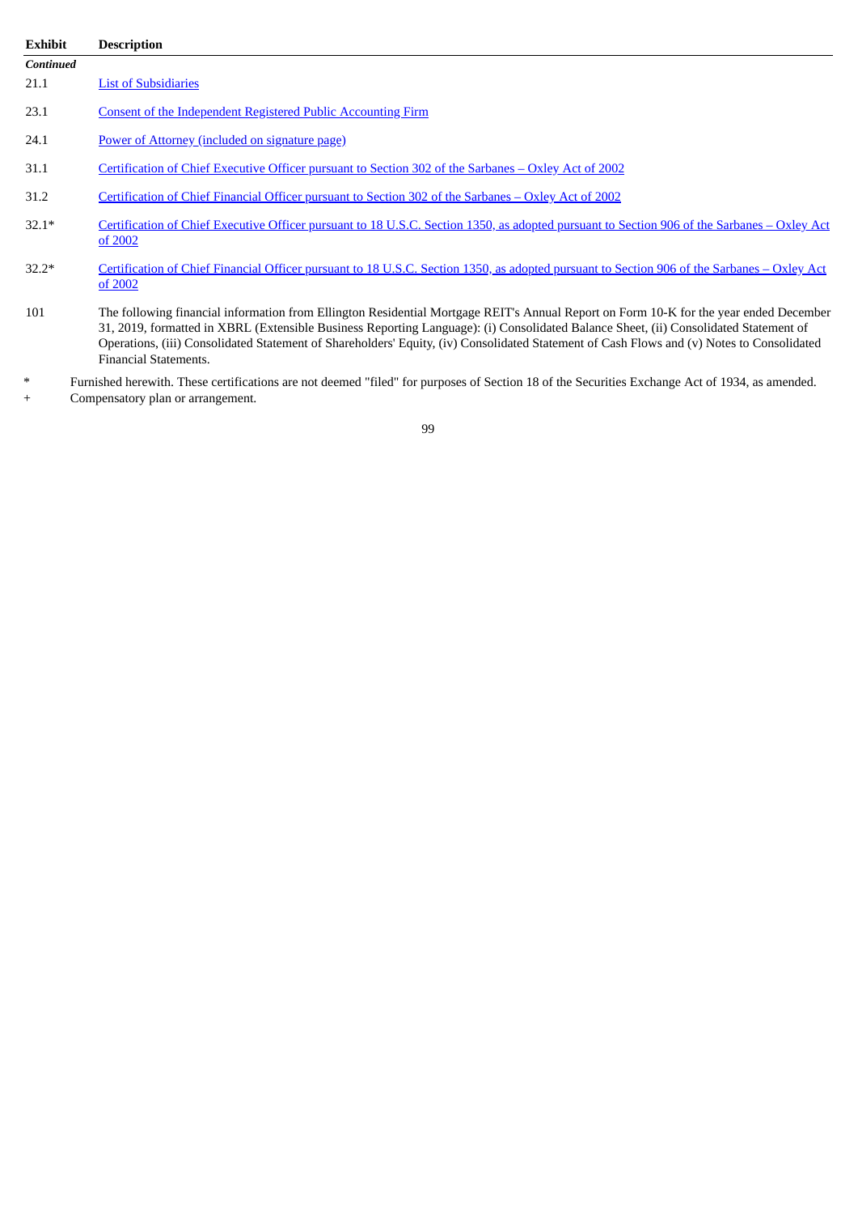| Exhibit | Description |
| --- | --- |
| *Continued* | |
| 21.1 | List of Subsidiaries |
| 23.1 | Consent of the Independent Registered Public Accounting Firm |
| 24.1 | Power of Attorney (included on signature page) |
| 31.1 | Certification of Chief Executive Officer pursuant to Section 302 of the Sarbanes – Oxley Act of 2002 |
| 31.2 | Certification of Chief Financial Officer pursuant to Section 302 of the Sarbanes – Oxley Act of 2002 |
| 32.1* | Certification of Chief Executive Officer pursuant to 18 U.S.C. Section 1350, as adopted pursuant to Section 906 of the Sarbanes – Oxley Act of 2002 |
| 32.2* | Certification of Chief Financial Officer pursuant to 18 U.S.C. Section 1350, as adopted pursuant to Section 906 of the Sarbanes – Oxley Act of 2002 |
| 101 | The following financial information from Ellington Residential Mortgage REIT's Annual Report on Form 10-K for the year ended December 31, 2019, formatted in XBRL (Extensible Business Reporting Language): (i) Consolidated Balance Sheet, (ii) Consolidated Statement of Operations, (iii) Consolidated Statement of Shareholders' Equity, (iv) Consolidated Statement of Cash Flows and (v) Notes to Consolidated Financial Statements. |

\* Furnished herewith. These certifications are not deemed "filed" for purposes of Section 18 of the Securities Exchange Act of 1934, as amended.

\+ Compensatory plan or arrangement.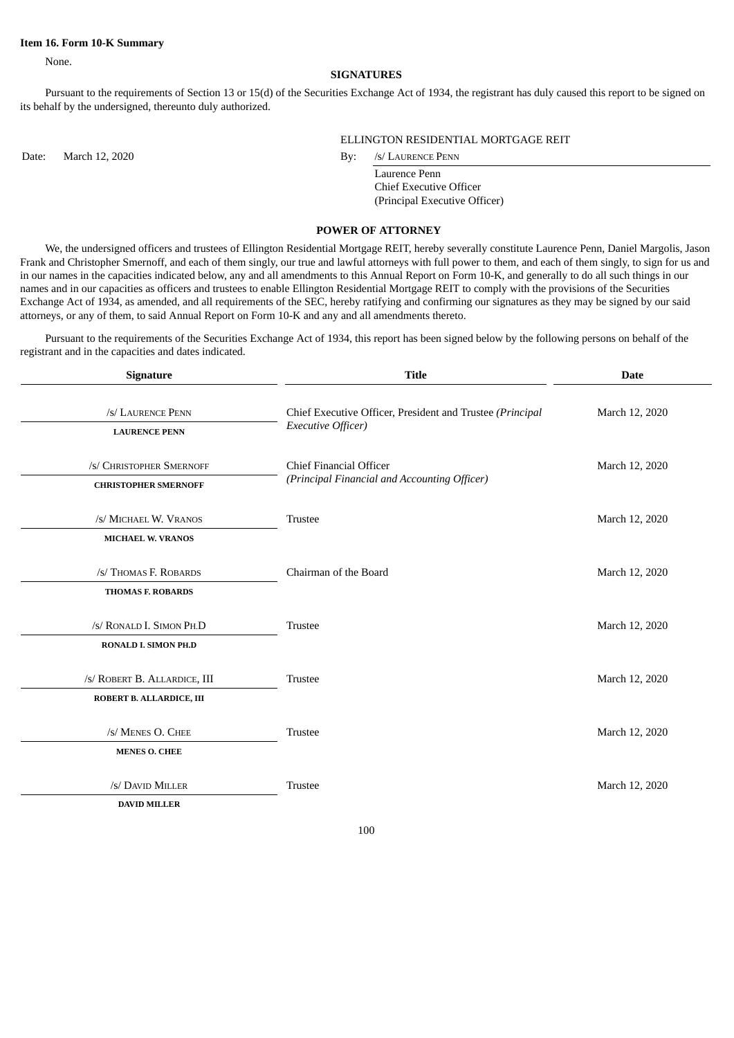**Item 16. Form 10-K Summary**

None.

**SIGNATURES**

Pursuant to the requirements of Section 13 or 15(d) of the Securities Exchange Act of 1934, the registrant has duly caused this report to be signed on its behalf by the undersigned, thereunto duly authorized.

ELLINGTON RESIDENTIAL MORTGAGE REIT

Date: March 12, 2020

By: /s/ LAURENCE PENN

Laurence Penn
Chief Executive Officer
(Principal Executive Officer)

**POWER OF ATTORNEY**

We, the undersigned officers and trustees of Ellington Residential Mortgage REIT, hereby severally constitute Laurence Penn, Daniel Margolis, Jason Frank and Christopher Smernoff, and each of them singly, our true and lawful attorneys with full power to them, and each of them singly, to sign for us and in our names in the capacities indicated below, any and all amendments to this Annual Report on Form 10-K, and generally to do all such things in our names and in our capacities as officers and trustees to enable Ellington Residential Mortgage REIT to comply with the provisions of the Securities Exchange Act of 1934, as amended, and all requirements of the SEC, hereby ratifying and confirming our signatures as they may be signed by our said attorneys, or any of them, to said Annual Report on Form 10-K and any and all amendments thereto.

Pursuant to the requirements of the Securities Exchange Act of 1934, this report has been signed below by the following persons on behalf of the registrant and in the capacities and dates indicated.

| Signature | Title | Date |
|---|---|---|
| /s/ LAURENCE PENN<br>**LAURENCE PENN** | Chief Executive Officer, President and Trustee *(Principal Executive Officer)* | March 12, 2020 |
| /s/ CHRISTOPHER SMERNOFF<br>**CHRISTOPHER SMERNOFF** | Chief Financial Officer<br>*(Principal Financial and Accounting Officer)* | March 12, 2020 |
| /s/ MICHAEL W. VRANOS<br>**MICHAEL W. VRANOS** | Trustee | March 12, 2020 |
| /s/ THOMAS F. ROBARDS<br>**THOMAS F. ROBARDS** | Chairman of the Board | March 12, 2020 |
| /s/ RONALD I. SIMON PH.D<br>**RONALD I. SIMON PH.D** | Trustee | March 12, 2020 |
| /s/ ROBERT B. ALLARDICE, III<br>**ROBERT B. ALLARDICE, III** | Trustee | March 12, 2020 |
| /s/ MENES O. CHEE<br>**MENES O. CHEE** | Trustee | March 12, 2020 |
| /s/ DAVID MILLER<br>**DAVID MILLER** | Trustee | March 12, 2020 |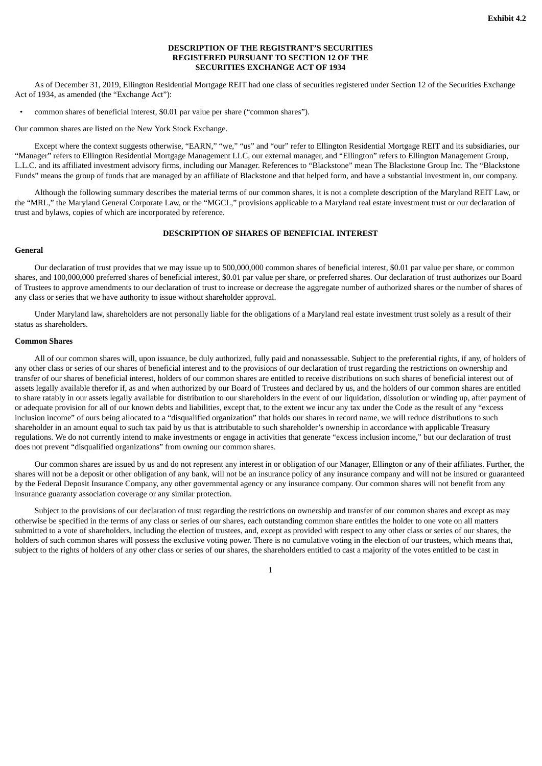**Exhibit 4.2**

# DESCRIPTION OF THE REGISTRANT'S SECURITIES REGISTERED PURSUANT TO SECTION 12 OF THE SECURITIES EXCHANGE ACT OF 1934

As of December 31, 2019, Ellington Residential Mortgage REIT had one class of securities registered under Section 12 of the Securities Exchange Act of 1934, as amended (the "Exchange Act"):

- common shares of beneficial interest, $0.01 par value per share ("common shares").

Our common shares are listed on the New York Stock Exchange.

Except where the context suggests otherwise, "EARN," "we," "us" and "our" refer to Ellington Residential Mortgage REIT and its subsidiaries, our "Manager" refers to Ellington Residential Mortgage Management LLC, our external manager, and "Ellington" refers to Ellington Management Group, L.L.C. and its affiliated investment advisory firms, including our Manager. References to "Blackstone" mean The Blackstone Group Inc. The "Blackstone Funds" means the group of funds that are managed by an affiliate of Blackstone and that helped form, and have a substantial investment in, our company.

Although the following summary describes the material terms of our common shares, it is not a complete description of the Maryland REIT Law, or the "MRL," the Maryland General Corporate Law, or the "MGCL," provisions applicable to a Maryland real estate investment trust or our declaration of trust and bylaws, copies of which are incorporated by reference.

## DESCRIPTION OF SHARES OF BENEFICIAL INTEREST

### General

Our declaration of trust provides that we may issue up to 500,000,000 common shares of beneficial interest, $0.01 par value per share, or common shares, and 100,000,000 preferred shares of beneficial interest, $0.01 par value per share, or preferred shares. Our declaration of trust authorizes our Board of Trustees to approve amendments to our declaration of trust to increase or decrease the aggregate number of authorized shares or the number of shares of any class or series that we have authority to issue without shareholder approval.

Under Maryland law, shareholders are not personally liable for the obligations of a Maryland real estate investment trust solely as a result of their status as shareholders.

### Common Shares

All of our common shares will, upon issuance, be duly authorized, fully paid and nonassessable. Subject to the preferential rights, if any, of holders of any other class or series of our shares of beneficial interest and to the provisions of our declaration of trust regarding the restrictions on ownership and transfer of our shares of beneficial interest, holders of our common shares are entitled to receive distributions on such shares of beneficial interest out of assets legally available therefor if, as and when authorized by our Board of Trustees and declared by us, and the holders of our common shares are entitled to share ratably in our assets legally available for distribution to our shareholders in the event of our liquidation, dissolution or winding up, after payment of or adequate provision for all of our known debts and liabilities, except that, to the extent we incur any tax under the Code as the result of any "excess inclusion income" of ours being allocated to a "disqualified organization" that holds our shares in record name, we will reduce distributions to such shareholder in an amount equal to such tax paid by us that is attributable to such shareholder's ownership in accordance with applicable Treasury regulations. We do not currently intend to make investments or engage in activities that generate "excess inclusion income," but our declaration of trust does not prevent "disqualified organizations" from owning our common shares.

Our common shares are issued by us and do not represent any interest in or obligation of our Manager, Ellington or any of their affiliates. Further, the shares will not be a deposit or other obligation of any bank, will not be an insurance policy of any insurance company and will not be insured or guaranteed by the Federal Deposit Insurance Company, any other governmental agency or any insurance company. Our common shares will not benefit from any insurance guaranty association coverage or any similar protection.

Subject to the provisions of our declaration of trust regarding the restrictions on ownership and transfer of our common shares and except as may otherwise be specified in the terms of any class or series of our shares, each outstanding common share entitles the holder to one vote on all matters submitted to a vote of shareholders, including the election of trustees, and, except as provided with respect to any other class or series of our shares, the holders of such common shares will possess the exclusive voting power. There is no cumulative voting in the election of our trustees, which means that, subject to the rights of holders of any other class or series of our shares, the shareholders entitled to cast a majority of the votes entitled to be cast in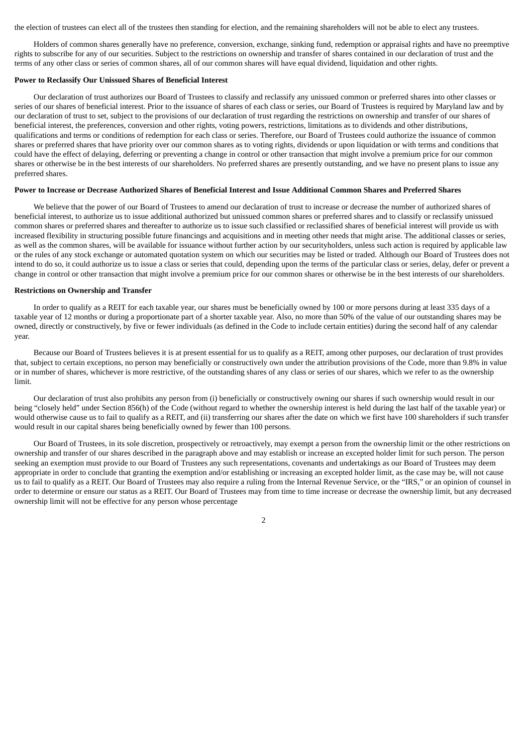the election of trustees can elect all of the trustees then standing for election, and the remaining shareholders will not be able to elect any trustees.

Holders of common shares generally have no preference, conversion, exchange, sinking fund, redemption or appraisal rights and have no preemptive rights to subscribe for any of our securities. Subject to the restrictions on ownership and transfer of shares contained in our declaration of trust and the terms of any other class or series of common shares, all of our common shares will have equal dividend, liquidation and other rights.

**Power to Reclassify Our Unissued Shares of Beneficial Interest**

Our declaration of trust authorizes our Board of Trustees to classify and reclassify any unissued common or preferred shares into other classes or series of our shares of beneficial interest. Prior to the issuance of shares of each class or series, our Board of Trustees is required by Maryland law and by our declaration of trust to set, subject to the provisions of our declaration of trust regarding the restrictions on ownership and transfer of our shares of beneficial interest, the preferences, conversion and other rights, voting powers, restrictions, limitations as to dividends and other distributions, qualifications and terms or conditions of redemption for each class or series. Therefore, our Board of Trustees could authorize the issuance of common shares or preferred shares that have priority over our common shares as to voting rights, dividends or upon liquidation or with terms and conditions that could have the effect of delaying, deferring or preventing a change in control or other transaction that might involve a premium price for our common shares or otherwise be in the best interests of our shareholders. No preferred shares are presently outstanding, and we have no present plans to issue any preferred shares.

**Power to Increase or Decrease Authorized Shares of Beneficial Interest and Issue Additional Common Shares and Preferred Shares**

We believe that the power of our Board of Trustees to amend our declaration of trust to increase or decrease the number of authorized shares of beneficial interest, to authorize us to issue additional authorized but unissued common shares or preferred shares and to classify or reclassify unissued common shares or preferred shares and thereafter to authorize us to issue such classified or reclassified shares of beneficial interest will provide us with increased flexibility in structuring possible future financings and acquisitions and in meeting other needs that might arise. The additional classes or series, as well as the common shares, will be available for issuance without further action by our securityholders, unless such action is required by applicable law or the rules of any stock exchange or automated quotation system on which our securities may be listed or traded. Although our Board of Trustees does not intend to do so, it could authorize us to issue a class or series that could, depending upon the terms of the particular class or series, delay, defer or prevent a change in control or other transaction that might involve a premium price for our common shares or otherwise be in the best interests of our shareholders.

**Restrictions on Ownership and Transfer**

In order to qualify as a REIT for each taxable year, our shares must be beneficially owned by 100 or more persons during at least 335 days of a taxable year of 12 months or during a proportionate part of a shorter taxable year. Also, no more than 50% of the value of our outstanding shares may be owned, directly or constructively, by five or fewer individuals (as defined in the Code to include certain entities) during the second half of any calendar year.

Because our Board of Trustees believes it is at present essential for us to qualify as a REIT, among other purposes, our declaration of trust provides that, subject to certain exceptions, no person may beneficially or constructively own under the attribution provisions of the Code, more than 9.8% in value or in number of shares, whichever is more restrictive, of the outstanding shares of any class or series of our shares, which we refer to as the ownership limit.

Our declaration of trust also prohibits any person from (i) beneficially or constructively owning our shares if such ownership would result in our being "closely held" under Section 856(h) of the Code (without regard to whether the ownership interest is held during the last half of the taxable year) or would otherwise cause us to fail to qualify as a REIT, and (ii) transferring our shares after the date on which we first have 100 shareholders if such transfer would result in our capital shares being beneficially owned by fewer than 100 persons.

Our Board of Trustees, in its sole discretion, prospectively or retroactively, may exempt a person from the ownership limit or the other restrictions on ownership and transfer of our shares described in the paragraph above and may establish or increase an excepted holder limit for such person. The person seeking an exemption must provide to our Board of Trustees any such representations, covenants and undertakings as our Board of Trustees may deem appropriate in order to conclude that granting the exemption and/or establishing or increasing an excepted holder limit, as the case may be, will not cause us to fail to qualify as a REIT. Our Board of Trustees may also require a ruling from the Internal Revenue Service, or the "IRS," or an opinion of counsel in order to determine or ensure our status as a REIT. Our Board of Trustees may from time to time increase or decrease the ownership limit, but any decreased ownership limit will not be effective for any person whose percentage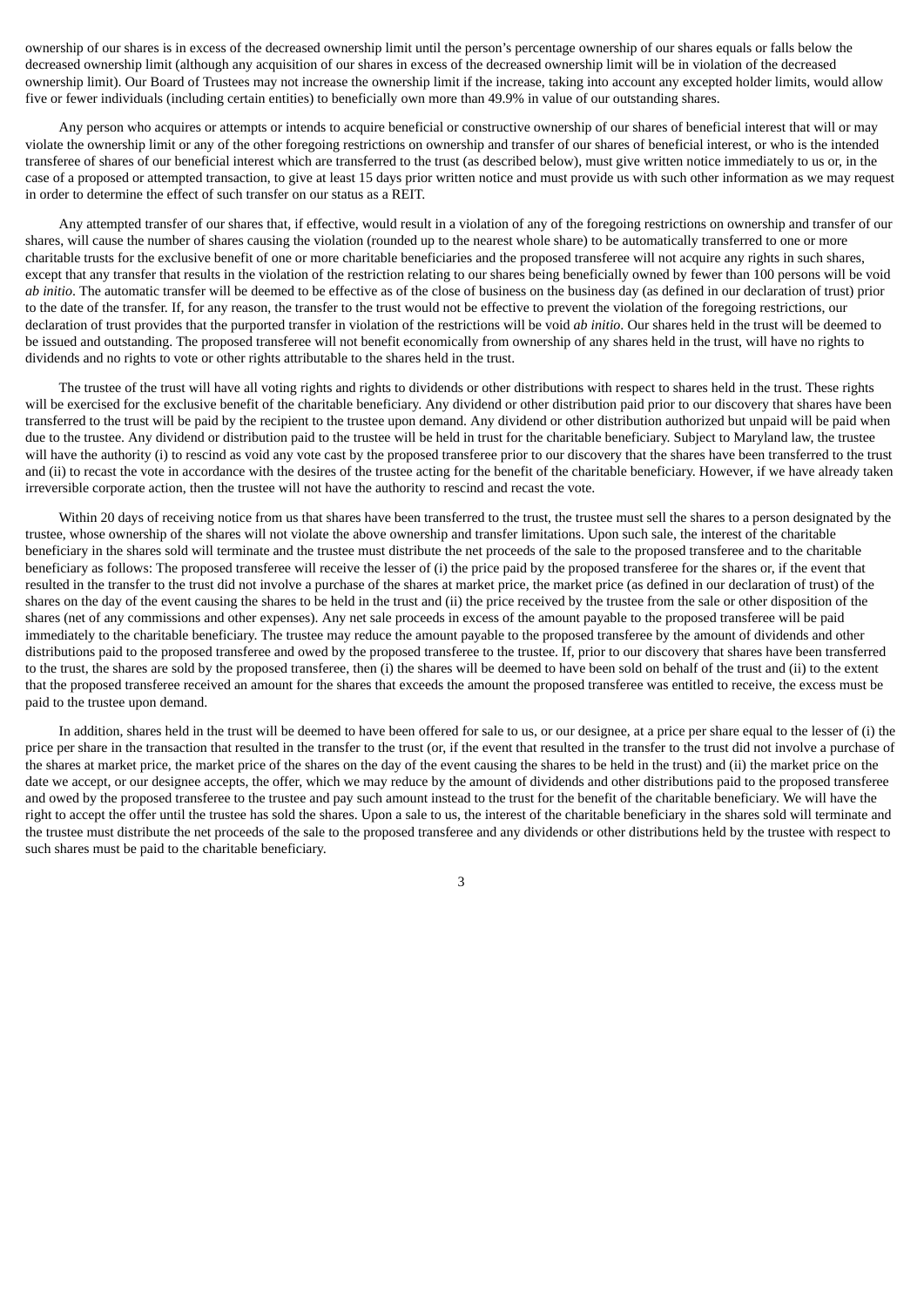ownership of our shares is in excess of the decreased ownership limit until the person's percentage ownership of our shares equals or falls below the decreased ownership limit (although any acquisition of our shares in excess of the decreased ownership limit will be in violation of the decreased ownership limit). Our Board of Trustees may not increase the ownership limit if the increase, taking into account any excepted holder limits, would allow five or fewer individuals (including certain entities) to beneficially own more than 49.9% in value of our outstanding shares.

Any person who acquires or attempts or intends to acquire beneficial or constructive ownership of our shares of beneficial interest that will or may violate the ownership limit or any of the other foregoing restrictions on ownership and transfer of our shares of beneficial interest, or who is the intended transferee of shares of our beneficial interest which are transferred to the trust (as described below), must give written notice immediately to us or, in the case of a proposed or attempted transaction, to give at least 15 days prior written notice and must provide us with such other information as we may request in order to determine the effect of such transfer on our status as a REIT.

Any attempted transfer of our shares that, if effective, would result in a violation of any of the foregoing restrictions on ownership and transfer of our shares, will cause the number of shares causing the violation (rounded up to the nearest whole share) to be automatically transferred to one or more charitable trusts for the exclusive benefit of one or more charitable beneficiaries and the proposed transferee will not acquire any rights in such shares, except that any transfer that results in the violation of the restriction relating to our shares being beneficially owned by fewer than 100 persons will be void *ab initio*. The automatic transfer will be deemed to be effective as of the close of business on the business day (as defined in our declaration of trust) prior to the date of the transfer. If, for any reason, the transfer to the trust would not be effective to prevent the violation of the foregoing restrictions, our declaration of trust provides that the purported transfer in violation of the restrictions will be void *ab initio*. Our shares held in the trust will be deemed to be issued and outstanding. The proposed transferee will not benefit economically from ownership of any shares held in the trust, will have no rights to dividends and no rights to vote or other rights attributable to the shares held in the trust.

The trustee of the trust will have all voting rights and rights to dividends or other distributions with respect to shares held in the trust. These rights will be exercised for the exclusive benefit of the charitable beneficiary. Any dividend or other distribution paid prior to our discovery that shares have been transferred to the trust will be paid by the recipient to the trustee upon demand. Any dividend or other distribution authorized but unpaid will be paid when due to the trustee. Any dividend or distribution paid to the trustee will be held in trust for the charitable beneficiary. Subject to Maryland law, the trustee will have the authority (i) to rescind as void any vote cast by the proposed transferee prior to our discovery that the shares have been transferred to the trust and (ii) to recast the vote in accordance with the desires of the trustee acting for the benefit of the charitable beneficiary. However, if we have already taken irreversible corporate action, then the trustee will not have the authority to rescind and recast the vote.

Within 20 days of receiving notice from us that shares have been transferred to the trust, the trustee must sell the shares to a person designated by the trustee, whose ownership of the shares will not violate the above ownership and transfer limitations. Upon such sale, the interest of the charitable beneficiary in the shares sold will terminate and the trustee must distribute the net proceeds of the sale to the proposed transferee and to the charitable beneficiary as follows: The proposed transferee will receive the lesser of (i) the price paid by the proposed transferee for the shares or, if the event that resulted in the transfer to the trust did not involve a purchase of the shares at market price, the market price (as defined in our declaration of trust) of the shares on the day of the event causing the shares to be held in the trust and (ii) the price received by the trustee from the sale or other disposition of the shares (net of any commissions and other expenses). Any net sale proceeds in excess of the amount payable to the proposed transferee will be paid immediately to the charitable beneficiary. The trustee may reduce the amount payable to the proposed transferee by the amount of dividends and other distributions paid to the proposed transferee and owed by the proposed transferee to the trustee. If, prior to our discovery that shares have been transferred to the trust, the shares are sold by the proposed transferee, then (i) the shares will be deemed to have been sold on behalf of the trust and (ii) to the extent that the proposed transferee received an amount for the shares that exceeds the amount the proposed transferee was entitled to receive, the excess must be paid to the trustee upon demand.

In addition, shares held in the trust will be deemed to have been offered for sale to us, or our designee, at a price per share equal to the lesser of (i) the price per share in the transaction that resulted in the transfer to the trust (or, if the event that resulted in the transfer to the trust did not involve a purchase of the shares at market price, the market price of the shares on the day of the event causing the shares to be held in the trust) and (ii) the market price on the date we accept, or our designee accepts, the offer, which we may reduce by the amount of dividends and other distributions paid to the proposed transferee and owed by the proposed transferee to the trustee and pay such amount instead to the trust for the benefit of the charitable beneficiary. We will have the right to accept the offer until the trustee has sold the shares. Upon a sale to us, the interest of the charitable beneficiary in the shares sold will terminate and the trustee must distribute the net proceeds of the sale to the proposed transferee and any dividends or other distributions held by the trustee with respect to such shares must be paid to the charitable beneficiary.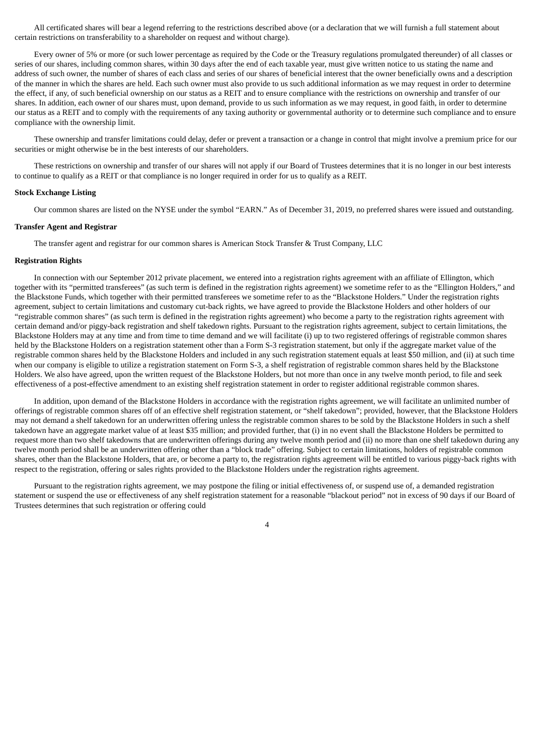All certificated shares will bear a legend referring to the restrictions described above (or a declaration that we will furnish a full statement about certain restrictions on transferability to a shareholder on request and without charge).

Every owner of 5% or more (or such lower percentage as required by the Code or the Treasury regulations promulgated thereunder) of all classes or series of our shares, including common shares, within 30 days after the end of each taxable year, must give written notice to us stating the name and address of such owner, the number of shares of each class and series of our shares of beneficial interest that the owner beneficially owns and a description of the manner in which the shares are held. Each such owner must also provide to us such additional information as we may request in order to determine the effect, if any, of such beneficial ownership on our status as a REIT and to ensure compliance with the restrictions on ownership and transfer of our shares. In addition, each owner of our shares must, upon demand, provide to us such information as we may request, in good faith, in order to determine our status as a REIT and to comply with the requirements of any taxing authority or governmental authority or to determine such compliance and to ensure compliance with the ownership limit.

These ownership and transfer limitations could delay, defer or prevent a transaction or a change in control that might involve a premium price for our securities or might otherwise be in the best interests of our shareholders.

These restrictions on ownership and transfer of our shares will not apply if our Board of Trustees determines that it is no longer in our best interests to continue to qualify as a REIT or that compliance is no longer required in order for us to qualify as a REIT.

**Stock Exchange Listing**

Our common shares are listed on the NYSE under the symbol "EARN." As of December 31, 2019, no preferred shares were issued and outstanding.

**Transfer Agent and Registrar**

The transfer agent and registrar for our common shares is American Stock Transfer & Trust Company, LLC

**Registration Rights**

In connection with our September 2012 private placement, we entered into a registration rights agreement with an affiliate of Ellington, which together with its "permitted transferees" (as such term is defined in the registration rights agreement) we sometime refer to as the "Ellington Holders," and the Blackstone Funds, which together with their permitted transferees we sometime refer to as the "Blackstone Holders." Under the registration rights agreement, subject to certain limitations and customary cut-back rights, we have agreed to provide the Blackstone Holders and other holders of our "registrable common shares" (as such term is defined in the registration rights agreement) who become a party to the registration rights agreement with certain demand and/or piggy-back registration and shelf takedown rights. Pursuant to the registration rights agreement, subject to certain limitations, the Blackstone Holders may at any time and from time to time demand and we will facilitate (i) up to two registered offerings of registrable common shares held by the Blackstone Holders on a registration statement other than a Form S-3 registration statement, but only if the aggregate market value of the registrable common shares held by the Blackstone Holders and included in any such registration statement equals at least $50 million, and (ii) at such time when our company is eligible to utilize a registration statement on Form S-3, a shelf registration of registrable common shares held by the Blackstone Holders. We also have agreed, upon the written request of the Blackstone Holders, but not more than once in any twelve month period, to file and seek effectiveness of a post-effective amendment to an existing shelf registration statement in order to register additional registrable common shares.

In addition, upon demand of the Blackstone Holders in accordance with the registration rights agreement, we will facilitate an unlimited number of offerings of registrable common shares off of an effective shelf registration statement, or "shelf takedown"; provided, however, that the Blackstone Holders may not demand a shelf takedown for an underwritten offering unless the registrable common shares to be sold by the Blackstone Holders in such a shelf takedown have an aggregate market value of at least $35 million; and provided further, that (i) in no event shall the Blackstone Holders be permitted to request more than two shelf takedowns that are underwritten offerings during any twelve month period and (ii) no more than one shelf takedown during any twelve month period shall be an underwritten offering other than a "block trade" offering. Subject to certain limitations, holders of registrable common shares, other than the Blackstone Holders, that are, or become a party to, the registration rights agreement will be entitled to various piggy-back rights with respect to the registration, offering or sales rights provided to the Blackstone Holders under the registration rights agreement.

Pursuant to the registration rights agreement, we may postpone the filing or initial effectiveness of, or suspend use of, a demanded registration statement or suspend the use or effectiveness of any shelf registration statement for a reasonable "blackout period" not in excess of 90 days if our Board of Trustees determines that such registration or offering could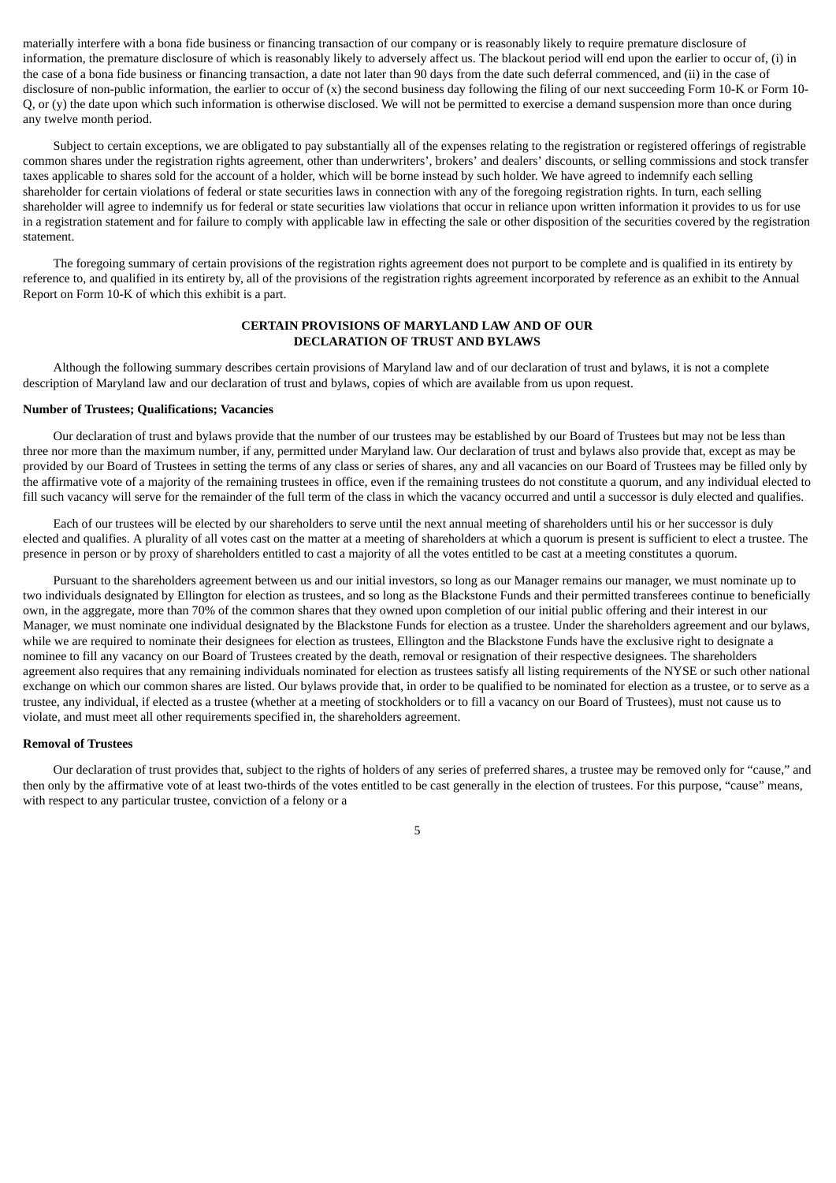materially interfere with a bona fide business or financing transaction of our company or is reasonably likely to require premature disclosure of information, the premature disclosure of which is reasonably likely to adversely affect us. The blackout period will end upon the earlier to occur of, (i) in the case of a bona fide business or financing transaction, a date not later than 90 days from the date such deferral commenced, and (ii) in the case of disclosure of non-public information, the earlier to occur of (x) the second business day following the filing of our next succeeding Form 10-K or Form 10-Q, or (y) the date upon which such information is otherwise disclosed. We will not be permitted to exercise a demand suspension more than once during any twelve month period.

Subject to certain exceptions, we are obligated to pay substantially all of the expenses relating to the registration or registered offerings of registrable common shares under the registration rights agreement, other than underwriters', brokers' and dealers' discounts, or selling commissions and stock transfer taxes applicable to shares sold for the account of a holder, which will be borne instead by such holder. We have agreed to indemnify each selling shareholder for certain violations of federal or state securities laws in connection with any of the foregoing registration rights. In turn, each selling shareholder will agree to indemnify us for federal or state securities law violations that occur in reliance upon written information it provides to us for use in a registration statement and for failure to comply with applicable law in effecting the sale or other disposition of the securities covered by the registration statement.

The foregoing summary of certain provisions of the registration rights agreement does not purport to be complete and is qualified in its entirety by reference to, and qualified in its entirety by, all of the provisions of the registration rights agreement incorporated by reference as an exhibit to the Annual Report on Form 10-K of which this exhibit is a part.

## CERTAIN PROVISIONS OF MARYLAND LAW AND OF OUR DECLARATION OF TRUST AND BYLAWS

Although the following summary describes certain provisions of Maryland law and of our declaration of trust and bylaws, it is not a complete description of Maryland law and our declaration of trust and bylaws, copies of which are available from us upon request.

### Number of Trustees; Qualifications; Vacancies

Our declaration of trust and bylaws provide that the number of our trustees may be established by our Board of Trustees but may not be less than three nor more than the maximum number, if any, permitted under Maryland law. Our declaration of trust and bylaws also provide that, except as may be provided by our Board of Trustees in setting the terms of any class or series of shares, any and all vacancies on our Board of Trustees may be filled only by the affirmative vote of a majority of the remaining trustees in office, even if the remaining trustees do not constitute a quorum, and any individual elected to fill such vacancy will serve for the remainder of the full term of the class in which the vacancy occurred and until a successor is duly elected and qualifies.

Each of our trustees will be elected by our shareholders to serve until the next annual meeting of shareholders until his or her successor is duly elected and qualifies. A plurality of all votes cast on the matter at a meeting of shareholders at which a quorum is present is sufficient to elect a trustee. The presence in person or by proxy of shareholders entitled to cast a majority of all the votes entitled to be cast at a meeting constitutes a quorum.

Pursuant to the shareholders agreement between us and our initial investors, so long as our Manager remains our manager, we must nominate up to two individuals designated by Ellington for election as trustees, and so long as the Blackstone Funds and their permitted transferees continue to beneficially own, in the aggregate, more than 70% of the common shares that they owned upon completion of our initial public offering and their interest in our Manager, we must nominate one individual designated by the Blackstone Funds for election as a trustee. Under the shareholders agreement and our bylaws, while we are required to nominate their designees for election as trustees, Ellington and the Blackstone Funds have the exclusive right to designate a nominee to fill any vacancy on our Board of Trustees created by the death, removal or resignation of their respective designees. The shareholders agreement also requires that any remaining individuals nominated for election as trustees satisfy all listing requirements of the NYSE or such other national exchange on which our common shares are listed. Our bylaws provide that, in order to be qualified to be nominated for election as a trustee, or to serve as a trustee, any individual, if elected as a trustee (whether at a meeting of stockholders or to fill a vacancy on our Board of Trustees), must not cause us to violate, and must meet all other requirements specified in, the shareholders agreement.

### Removal of Trustees

Our declaration of trust provides that, subject to the rights of holders of any series of preferred shares, a trustee may be removed only for "cause," and then only by the affirmative vote of at least two-thirds of the votes entitled to be cast generally in the election of trustees. For this purpose, "cause" means, with respect to any particular trustee, conviction of a felony or a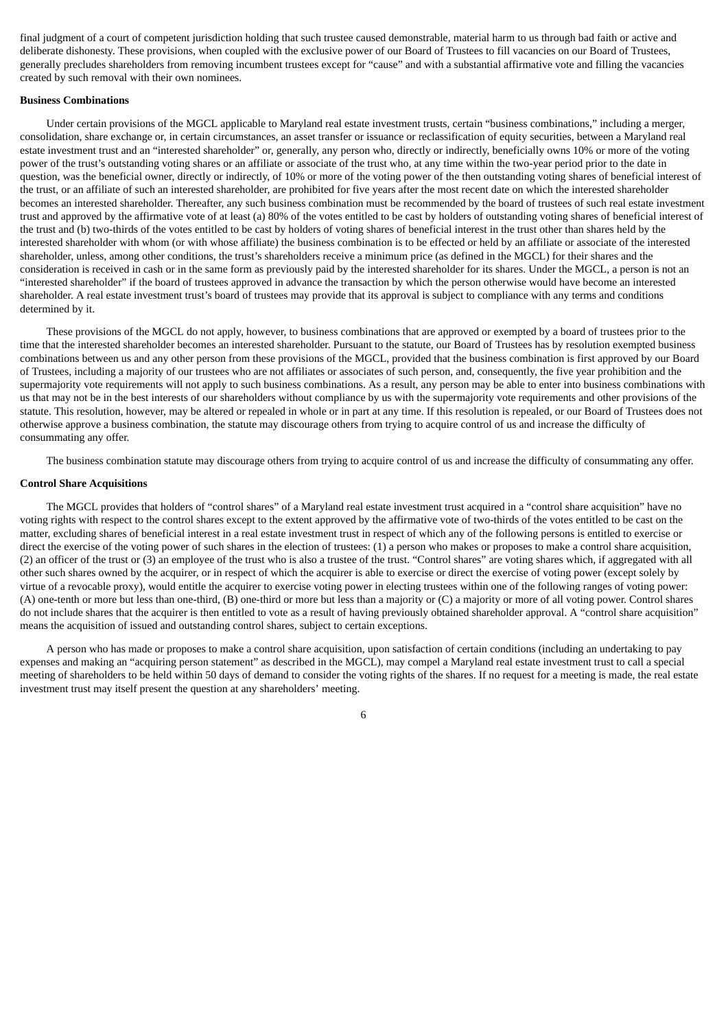final judgment of a court of competent jurisdiction holding that such trustee caused demonstrable, material harm to us through bad faith or active and deliberate dishonesty. These provisions, when coupled with the exclusive power of our Board of Trustees to fill vacancies on our Board of Trustees, generally precludes shareholders from removing incumbent trustees except for "cause" and with a substantial affirmative vote and filling the vacancies created by such removal with their own nominees.

**Business Combinations**

Under certain provisions of the MGCL applicable to Maryland real estate investment trusts, certain "business combinations," including a merger, consolidation, share exchange or, in certain circumstances, an asset transfer or issuance or reclassification of equity securities, between a Maryland real estate investment trust and an "interested shareholder" or, generally, any person who, directly or indirectly, beneficially owns 10% or more of the voting power of the trust's outstanding voting shares or an affiliate or associate of the trust who, at any time within the two-year period prior to the date in question, was the beneficial owner, directly or indirectly, of 10% or more of the voting power of the then outstanding voting shares of beneficial interest of the trust, or an affiliate of such an interested shareholder, are prohibited for five years after the most recent date on which the interested shareholder becomes an interested shareholder. Thereafter, any such business combination must be recommended by the board of trustees of such real estate investment trust and approved by the affirmative vote of at least (a) 80% of the votes entitled to be cast by holders of outstanding voting shares of beneficial interest of the trust and (b) two-thirds of the votes entitled to be cast by holders of voting shares of beneficial interest in the trust other than shares held by the interested shareholder with whom (or with whose affiliate) the business combination is to be effected or held by an affiliate or associate of the interested shareholder, unless, among other conditions, the trust's shareholders receive a minimum price (as defined in the MGCL) for their shares and the consideration is received in cash or in the same form as previously paid by the interested shareholder for its shares. Under the MGCL, a person is not an "interested shareholder" if the board of trustees approved in advance the transaction by which the person otherwise would have become an interested shareholder. A real estate investment trust's board of trustees may provide that its approval is subject to compliance with any terms and conditions determined by it.

These provisions of the MGCL do not apply, however, to business combinations that are approved or exempted by a board of trustees prior to the time that the interested shareholder becomes an interested shareholder. Pursuant to the statute, our Board of Trustees has by resolution exempted business combinations between us and any other person from these provisions of the MGCL, provided that the business combination is first approved by our Board of Trustees, including a majority of our trustees who are not affiliates or associates of such person, and, consequently, the five year prohibition and the supermajority vote requirements will not apply to such business combinations. As a result, any person may be able to enter into business combinations with us that may not be in the best interests of our shareholders without compliance by us with the supermajority vote requirements and other provisions of the statute. This resolution, however, may be altered or repealed in whole or in part at any time. If this resolution is repealed, or our Board of Trustees does not otherwise approve a business combination, the statute may discourage others from trying to acquire control of us and increase the difficulty of consummating any offer.

The business combination statute may discourage others from trying to acquire control of us and increase the difficulty of consummating any offer.

**Control Share Acquisitions**

The MGCL provides that holders of "control shares" of a Maryland real estate investment trust acquired in a "control share acquisition" have no voting rights with respect to the control shares except to the extent approved by the affirmative vote of two-thirds of the votes entitled to be cast on the matter, excluding shares of beneficial interest in a real estate investment trust in respect of which any of the following persons is entitled to exercise or direct the exercise of the voting power of such shares in the election of trustees: (1) a person who makes or proposes to make a control share acquisition, (2) an officer of the trust or (3) an employee of the trust who is also a trustee of the trust. "Control shares" are voting shares which, if aggregated with all other such shares owned by the acquirer, or in respect of which the acquirer is able to exercise or direct the exercise of voting power (except solely by virtue of a revocable proxy), would entitle the acquirer to exercise voting power in electing trustees within one of the following ranges of voting power: (A) one-tenth or more but less than one-third, (B) one-third or more but less than a majority or (C) a majority or more of all voting power. Control shares do not include shares that the acquirer is then entitled to vote as a result of having previously obtained shareholder approval. A "control share acquisition" means the acquisition of issued and outstanding control shares, subject to certain exceptions.

A person who has made or proposes to make a control share acquisition, upon satisfaction of certain conditions (including an undertaking to pay expenses and making an "acquiring person statement" as described in the MGCL), may compel a Maryland real estate investment trust to call a special meeting of shareholders to be held within 50 days of demand to consider the voting rights of the shares. If no request for a meeting is made, the real estate investment trust may itself present the question at any shareholders' meeting.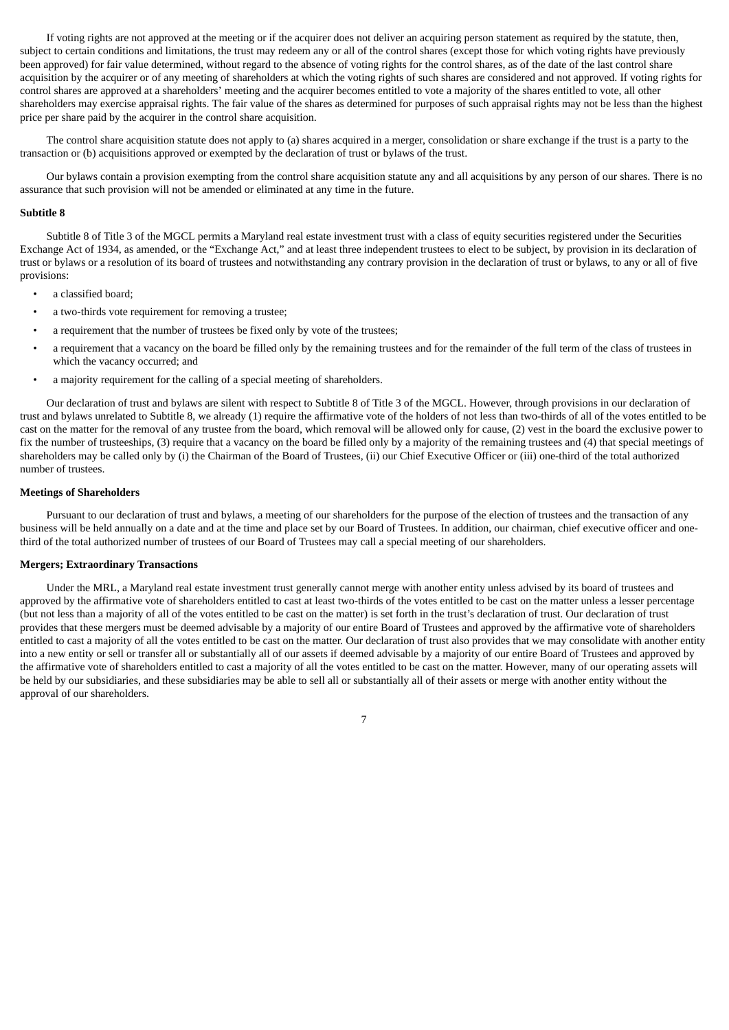If voting rights are not approved at the meeting or if the acquirer does not deliver an acquiring person statement as required by the statute, then, subject to certain conditions and limitations, the trust may redeem any or all of the control shares (except those for which voting rights have previously been approved) for fair value determined, without regard to the absence of voting rights for the control shares, as of the date of the last control share acquisition by the acquirer or of any meeting of shareholders at which the voting rights of such shares are considered and not approved. If voting rights for control shares are approved at a shareholders' meeting and the acquirer becomes entitled to vote a majority of the shares entitled to vote, all other shareholders may exercise appraisal rights. The fair value of the shares as determined for purposes of such appraisal rights may not be less than the highest price per share paid by the acquirer in the control share acquisition.

The control share acquisition statute does not apply to (a) shares acquired in a merger, consolidation or share exchange if the trust is a party to the transaction or (b) acquisitions approved or exempted by the declaration of trust or bylaws of the trust.

Our bylaws contain a provision exempting from the control share acquisition statute any and all acquisitions by any person of our shares. There is no assurance that such provision will not be amended or eliminated at any time in the future.

**Subtitle 8**

Subtitle 8 of Title 3 of the MGCL permits a Maryland real estate investment trust with a class of equity securities registered under the Securities Exchange Act of 1934, as amended, or the "Exchange Act," and at least three independent trustees to elect to be subject, by provision in its declaration of trust or bylaws or a resolution of its board of trustees and notwithstanding any contrary provision in the declaration of trust or bylaws, to any or all of five provisions:

- a classified board;
- a two-thirds vote requirement for removing a trustee;
- a requirement that the number of trustees be fixed only by vote of the trustees;
- a requirement that a vacancy on the board be filled only by the remaining trustees and for the remainder of the full term of the class of trustees in which the vacancy occurred; and
- a majority requirement for the calling of a special meeting of shareholders.

Our declaration of trust and bylaws are silent with respect to Subtitle 8 of Title 3 of the MGCL. However, through provisions in our declaration of trust and bylaws unrelated to Subtitle 8, we already (1) require the affirmative vote of the holders of not less than two-thirds of all of the votes entitled to be cast on the matter for the removal of any trustee from the board, which removal will be allowed only for cause, (2) vest in the board the exclusive power to fix the number of trusteeships, (3) require that a vacancy on the board be filled only by a majority of the remaining trustees and (4) that special meetings of shareholders may be called only by (i) the Chairman of the Board of Trustees, (ii) our Chief Executive Officer or (iii) one-third of the total authorized number of trustees.

**Meetings of Shareholders**

Pursuant to our declaration of trust and bylaws, a meeting of our shareholders for the purpose of the election of trustees and the transaction of any business will be held annually on a date and at the time and place set by our Board of Trustees. In addition, our chairman, chief executive officer and one-third of the total authorized number of trustees of our Board of Trustees may call a special meeting of our shareholders.

**Mergers; Extraordinary Transactions**

Under the MRL, a Maryland real estate investment trust generally cannot merge with another entity unless advised by its board of trustees and approved by the affirmative vote of shareholders entitled to cast at least two-thirds of the votes entitled to be cast on the matter unless a lesser percentage (but not less than a majority of all of the votes entitled to be cast on the matter) is set forth in the trust's declaration of trust. Our declaration of trust provides that these mergers must be deemed advisable by a majority of our entire Board of Trustees and approved by the affirmative vote of shareholders entitled to cast a majority of all the votes entitled to be cast on the matter. Our declaration of trust also provides that we may consolidate with another entity into a new entity or sell or transfer all or substantially all of our assets if deemed advisable by a majority of our entire Board of Trustees and approved by the affirmative vote of shareholders entitled to cast a majority of all the votes entitled to be cast on the matter. However, many of our operating assets will be held by our subsidiaries, and these subsidiaries may be able to sell all or substantially all of their assets or merge with another entity without the approval of our shareholders.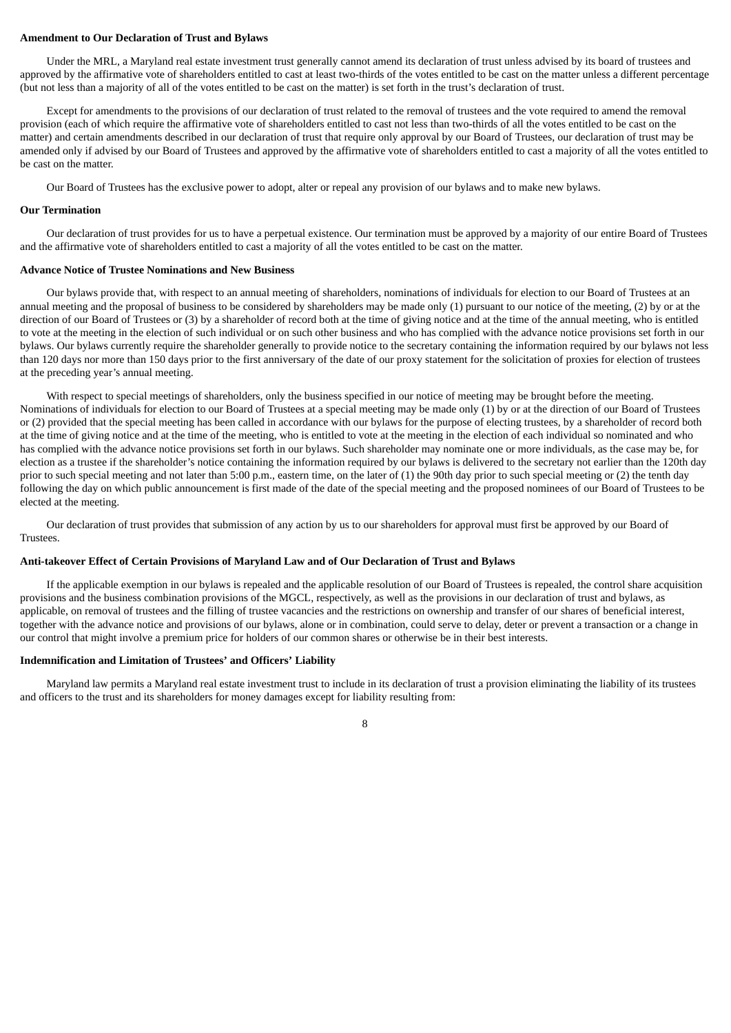**Amendment to Our Declaration of Trust and Bylaws**

Under the MRL, a Maryland real estate investment trust generally cannot amend its declaration of trust unless advised by its board of trustees and approved by the affirmative vote of shareholders entitled to cast at least two-thirds of the votes entitled to be cast on the matter unless a different percentage (but not less than a majority of all of the votes entitled to be cast on the matter) is set forth in the trust's declaration of trust.

Except for amendments to the provisions of our declaration of trust related to the removal of trustees and the vote required to amend the removal provision (each of which require the affirmative vote of shareholders entitled to cast not less than two-thirds of all the votes entitled to be cast on the matter) and certain amendments described in our declaration of trust that require only approval by our Board of Trustees, our declaration of trust may be amended only if advised by our Board of Trustees and approved by the affirmative vote of shareholders entitled to cast a majority of all the votes entitled to be cast on the matter.

Our Board of Trustees has the exclusive power to adopt, alter or repeal any provision of our bylaws and to make new bylaws.

**Our Termination**

Our declaration of trust provides for us to have a perpetual existence. Our termination must be approved by a majority of our entire Board of Trustees and the affirmative vote of shareholders entitled to cast a majority of all the votes entitled to be cast on the matter.

**Advance Notice of Trustee Nominations and New Business**

Our bylaws provide that, with respect to an annual meeting of shareholders, nominations of individuals for election to our Board of Trustees at an annual meeting and the proposal of business to be considered by shareholders may be made only (1) pursuant to our notice of the meeting, (2) by or at the direction of our Board of Trustees or (3) by a shareholder of record both at the time of giving notice and at the time of the annual meeting, who is entitled to vote at the meeting in the election of such individual or on such other business and who has complied with the advance notice provisions set forth in our bylaws. Our bylaws currently require the shareholder generally to provide notice to the secretary containing the information required by our bylaws not less than 120 days nor more than 150 days prior to the first anniversary of the date of our proxy statement for the solicitation of proxies for election of trustees at the preceding year's annual meeting.

With respect to special meetings of shareholders, only the business specified in our notice of meeting may be brought before the meeting. Nominations of individuals for election to our Board of Trustees at a special meeting may be made only (1) by or at the direction of our Board of Trustees or (2) provided that the special meeting has been called in accordance with our bylaws for the purpose of electing trustees, by a shareholder of record both at the time of giving notice and at the time of the meeting, who is entitled to vote at the meeting in the election of each individual so nominated and who has complied with the advance notice provisions set forth in our bylaws. Such shareholder may nominate one or more individuals, as the case may be, for election as a trustee if the shareholder's notice containing the information required by our bylaws is delivered to the secretary not earlier than the 120th day prior to such special meeting and not later than 5:00 p.m., eastern time, on the later of (1) the 90th day prior to such special meeting or (2) the tenth day following the day on which public announcement is first made of the date of the special meeting and the proposed nominees of our Board of Trustees to be elected at the meeting.

Our declaration of trust provides that submission of any action by us to our shareholders for approval must first be approved by our Board of Trustees.

**Anti-takeover Effect of Certain Provisions of Maryland Law and of Our Declaration of Trust and Bylaws**

If the applicable exemption in our bylaws is repealed and the applicable resolution of our Board of Trustees is repealed, the control share acquisition provisions and the business combination provisions of the MGCL, respectively, as well as the provisions in our declaration of trust and bylaws, as applicable, on removal of trustees and the filling of trustee vacancies and the restrictions on ownership and transfer of our shares of beneficial interest, together with the advance notice and provisions of our bylaws, alone or in combination, could serve to delay, deter or prevent a transaction or a change in our control that might involve a premium price for holders of our common shares or otherwise be in their best interests.

**Indemnification and Limitation of Trustees' and Officers' Liability**

Maryland law permits a Maryland real estate investment trust to include in its declaration of trust a provision eliminating the liability of its trustees and officers to the trust and its shareholders for money damages except for liability resulting from: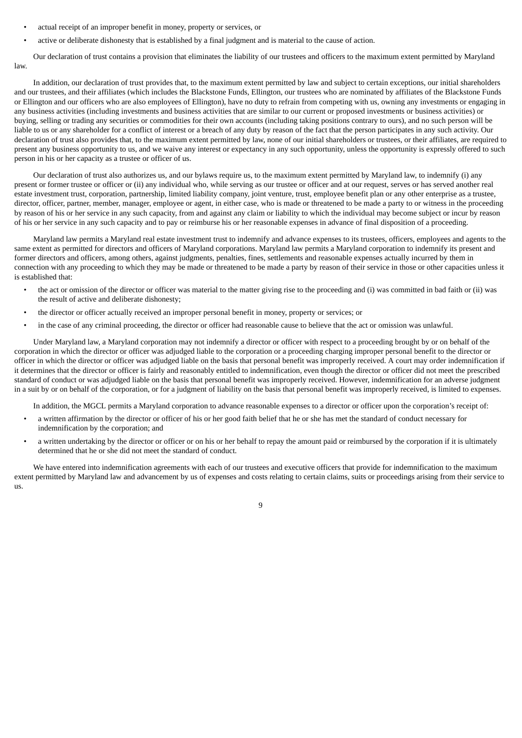- actual receipt of an improper benefit in money, property or services, or
- active or deliberate dishonesty that is established by a final judgment and is material to the cause of action.

Our declaration of trust contains a provision that eliminates the liability of our trustees and officers to the maximum extent permitted by Maryland law.

In addition, our declaration of trust provides that, to the maximum extent permitted by law and subject to certain exceptions, our initial shareholders and our trustees, and their affiliates (which includes the Blackstone Funds, Ellington, our trustees who are nominated by affiliates of the Blackstone Funds or Ellington and our officers who are also employees of Ellington), have no duty to refrain from competing with us, owning any investments or engaging in any business activities (including investments and business activities that are similar to our current or proposed investments or business activities) or buying, selling or trading any securities or commodities for their own accounts (including taking positions contrary to ours), and no such person will be liable to us or any shareholder for a conflict of interest or a breach of any duty by reason of the fact that the person participates in any such activity. Our declaration of trust also provides that, to the maximum extent permitted by law, none of our initial shareholders or trustees, or their affiliates, are required to present any business opportunity to us, and we waive any interest or expectancy in any such opportunity, unless the opportunity is expressly offered to such person in his or her capacity as a trustee or officer of us.

Our declaration of trust also authorizes us, and our bylaws require us, to the maximum extent permitted by Maryland law, to indemnify (i) any present or former trustee or officer or (ii) any individual who, while serving as our trustee or officer and at our request, serves or has served another real estate investment trust, corporation, partnership, limited liability company, joint venture, trust, employee benefit plan or any other enterprise as a trustee, director, officer, partner, member, manager, employee or agent, in either case, who is made or threatened to be made a party to or witness in the proceeding by reason of his or her service in any such capacity, from and against any claim or liability to which the individual may become subject or incur by reason of his or her service in any such capacity and to pay or reimburse his or her reasonable expenses in advance of final disposition of a proceeding.

Maryland law permits a Maryland real estate investment trust to indemnify and advance expenses to its trustees, officers, employees and agents to the same extent as permitted for directors and officers of Maryland corporations. Maryland law permits a Maryland corporation to indemnify its present and former directors and officers, among others, against judgments, penalties, fines, settlements and reasonable expenses actually incurred by them in connection with any proceeding to which they may be made or threatened to be made a party by reason of their service in those or other capacities unless it is established that:

- the act or omission of the director or officer was material to the matter giving rise to the proceeding and (i) was committed in bad faith or (ii) was the result of active and deliberate dishonesty;
- the director or officer actually received an improper personal benefit in money, property or services; or
- in the case of any criminal proceeding, the director or officer had reasonable cause to believe that the act or omission was unlawful.

Under Maryland law, a Maryland corporation may not indemnify a director or officer with respect to a proceeding brought by or on behalf of the corporation in which the director or officer was adjudged liable to the corporation or a proceeding charging improper personal benefit to the director or officer in which the director or officer was adjudged liable on the basis that personal benefit was improperly received. A court may order indemnification if it determines that the director or officer is fairly and reasonably entitled to indemnification, even though the director or officer did not meet the prescribed standard of conduct or was adjudged liable on the basis that personal benefit was improperly received. However, indemnification for an adverse judgment in a suit by or on behalf of the corporation, or for a judgment of liability on the basis that personal benefit was improperly received, is limited to expenses.

In addition, the MGCL permits a Maryland corporation to advance reasonable expenses to a director or officer upon the corporation's receipt of:

- a written affirmation by the director or officer of his or her good faith belief that he or she has met the standard of conduct necessary for indemnification by the corporation; and
- a written undertaking by the director or officer or on his or her behalf to repay the amount paid or reimbursed by the corporation if it is ultimately determined that he or she did not meet the standard of conduct.

We have entered into indemnification agreements with each of our trustees and executive officers that provide for indemnification to the maximum extent permitted by Maryland law and advancement by us of expenses and costs relating to certain claims, suits or proceedings arising from their service to us.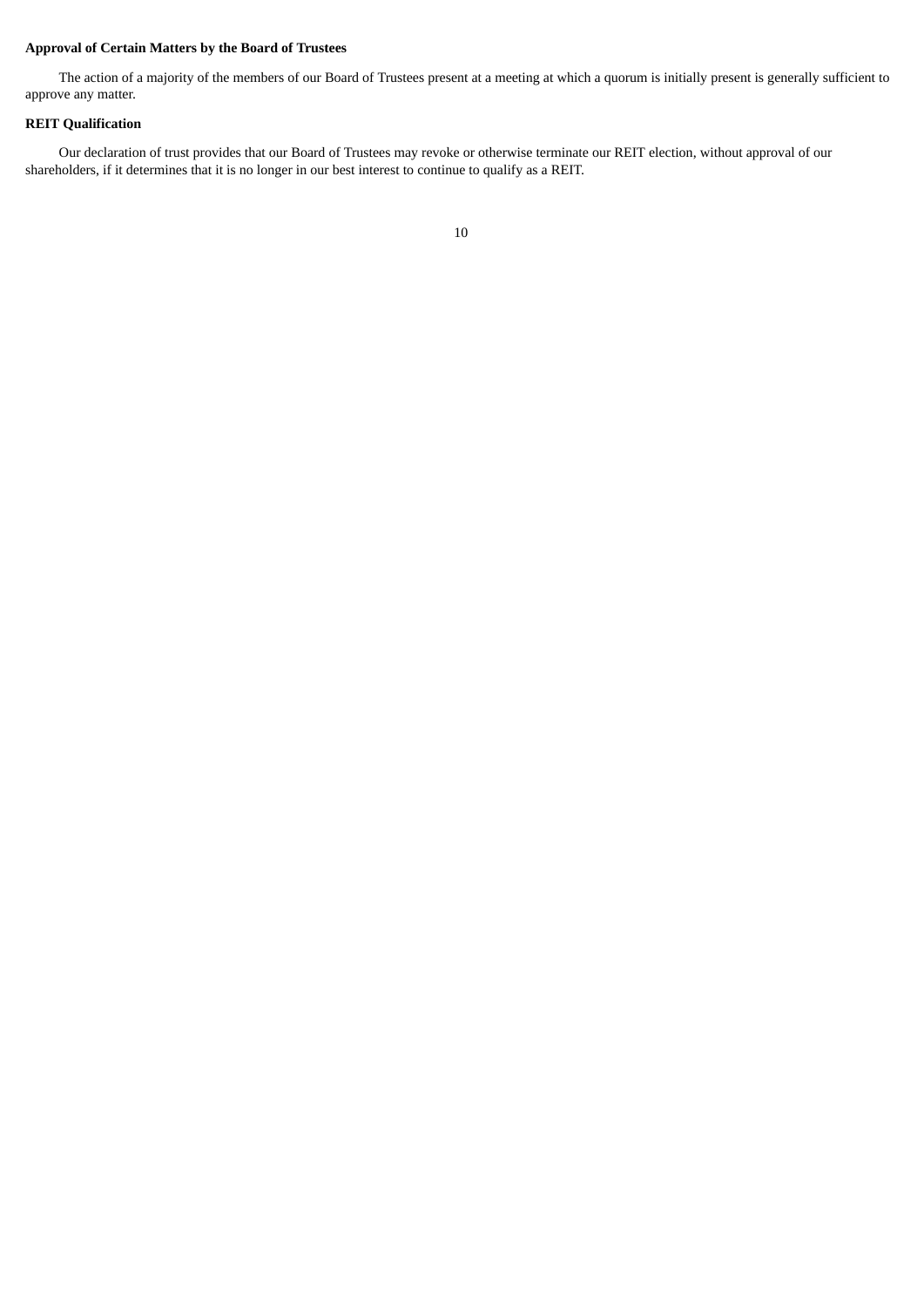**Approval of Certain Matters by the Board of Trustees**

The action of a majority of the members of our Board of Trustees present at a meeting at which a quorum is initially present is generally sufficient to approve any matter.

**REIT Qualification**

Our declaration of trust provides that our Board of Trustees may revoke or otherwise terminate our REIT election, without approval of our shareholders, if it determines that it is no longer in our best interest to continue to qualify as a REIT.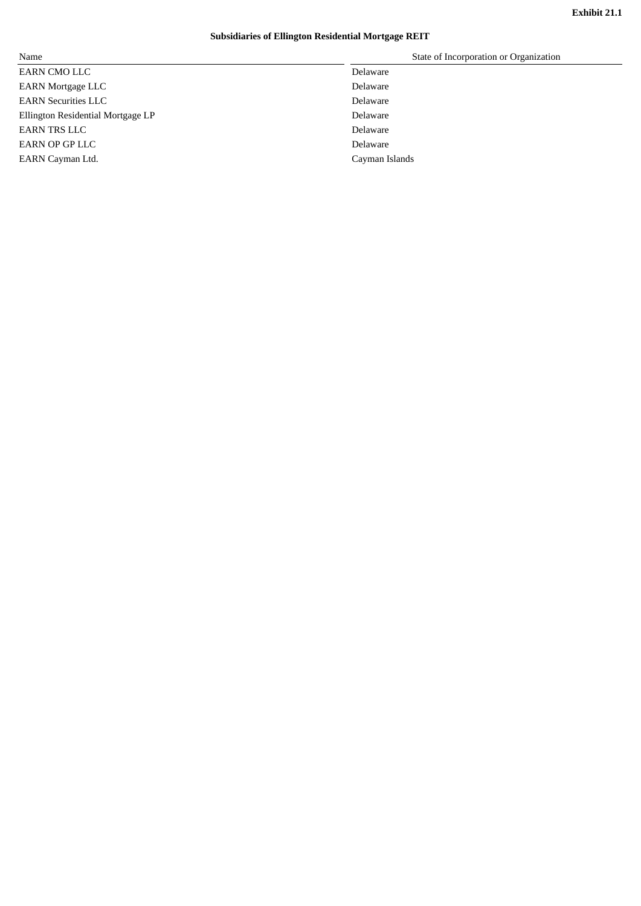**Exhibit 21.1**

**Subsidiaries of Ellington Residential Mortgage REIT**

| Name | State of Incorporation or Organization |
|---|---|
| EARN CMO LLC | Delaware |
| EARN Mortgage LLC | Delaware |
| EARN Securities LLC | Delaware |
| Ellington Residential Mortgage LP | Delaware |
| EARN TRS LLC | Delaware |
| EARN OP GP LLC | Delaware |
| EARN Cayman Ltd. | Cayman Islands |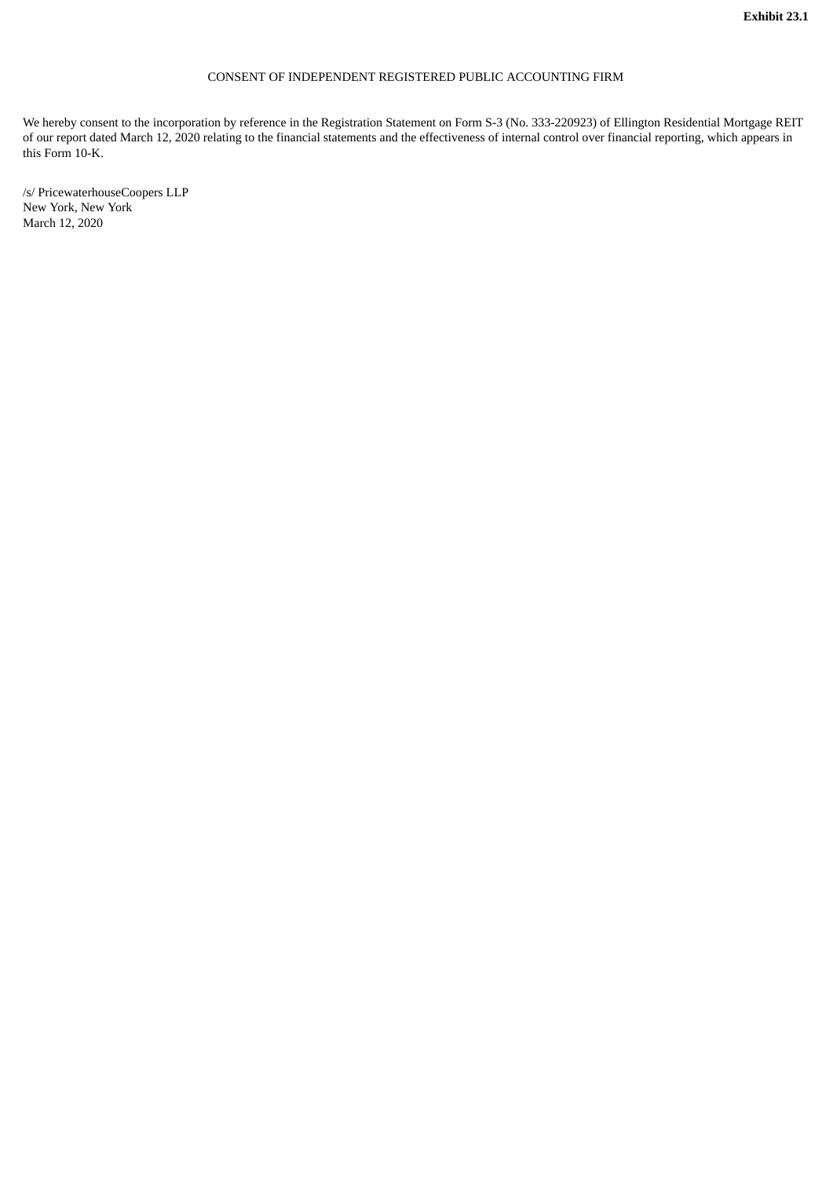**Exhibit 23.1**

CONSENT OF INDEPENDENT REGISTERED PUBLIC ACCOUNTING FIRM

We hereby consent to the incorporation by reference in the Registration Statement on Form S-3 (No. 333-220923) of Ellington Residential Mortgage REIT of our report dated March 12, 2020 relating to the financial statements and the effectiveness of internal control over financial reporting, which appears in this Form 10-K.

/s/ PricewaterhouseCoopers LLP
New York, New York
March 12, 2020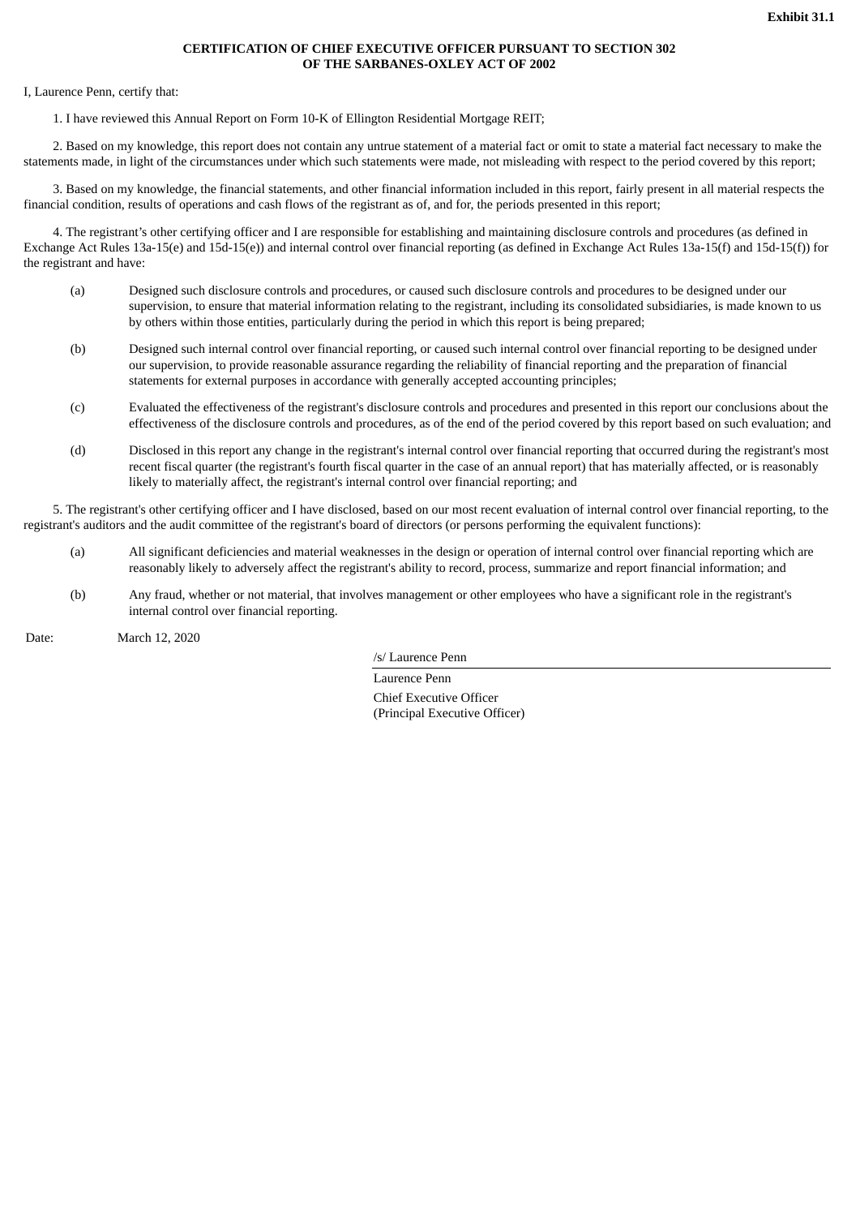**Exhibit 31.1**

**CERTIFICATION OF CHIEF EXECUTIVE OFFICER PURSUANT TO SECTION 302 OF THE SARBANES-OXLEY ACT OF 2002**

I, Laurence Penn, certify that:

1. I have reviewed this Annual Report on Form 10-K of Ellington Residential Mortgage REIT;

2. Based on my knowledge, this report does not contain any untrue statement of a material fact or omit to state a material fact necessary to make the statements made, in light of the circumstances under which such statements were made, not misleading with respect to the period covered by this report;

3. Based on my knowledge, the financial statements, and other financial information included in this report, fairly present in all material respects the financial condition, results of operations and cash flows of the registrant as of, and for, the periods presented in this report;

4. The registrant's other certifying officer and I are responsible for establishing and maintaining disclosure controls and procedures (as defined in Exchange Act Rules 13a-15(e) and 15d-15(e)) and internal control over financial reporting (as defined in Exchange Act Rules 13a-15(f) and 15d-15(f)) for the registrant and have:

(a) Designed such disclosure controls and procedures, or caused such disclosure controls and procedures to be designed under our supervision, to ensure that material information relating to the registrant, including its consolidated subsidiaries, is made known to us by others within those entities, particularly during the period in which this report is being prepared;

(b) Designed such internal control over financial reporting, or caused such internal control over financial reporting to be designed under our supervision, to provide reasonable assurance regarding the reliability of financial reporting and the preparation of financial statements for external purposes in accordance with generally accepted accounting principles;

(c) Evaluated the effectiveness of the registrant's disclosure controls and procedures and presented in this report our conclusions about the effectiveness of the disclosure controls and procedures, as of the end of the period covered by this report based on such evaluation; and

(d) Disclosed in this report any change in the registrant's internal control over financial reporting that occurred during the registrant's most recent fiscal quarter (the registrant's fourth fiscal quarter in the case of an annual report) that has materially affected, or is reasonably likely to materially affect, the registrant's internal control over financial reporting; and

5. The registrant's other certifying officer and I have disclosed, based on our most recent evaluation of internal control over financial reporting, to the registrant's auditors and the audit committee of the registrant's board of directors (or persons performing the equivalent functions):

(a) All significant deficiencies and material weaknesses in the design or operation of internal control over financial reporting which are reasonably likely to adversely affect the registrant's ability to record, process, summarize and report financial information; and

(b) Any fraud, whether or not material, that involves management or other employees who have a significant role in the registrant's internal control over financial reporting.

Date: March 12, 2020

/s/ Laurence Penn

Laurence Penn
Chief Executive Officer
(Principal Executive Officer)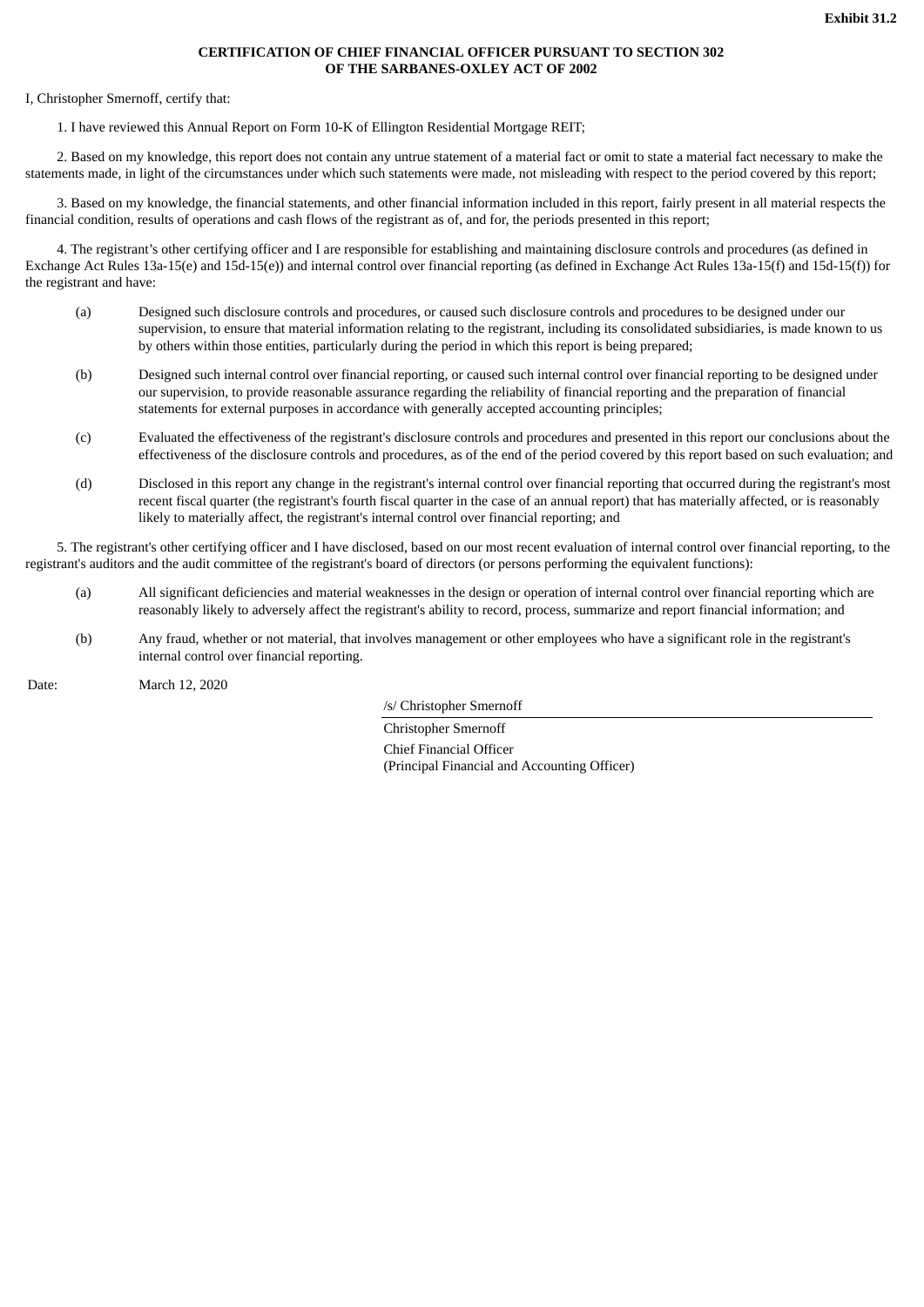**Exhibit 31.2**

**CERTIFICATION OF CHIEF FINANCIAL OFFICER PURSUANT TO SECTION 302 OF THE SARBANES-OXLEY ACT OF 2002**

I, Christopher Smernoff, certify that:

1. I have reviewed this Annual Report on Form 10-K of Ellington Residential Mortgage REIT;

2. Based on my knowledge, this report does not contain any untrue statement of a material fact or omit to state a material fact necessary to make the statements made, in light of the circumstances under which such statements were made, not misleading with respect to the period covered by this report;

3. Based on my knowledge, the financial statements, and other financial information included in this report, fairly present in all material respects the financial condition, results of operations and cash flows of the registrant as of, and for, the periods presented in this report;

4. The registrant’s other certifying officer and I are responsible for establishing and maintaining disclosure controls and procedures (as defined in Exchange Act Rules 13a-15(e) and 15d-15(e)) and internal control over financial reporting (as defined in Exchange Act Rules 13a-15(f) and 15d-15(f)) for the registrant and have:

(a) Designed such disclosure controls and procedures, or caused such disclosure controls and procedures to be designed under our supervision, to ensure that material information relating to the registrant, including its consolidated subsidiaries, is made known to us by others within those entities, particularly during the period in which this report is being prepared;

(b) Designed such internal control over financial reporting, or caused such internal control over financial reporting to be designed under our supervision, to provide reasonable assurance regarding the reliability of financial reporting and the preparation of financial statements for external purposes in accordance with generally accepted accounting principles;

(c) Evaluated the effectiveness of the registrant's disclosure controls and procedures and presented in this report our conclusions about the effectiveness of the disclosure controls and procedures, as of the end of the period covered by this report based on such evaluation; and

(d) Disclosed in this report any change in the registrant's internal control over financial reporting that occurred during the registrant's most recent fiscal quarter (the registrant's fourth fiscal quarter in the case of an annual report) that has materially affected, or is reasonably likely to materially affect, the registrant's internal control over financial reporting; and

5. The registrant's other certifying officer and I have disclosed, based on our most recent evaluation of internal control over financial reporting, to the registrant's auditors and the audit committee of the registrant's board of directors (or persons performing the equivalent functions):

(a) All significant deficiencies and material weaknesses in the design or operation of internal control over financial reporting which are reasonably likely to adversely affect the registrant's ability to record, process, summarize and report financial information; and

(b) Any fraud, whether or not material, that involves management or other employees who have a significant role in the registrant's internal control over financial reporting.

Date: March 12, 2020

/s/ Christopher Smernoff

Christopher Smernoff
Chief Financial Officer
(Principal Financial and Accounting Officer)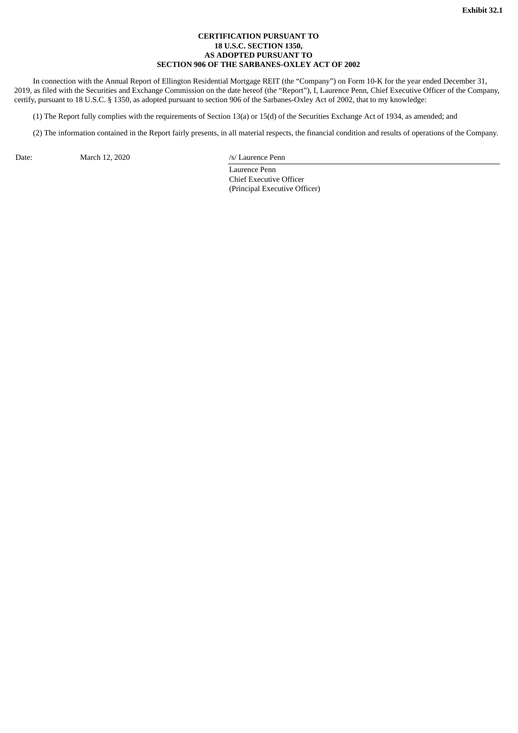**Exhibit 32.1**

**CERTIFICATION PURSUANT TO
18 U.S.C. SECTION 1350,
AS ADOPTED PURSUANT TO
SECTION 906 OF THE SARBANES-OXLEY ACT OF 2002**

In connection with the Annual Report of Ellington Residential Mortgage REIT (the "Company") on Form 10-K for the year ended December 31, 2019, as filed with the Securities and Exchange Commission on the date hereof (the "Report"), I, Laurence Penn, Chief Executive Officer of the Company, certify, pursuant to 18 U.S.C. § 1350, as adopted pursuant to section 906 of the Sarbanes-Oxley Act of 2002, that to my knowledge:

(1) The Report fully complies with the requirements of Section 13(a) or 15(d) of the Securities Exchange Act of 1934, as amended; and

(2) The information contained in the Report fairly presents, in all material respects, the financial condition and results of operations of the Company.

Date: March 12, 2020

/s/ Laurence Penn

Laurence Penn
Chief Executive Officer
(Principal Executive Officer)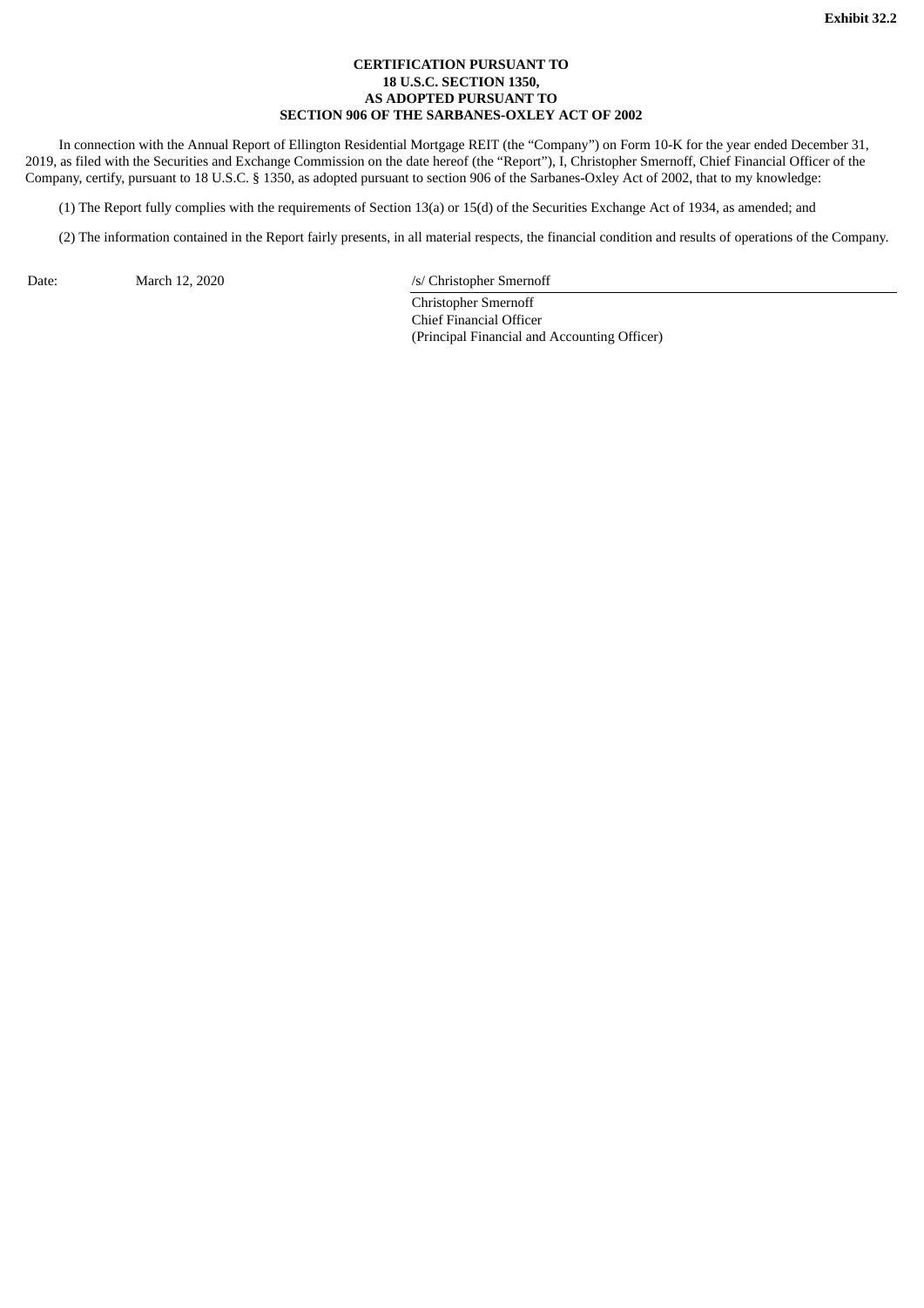**Exhibit 32.2**

**CERTIFICATION PURSUANT TO**
**18 U.S.C. SECTION 1350,**
**AS ADOPTED PURSUANT TO**
**SECTION 906 OF THE SARBANES-OXLEY ACT OF 2002**

In connection with the Annual Report of Ellington Residential Mortgage REIT (the “Company”) on Form 10-K for the year ended December 31, 2019, as filed with the Securities and Exchange Commission on the date hereof (the “Report”), I, Christopher Smernoff, Chief Financial Officer of the Company, certify, pursuant to 18 U.S.C. § 1350, as adopted pursuant to section 906 of the Sarbanes-Oxley Act of 2002, that to my knowledge:

(1) The Report fully complies with the requirements of Section 13(a) or 15(d) of the Securities Exchange Act of 1934, as amended; and

(2) The information contained in the Report fairly presents, in all material respects, the financial condition and results of operations of the Company.

Date: March 12, 2020

/s/ Christopher Smernoff

Christopher Smernoff
Chief Financial Officer
(Principal Financial and Accounting Officer)